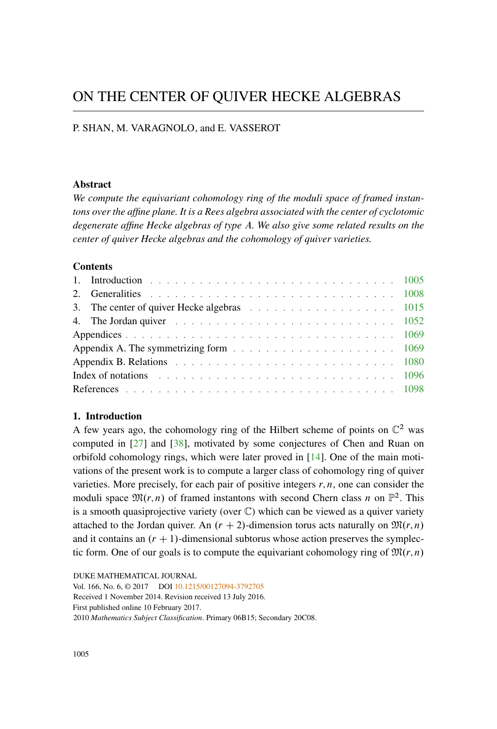# ON THE CENTER OF QUIVER HECKE ALGEBRAS

P. SHAN, M. VARAGNOLO, and E. VASSEROT

### Abstract

*We compute the equivariant cohomology ring of the moduli space of framed instantons over the affine plane. It is a Rees algebra associated with the center of cyclotomic degenerate affine Hecke algebras of type A. We also give some related results on the center of quiver Hecke algebras and the cohomology of quiver varieties.*

### Contents

| | |
|---|---|
| 1. Introduction | 1005 |
| 2. Generalities | 1008 |
| 3. The center of quiver Hecke algebras | 1015 |
| 4. The Jordan quiver | 1052 |
| Appendices | 1069 |
| Appendix A. The symmetrizing form | 1069 |
| Appendix B. Relations | 1080 |
| Index of notations | 1096 |
| References | 1098 |

## 1. Introduction

A few years ago, the cohomology ring of the Hilbert scheme of points on $\mathbb{C}^2$ was computed in [27] and [38], motivated by some conjectures of Chen and Ruan on orbifold cohomology rings, which were later proved in [14]. One of the main motivations of the present work is to compute a larger class of cohomology ring of quiver varieties. More precisely, for each pair of positive integers $r, n$, one can consider the moduli space $\mathfrak{M}(r,n)$ of framed instantons with second Chern class $n$ on $\mathbb{P}^2$. This is a smooth quasiprojective variety (over $\mathbb{C}$) which can be viewed as a quiver variety attached to the Jordan quiver. An $(r+2)$-dimension torus acts naturally on $\mathfrak{M}(r,n)$ and it contains an $(r+1)$-dimensional subtorus whose action preserves the symplectic form. One of our goals is to compute the equivariant cohomology ring of $\mathfrak{M}(r,n)$

DUKE MATHEMATICAL JOURNAL
Vol. 166, No. 6, © 2017 DOI 10.1215/00127094-3792705
Received 1 November 2014. Revision received 13 July 2016.
First published online 10 February 2017.
2010 *Mathematics Subject Classification*. Primary 06B15; Secondary 20C08.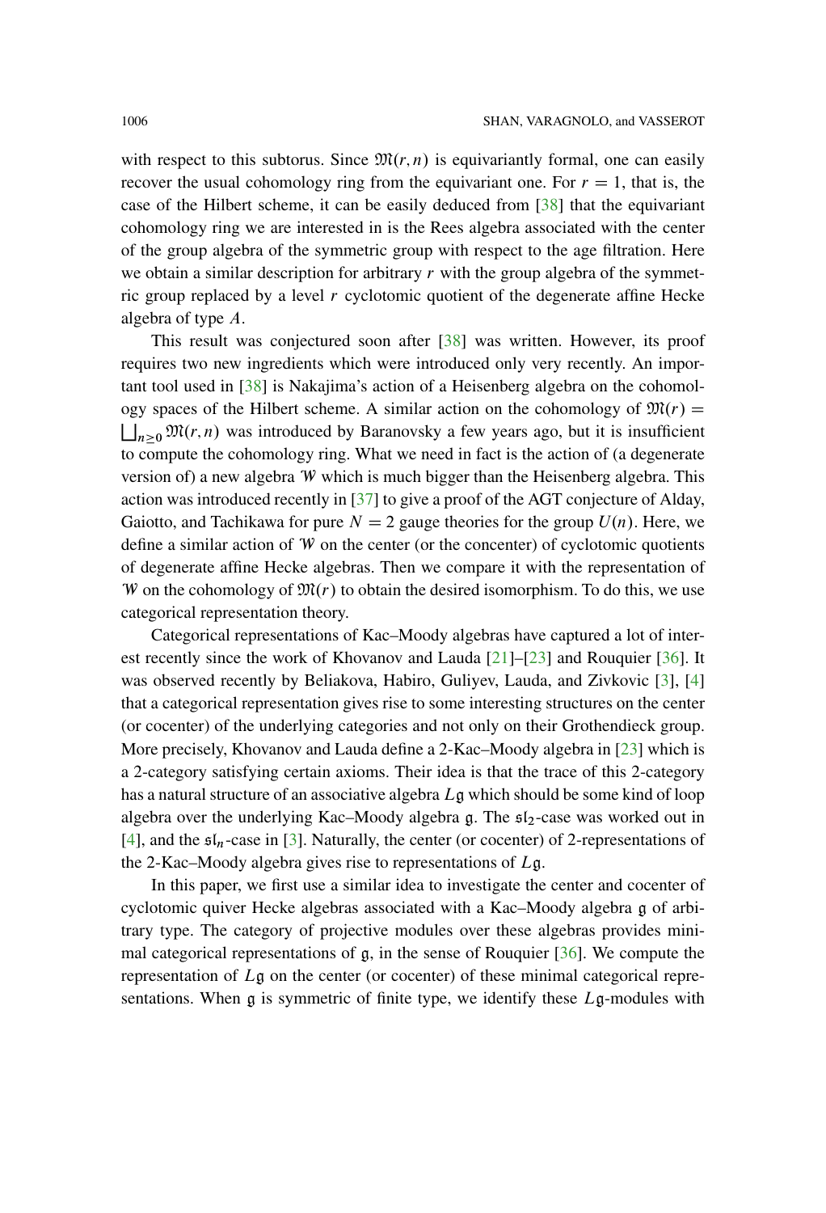with respect to this subtorus. Since $\mathfrak{M}(r,n)$ is equivariantly formal, one can easily recover the usual cohomology ring from the equivariant one. For $r = 1$, that is, the case of the Hilbert scheme, it can be easily deduced from [38] that the equivariant cohomology ring we are interested in is the Rees algebra associated with the center of the group algebra of the symmetric group with respect to the age filtration. Here we obtain a similar description for arbitrary $r$ with the group algebra of the symmetric group replaced by a level $r$ cyclotomic quotient of the degenerate affine Hecke algebra of type $A$.

This result was conjectured soon after [38] was written. However, its proof requires two new ingredients which were introduced only very recently. An important tool used in [38] is Nakajima's action of a Heisenberg algebra on the cohomology spaces of the Hilbert scheme. A similar action on the cohomology of $\mathfrak{M}(r) = \bigsqcup_{n\geq 0} \mathfrak{M}(r,n)$ was introduced by Baranovsky a few years ago, but it is insufficient to compute the cohomology ring. What we need in fact is the action of (a degenerate version of) a new algebra $\mathcal{W}$ which is much bigger than the Heisenberg algebra. This action was introduced recently in [37] to give a proof of the AGT conjecture of Alday, Gaiotto, and Tachikawa for pure $N = 2$ gauge theories for the group $U(n)$. Here, we define a similar action of $\mathcal{W}$ on the center (or the concenter) of cyclotomic quotients of degenerate affine Hecke algebras. Then we compare it with the representation of $\mathcal{W}$ on the cohomology of $\mathfrak{M}(r)$ to obtain the desired isomorphism. To do this, we use categorical representation theory.

Categorical representations of Kac–Moody algebras have captured a lot of interest recently since the work of Khovanov and Lauda [21]–[23] and Rouquier [36]. It was observed recently by Beliakova, Habiro, Guliyev, Lauda, and Zivkovic [3], [4] that a categorical representation gives rise to some interesting structures on the center (or cocenter) of the underlying categories and not only on their Grothendieck group. More precisely, Khovanov and Lauda define a 2-Kac–Moody algebra in [23] which is a 2-category satisfying certain axioms. Their idea is that the trace of this 2-category has a natural structure of an associative algebra $L\mathfrak{g}$ which should be some kind of loop algebra over the underlying Kac–Moody algebra $\mathfrak{g}$. The $\mathfrak{sl}_2$-case was worked out in [4], and the $\mathfrak{sl}_n$-case in [3]. Naturally, the center (or cocenter) of 2-representations of the 2-Kac–Moody algebra gives rise to representations of $L\mathfrak{g}$.

In this paper, we first use a similar idea to investigate the center and cocenter of cyclotomic quiver Hecke algebras associated with a Kac–Moody algebra $\mathfrak{g}$ of arbitrary type. The category of projective modules over these algebras provides minimal categorical representations of $\mathfrak{g}$, in the sense of Rouquier [36]. We compute the representation of $L\mathfrak{g}$ on the center (or cocenter) of these minimal categorical representations. When $\mathfrak{g}$ is symmetric of finite type, we identify these $L\mathfrak{g}$-modules with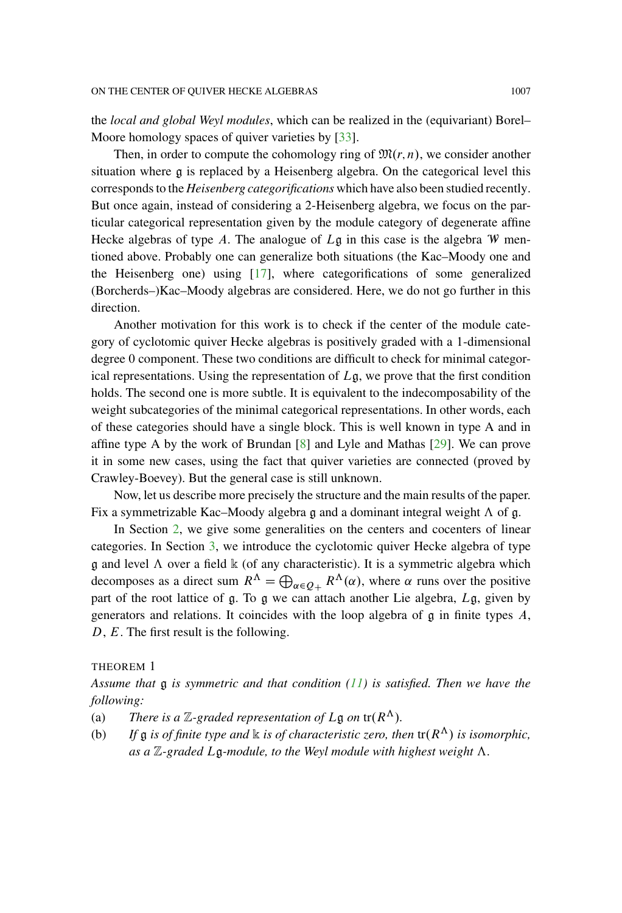the *local and global Weyl modules*, which can be realized in the (equivariant) Borel–Moore homology spaces of quiver varieties by [33].

Then, in order to compute the cohomology ring of $\mathfrak{M}(r,n)$, we consider another situation where $\mathfrak{g}$ is replaced by a Heisenberg algebra. On the categorical level this corresponds to the *Heisenberg categorifications* which have also been studied recently. But once again, instead of considering a 2-Heisenberg algebra, we focus on the particular categorical representation given by the module category of degenerate affine Hecke algebras of type $A$. The analogue of $L\mathfrak{g}$ in this case is the algebra $\mathcal{W}$ mentioned above. Probably one can generalize both situations (the Kac–Moody one and the Heisenberg one) using [17], where categorifications of some generalized (Borcherds–)Kac–Moody algebras are considered. Here, we do not go further in this direction.

Another motivation for this work is to check if the center of the module category of cyclotomic quiver Hecke algebras is positively graded with a 1-dimensional degree 0 component. These two conditions are difficult to check for minimal categorical representations. Using the representation of $L\mathfrak{g}$, we prove that the first condition holds. The second one is more subtle. It is equivalent to the indecomposability of the weight subcategories of the minimal categorical representations. In other words, each of these categories should have a single block. This is well known in type A and in affine type A by the work of Brundan [8] and Lyle and Mathas [29]. We can prove it in some new cases, using the fact that quiver varieties are connected (proved by Crawley-Boevey). But the general case is still unknown.

Now, let us describe more precisely the structure and the main results of the paper. Fix a symmetrizable Kac–Moody algebra $\mathfrak{g}$ and a dominant integral weight $\Lambda$ of $\mathfrak{g}$.

In Section 2, we give some generalities on the centers and cocenters of linear categories. In Section 3, we introduce the cyclotomic quiver Hecke algebra of type $\mathfrak{g}$ and level $\Lambda$ over a field $\Bbbk$ (of any characteristic). It is a symmetric algebra which decomposes as a direct sum $R^\Lambda = \bigoplus_{\alpha \in Q_+} R^\Lambda(\alpha)$, where $\alpha$ runs over the positive part of the root lattice of $\mathfrak{g}$. To $\mathfrak{g}$ we can attach another Lie algebra, $L\mathfrak{g}$, given by generators and relations. It coincides with the loop algebra of $\mathfrak{g}$ in finite types $A$, $D$, $E$. The first result is the following.

THEOREM 1

*Assume that $\mathfrak{g}$ is symmetric and that condition (11) is satisfied. Then we have the following:*

(a) *There is a $\mathbb{Z}$-graded representation of $L\mathfrak{g}$ on $\operatorname{tr}(R^\Lambda)$.*

(b) *If $\mathfrak{g}$ is of finite type and $\Bbbk$ is of characteristic zero, then $\operatorname{tr}(R^\Lambda)$ is isomorphic, as a $\mathbb{Z}$-graded $L\mathfrak{g}$-module, to the Weyl module with highest weight $\Lambda$.*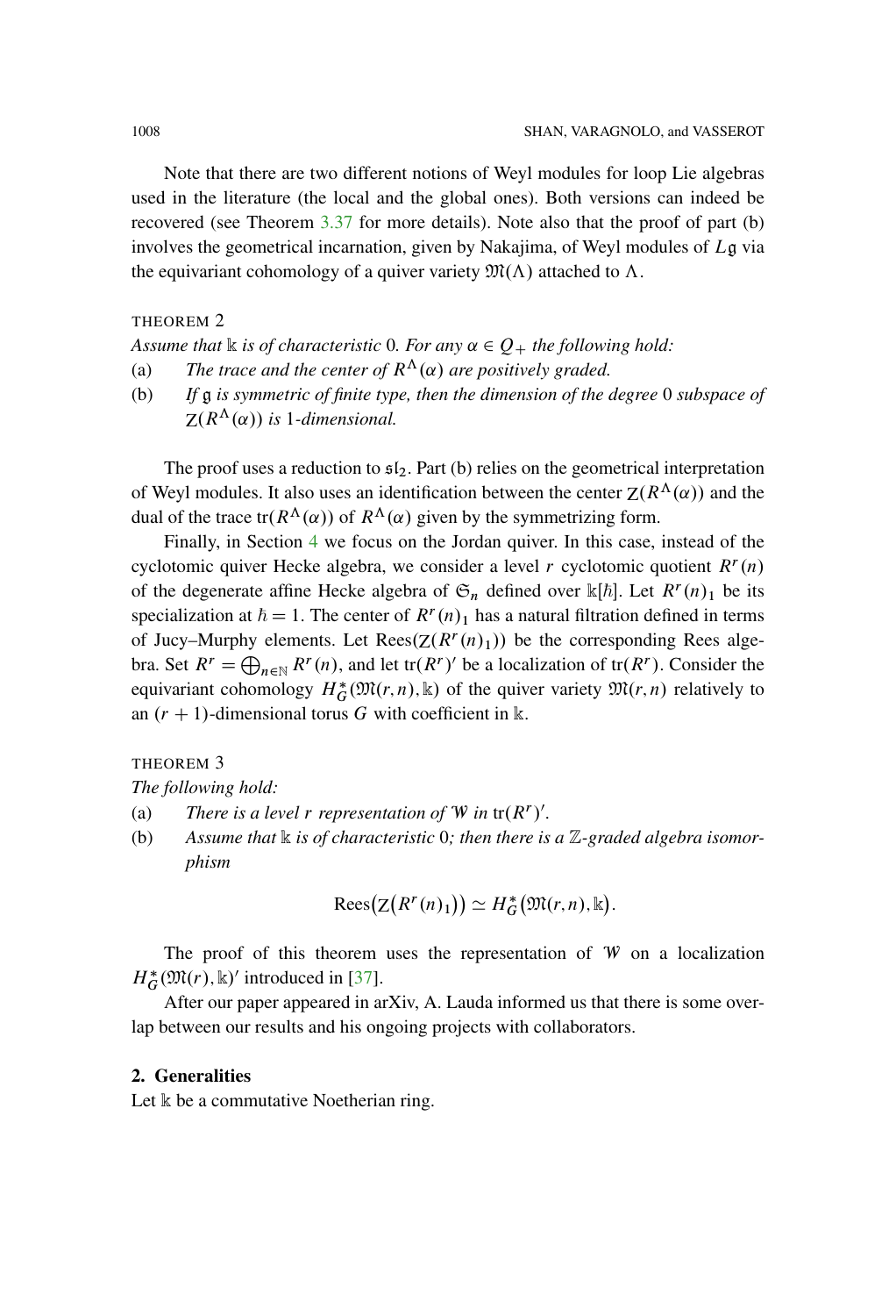Note that there are two different notions of Weyl modules for loop Lie algebras used in the literature (the local and the global ones). Both versions can indeed be recovered (see Theorem 3.37 for more details). Note also that the proof of part (b) involves the geometrical incarnation, given by Nakajima, of Weyl modules of $L\mathfrak{g}$ via the equivariant cohomology of a quiver variety $\mathfrak{M}(\Lambda)$ attached to $\Lambda$.

THEOREM 2

*Assume that $\Bbbk$ is of characteristic 0. For any $\alpha \in Q_+$ the following hold:*

(a) *The trace and the center of $R^\Lambda(\alpha)$ are positively graded.*

(b) *If $\mathfrak{g}$ is symmetric of finite type, then the dimension of the degree 0 subspace of $Z(R^\Lambda(\alpha))$ is 1-dimensional.*

The proof uses a reduction to $\mathfrak{sl}_2$. Part (b) relies on the geometrical interpretation of Weyl modules. It also uses an identification between the center $Z(R^\Lambda(\alpha))$ and the dual of the trace $\operatorname{tr}(R^\Lambda(\alpha))$ of $R^\Lambda(\alpha)$ given by the symmetrizing form.

Finally, in Section 4 we focus on the Jordan quiver. In this case, instead of the cyclotomic quiver Hecke algebra, we consider a level $r$ cyclotomic quotient $R^r(n)$ of the degenerate affine Hecke algebra of $\mathfrak{S}_n$ defined over $\Bbbk[\hbar]$. Let $R^r(n)_1$ be its specialization at $\hbar = 1$. The center of $R^r(n)_1$ has a natural filtration defined in terms of Jucy–Murphy elements. Let $\operatorname{Rees}(Z(R^r(n)_1))$ be the corresponding Rees algebra. Set $R^r = \bigoplus_{n \in \mathbb{N}} R^r(n)$, and let $\operatorname{tr}(R^r)'$ be a localization of $\operatorname{tr}(R^r)$. Consider the equivariant cohomology $H_G^*(\mathfrak{M}(r,n), \Bbbk)$ of the quiver variety $\mathfrak{M}(r,n)$ relatively to an $(r+1)$-dimensional torus $G$ with coefficient in $\Bbbk$.

THEOREM 3

*The following hold:*

(a) *There is a level $r$ representation of $\mathcal{W}$ in $\operatorname{tr}(R^r)'$.*

(b) *Assume that $\Bbbk$ is of characteristic 0; then there is a $\mathbb{Z}$-graded algebra isomorphism*

$$\operatorname{Rees}\big(Z\big(R^r(n)_1\big)\big) \simeq H_G^*\big(\mathfrak{M}(r,n), \Bbbk\big).$$

The proof of this theorem uses the representation of $\mathcal{W}$ on a localization $H_G^*(\mathfrak{M}(r), \Bbbk)'$ introduced in [37].

After our paper appeared in arXiv, A. Lauda informed us that there is some overlap between our results and his ongoing projects with collaborators.

## 2. Generalities

Let $\Bbbk$ be a commutative Noetherian ring.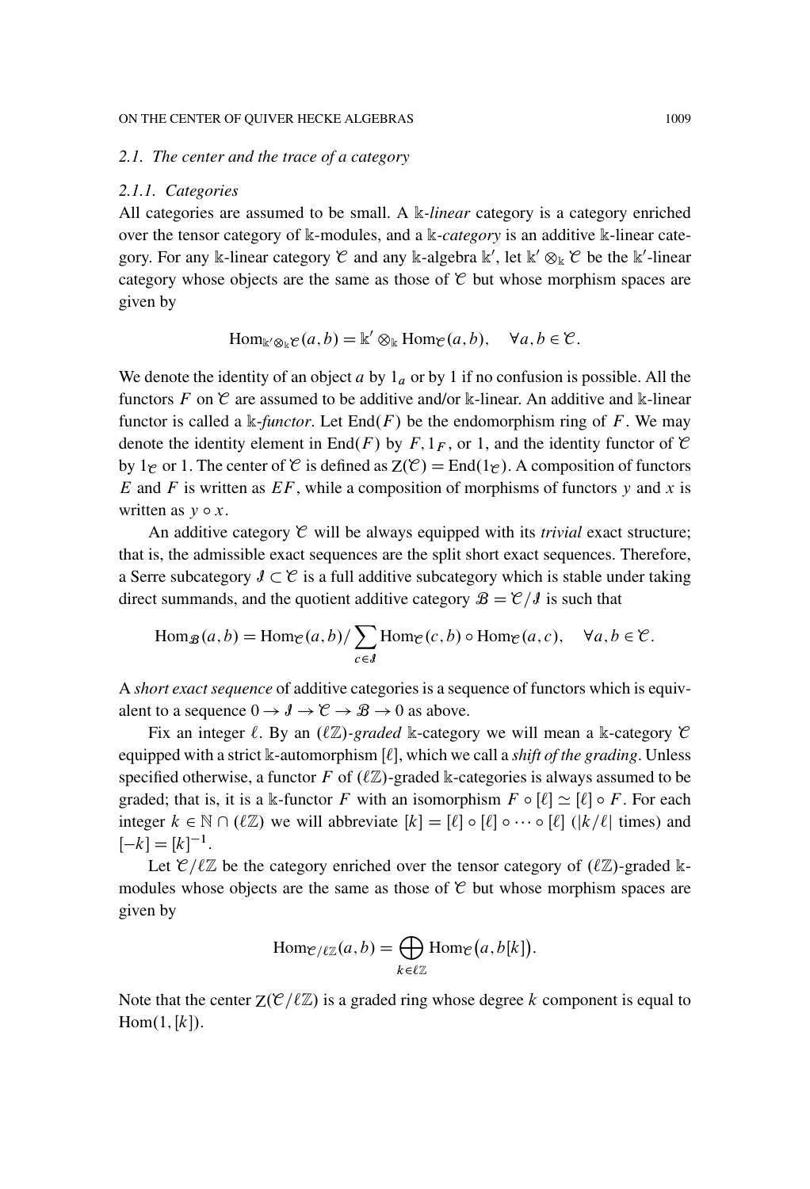### 2.1. The center and the trace of a category

#### 2.1.1. Categories

All categories are assumed to be small. A $\Bbbk$-*linear* category is a category enriched over the tensor category of $\Bbbk$-modules, and a $\Bbbk$-*category* is an additive $\Bbbk$-linear category. For any $\Bbbk$-linear category $\mathcal{C}$ and any $\Bbbk$-algebra $\Bbbk'$, let $\Bbbk' \otimes_\Bbbk \mathcal{C}$ be the $\Bbbk'$-linear category whose objects are the same as those of $\mathcal{C}$ but whose morphism spaces are given by

$$\mathrm{Hom}_{\Bbbk' \otimes_\Bbbk \mathcal{C}}(a, b) = \Bbbk' \otimes_\Bbbk \mathrm{Hom}_{\mathcal{C}}(a, b), \quad \forall a, b \in \mathcal{C}.$$

We denote the identity of an object $a$ by $1_a$ or by 1 if no confusion is possible. All the functors $F$ on $\mathcal{C}$ are assumed to be additive and/or $\Bbbk$-linear. An additive and $\Bbbk$-linear functor is called a $\Bbbk$-*functor*. Let $\mathrm{End}(F)$ be the endomorphism ring of $F$. We may denote the identity element in $\mathrm{End}(F)$ by $F$, $1_F$, or 1, and the identity functor of $\mathcal{C}$ by $1_{\mathcal{C}}$ or 1. The center of $\mathcal{C}$ is defined as $\mathrm{Z}(\mathcal{C}) = \mathrm{End}(1_{\mathcal{C}})$. A composition of functors $E$ and $F$ is written as $EF$, while a composition of morphisms of functors $y$ and $x$ is written as $y \circ x$.

An additive category $\mathcal{C}$ will be always equipped with its *trivial* exact structure; that is, the admissible exact sequences are the split short exact sequences. Therefore, a Serre subcategory $\mathcal{I} \subset \mathcal{C}$ is a full additive subcategory which is stable under taking direct summands, and the quotient additive category $\mathcal{B} = \mathcal{C}/\mathcal{I}$ is such that

$$\mathrm{Hom}_{\mathcal{B}}(a, b) = \mathrm{Hom}_{\mathcal{C}}(a, b) / \sum_{c \in \mathcal{I}} \mathrm{Hom}_{\mathcal{C}}(c, b) \circ \mathrm{Hom}_{\mathcal{C}}(a, c), \quad \forall a, b \in \mathcal{C}.$$

A *short exact sequence* of additive categories is a sequence of functors which is equivalent to a sequence $0 \to \mathcal{I} \to \mathcal{C} \to \mathcal{B} \to 0$ as above.

Fix an integer $\ell$. By an $(\ell\mathbb{Z})$-*graded* $\Bbbk$-category we will mean a $\Bbbk$-category $\mathcal{C}$ equipped with a strict $\Bbbk$-automorphism $[\ell]$, which we call a *shift of the grading*. Unless specified otherwise, a functor $F$ of $(\ell\mathbb{Z})$-graded $\Bbbk$-categories is always assumed to be graded; that is, it is a $\Bbbk$-functor $F$ with an isomorphism $F \circ [\ell] \simeq [\ell] \circ F$. For each integer $k \in \mathbb{N} \cap (\ell\mathbb{Z})$ we will abbreviate $[k] = [\ell] \circ [\ell] \circ \cdots \circ [\ell]$ ($|k/\ell|$ times) and $[-k] = [k]^{-1}$.

Let $\mathcal{C}/\ell\mathbb{Z}$ be the category enriched over the tensor category of $(\ell\mathbb{Z})$-graded $\Bbbk$-modules whose objects are the same as those of $\mathcal{C}$ but whose morphism spaces are given by

$$\mathrm{Hom}_{\mathcal{C}/\ell\mathbb{Z}}(a, b) = \bigoplus_{k \in \ell\mathbb{Z}} \mathrm{Hom}_{\mathcal{C}}\big(a, b[k]\big).$$

Note that the center $\mathrm{Z}(\mathcal{C}/\ell\mathbb{Z})$ is a graded ring whose degree $k$ component is equal to $\mathrm{Hom}(1, [k])$.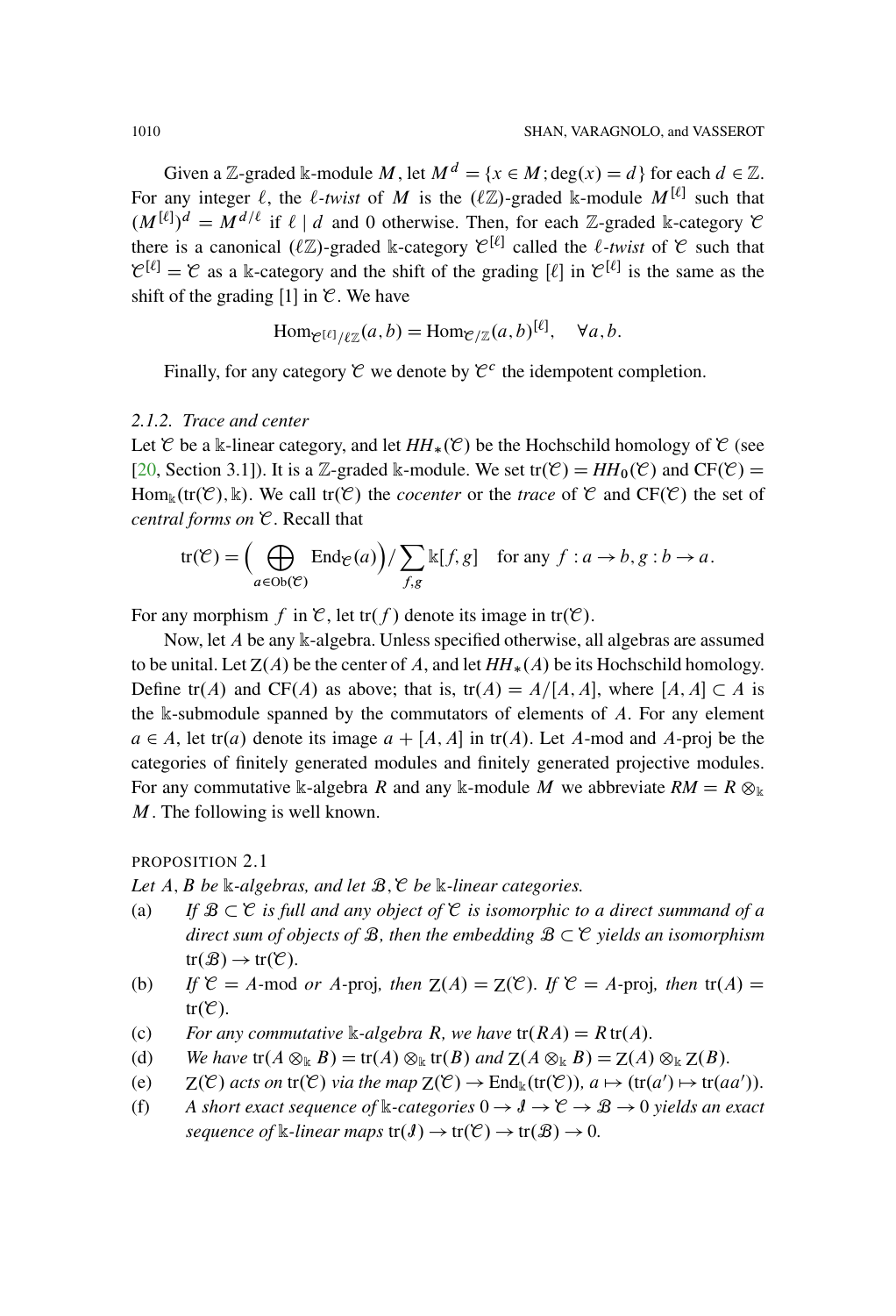Given a $\mathbb{Z}$-graded $\Bbbk$-module $M$, let $M^d = \{x \in M; \deg(x) = d\}$ for each $d \in \mathbb{Z}$. For any integer $\ell$, the *$\ell$-twist* of $M$ is the $(\ell\mathbb{Z})$-graded $\Bbbk$-module $M^{[\ell]}$ such that $(M^{[\ell]})^d = M^{d/\ell}$ if $\ell \mid d$ and 0 otherwise. Then, for each $\mathbb{Z}$-graded $\Bbbk$-category $\mathcal{C}$ there is a canonical $(\ell\mathbb{Z})$-graded $\Bbbk$-category $\mathcal{C}^{[\ell]}$ called the *$\ell$-twist* of $\mathcal{C}$ such that $\mathcal{C}^{[\ell]} = \mathcal{C}$ as a $\Bbbk$-category and the shift of the grading $[\ell]$ in $\mathcal{C}^{[\ell]}$ is the same as the shift of the grading [1] in $\mathcal{C}$. We have

$$\mathrm{Hom}_{\mathcal{C}^{[\ell]}/\ell\mathbb{Z}}(a,b) = \mathrm{Hom}_{\mathcal{C}/\mathbb{Z}}(a,b)^{[\ell]}, \quad \forall a, b.$$

Finally, for any category $\mathcal{C}$ we denote by $\mathcal{C}^c$ the idempotent completion.

### 2.1.2. *Trace and center*

Let $\mathcal{C}$ be a $\Bbbk$-linear category, and let $HH_*(\mathcal{C})$ be the Hochschild homology of $\mathcal{C}$ (see [20, Section 3.1]). It is a $\mathbb{Z}$-graded $\Bbbk$-module. We set $\mathrm{tr}(\mathcal{C}) = HH_0(\mathcal{C})$ and $\mathrm{CF}(\mathcal{C}) = \mathrm{Hom}_{\Bbbk}(\mathrm{tr}(\mathcal{C}), \Bbbk)$. We call $\mathrm{tr}(\mathcal{C})$ the *cocenter* or the *trace* of $\mathcal{C}$ and $\mathrm{CF}(\mathcal{C})$ the set of *central forms on* $\mathcal{C}$. Recall that

$$\mathrm{tr}(\mathcal{C}) = \Big( \bigoplus_{a \in \mathrm{Ob}(\mathcal{C})} \mathrm{End}_{\mathcal{C}}(a) \Big) \Big/ \sum_{f,g} \Bbbk[f,g] \quad \text{for any } f : a \to b, g : b \to a.$$

For any morphism $f$ in $\mathcal{C}$, let $\mathrm{tr}(f)$ denote its image in $\mathrm{tr}(\mathcal{C})$.

Now, let $A$ be any $\Bbbk$-algebra. Unless specified otherwise, all algebras are assumed to be unital. Let $Z(A)$ be the center of $A$, and let $HH_*(A)$ be its Hochschild homology. Define $\mathrm{tr}(A)$ and $\mathrm{CF}(A)$ as above; that is, $\mathrm{tr}(A) = A/[A,A]$, where $[A,A] \subset A$ is the $\Bbbk$-submodule spanned by the commutators of elements of $A$. For any element $a \in A$, let $\mathrm{tr}(a)$ denote its image $a + [A,A]$ in $\mathrm{tr}(A)$. Let $A$-mod and $A$-proj be the categories of finitely generated modules and finitely generated projective modules. For any commutative $\Bbbk$-algebra $R$ and any $\Bbbk$-module $M$ we abbreviate $RM = R \otimes_{\Bbbk} M$. The following is well known.

PROPOSITION 2.1

*Let $A$, $B$ be $\Bbbk$-algebras, and let $\mathcal{B}$, $\mathcal{C}$ be $\Bbbk$-linear categories.*

(a) *If $\mathcal{B} \subset \mathcal{C}$ is full and any object of $\mathcal{C}$ is isomorphic to a direct summand of a direct sum of objects of $\mathcal{B}$, then the embedding $\mathcal{B} \subset \mathcal{C}$ yields an isomorphism $\mathrm{tr}(\mathcal{B}) \to \mathrm{tr}(\mathcal{C})$.*

(b) *If $\mathcal{C} = A$-mod or $A$-proj, then $Z(A) = Z(\mathcal{C})$. If $\mathcal{C} = A$-proj, then $\mathrm{tr}(A) = \mathrm{tr}(\mathcal{C})$.*

(c) *For any commutative $\Bbbk$-algebra $R$, we have $\mathrm{tr}(RA) = R\,\mathrm{tr}(A)$.*

(d) *We have $\mathrm{tr}(A \otimes_{\Bbbk} B) = \mathrm{tr}(A) \otimes_{\Bbbk} \mathrm{tr}(B)$ and $Z(A \otimes_{\Bbbk} B) = Z(A) \otimes_{\Bbbk} Z(B)$.*

(e) *$Z(\mathcal{C})$ acts on $\mathrm{tr}(\mathcal{C})$ via the map $Z(\mathcal{C}) \to \mathrm{End}_{\Bbbk}(\mathrm{tr}(\mathcal{C}))$, $a \mapsto (\mathrm{tr}(a') \mapsto \mathrm{tr}(aa'))$.*

(f) *A short exact sequence of $\Bbbk$-categories $0 \to \mathcal{J} \to \mathcal{C} \to \mathcal{B} \to 0$ yields an exact sequence of $\Bbbk$-linear maps $\mathrm{tr}(\mathcal{J}) \to \mathrm{tr}(\mathcal{C}) \to \mathrm{tr}(\mathcal{B}) \to 0$.*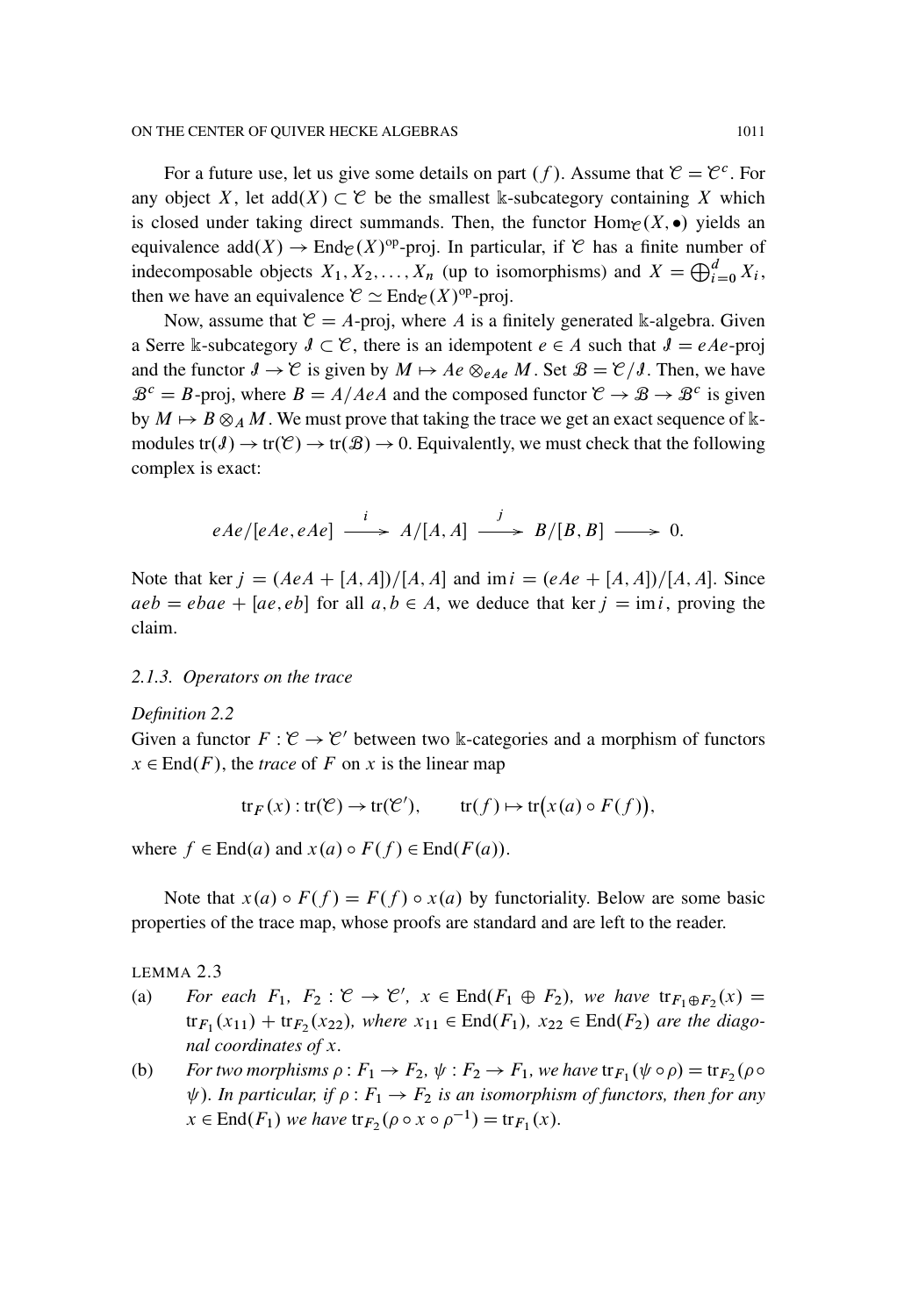For a future use, let us give some details on part $(f)$. Assume that $\mathcal{C} = \mathcal{C}^c$. For any object $X$, let $\mathrm{add}(X) \subset \mathcal{C}$ be the smallest $\Bbbk$-subcategory containing $X$ which is closed under taking direct summands. Then, the functor $\mathrm{Hom}_{\mathcal{C}}(X, \bullet)$ yields an equivalence $\mathrm{add}(X) \to \mathrm{End}_{\mathcal{C}}(X)^{\mathrm{op}}$-proj. In particular, if $\mathcal{C}$ has a finite number of indecomposable objects $X_1, X_2, \ldots, X_n$ (up to isomorphisms) and $X = \bigoplus_{i=0}^{d} X_i$, then we have an equivalence $\mathcal{C} \simeq \mathrm{End}_{\mathcal{C}}(X)^{\mathrm{op}}$-proj.

Now, assume that $\mathcal{C} = A$-proj, where $A$ is a finitely generated $\Bbbk$-algebra. Given a Serre $\Bbbk$-subcategory $\mathcal{I} \subset \mathcal{C}$, there is an idempotent $e \in A$ such that $\mathcal{I} = eAe$-proj and the functor $\mathcal{I} \to \mathcal{C}$ is given by $M \mapsto Ae \otimes_{eAe} M$. Set $\mathcal{B} = \mathcal{C}/\mathcal{I}$. Then, we have $\mathcal{B}^c = B$-proj, where $B = A/AeA$ and the composed functor $\mathcal{C} \to \mathcal{B} \to \mathcal{B}^c$ is given by $M \mapsto B \otimes_A M$. We must prove that taking the trace we get an exact sequence of $\Bbbk$-modules $\mathrm{tr}(\mathcal{I}) \to \mathrm{tr}(\mathcal{C}) \to \mathrm{tr}(\mathcal{B}) \to 0$. Equivalently, we must check that the following complex is exact:

$$eAe/[eAe, eAe] \xrightarrow{\ i\ } A/[A, A] \xrightarrow{\ j\ } B/[B, B] \longrightarrow 0.$$

Note that $\ker j = (AeA + [A, A])/[A, A]$ and $\mathrm{im}\, i = (eAe + [A, A])/[A, A]$. Since $aeb = ebae + [ae, eb]$ for all $a, b \in A$, we deduce that $\ker j = \mathrm{im}\, i$, proving the claim.

### 2.1.3. *Operators on the trace*

*Definition 2.2*

Given a functor $F : \mathcal{C} \to \mathcal{C}'$ between two $\Bbbk$-categories and a morphism of functors $x \in \mathrm{End}(F)$, the *trace* of $F$ on $x$ is the linear map

$$\mathrm{tr}_F(x) : \mathrm{tr}(\mathcal{C}) \to \mathrm{tr}(\mathcal{C}'), \qquad \mathrm{tr}(f) \mapsto \mathrm{tr}\big(x(a) \circ F(f)\big),$$

where $f \in \mathrm{End}(a)$ and $x(a) \circ F(f) \in \mathrm{End}(F(a))$.

Note that $x(a) \circ F(f) = F(f) \circ x(a)$ by functoriality. Below are some basic properties of the trace map, whose proofs are standard and are left to the reader.

LEMMA 2.3

(a) *For each $F_1$, $F_2 : \mathcal{C} \to \mathcal{C}'$, $x \in \mathrm{End}(F_1 \oplus F_2)$, we have $\mathrm{tr}_{F_1 \oplus F_2}(x) = \mathrm{tr}_{F_1}(x_{11}) + \mathrm{tr}_{F_2}(x_{22})$, where $x_{11} \in \mathrm{End}(F_1)$, $x_{22} \in \mathrm{End}(F_2)$ are the diagonal coordinates of $x$.*

(b) *For two morphisms $\rho : F_1 \to F_2$, $\psi : F_2 \to F_1$, we have $\mathrm{tr}_{F_1}(\psi \circ \rho) = \mathrm{tr}_{F_2}(\rho \circ \psi)$. In particular, if $\rho : F_1 \to F_2$ is an isomorphism of functors, then for any $x \in \mathrm{End}(F_1)$ we have $\mathrm{tr}_{F_2}(\rho \circ x \circ \rho^{-1}) = \mathrm{tr}_{F_1}(x)$.*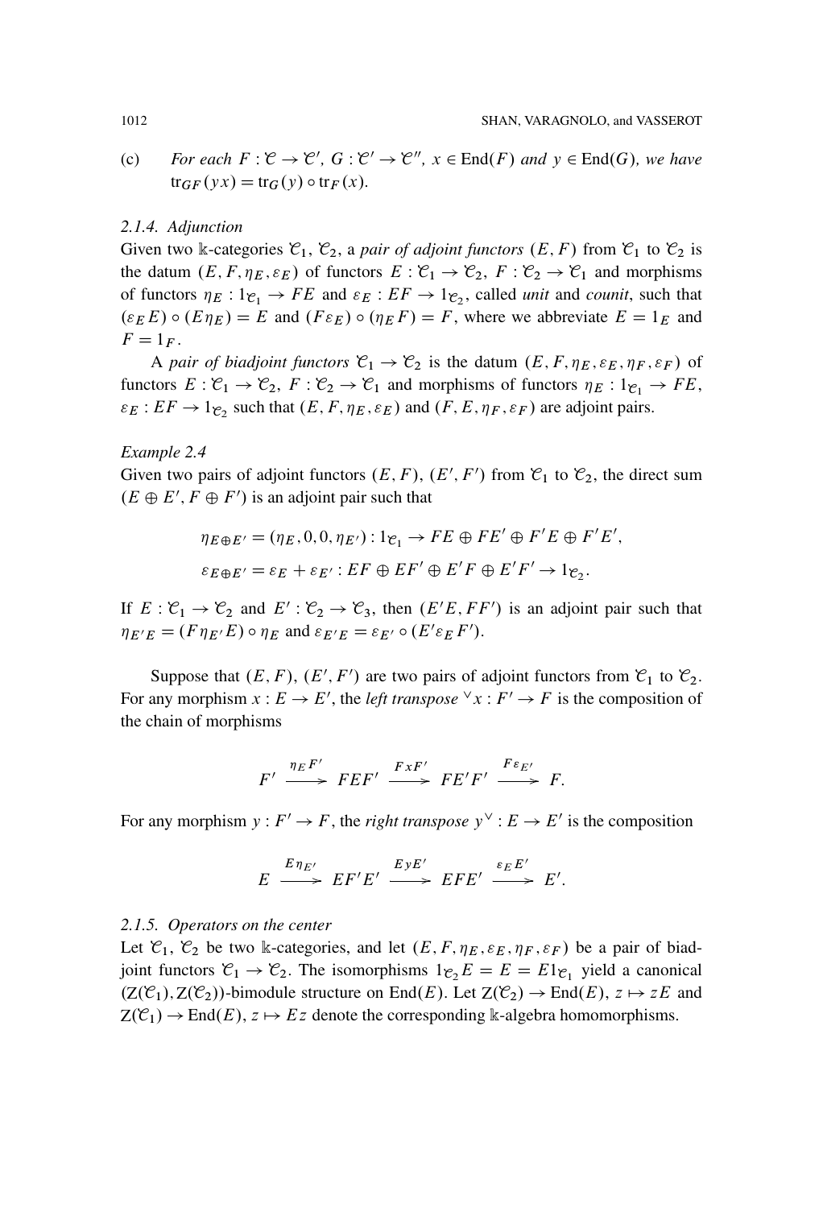(c) *For each $F : \mathcal{C} \to \mathcal{C}'$, $G : \mathcal{C}' \to \mathcal{C}''$, $x \in \mathrm{End}(F)$ and $y \in \mathrm{End}(G)$, we have* $\mathrm{tr}_{GF}(yx) = \mathrm{tr}_G(y) \circ \mathrm{tr}_F(x)$.

### 2.1.4. Adjunction

Given two $\Bbbk$-categories $\mathcal{C}_1$, $\mathcal{C}_2$, a *pair of adjoint functors* $(E, F)$ from $\mathcal{C}_1$ to $\mathcal{C}_2$ is the datum $(E, F, \eta_E, \varepsilon_E)$ of functors $E : \mathcal{C}_1 \to \mathcal{C}_2$, $F : \mathcal{C}_2 \to \mathcal{C}_1$ and morphisms of functors $\eta_E : 1_{\mathcal{C}_1} \to FE$ and $\varepsilon_E : EF \to 1_{\mathcal{C}_2}$, called *unit* and *counit*, such that $(\varepsilon_E E) \circ (E\eta_E) = E$ and $(F\varepsilon_E) \circ (\eta_E F) = F$, where we abbreviate $E = 1_E$ and $F = 1_F$.

A *pair of biadjoint functors* $\mathcal{C}_1 \to \mathcal{C}_2$ is the datum $(E, F, \eta_E, \varepsilon_E, \eta_F, \varepsilon_F)$ of functors $E : \mathcal{C}_1 \to \mathcal{C}_2$, $F : \mathcal{C}_2 \to \mathcal{C}_1$ and morphisms of functors $\eta_E : 1_{\mathcal{C}_1} \to FE$, $\varepsilon_E : EF \to 1_{\mathcal{C}_2}$ such that $(E, F, \eta_E, \varepsilon_E)$ and $(F, E, \eta_F, \varepsilon_F)$ are adjoint pairs.

*Example 2.4*

Given two pairs of adjoint functors $(E, F)$, $(E', F')$ from $\mathcal{C}_1$ to $\mathcal{C}_2$, the direct sum $(E \oplus E', F \oplus F')$ is an adjoint pair such that

$$\eta_{E\oplus E'} = (\eta_E, 0, 0, \eta_{E'}) : 1_{\mathcal{C}_1} \to FE \oplus FE' \oplus F'E \oplus F'E',$$

$$\varepsilon_{E\oplus E'} = \varepsilon_E + \varepsilon_{E'} : EF \oplus EF' \oplus E'F \oplus E'F' \to 1_{\mathcal{C}_2}.$$

If $E : \mathcal{C}_1 \to \mathcal{C}_2$ and $E' : \mathcal{C}_2 \to \mathcal{C}_3$, then $(E'E, FF')$ is an adjoint pair such that $\eta_{E'E} = (F\eta_{E'}E) \circ \eta_E$ and $\varepsilon_{E'E} = \varepsilon_{E'} \circ (E'\varepsilon_E F')$.

Suppose that $(E, F)$, $(E', F')$ are two pairs of adjoint functors from $\mathcal{C}_1$ to $\mathcal{C}_2$. For any morphism $x : E \to E'$, the *left transpose* ${}^\vee x : F' \to F$ is the composition of the chain of morphisms

$$F' \xrightarrow{\eta_E F'} FEF' \xrightarrow{FxF'} FE'F' \xrightarrow{F\varepsilon_{E'}} F.$$

For any morphism $y : F' \to F$, the *right transpose* $y^\vee : E \to E'$ is the composition

$$E \xrightarrow{E\eta_{E'}} EF'E' \xrightarrow{EyE'} EFE' \xrightarrow{\varepsilon_E E'} E'.$$

### 2.1.5. Operators on the center

Let $\mathcal{C}_1$, $\mathcal{C}_2$ be two $\Bbbk$-categories, and let $(E, F, \eta_E, \varepsilon_E, \eta_F, \varepsilon_F)$ be a pair of biadjoint functors $\mathcal{C}_1 \to \mathcal{C}_2$. The isomorphisms $1_{\mathcal{C}_2}E = E = E1_{\mathcal{C}_1}$ yield a canonical $(\mathrm{Z}(\mathcal{C}_1), \mathrm{Z}(\mathcal{C}_2))$-bimodule structure on $\mathrm{End}(E)$. Let $\mathrm{Z}(\mathcal{C}_2) \to \mathrm{End}(E)$, $z \mapsto zE$ and $\mathrm{Z}(\mathcal{C}_1) \to \mathrm{End}(E)$, $z \mapsto Ez$ denote the corresponding $\Bbbk$-algebra homomorphisms.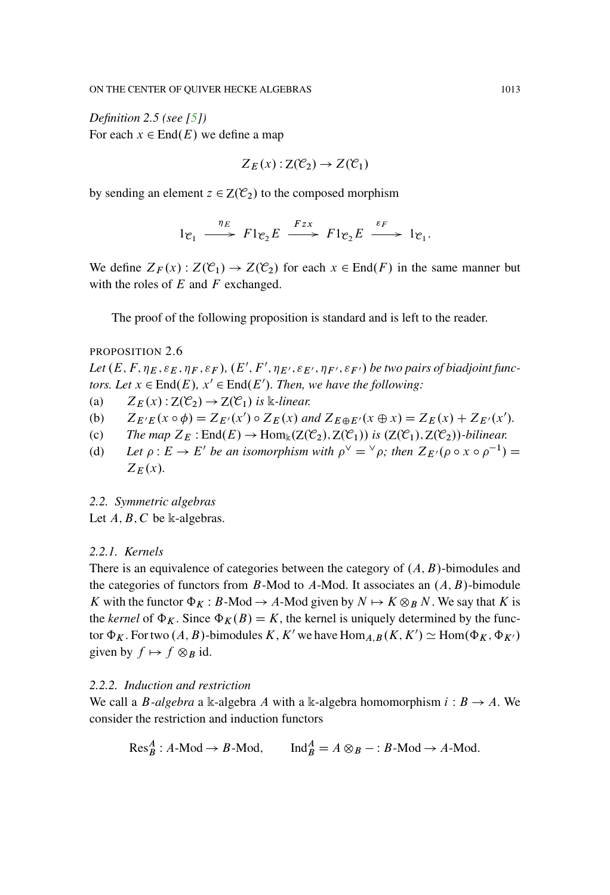*Definition 2.5 (see [5])*
For each $x \in \operatorname{End}(E)$ we define a map

$$Z_E(x) : Z(\mathcal{C}_2) \to Z(\mathcal{C}_1)$$

by sending an element $z \in Z(\mathcal{C}_2)$ to the composed morphism

$$1_{\mathcal{C}_1} \xrightarrow{\eta_E} F1_{\mathcal{C}_2}E \xrightarrow{Fzx} F1_{\mathcal{C}_2}E \xrightarrow{\varepsilon_F} 1_{\mathcal{C}_1}.$$

We define $Z_F(x) : Z(\mathcal{C}_1) \to Z(\mathcal{C}_2)$ for each $x \in \operatorname{End}(F)$ in the same manner but with the roles of $E$ and $F$ exchanged.

The proof of the following proposition is standard and is left to the reader.

PROPOSITION 2.6
*Let $(E, F, \eta_E, \varepsilon_E, \eta_F, \varepsilon_F)$, $(E', F', \eta_{E'}, \varepsilon_{E'}, \eta_{F'}, \varepsilon_{F'})$ be two pairs of biadjoint functors. Let $x \in \operatorname{End}(E)$, $x' \in \operatorname{End}(E')$. Then, we have the following:*

(a) $Z_E(x) : Z(\mathcal{C}_2) \to Z(\mathcal{C}_1)$ *is $\Bbbk$-linear.*
(b) $Z_{E'E}(x \circ \phi) = Z_{E'}(x') \circ Z_E(x)$ *and* $Z_{E \oplus E'}(x \oplus x) = Z_E(x) + Z_{E'}(x')$.
(c) *The map* $Z_E : \operatorname{End}(E) \to \operatorname{Hom}_\Bbbk(Z(\mathcal{C}_2), Z(\mathcal{C}_1))$ *is* $(Z(\mathcal{C}_1), Z(\mathcal{C}_2))$*-bilinear.*
(d) *Let $\rho : E \to E'$ be an isomorphism with $\rho^\vee = {}^\vee\rho$; then* $Z_{E'}(\rho \circ x \circ \rho^{-1}) = Z_E(x)$.

### 2.2. *Symmetric algebras*

Let $A, B, C$ be $\Bbbk$-algebras.

#### 2.2.1. *Kernels*

There is an equivalence of categories between the category of $(A, B)$-bimodules and the categories of functors from $B$-Mod to $A$-Mod. It associates an $(A, B)$-bimodule $K$ with the functor $\Phi_K : B\text{-Mod} \to A\text{-Mod}$ given by $N \mapsto K \otimes_B N$. We say that $K$ is the *kernel* of $\Phi_K$. Since $\Phi_K(B) = K$, the kernel is uniquely determined by the functor $\Phi_K$. For two $(A, B)$-bimodules $K, K'$ we have $\operatorname{Hom}_{A,B}(K, K') \simeq \operatorname{Hom}(\Phi_K, \Phi_{K'})$ given by $f \mapsto f \otimes_B \operatorname{id}$.

#### 2.2.2. *Induction and restriction*

We call a *$B$-algebra* a $\Bbbk$-algebra $A$ with a $\Bbbk$-algebra homomorphism $i : B \to A$. We consider the restriction and induction functors

$$\operatorname{Res}_B^A : A\text{-Mod} \to B\text{-Mod}, \qquad \operatorname{Ind}_B^A = A \otimes_B - : B\text{-Mod} \to A\text{-Mod}.$$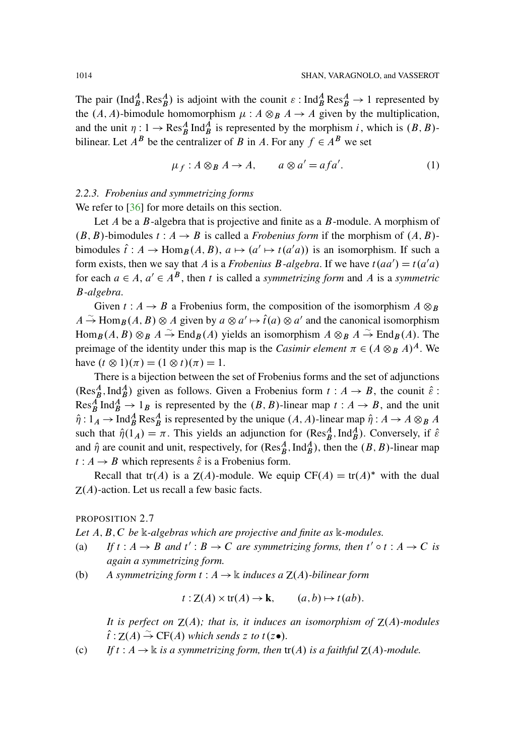The pair $(\mathrm{Ind}_B^A, \mathrm{Res}_B^A)$ is adjoint with the counit $\varepsilon : \mathrm{Ind}_B^A \mathrm{Res}_B^A \to 1$ represented by the $(A, A)$-bimodule homomorphism $\mu : A \otimes_B A \to A$ given by the multiplication, and the unit $\eta : 1 \to \mathrm{Res}_B^A \mathrm{Ind}_B^A$ is represented by the morphism $i$, which is $(B, B)$-bilinear. Let $A^B$ be the centralizer of $B$ in $A$. For any $f \in A^B$ we set

$$\mu_f : A \otimes_B A \to A, \qquad a \otimes a' = afa'. \tag{1}$$

### 2.2.3. *Frobenius and symmetrizing forms*

We refer to [36] for more details on this section.

Let $A$ be a $B$-algebra that is projective and finite as a $B$-module. A morphism of $(B, B)$-bimodules $t : A \to B$ is called a *Frobenius form* if the morphism of $(A, B)$-bimodules $\hat{t} : A \to \mathrm{Hom}_B(A, B)$, $a \mapsto (a' \mapsto t(a'a))$ is an isomorphism. If such a form exists, then we say that $A$ is a *Frobenius $B$-algebra*. If we have $t(aa') = t(a'a)$ for each $a \in A$, $a' \in A^B$, then $t$ is called a *symmetrizing form* and $A$ is a *symmetric $B$-algebra*.

Given $t : A \to B$ a Frobenius form, the composition of the isomorphism $A \otimes_B A \xrightarrow{\sim} \mathrm{Hom}_B(A, B) \otimes A$ given by $a \otimes a' \mapsto \hat{t}(a) \otimes a'$ and the canonical isomorphism $\mathrm{Hom}_B(A, B) \otimes_B A \xrightarrow{\sim} \mathrm{End}_B(A)$ yields an isomorphism $A \otimes_B A \xrightarrow{\sim} \mathrm{End}_B(A)$. The preimage of the identity under this map is the *Casimir element* $\pi \in (A \otimes_B A)^A$. We have $(t \otimes 1)(\pi) = (1 \otimes t)(\pi) = 1$.

There is a bijection between the set of Frobenius forms and the set of adjunctions $(\mathrm{Res}_B^A, \mathrm{Ind}_B^A)$ given as follows. Given a Frobenius form $t : A \to B$, the counit $\hat{\varepsilon} : \mathrm{Res}_B^A \mathrm{Ind}_B^A \to 1_B$ is represented by the $(B, B)$-linear map $t : A \to B$, and the unit $\hat{\eta} : 1_A \to \mathrm{Ind}_B^A \mathrm{Res}_B^A$ is represented by the unique $(A, A)$-linear map $\hat{\eta} : A \to A \otimes_B A$ such that $\hat{\eta}(1_A) = \pi$. This yields an adjunction for $(\mathrm{Res}_B^A, \mathrm{Ind}_B^A)$. Conversely, if $\hat{\varepsilon}$ and $\hat{\eta}$ are counit and unit, respectively, for $(\mathrm{Res}_B^A, \mathrm{Ind}_B^A)$, then the $(B, B)$-linear map $t : A \to B$ which represents $\hat{\varepsilon}$ is a Frobenius form.

Recall that $\mathrm{tr}(A)$ is a $\mathrm{Z}(A)$-module. We equip $\mathrm{CF}(A) = \mathrm{tr}(A)^*$ with the dual $\mathrm{Z}(A)$-action. Let us recall a few basic facts.

PROPOSITION 2.7

*Let $A, B, C$ be $\Bbbk$-algebras which are projective and finite as $\Bbbk$-modules.*

(a) *If $t : A \to B$ and $t' : B \to C$ are symmetrizing forms, then $t' \circ t : A \to C$ is again a symmetrizing form.*

(b) *A symmetrizing form $t : A \to \Bbbk$ induces a $\mathrm{Z}(A)$-bilinear form*

$$t : \mathrm{Z}(A) \times \mathrm{tr}(A) \to \mathbf{k}, \qquad (a, b) \mapsto t(ab).$$

*It is perfect on $\mathrm{Z}(A)$; that is, it induces an isomorphism of $\mathrm{Z}(A)$-modules $\hat{t} : \mathrm{Z}(A) \xrightarrow{\sim} \mathrm{CF}(A)$ which sends $z$ to $t(z\bullet)$.*

(c) *If $t : A \to \Bbbk$ is a symmetrizing form, then $\mathrm{tr}(A)$ is a faithful $\mathrm{Z}(A)$-module.*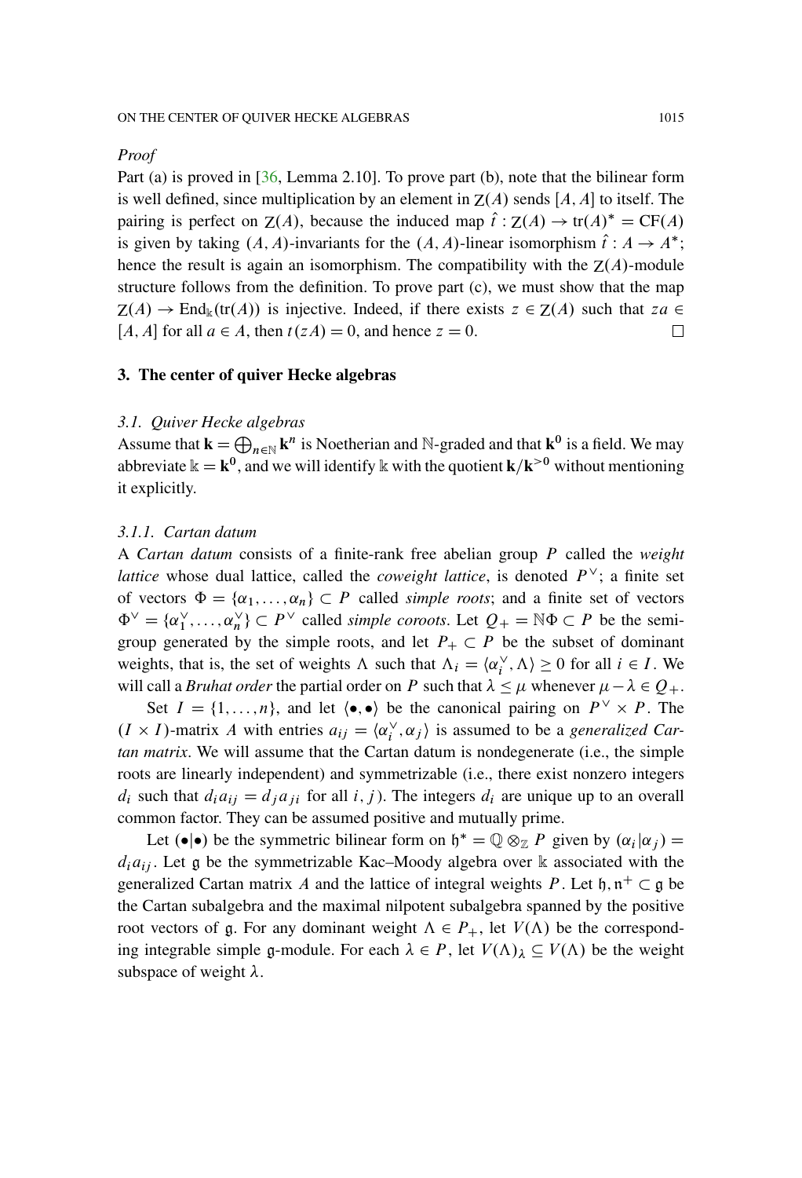*Proof*

Part (a) is proved in [36, Lemma 2.10]. To prove part (b), note that the bilinear form is well defined, since multiplication by an element in $\mathrm{Z}(A)$ sends $[A, A]$ to itself. The pairing is perfect on $\mathrm{Z}(A)$, because the induced map $\hat{t} : \mathrm{Z}(A) \to \mathrm{tr}(A)^* = \mathrm{CF}(A)$ is given by taking $(A, A)$-invariants for the $(A, A)$-linear isomorphism $\hat{t} : A \to A^*$; hence the result is again an isomorphism. The compatibility with the $\mathrm{Z}(A)$-module structure follows from the definition. To prove part (c), we must show that the map $\mathrm{Z}(A) \to \mathrm{End}_{\Bbbk}(\mathrm{tr}(A))$ is injective. Indeed, if there exists $z \in \mathrm{Z}(A)$ such that $za \in [A, A]$ for all $a \in A$, then $t(zA) = 0$, and hence $z = 0$. $\square$

## 3. The center of quiver Hecke algebras

### 3.1. Quiver Hecke algebras

Assume that $\mathbf{k} = \bigoplus_{n \in \mathbb{N}} \mathbf{k}^n$ is Noetherian and $\mathbb{N}$-graded and that $\mathbf{k}^0$ is a field. We may abbreviate $\Bbbk = \mathbf{k}^0$, and we will identify $\Bbbk$ with the quotient $\mathbf{k}/\mathbf{k}^{>0}$ without mentioning it explicitly.

#### 3.1.1. Cartan datum

A *Cartan datum* consists of a finite-rank free abelian group $P$ called the *weight lattice* whose dual lattice, called the *coweight lattice*, is denoted $P^\vee$; a finite set of vectors $\Phi = \{\alpha_1, \dots, \alpha_n\} \subset P$ called *simple roots*; and a finite set of vectors $\Phi^\vee = \{\alpha_1^\vee, \dots, \alpha_n^\vee\} \subset P^\vee$ called *simple coroots*. Let $Q_+ = \mathbb{N}\Phi \subset P$ be the semigroup generated by the simple roots, and let $P_+ \subset P$ be the subset of dominant weights, that is, the set of weights $\Lambda$ such that $\Lambda_i = \langle \alpha_i^\vee, \Lambda \rangle \geq 0$ for all $i \in I$. We will call a *Bruhat order* the partial order on $P$ such that $\lambda \leq \mu$ whenever $\mu - \lambda \in Q_+$.

Set $I = \{1, \dots, n\}$, and let $\langle \bullet, \bullet \rangle$ be the canonical pairing on $P^\vee \times P$. The $(I \times I)$-matrix $A$ with entries $a_{ij} = \langle \alpha_i^\vee, \alpha_j \rangle$ is assumed to be a *generalized Cartan matrix*. We will assume that the Cartan datum is nondegenerate (i.e., the simple roots are linearly independent) and symmetrizable (i.e., there exist nonzero integers $d_i$ such that $d_i a_{ij} = d_j a_{ji}$ for all $i, j$). The integers $d_i$ are unique up to an overall common factor. They can be assumed positive and mutually prime.

Let $(\bullet|\bullet)$ be the symmetric bilinear form on $\mathfrak{h}^* = \mathbb{Q} \otimes_{\mathbb{Z}} P$ given by $(\alpha_i|\alpha_j) = d_i a_{ij}$. Let $\mathfrak{g}$ be the symmetrizable Kac–Moody algebra over $\Bbbk$ associated with the generalized Cartan matrix $A$ and the lattice of integral weights $P$. Let $\mathfrak{h}, \mathfrak{n}^+ \subset \mathfrak{g}$ be the Cartan subalgebra and the maximal nilpotent subalgebra spanned by the positive root vectors of $\mathfrak{g}$. For any dominant weight $\Lambda \in P_+$, let $V(\Lambda)$ be the corresponding integrable simple $\mathfrak{g}$-module. For each $\lambda \in P$, let $V(\Lambda)_\lambda \subseteq V(\Lambda)$ be the weight subspace of weight $\lambda$.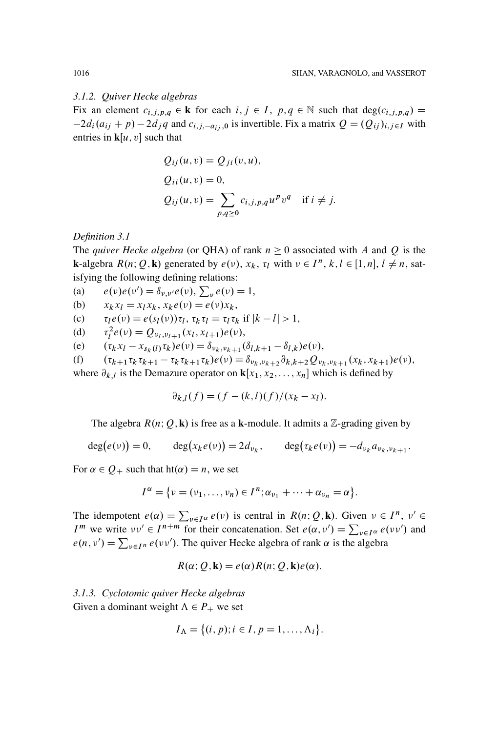### 3.1.2. *Quiver Hecke algebras*

Fix an element $c_{i,j,p,q} \in \mathbf{k}$ for each $i, j \in I$, $p, q \in \mathbb{N}$ such that $\deg(c_{i,j,p,q}) = -2d_i(a_{ij} + p) - 2d_j q$ and $c_{i,j,-a_{ij},0}$ is invertible. Fix a matrix $Q = (Q_{ij})_{i,j \in I}$ with entries in $\mathbf{k}[u,v]$ such that

$$Q_{ij}(u,v) = Q_{ji}(v,u),$$

$$Q_{ii}(u,v) = 0,$$

$$Q_{ij}(u,v) = \sum_{p,q \geq 0} c_{i,j,p,q} u^p v^q \quad \text{if } i \neq j.$$

*Definition 3.1*

The *quiver Hecke algebra* (or QHA) of rank $n \geq 0$ associated with $A$ and $Q$ is the $\mathbf{k}$-algebra $R(n; Q, \mathbf{k})$ generated by $e(\nu)$, $x_k$, $\tau_l$ with $\nu \in I^n$, $k, l \in [1, n]$, $l \neq n$, satisfying the following defining relations:

(a) $e(\nu)e(\nu') = \delta_{\nu,\nu'} e(\nu)$, $\sum_\nu e(\nu) = 1$,

(b) $x_k x_l = x_l x_k$, $x_k e(\nu) = e(\nu) x_k$,

(c) $\tau_l e(\nu) = e(s_l(\nu))\tau_l$, $\tau_k \tau_l = \tau_l \tau_k$ if $|k - l| > 1$,

(d) $\tau_l^2 e(\nu) = Q_{\nu_l, \nu_{l+1}}(x_l, x_{l+1}) e(\nu)$,

(e) $(\tau_k x_l - x_{s_k(l)} \tau_k) e(\nu) = \delta_{\nu_k, \nu_{k+1}} (\delta_{l,k+1} - \delta_{l,k}) e(\nu)$,

(f) $(\tau_{k+1}\tau_k\tau_{k+1} - \tau_k\tau_{k+1}\tau_k) e(\nu) = \delta_{\nu_k,\nu_{k+2}} \partial_{k,k+2} Q_{\nu_k,\nu_{k+1}}(x_k, x_{k+1}) e(\nu)$,

where $\partial_{k,l}$ is the Demazure operator on $\mathbf{k}[x_1, x_2, \ldots, x_n]$ which is defined by

$$\partial_{k,l}(f) = (f - (k,l)(f))/(x_k - x_l).$$

The algebra $R(n; Q, \mathbf{k})$ is free as a $\mathbf{k}$-module. It admits a $\mathbb{Z}$-grading given by

$$\deg\big(e(\nu)\big) = 0, \qquad \deg\big(x_k e(\nu)\big) = 2d_{\nu_k}, \qquad \deg\big(\tau_k e(\nu)\big) = -d_{\nu_k} a_{\nu_k, \nu_{k+1}}.$$

For $\alpha \in Q_+$ such that $\mathrm{ht}(\alpha) = n$, we set

$$I^\alpha = \big\{\nu = (\nu_1, \ldots, \nu_n) \in I^n; \alpha_{\nu_1} + \cdots + \alpha_{\nu_n} = \alpha\big\}.$$

The idempotent $e(\alpha) = \sum_{\nu \in I^\alpha} e(\nu)$ is central in $R(n; Q, \mathbf{k})$. Given $\nu \in I^n$, $\nu' \in I^m$ we write $\nu\nu' \in I^{n+m}$ for their concatenation. Set $e(\alpha, \nu') = \sum_{\nu \in I^\alpha} e(\nu\nu')$ and $e(n, \nu') = \sum_{\nu \in I^n} e(\nu\nu')$. The quiver Hecke algebra of rank $\alpha$ is the algebra

$$R(\alpha; Q, \mathbf{k}) = e(\alpha) R(n; Q, \mathbf{k}) e(\alpha).$$

### 3.1.3. *Cyclotomic quiver Hecke algebras*

Given a dominant weight $\Lambda \in P_+$ we set

$$I_\Lambda = \big\{(i, p); i \in I, p = 1, \ldots, \Lambda_i\big\}.$$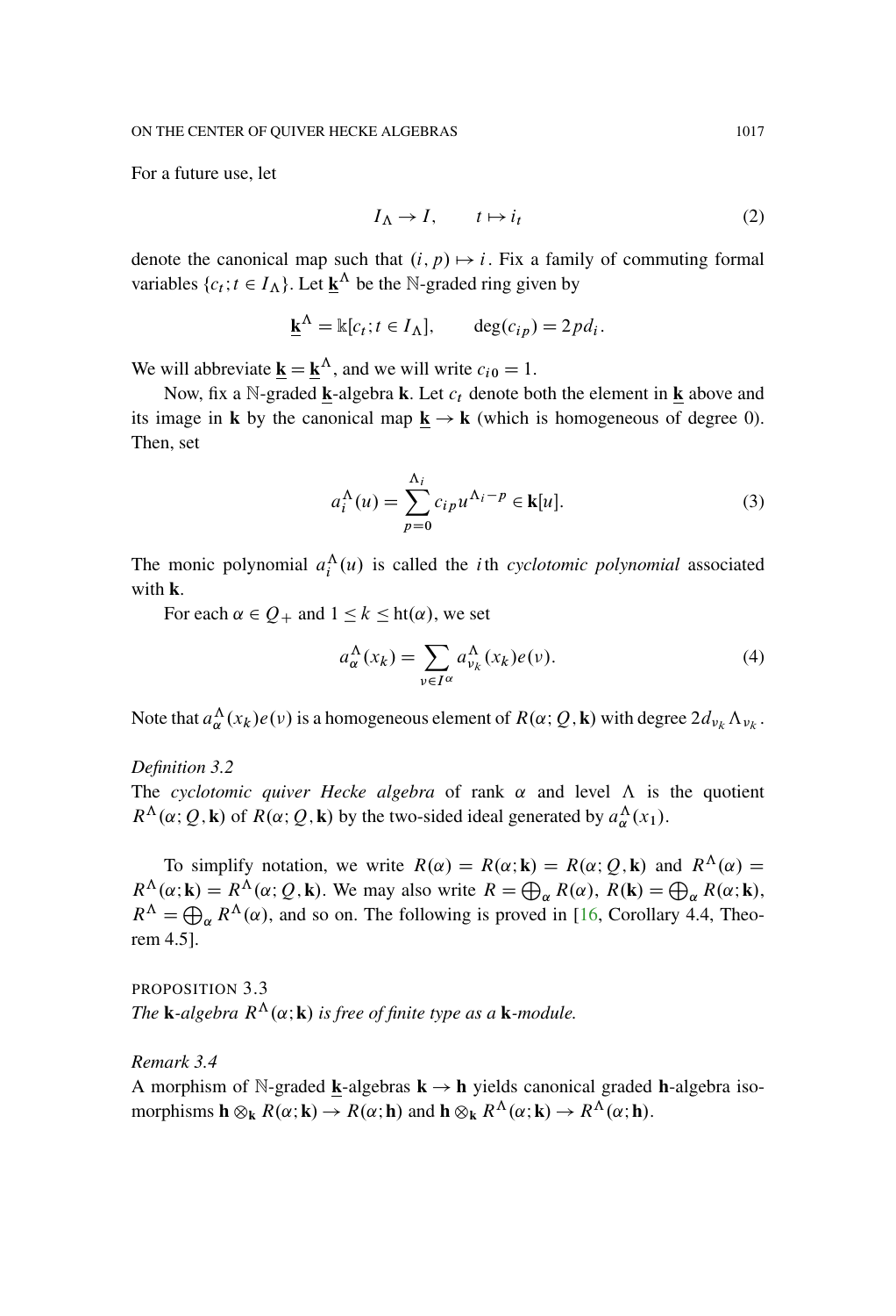For a future use, let

$$I_\Lambda \to I, \qquad t \mapsto i_t \tag{2}$$

denote the canonical map such that $(i,p) \mapsto i$. Fix a family of commuting formal variables $\{c_t; t \in I_\Lambda\}$. Let $\underline{\mathbf{k}}^\Lambda$ be the $\mathbb{N}$-graded ring given by

$$\underline{\mathbf{k}}^\Lambda = \Bbbk[c_t; t \in I_\Lambda], \qquad \deg(c_{ip}) = 2pd_i.$$

We will abbreviate $\underline{\mathbf{k}} = \underline{\mathbf{k}}^\Lambda$, and we will write $c_{i0} = 1$.

Now, fix a $\mathbb{N}$-graded $\underline{\mathbf{k}}$-algebra $\mathbf{k}$. Let $c_t$ denote both the element in $\underline{\mathbf{k}}$ above and its image in $\mathbf{k}$ by the canonical map $\underline{\mathbf{k}} \to \mathbf{k}$ (which is homogeneous of degree 0). Then, set

$$a_i^\Lambda(u) = \sum_{p=0}^{\Lambda_i} c_{ip} u^{\Lambda_i - p} \in \mathbf{k}[u]. \tag{3}$$

The monic polynomial $a_i^\Lambda(u)$ is called the $i$th *cyclotomic polynomial* associated with $\mathbf{k}$.

For each $\alpha \in Q_+$ and $1 \leq k \leq \operatorname{ht}(\alpha)$, we set

$$a_\alpha^\Lambda(x_k) = \sum_{\nu \in I^\alpha} a_{\nu_k}^\Lambda(x_k) e(\nu). \tag{4}$$

Note that $a_\alpha^\Lambda(x_k)e(\nu)$ is a homogeneous element of $R(\alpha; Q, \mathbf{k})$ with degree $2d_{\nu_k}\Lambda_{\nu_k}$.

*Definition 3.2*
The *cyclotomic quiver Hecke algebra* of rank $\alpha$ and level $\Lambda$ is the quotient $R^\Lambda(\alpha; Q, \mathbf{k})$ of $R(\alpha; Q, \mathbf{k})$ by the two-sided ideal generated by $a_\alpha^\Lambda(x_1)$.

To simplify notation, we write $R(\alpha) = R(\alpha; \mathbf{k}) = R(\alpha; Q, \mathbf{k})$ and $R^\Lambda(\alpha) = R^\Lambda(\alpha; \mathbf{k}) = R^\Lambda(\alpha; Q, \mathbf{k})$. We may also write $R = \bigoplus_\alpha R(\alpha)$, $R(\mathbf{k}) = \bigoplus_\alpha R(\alpha; \mathbf{k})$, $R^\Lambda = \bigoplus_\alpha R^\Lambda(\alpha)$, and so on. The following is proved in [16, Corollary 4.4, Theorem 4.5].

PROPOSITION 3.3
*The $\mathbf{k}$-algebra $R^\Lambda(\alpha; \mathbf{k})$ is free of finite type as a $\mathbf{k}$-module.*

*Remark 3.4*
A morphism of $\mathbb{N}$-graded $\underline{\mathbf{k}}$-algebras $\mathbf{k} \to \mathbf{h}$ yields canonical graded $\mathbf{h}$-algebra isomorphisms $\mathbf{h} \otimes_\mathbf{k} R(\alpha; \mathbf{k}) \to R(\alpha; \mathbf{h})$ and $\mathbf{h} \otimes_\mathbf{k} R^\Lambda(\alpha; \mathbf{k}) \to R^\Lambda(\alpha; \mathbf{h})$.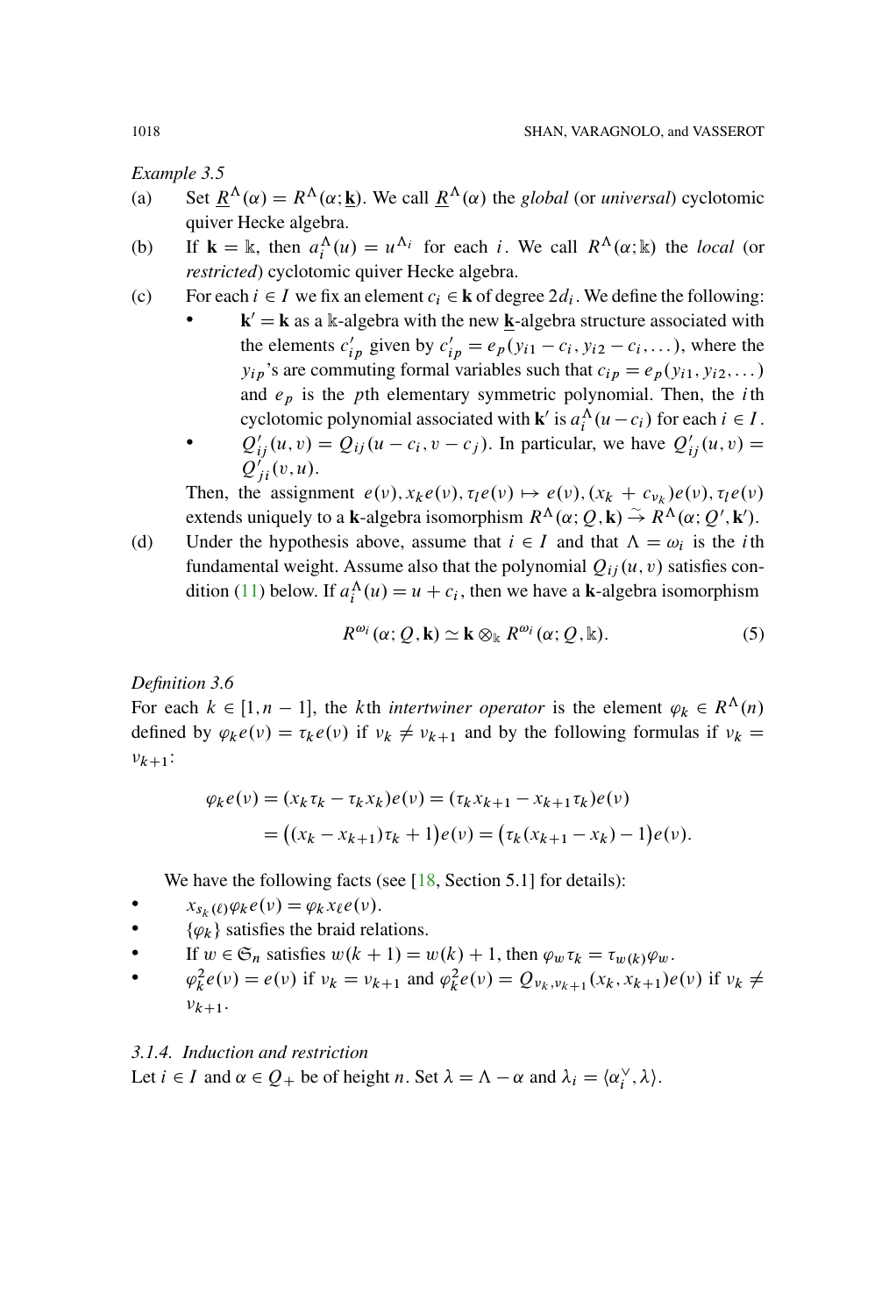*Example 3.5*

(a) Set $\underline{R}^\Lambda(\alpha) = R^\Lambda(\alpha; \underline{\mathbf{k}})$. We call $\underline{R}^\Lambda(\alpha)$ the *global* (or *universal*) cyclotomic quiver Hecke algebra.

(b) If $\mathbf{k} = \Bbbk$, then $a_i^\Lambda(u) = u^{\Lambda_i}$ for each $i$. We call $R^\Lambda(\alpha; \Bbbk)$ the *local* (or *restricted*) cyclotomic quiver Hecke algebra.

(c) For each $i \in I$ we fix an element $c_i \in \mathbf{k}$ of degree $2d_i$. We define the following:
- $\mathbf{k}' = \mathbf{k}$ as a $\Bbbk$-algebra with the new $\underline{\mathbf{k}}$-algebra structure associated with the elements $c'_{ip}$ given by $c'_{ip} = e_p(y_{i1} - c_i, y_{i2} - c_i, \dots)$, where the $y_{ip}$'s are commuting formal variables such that $c_{ip} = e_p(y_{i1}, y_{i2}, \dots)$ and $e_p$ is the $p$th elementary symmetric polynomial. Then, the $i$th cyclotomic polynomial associated with $\mathbf{k}'$ is $a_i^\Lambda(u - c_i)$ for each $i \in I$.
- $Q'_{ij}(u, v) = Q_{ij}(u - c_i, v - c_j)$. In particular, we have $Q'_{ij}(u, v) = Q'_{ji}(v, u)$.

Then, the assignment $e(\nu), x_k e(\nu), \tau_l e(\nu) \mapsto e(\nu), (x_k + c_{\nu_k})e(\nu), \tau_l e(\nu)$ extends uniquely to a $\mathbf{k}$-algebra isomorphism $R^\Lambda(\alpha; Q, \mathbf{k}) \xrightarrow{\sim} R^\Lambda(\alpha; Q', \mathbf{k}')$.

(d) Under the hypothesis above, assume that $i \in I$ and that $\Lambda = \omega_i$ is the $i$th fundamental weight. Assume also that the polynomial $Q_{ij}(u, v)$ satisfies condition (11) below. If $a_i^\Lambda(u) = u + c_i$, then we have a $\mathbf{k}$-algebra isomorphism

$$R^{\omega_i}(\alpha; Q, \mathbf{k}) \simeq \mathbf{k} \otimes_\Bbbk R^{\omega_i}(\alpha; Q, \Bbbk). \tag{5}$$

*Definition 3.6*

For each $k \in [1, n-1]$, the $k$th *intertwiner operator* is the element $\varphi_k \in R^\Lambda(n)$ defined by $\varphi_k e(\nu) = \tau_k e(\nu)$ if $\nu_k \neq \nu_{k+1}$ and by the following formulas if $\nu_k = \nu_{k+1}$:

$$\begin{aligned}
\varphi_k e(\nu) &= (x_k \tau_k - \tau_k x_k)e(\nu) = (\tau_k x_{k+1} - x_{k+1}\tau_k)e(\nu) \\
&= \big((x_k - x_{k+1})\tau_k + 1\big)e(\nu) = \big(\tau_k(x_{k+1} - x_k) - 1\big)e(\nu).
\end{aligned}$$

We have the following facts (see [18, Section 5.1] for details):

- $x_{s_k(\ell)}\varphi_k e(\nu) = \varphi_k x_\ell e(\nu)$.
- $\{\varphi_k\}$ satisfies the braid relations.
- If $w \in \mathfrak{S}_n$ satisfies $w(k+1) = w(k) + 1$, then $\varphi_w \tau_k = \tau_{w(k)} \varphi_w$.
- $\varphi_k^2 e(\nu) = e(\nu)$ if $\nu_k = \nu_{k+1}$ and $\varphi_k^2 e(\nu) = Q_{\nu_k, \nu_{k+1}}(x_k, x_{k+1})e(\nu)$ if $\nu_k \neq \nu_{k+1}$.

*3.1.4. Induction and restriction*

Let $i \in I$ and $\alpha \in Q_+$ be of height $n$. Set $\lambda = \Lambda - \alpha$ and $\lambda_i = \langle \alpha_i^\vee, \lambda \rangle$.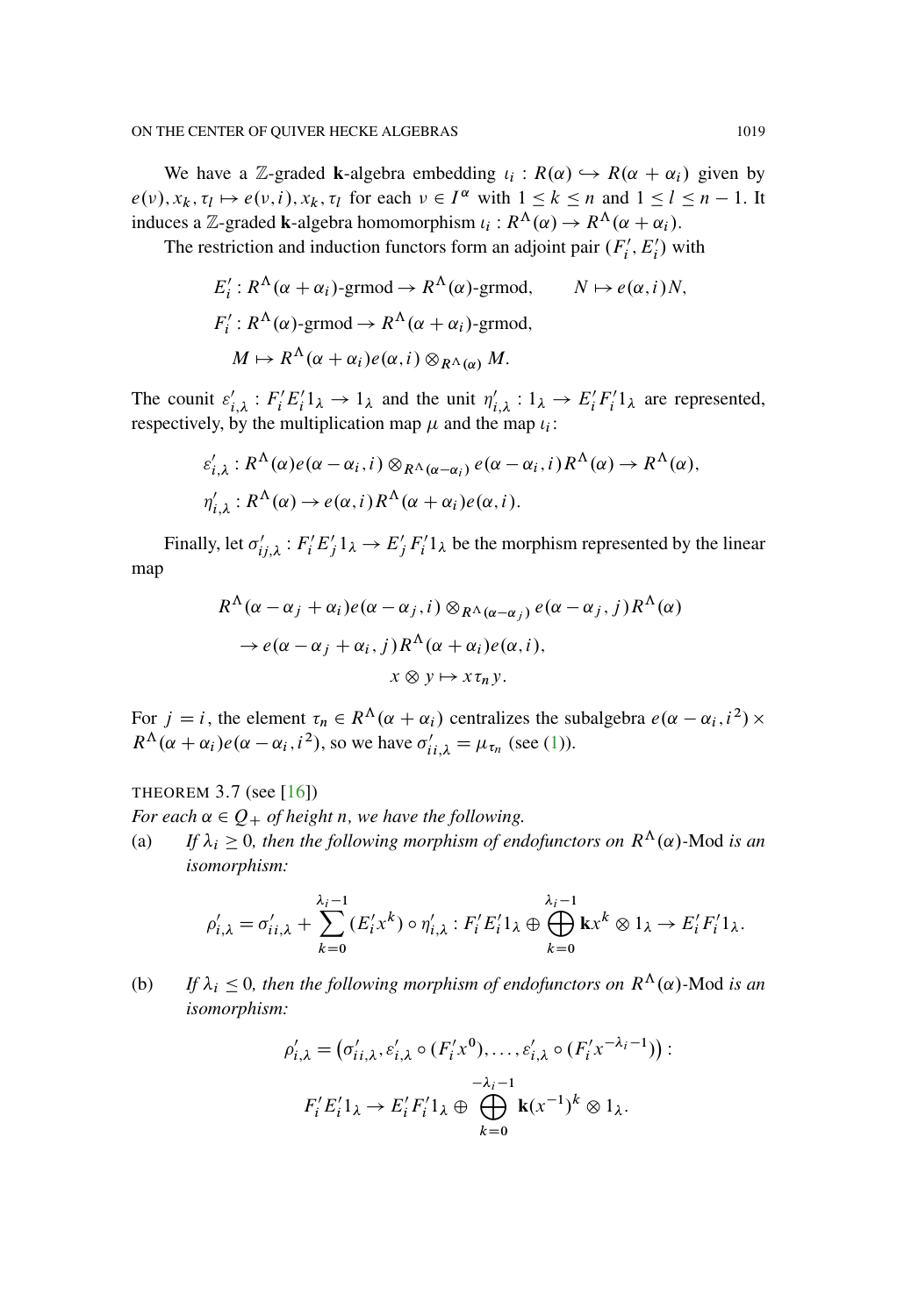We have a $\mathbb{Z}$-graded $\mathbf{k}$-algebra embedding $\iota_i : R(\alpha) \hookrightarrow R(\alpha + \alpha_i)$ given by $e(\nu), x_k, \tau_l \mapsto e(\nu, i), x_k, \tau_l$ for each $\nu \in I^\alpha$ with $1 \le k \le n$ and $1 \le l \le n-1$. It induces a $\mathbb{Z}$-graded $\mathbf{k}$-algebra homomorphism $\iota_i : R^\Lambda(\alpha) \to R^\Lambda(\alpha + \alpha_i)$.

The restriction and induction functors form an adjoint pair $(F'_i, E'_i)$ with

$$
\begin{aligned}
&E'_i : R^\Lambda(\alpha + \alpha_i)\text{-grmod} \to R^\Lambda(\alpha)\text{-grmod}, \qquad N \mapsto e(\alpha, i)N,\\
&F'_i : R^\Lambda(\alpha)\text{-grmod} \to R^\Lambda(\alpha + \alpha_i)\text{-grmod},\\
&\quad M \mapsto R^\Lambda(\alpha + \alpha_i)e(\alpha, i) \otimes_{R^\Lambda(\alpha)} M.
\end{aligned}
$$

The counit $\varepsilon'_{i,\lambda} : F'_i E'_i 1_\lambda \to 1_\lambda$ and the unit $\eta'_{i,\lambda} : 1_\lambda \to E'_i F'_i 1_\lambda$ are represented, respectively, by the multiplication map $\mu$ and the map $\iota_i$:

$$
\begin{aligned}
&\varepsilon'_{i,\lambda} : R^\Lambda(\alpha)e(\alpha - \alpha_i, i) \otimes_{R^\Lambda(\alpha - \alpha_i)} e(\alpha - \alpha_i, i)R^\Lambda(\alpha) \to R^\Lambda(\alpha),\\
&\eta'_{i,\lambda} : R^\Lambda(\alpha) \to e(\alpha, i)R^\Lambda(\alpha + \alpha_i)e(\alpha, i).
\end{aligned}
$$

Finally, let $\sigma'_{ij,\lambda} : F'_i E'_j 1_\lambda \to E'_j F'_i 1_\lambda$ be the morphism represented by the linear map

$$
\begin{aligned}
R^\Lambda(\alpha - \alpha_j + \alpha_i)&e(\alpha - \alpha_j, i) \otimes_{R^\Lambda(\alpha - \alpha_j)} e(\alpha - \alpha_j, j)R^\Lambda(\alpha)\\
&\to e(\alpha - \alpha_j + \alpha_i, j)R^\Lambda(\alpha + \alpha_i)e(\alpha, i),\\
&\qquad\qquad x \otimes y \mapsto x\tau_n y.
\end{aligned}
$$

For $j = i$, the element $\tau_n \in R^\Lambda(\alpha + \alpha_i)$ centralizes the subalgebra $e(\alpha - \alpha_i, i^2) \times R^\Lambda(\alpha + \alpha_i)e(\alpha - \alpha_i, i^2)$, so we have $\sigma'_{ii,\lambda} = \mu_{\tau_n}$ (see (1)).

THEOREM 3.7 (see [16])

*For each $\alpha \in Q_+$ of height $n$, we have the following.*

(a) *If $\lambda_i \ge 0$, then the following morphism of endofunctors on $R^\Lambda(\alpha)$-Mod is an isomorphism:*

$$
\rho'_{i,\lambda} = \sigma'_{ii,\lambda} + \sum_{k=0}^{\lambda_i - 1} (E'_i x^k) \circ \eta'_{i,\lambda} : F'_i E'_i 1_\lambda \oplus \bigoplus_{k=0}^{\lambda_i - 1} \mathbf{k}x^k \otimes 1_\lambda \to E'_i F'_i 1_\lambda.
$$

(b) *If $\lambda_i \le 0$, then the following morphism of endofunctors on $R^\Lambda(\alpha)$-Mod is an isomorphism:*

$$
\begin{aligned}
\rho'_{i,\lambda} = \big(\sigma'_{ii,\lambda}, \varepsilon'_{i,\lambda} \circ (F'_i x^0), \ldots, \varepsilon'_{i,\lambda} \circ (F'_i x^{-\lambda_i - 1})\big) :\\
F'_i E'_i 1_\lambda \to E'_i F'_i 1_\lambda \oplus \bigoplus_{k=0}^{-\lambda_i - 1} \mathbf{k}(x^{-1})^k \otimes 1_\lambda.
\end{aligned}
$$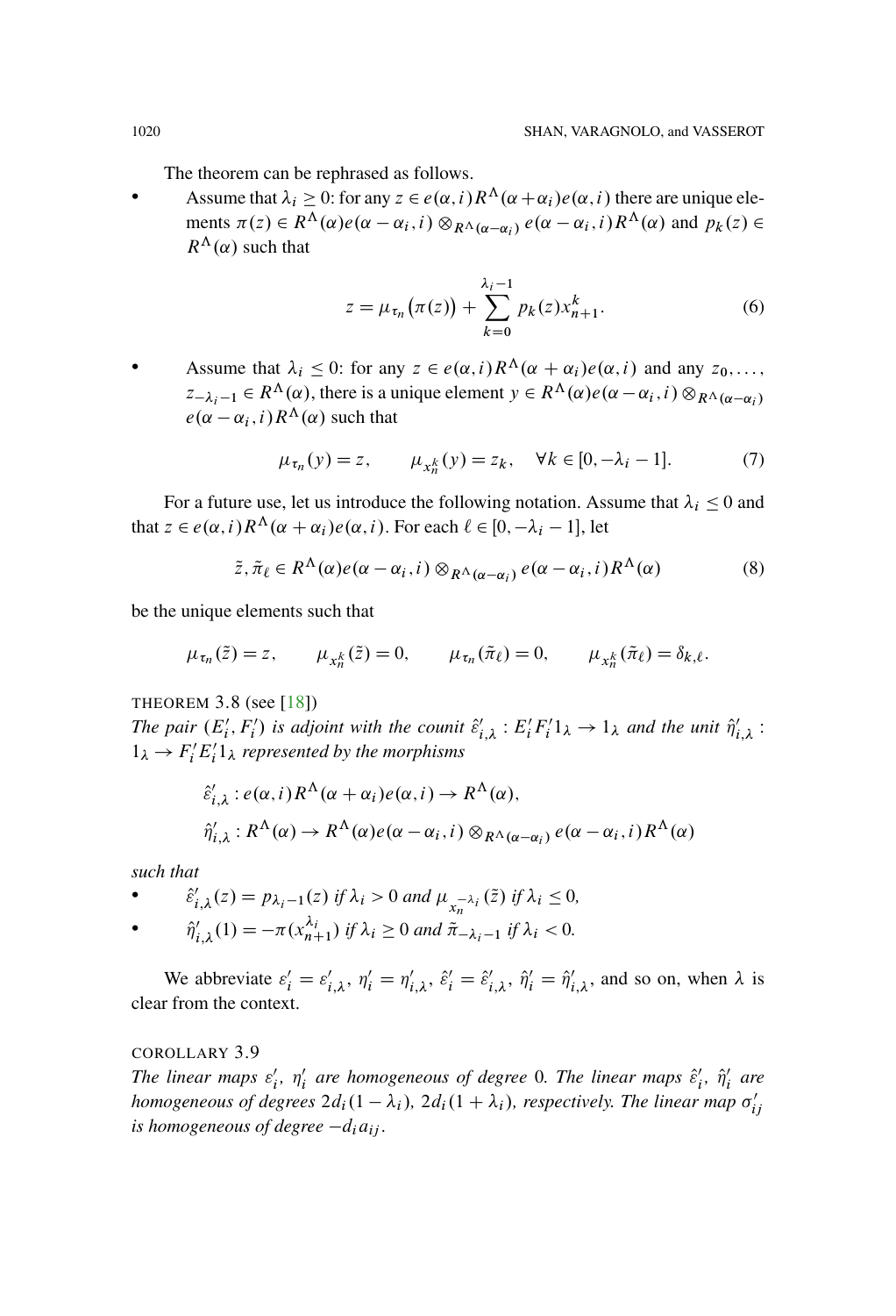The theorem can be rephrased as follows.

- Assume that $\lambda_i \geq 0$: for any $z \in e(\alpha, i) R^\Lambda(\alpha + \alpha_i) e(\alpha, i)$ there are unique elements $\pi(z) \in R^\Lambda(\alpha) e(\alpha - \alpha_i, i) \otimes_{R^\Lambda(\alpha - \alpha_i)} e(\alpha - \alpha_i, i) R^\Lambda(\alpha)$ and $p_k(z) \in R^\Lambda(\alpha)$ such that

$$z = \mu_{\tau_n}\big(\pi(z)\big) + \sum_{k=0}^{\lambda_i - 1} p_k(z) x_{n+1}^k. \tag{6}$$

- Assume that $\lambda_i \leq 0$: for any $z \in e(\alpha, i) R^\Lambda(\alpha + \alpha_i) e(\alpha, i)$ and any $z_0, \dots, z_{-\lambda_i - 1} \in R^\Lambda(\alpha)$, there is a unique element $y \in R^\Lambda(\alpha) e(\alpha - \alpha_i, i) \otimes_{R^\Lambda(\alpha - \alpha_i)} e(\alpha - \alpha_i, i) R^\Lambda(\alpha)$ such that

$$\mu_{\tau_n}(y) = z, \qquad \mu_{x_n^k}(y) = z_k, \quad \forall k \in [0, -\lambda_i - 1]. \tag{7}$$

For a future use, let us introduce the following notation. Assume that $\lambda_i \leq 0$ and that $z \in e(\alpha, i) R^\Lambda(\alpha + \alpha_i) e(\alpha, i)$. For each $\ell \in [0, -\lambda_i - 1]$, let

$$\tilde{z}, \tilde{\pi}_\ell \in R^\Lambda(\alpha) e(\alpha - \alpha_i, i) \otimes_{R^\Lambda(\alpha - \alpha_i)} e(\alpha - \alpha_i, i) R^\Lambda(\alpha) \tag{8}$$

be the unique elements such that

$$\mu_{\tau_n}(\tilde{z}) = z, \qquad \mu_{x_n^k}(\tilde{z}) = 0, \qquad \mu_{\tau_n}(\tilde{\pi}_\ell) = 0, \qquad \mu_{x_n^k}(\tilde{\pi}_\ell) = \delta_{k,\ell}.$$

THEOREM 3.8 (see [18])
*The pair $(E'_i, F'_i)$ is adjoint with the counit $\hat{\varepsilon}'_{i,\lambda} : E'_i F'_i 1_\lambda \to 1_\lambda$ and the unit $\hat{\eta}'_{i,\lambda} : 1_\lambda \to F'_i E'_i 1_\lambda$ represented by the morphisms*

$$\hat{\varepsilon}'_{i,\lambda} : e(\alpha, i) R^\Lambda(\alpha + \alpha_i) e(\alpha, i) \to R^\Lambda(\alpha),$$

$$\hat{\eta}'_{i,\lambda} : R^\Lambda(\alpha) \to R^\Lambda(\alpha) e(\alpha - \alpha_i, i) \otimes_{R^\Lambda(\alpha - \alpha_i)} e(\alpha - \alpha_i, i) R^\Lambda(\alpha)$$

*such that*

- $\hat{\varepsilon}'_{i,\lambda}(z) = p_{\lambda_i - 1}(z)$ *if* $\lambda_i > 0$ *and* $\mu_{x_n^{-\lambda_i}}(\tilde{z})$ *if* $\lambda_i \leq 0$,
- $\hat{\eta}'_{i,\lambda}(1) = -\pi(x_{n+1}^{\lambda_i})$ *if* $\lambda_i \geq 0$ *and* $\tilde{\pi}_{-\lambda_i - 1}$ *if* $\lambda_i < 0$.

We abbreviate $\varepsilon'_i = \varepsilon'_{i,\lambda}$, $\eta'_i = \eta'_{i,\lambda}$, $\hat{\varepsilon}'_i = \hat{\varepsilon}'_{i,\lambda}$, $\hat{\eta}'_i = \hat{\eta}'_{i,\lambda}$, and so on, when $\lambda$ is clear from the context.

COROLLARY 3.9
*The linear maps $\varepsilon'_i$, $\eta'_i$ are homogeneous of degree 0. The linear maps $\hat{\varepsilon}'_i$, $\hat{\eta}'_i$ are homogeneous of degrees $2d_i(1 - \lambda_i)$, $2d_i(1 + \lambda_i)$, respectively. The linear map $\sigma'_{ij}$ is homogeneous of degree $-d_i a_{ij}$.*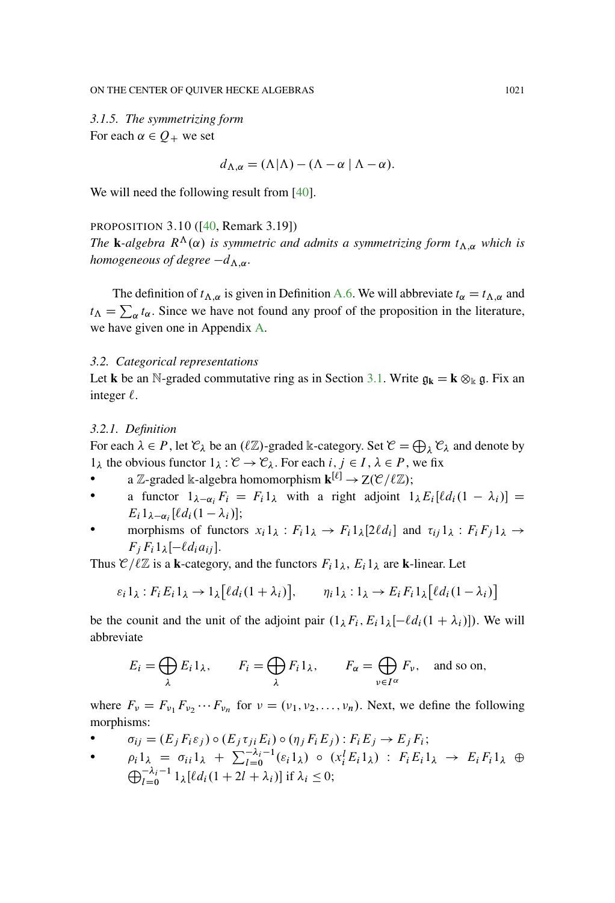### 3.1.5. The symmetrizing form

For each $\alpha \in Q_+$ we set

$$d_{\Lambda,\alpha} = (\Lambda|\Lambda) - (\Lambda - \alpha \mid \Lambda - \alpha).$$

We will need the following result from [40].

PROPOSITION 3.10 ([40, Remark 3.19]) *The $\mathbf{k}$-algebra $R^\Lambda(\alpha)$ is symmetric and admits a symmetrizing form $t_{\Lambda,\alpha}$ which is homogeneous of degree $-d_{\Lambda,\alpha}$.*

The definition of $t_{\Lambda,\alpha}$ is given in Definition A.6. We will abbreviate $t_\alpha = t_{\Lambda,\alpha}$ and $t_\Lambda = \sum_\alpha t_\alpha$. Since we have not found any proof of the proposition in the literature, we have given one in Appendix A.

## 3.2. Categorical representations

Let $\mathbf{k}$ be an $\mathbb{N}$-graded commutative ring as in Section 3.1. Write $\mathfrak{g}_\mathbf{k} = \mathbf{k} \otimes_\Bbbk \mathfrak{g}$. Fix an integer $\ell$.

### 3.2.1. Definition

For each $\lambda \in P$, let $\mathcal{C}_\lambda$ be an $(\ell\mathbb{Z})$-graded $\Bbbk$-category. Set $\mathcal{C} = \bigoplus_\lambda \mathcal{C}_\lambda$ and denote by $1_\lambda$ the obvious functor $1_\lambda : \mathcal{C} \to \mathcal{C}_\lambda$. For each $i, j \in I$, $\lambda \in P$, we fix

- a $\mathbb{Z}$-graded $\Bbbk$-algebra homomorphism $\mathbf{k}^{[\ell]} \to Z(\mathcal{C}/\ell\mathbb{Z})$;
- a functor $1_{\lambda-\alpha_i} F_i = F_i 1_\lambda$ with a right adjoint $1_\lambda E_i[\ell d_i(1-\lambda_i)] = E_i 1_{\lambda-\alpha_i}[\ell d_i(1-\lambda_i)]$;
- morphisms of functors $x_i 1_\lambda : F_i 1_\lambda \to F_i 1_\lambda[2\ell d_i]$ and $\tau_{ij} 1_\lambda : F_i F_j 1_\lambda \to F_j F_i 1_\lambda[-\ell d_i a_{ij}]$.

Thus $\mathcal{C}/\ell\mathbb{Z}$ is a $\mathbf{k}$-category, and the functors $F_i 1_\lambda$, $E_i 1_\lambda$ are $\mathbf{k}$-linear. Let

$$\varepsilon_i 1_\lambda : F_i E_i 1_\lambda \to 1_\lambda\big[\ell d_i(1+\lambda_i)\big], \qquad \eta_i 1_\lambda : 1_\lambda \to E_i F_i 1_\lambda\big[\ell d_i(1-\lambda_i)\big]$$

be the counit and the unit of the adjoint pair $(1_\lambda F_i, E_i 1_\lambda[-\ell d_i(1+\lambda_i)])$. We will abbreviate

$$E_i = \bigoplus_\lambda E_i 1_\lambda, \qquad F_i = \bigoplus_\lambda F_i 1_\lambda, \qquad F_\alpha = \bigoplus_{\nu \in I^\alpha} F_\nu, \quad \text{and so on,}$$

where $F_\nu = F_{\nu_1} F_{\nu_2} \cdots F_{\nu_n}$ for $\nu = (\nu_1, \nu_2, \ldots, \nu_n)$. Next, we define the following morphisms:

- $\sigma_{ij} = (E_j F_i \varepsilon_j) \circ (E_j \tau_{ji} E_i) \circ (\eta_j F_i E_j) : F_i E_j \to E_j F_i$;
- $\rho_i 1_\lambda = \sigma_{ii} 1_\lambda + \sum_{l=0}^{-\lambda_i - 1} (\varepsilon_i 1_\lambda) \circ (x_i^l E_i 1_\lambda) : F_i E_i 1_\lambda \to E_i F_i 1_\lambda \oplus \bigoplus_{l=0}^{-\lambda_i-1} 1_\lambda[\ell d_i(1+2l+\lambda_i)]$ if $\lambda_i \leq 0$;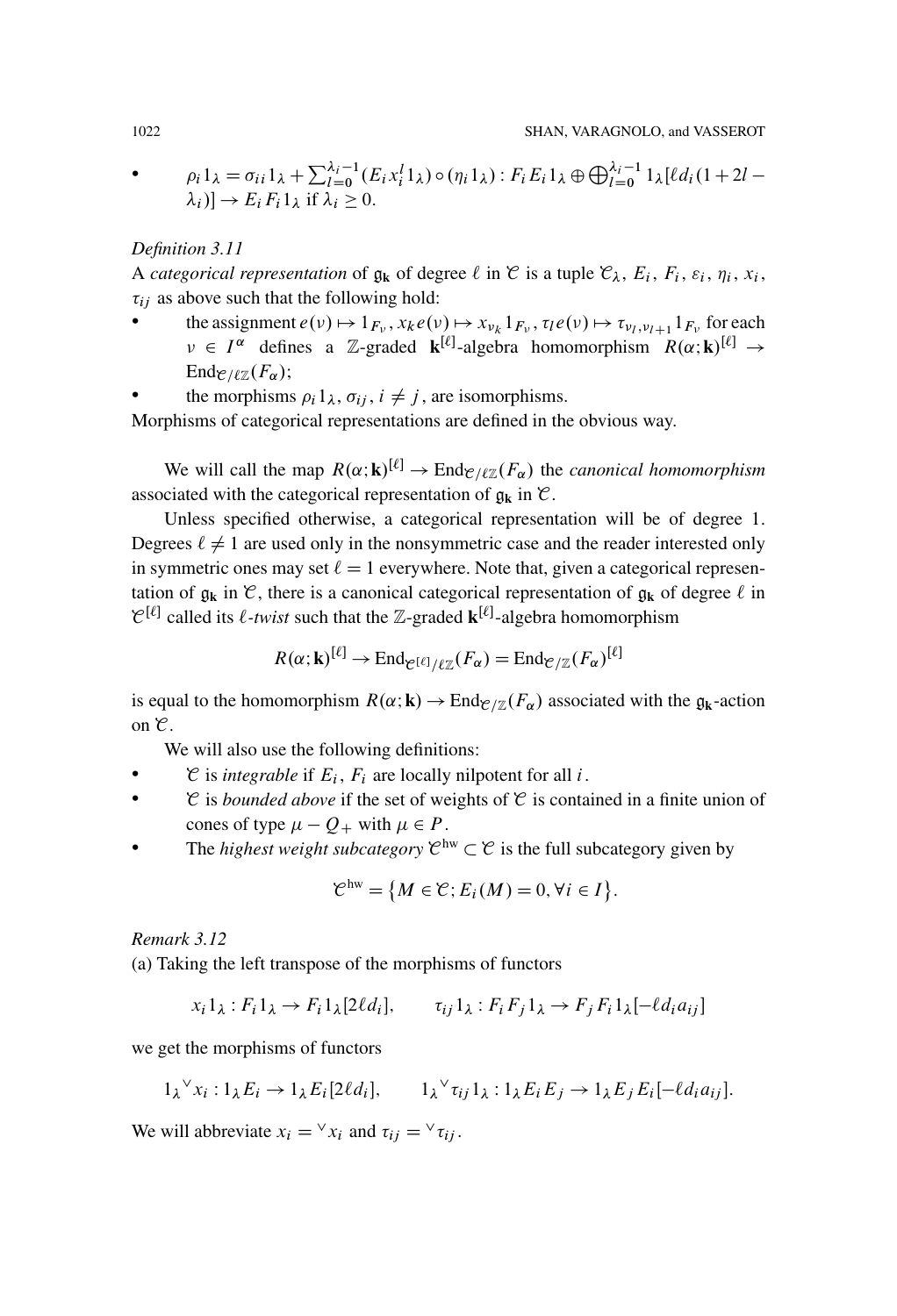- $\rho_i 1_\lambda = \sigma_{ii} 1_\lambda + \sum_{l=0}^{\lambda_i - 1} (E_i x_i^l 1_\lambda) \circ (\eta_i 1_\lambda) : F_i E_i 1_\lambda \oplus \bigoplus_{l=0}^{\lambda_i-1} 1_\lambda [\ell d_i (1 + 2l - \lambda_i)] \to E_i F_i 1_\lambda$ if $\lambda_i \geq 0$.

*Definition 3.11*

A *categorical representation* of $\mathfrak{g}_{\mathbf{k}}$ of degree $\ell$ in $\mathcal{C}$ is a tuple $\mathcal{C}_\lambda$, $E_i$, $F_i$, $\varepsilon_i$, $\eta_i$, $x_i$, $\tau_{ij}$ as above such that the following hold:

- the assignment $e(\nu) \mapsto 1_{F_\nu}$, $x_k e(\nu) \mapsto x_{\nu_k} 1_{F_\nu}$, $\tau_l e(\nu) \mapsto \tau_{\nu_l, \nu_{l+1}} 1_{F_\nu}$ for each $\nu \in I^\alpha$ defines a $\mathbb{Z}$-graded $\mathbf{k}^{[\ell]}$-algebra homomorphism $R(\alpha; \mathbf{k})^{[\ell]} \to \operatorname{End}_{\mathcal{C}/\ell\mathbb{Z}}(F_\alpha)$;
- the morphisms $\rho_i 1_\lambda$, $\sigma_{ij}$, $i \neq j$, are isomorphisms.

Morphisms of categorical representations are defined in the obvious way.

We will call the map $R(\alpha; \mathbf{k})^{[\ell]} \to \operatorname{End}_{\mathcal{C}/\ell\mathbb{Z}}(F_\alpha)$ the *canonical homomorphism* associated with the categorical representation of $\mathfrak{g}_{\mathbf{k}}$ in $\mathcal{C}$.

Unless specified otherwise, a categorical representation will be of degree 1. Degrees $\ell \neq 1$ are used only in the nonsymmetric case and the reader interested only in symmetric ones may set $\ell = 1$ everywhere. Note that, given a categorical representation of $\mathfrak{g}_{\mathbf{k}}$ in $\mathcal{C}$, there is a canonical categorical representation of $\mathfrak{g}_{\mathbf{k}}$ of degree $\ell$ in $\mathcal{C}^{[\ell]}$ called its $\ell$*-twist* such that the $\mathbb{Z}$-graded $\mathbf{k}^{[\ell]}$-algebra homomorphism

$$R(\alpha; \mathbf{k})^{[\ell]} \to \operatorname{End}_{\mathcal{C}^{[\ell]}/\ell\mathbb{Z}}(F_\alpha) = \operatorname{End}_{\mathcal{C}/\mathbb{Z}}(F_\alpha)^{[\ell]}$$

is equal to the homomorphism $R(\alpha; \mathbf{k}) \to \operatorname{End}_{\mathcal{C}/\mathbb{Z}}(F_\alpha)$ associated with the $\mathfrak{g}_{\mathbf{k}}$-action on $\mathcal{C}$.

We will also use the following definitions:

- $\mathcal{C}$ is *integrable* if $E_i$, $F_i$ are locally nilpotent for all $i$.
- $\mathcal{C}$ is *bounded above* if the set of weights of $\mathcal{C}$ is contained in a finite union of cones of type $\mu - Q_+$ with $\mu \in P$.
- The *highest weight subcategory* $\mathcal{C}^{\mathrm{hw}} \subset \mathcal{C}$ is the full subcategory given by

$$\mathcal{C}^{\mathrm{hw}} = \{ M \in \mathcal{C}; E_i(M) = 0, \forall i \in I \}.$$

*Remark 3.12*

(a) Taking the left transpose of the morphisms of functors

$$x_i 1_\lambda : F_i 1_\lambda \to F_i 1_\lambda [2\ell d_i], \qquad \tau_{ij} 1_\lambda : F_i F_j 1_\lambda \to F_j F_i 1_\lambda [-\ell d_i a_{ij}]$$

we get the morphisms of functors

$$1_\lambda {}^\vee x_i : 1_\lambda E_i \to 1_\lambda E_i [2\ell d_i], \qquad 1_\lambda {}^\vee \tau_{ij} 1_\lambda : 1_\lambda E_i E_j \to 1_\lambda E_j E_i [-\ell d_i a_{ij}].$$

We will abbreviate $x_i = {}^\vee x_i$ and $\tau_{ij} = {}^\vee \tau_{ij}$.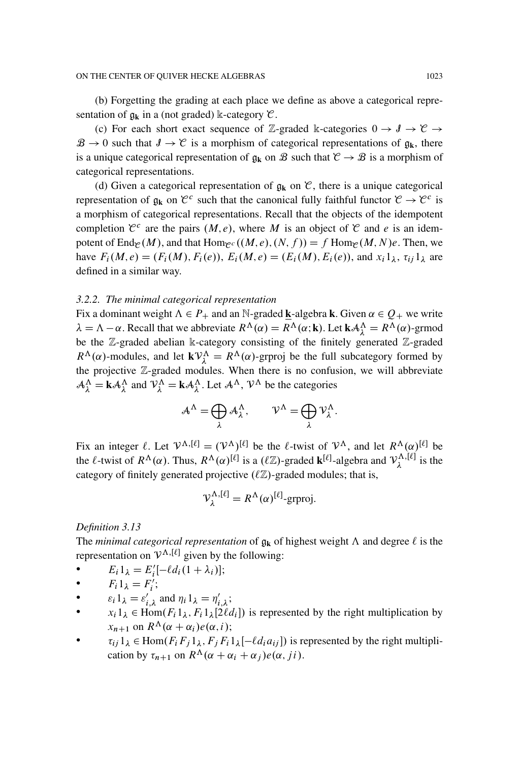(b) Forgetting the grading at each place we define as above a categorical representation of $\mathfrak{g}_{\mathbf{k}}$ in a (not graded) $\Bbbk$-category $\mathcal{C}$.

(c) For each short exact sequence of $\mathbb{Z}$-graded $\Bbbk$-categories $0 \to \mathcal{I} \to \mathcal{C} \to \mathcal{B} \to 0$ such that $\mathcal{I} \to \mathcal{C}$ is a morphism of categorical representations of $\mathfrak{g}_{\mathbf{k}}$, there is a unique categorical representation of $\mathfrak{g}_{\mathbf{k}}$ on $\mathcal{B}$ such that $\mathcal{C} \to \mathcal{B}$ is a morphism of categorical representations.

(d) Given a categorical representation of $\mathfrak{g}_{\mathbf{k}}$ on $\mathcal{C}$, there is a unique categorical representation of $\mathfrak{g}_{\mathbf{k}}$ on $\mathcal{C}^c$ such that the canonical fully faithful functor $\mathcal{C} \to \mathcal{C}^c$ is a morphism of categorical representations. Recall that the objects of the idempotent completion $\mathcal{C}^c$ are the pairs $(M, e)$, where $M$ is an object of $\mathcal{C}$ and $e$ is an idempotent of $\mathrm{End}_{\mathcal{C}}(M)$, and that $\mathrm{Hom}_{\mathcal{C}^c}((M,e),(N,f)) = f\,\mathrm{Hom}_{\mathcal{C}}(M,N)e$. Then, we have $F_i(M,e) = (F_i(M), F_i(e))$, $E_i(M,e) = (E_i(M), E_i(e))$, and $x_i 1_\lambda$, $\tau_{ij} 1_\lambda$ are defined in a similar way.

### 3.2.2. *The minimal categorical representation*

Fix a dominant weight $\Lambda \in P_+$ and an $\mathbb{N}$-graded $\underline{\mathbf{k}}$-algebra $\mathbf{k}$. Given $\alpha \in Q_+$ we write $\lambda = \Lambda - \alpha$. Recall that we abbreviate $R^\Lambda(\alpha) = R^\Lambda(\alpha; \mathbf{k})$. Let $\mathbf{k}\mathcal{A}^\Lambda_\lambda = R^\Lambda(\alpha)$-grmod be the $\mathbb{Z}$-graded abelian $\Bbbk$-category consisting of the finitely generated $\mathbb{Z}$-graded $R^\Lambda(\alpha)$-modules, and let $\mathbf{k}\mathcal{V}^\Lambda_\lambda = R^\Lambda(\alpha)$-grproj be the full subcategory formed by the projective $\mathbb{Z}$-graded modules. When there is no confusion, we will abbreviate $\mathcal{A}^\Lambda_\lambda = \mathbf{k}\mathcal{A}^\Lambda_\lambda$ and $\mathcal{V}^\Lambda_\lambda = \mathbf{k}\mathcal{A}^\Lambda_\lambda$. Let $\mathcal{A}^\Lambda$, $\mathcal{V}^\Lambda$ be the categories

$$\mathcal{A}^\Lambda = \bigoplus_\lambda \mathcal{A}^\Lambda_\lambda, \qquad \mathcal{V}^\Lambda = \bigoplus_\lambda \mathcal{V}^\Lambda_\lambda.$$

Fix an integer $\ell$. Let $\mathcal{V}^{\Lambda,[\ell]} = (\mathcal{V}^\Lambda)^{[\ell]}$ be the $\ell$-twist of $\mathcal{V}^\Lambda$, and let $R^\Lambda(\alpha)^{[\ell]}$ be the $\ell$-twist of $R^\Lambda(\alpha)$. Thus, $R^\Lambda(\alpha)^{[\ell]}$ is a $(\ell\mathbb{Z})$-graded $\mathbf{k}^{[\ell]}$-algebra and $\mathcal{V}^{\Lambda,[\ell]}_\lambda$ is the category of finitely generated projective $(\ell\mathbb{Z})$-graded modules; that is,

$$\mathcal{V}^{\Lambda,[\ell]}_\lambda = R^\Lambda(\alpha)^{[\ell]}\text{-grproj}.$$

*Definition 3.13*

The *minimal categorical representation* of $\mathfrak{g}_{\mathbf{k}}$ of highest weight $\Lambda$ and degree $\ell$ is the representation on $\mathcal{V}^{\Lambda,[\ell]}$ given by the following:

- $E_i 1_\lambda = E'_i[-\ell d_i(1+\lambda_i)]$;
- $F_i 1_\lambda = F'_i$;
- $\varepsilon_i 1_\lambda = \varepsilon'_{i,\lambda}$ and $\eta_i 1_\lambda = \eta'_{i,\lambda}$;
- $x_i 1_\lambda \in \mathrm{Hom}(F_i 1_\lambda, F_i 1_\lambda[2\ell d_i])$ is represented by the right multiplication by $x_{n+1}$ on $R^\Lambda(\alpha + \alpha_i)e(\alpha, i)$;
- $\tau_{ij} 1_\lambda \in \mathrm{Hom}(F_i F_j 1_\lambda, F_j F_i 1_\lambda[-\ell d_i a_{ij}])$ is represented by the right multiplication by $\tau_{n+1}$ on $R^\Lambda(\alpha + \alpha_i + \alpha_j)e(\alpha, ji)$.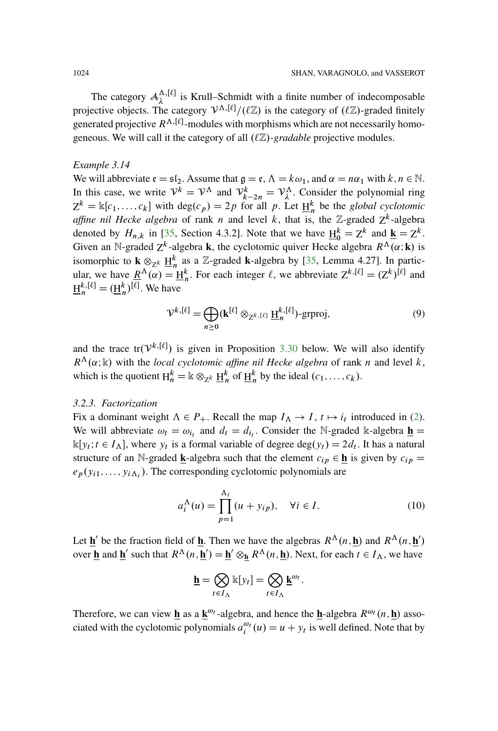The category $\mathcal{A}_\lambda^{\Lambda,[\ell]}$ is Krull–Schmidt with a finite number of indecomposable projective objects. The category $\mathcal{V}^{\Lambda,[\ell]}/(\ell\mathbb{Z})$ is the category of $(\ell\mathbb{Z})$-graded finitely generated projective $R^{\Lambda,[\ell]}$-modules with morphisms which are not necessarily homogeneous. We will call it the category of all $(\ell\mathbb{Z})$-*gradable* projective modules.

*Example 3.14*

We will abbreviate $\mathfrak{e} = \mathfrak{sl}_2$. Assume that $\mathfrak{g} = \mathfrak{e}$, $\Lambda = k\omega_1$, and $\alpha = n\alpha_1$ with $k, n \in \mathbb{N}$. In this case, we write $\mathcal{V}^k = \mathcal{V}^\Lambda$ and $\mathcal{V}^k_{k-2n} = \mathcal{V}^\Lambda_\lambda$. Consider the polynomial ring $\mathrm{Z}^k = \Bbbk[c_1, \dots, c_k]$ with $\deg(c_p) = 2p$ for all $p$. Let $\underline{\mathrm{H}}^k_n$ be the *global cyclotomic affine nil Hecke algebra* of rank $n$ and level $k$, that is, the $\mathbb{Z}$-graded $\mathrm{Z}^k$-algebra denoted by $H_{n,k}$ in [35, Section 4.3.2]. Note that we have $\underline{\mathrm{H}}^k_0 = \mathrm{Z}^k$ and $\underline{\mathbf{k}} = \mathrm{Z}^k$. Given an $\mathbb{N}$-graded $\mathrm{Z}^k$-algebra $\mathbf{k}$, the cyclotomic quiver Hecke algebra $R^\Lambda(\alpha; \mathbf{k})$ is isomorphic to $\mathbf{k} \otimes_{\mathrm{Z}^k} \underline{\mathrm{H}}^k_n$ as a $\mathbb{Z}$-graded $\mathbf{k}$-algebra by [35, Lemma 4.27]. In particular, we have $\underline{R}^\Lambda(\alpha) = \underline{\mathrm{H}}^k_n$. For each integer $\ell$, we abbreviate $\mathrm{Z}^{k,[\ell]} = (\mathrm{Z}^k)^{[\ell]}$ and $\underline{\mathrm{H}}^{k,[\ell]}_n = (\underline{\mathrm{H}}^k_n)^{[\ell]}$. We have

$$\mathcal{V}^{k,[\ell]} = \bigoplus_{n \geq 0} (\mathbf{k}^{[\ell]} \otimes_{\mathrm{Z}^{k,[\ell]}} \underline{\mathrm{H}}^{k,[\ell]}_n)\text{-grproj}, \tag{9}$$

and the trace $\mathrm{tr}(\mathcal{V}^{k,[\ell]})$ is given in Proposition 3.30 below. We will also identify $R^\Lambda(\alpha; \Bbbk)$ with the *local cyclotomic affine nil Hecke algebra* of rank $n$ and level $k$, which is the quotient $\mathrm{H}^k_n = \Bbbk \otimes_{\mathrm{Z}^k} \underline{\mathrm{H}}^k_n$ of $\underline{\mathrm{H}}^k_n$ by the ideal $(c_1, \dots, c_k)$.

### 3.2.3. Factorization

Fix a dominant weight $\Lambda \in P_+$. Recall the map $I_\Lambda \to I$, $t \mapsto i_t$ introduced in (2). We will abbreviate $\omega_t = \omega_{i_t}$ and $d_t = d_{i_t}$. Consider the $\mathbb{N}$-graded $\Bbbk$-algebra $\underline{\mathbf{h}} = \Bbbk[y_t; t \in I_\Lambda]$, where $y_t$ is a formal variable of degree $\deg(y_t) = 2d_t$. It has a natural structure of an $\mathbb{N}$-graded $\underline{\mathbf{k}}$-algebra such that the element $c_{ip} \in \underline{\mathbf{h}}$ is given by $c_{ip} = e_p(y_{i1}, \dots, y_{i\Lambda_i})$. The corresponding cyclotomic polynomials are

$$a_i^\Lambda(u) = \prod_{p=1}^{\Lambda_i} (u + y_{ip}), \quad \forall i \in I. \tag{10}$$

Let $\underline{\mathbf{h}}'$ be the fraction field of $\underline{\mathbf{h}}$. Then we have the algebras $R^\Lambda(n, \underline{\mathbf{h}})$ and $R^\Lambda(n, \underline{\mathbf{h}}')$ over $\underline{\mathbf{h}}$ and $\underline{\mathbf{h}}'$ such that $R^\Lambda(n, \underline{\mathbf{h}}') = \underline{\mathbf{h}}' \otimes_{\underline{\mathbf{h}}} R^\Lambda(n, \underline{\mathbf{h}})$. Next, for each $t \in I_\Lambda$, we have

$$\underline{\mathbf{h}} = \bigotimes_{t \in I_\Lambda} \Bbbk[y_t] = \bigotimes_{t \in I_\Lambda} \underline{\mathbf{k}}^{\omega_t}.$$

Therefore, we can view $\underline{\mathbf{h}}$ as a $\underline{\mathbf{k}}^{\omega_t}$-algebra, and hence the $\underline{\mathbf{h}}$-algebra $R^{\omega_t}(n, \underline{\mathbf{h}})$ associated with the cyclotomic polynomials $a_i^{\omega_t}(u) = u + y_t$ is well defined. Note that by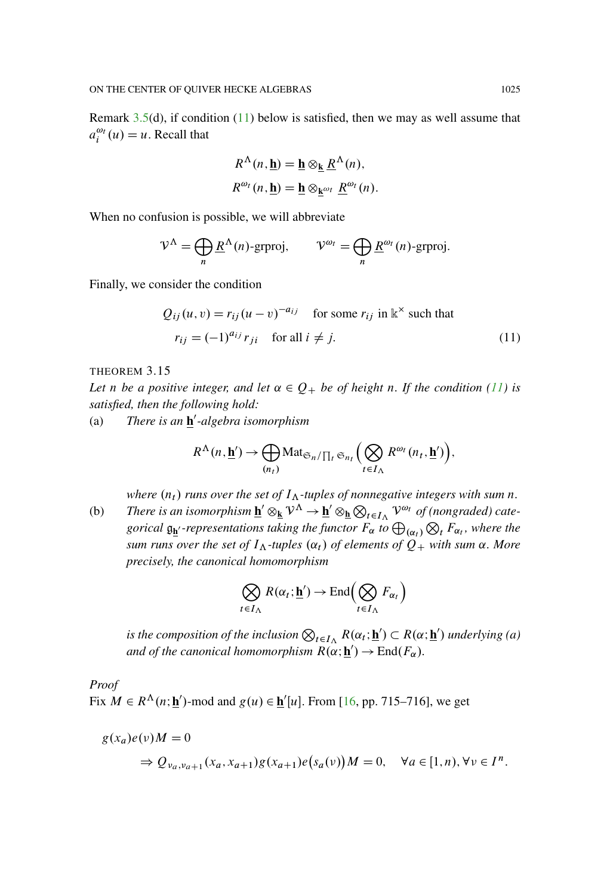Remark 3.5(d), if condition (11) below is satisfied, then we may as well assume that $a_i^{\omega_t}(u) = u$. Recall that

$$R^\Lambda(n, \underline{\mathbf{h}}) = \underline{\mathbf{h}} \otimes_{\underline{\mathbf{k}}} \underline{R}^\Lambda(n),$$
$$R^{\omega_t}(n, \underline{\mathbf{h}}) = \underline{\mathbf{h}} \otimes_{\underline{\mathbf{k}}^{\omega_t}} \underline{R}^{\omega_t}(n).$$

When no confusion is possible, we will abbreviate

$$\mathcal{V}^\Lambda = \bigoplus_n \underline{R}^\Lambda(n)\text{-grproj}, \qquad \mathcal{V}^{\omega_t} = \bigoplus_n \underline{R}^{\omega_t}(n)\text{-grproj}.$$

Finally, we consider the condition

$$Q_{ij}(u,v) = r_{ij}(u-v)^{-a_{ij}} \quad \text{for some } r_{ij} \text{ in } \mathbb{k}^\times \text{ such that}$$
$$r_{ij} = (-1)^{a_{ij}} r_{ji} \quad \text{for all } i \neq j. \tag{11}$$

THEOREM 3.15

*Let $n$ be a positive integer, and let $\alpha \in Q_+$ be of height $n$. If the condition (11) is satisfied, then the following hold:*

(a) *There is an $\underline{\mathbf{h}}'$-algebra isomorphism*

$$R^\Lambda(n, \underline{\mathbf{h}}') \to \bigoplus_{(n_t)} \mathrm{Mat}_{\mathfrak{S}_n / \prod_t \mathfrak{S}_{n_t}} \Big( \bigotimes_{t \in I_\Lambda} R^{\omega_t}(n_t, \underline{\mathbf{h}}') \Big),$$

*where $(n_t)$ runs over the set of $I_\Lambda$-tuples of nonnegative integers with sum $n$.*

(b) *There is an isomorphism $\underline{\mathbf{h}}' \otimes_{\underline{\mathbf{k}}} \mathcal{V}^\Lambda \to \underline{\mathbf{h}}' \otimes_{\underline{\mathbf{h}}} \bigotimes_{t \in I_\Lambda} \mathcal{V}^{\omega_t}$ of (nongraded) categorical $\mathfrak{g}_{\underline{\mathbf{h}}'}$-representations taking the functor $F_\alpha$ to $\bigoplus_{(\alpha_t)} \bigotimes_t F_{\alpha_t}$, where the sum runs over the set of $I_\Lambda$-tuples $(\alpha_t)$ of elements of $Q_+$ with sum $\alpha$. More precisely, the canonical homomorphism*

$$\bigotimes_{t \in I_\Lambda} R(\alpha_t; \underline{\mathbf{h}}') \to \mathrm{End}\Big( \bigotimes_{t \in I_\Lambda} F_{\alpha_t} \Big)$$

*is the composition of the inclusion $\bigotimes_{t \in I_\Lambda} R(\alpha_t; \underline{\mathbf{h}}') \subset R(\alpha; \underline{\mathbf{h}}')$ underlying (a) and of the canonical homomorphism $R(\alpha; \underline{\mathbf{h}}') \to \mathrm{End}(F_\alpha)$.*

*Proof*

Fix $M \in R^\Lambda(n; \underline{\mathbf{h}}')$-mod and $g(u) \in \underline{\mathbf{h}}'[u]$. From [16, pp. 715–716], we get

$$g(x_a) e(\nu) M = 0$$
$$\Rightarrow Q_{\nu_a, \nu_{a+1}}(x_a, x_{a+1}) g(x_{a+1}) e\big(s_a(\nu)\big) M = 0, \quad \forall a \in [1, n), \forall \nu \in I^n.$$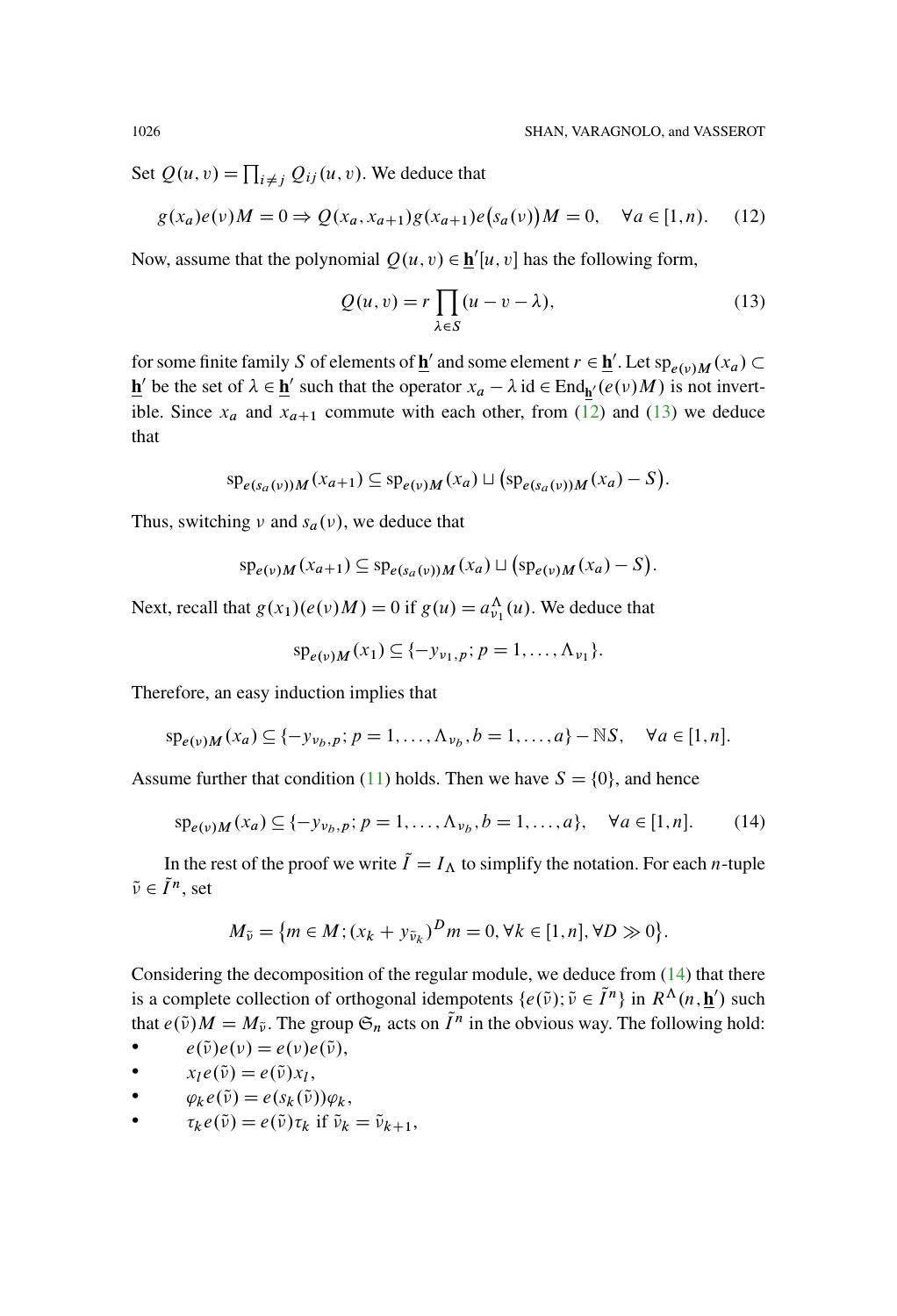Set $Q(u,v) = \prod_{i \neq j} Q_{ij}(u,v)$. We deduce that

$$g(x_a)e(\nu)M = 0 \Rightarrow Q(x_a, x_{a+1})g(x_{a+1})e\big(s_a(\nu)\big)M = 0, \quad \forall a \in [1,n). \tag{12}$$

Now, assume that the polynomial $Q(u,v) \in \underline{\mathbf{h}}'[u,v]$ has the following form,

$$Q(u,v) = r \prod_{\lambda \in S} (u - v - \lambda), \tag{13}$$

for some finite family $S$ of elements of $\underline{\mathbf{h}}'$ and some element $r \in \underline{\mathbf{h}}'$. Let $\mathrm{sp}_{e(\nu)M}(x_a) \subset \underline{\mathbf{h}}'$ be the set of $\lambda \in \underline{\mathbf{h}}'$ such that the operator $x_a - \lambda \,\mathrm{id} \in \mathrm{End}_{\underline{\mathbf{h}}'}(e(\nu)M)$ is not invertible. Since $x_a$ and $x_{a+1}$ commute with each other, from (12) and (13) we deduce that

$$\mathrm{sp}_{e(s_a(\nu))M}(x_{a+1}) \subseteq \mathrm{sp}_{e(\nu)M}(x_a) \sqcup \big(\mathrm{sp}_{e(s_a(\nu))M}(x_a) - S\big).$$

Thus, switching $\nu$ and $s_a(\nu)$, we deduce that

$$\mathrm{sp}_{e(\nu)M}(x_{a+1}) \subseteq \mathrm{sp}_{e(s_a(\nu))M}(x_a) \sqcup \big(\mathrm{sp}_{e(\nu)M}(x_a) - S\big).$$

Next, recall that $g(x_1)(e(\nu)M) = 0$ if $g(u) = a^{\Lambda}_{\nu_1}(u)$. We deduce that

$$\mathrm{sp}_{e(\nu)M}(x_1) \subseteq \{-y_{\nu_1,p};\, p = 1, \ldots, \Lambda_{\nu_1}\}.$$

Therefore, an easy induction implies that

$$\mathrm{sp}_{e(\nu)M}(x_a) \subseteq \{-y_{\nu_b,p};\, p = 1, \ldots, \Lambda_{\nu_b}, b = 1, \ldots, a\} - \mathbb{N}S, \quad \forall a \in [1,n].$$

Assume further that condition (11) holds. Then we have $S = \{0\}$, and hence

$$\mathrm{sp}_{e(\nu)M}(x_a) \subseteq \{-y_{\nu_b,p};\, p = 1, \ldots, \Lambda_{\nu_b}, b = 1, \ldots, a\}, \quad \forall a \in [1,n]. \tag{14}$$

In the rest of the proof we write $\tilde{I} = I_\Lambda$ to simplify the notation. For each $n$-tuple $\tilde{\nu} \in \tilde{I}^n$, set

$$M_{\tilde{\nu}} = \big\{m \in M;\, (x_k + y_{\tilde{\nu}_k})^D m = 0, \forall k \in [1,n], \forall D \gg 0\big\}.$$

Considering the decomposition of the regular module, we deduce from (14) that there is a complete collection of orthogonal idempotents $\{e(\tilde{\nu}); \tilde{\nu} \in \tilde{I}^n\}$ in $R^{\Lambda}(n, \underline{\mathbf{h}}')$ such that $e(\tilde{\nu})M = M_{\tilde{\nu}}$. The group $\mathfrak{S}_n$ acts on $\tilde{I}^n$ in the obvious way. The following hold:

- $e(\tilde{\nu})e(\nu) = e(\nu)e(\tilde{\nu})$,
- $x_l e(\tilde{\nu}) = e(\tilde{\nu})x_l$,
- $\varphi_k e(\tilde{\nu}) = e(s_k(\tilde{\nu}))\varphi_k$,
- $\tau_k e(\tilde{\nu}) = e(\tilde{\nu})\tau_k$ if $\tilde{\nu}_k = \tilde{\nu}_{k+1}$,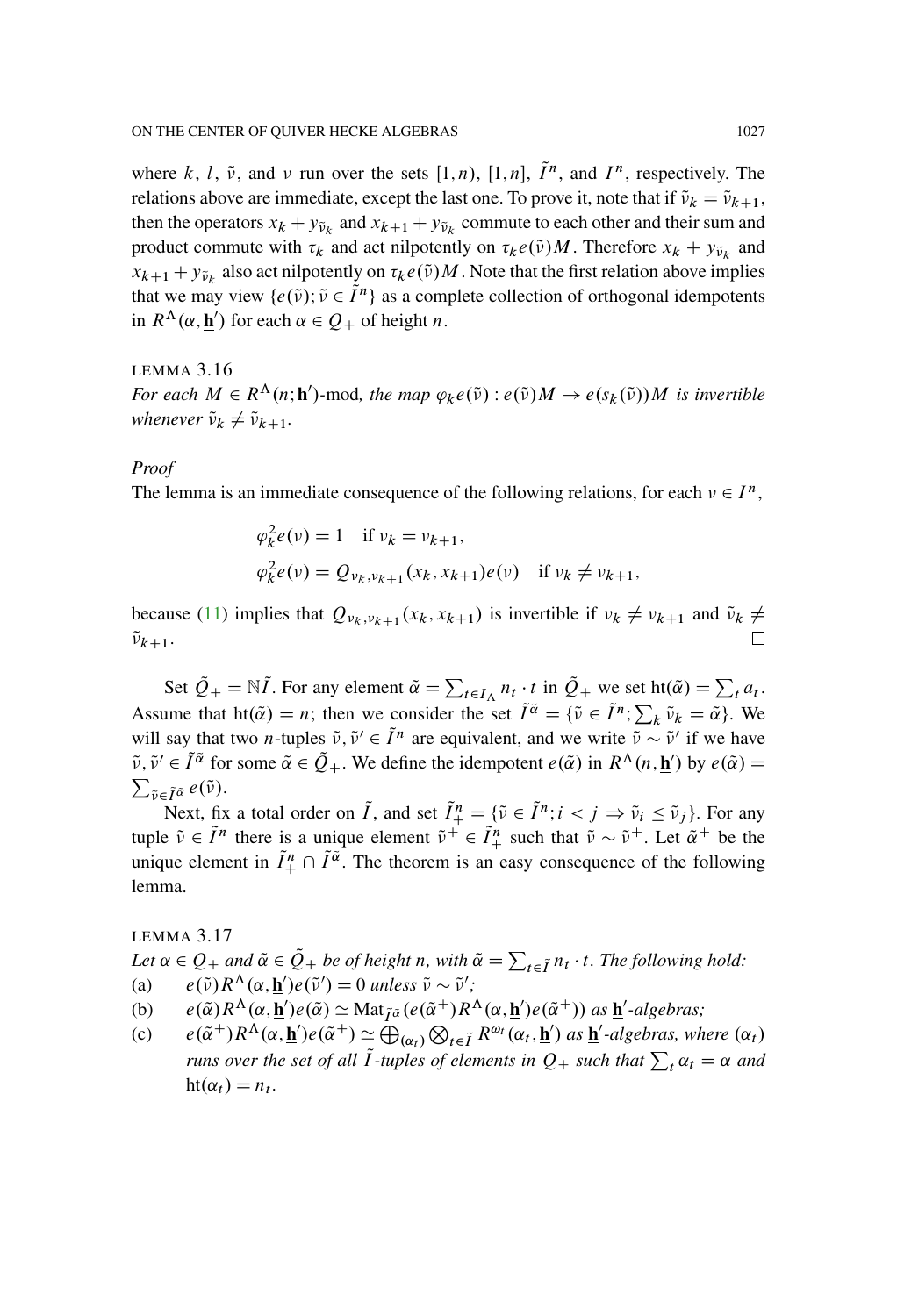where $k$, $l$, $\tilde{\nu}$, and $\nu$ run over the sets $[1,n)$, $[1,n]$, $\tilde{I}^n$, and $I^n$, respectively. The relations above are immediate, except the last one. To prove it, note that if $\tilde{\nu}_k = \tilde{\nu}_{k+1}$, then the operators $x_k + y_{\tilde{\nu}_k}$ and $x_{k+1} + y_{\tilde{\nu}_k}$ commute to each other and their sum and product commute with $\tau_k$ and act nilpotently on $\tau_k e(\tilde{\nu})M$. Therefore $x_k + y_{\tilde{\nu}_k}$ and $x_{k+1} + y_{\tilde{\nu}_k}$ also act nilpotently on $\tau_k e(\tilde{\nu})M$. Note that the first relation above implies that we may view $\{e(\tilde{\nu}); \tilde{\nu} \in \tilde{I}^n\}$ as a complete collection of orthogonal idempotents in $R^\Lambda(\alpha, \underline{\mathbf{h}}')$ for each $\alpha \in Q_+$ of height $n$.

LEMMA 3.16
*For each $M \in R^\Lambda(n; \underline{\mathbf{h}}')$-mod, the map $\varphi_k e(\tilde{\nu}) : e(\tilde{\nu})M \to e(s_k(\tilde{\nu}))M$ is invertible whenever $\tilde{\nu}_k \neq \tilde{\nu}_{k+1}$.*

*Proof*
The lemma is an immediate consequence of the following relations, for each $\nu \in I^n$,

$$\varphi_k^2 e(\nu) = 1 \quad \text{if } \nu_k = \nu_{k+1},$$
$$\varphi_k^2 e(\nu) = Q_{\nu_k, \nu_{k+1}}(x_k, x_{k+1}) e(\nu) \quad \text{if } \nu_k \neq \nu_{k+1},$$

because (11) implies that $Q_{\nu_k,\nu_{k+1}}(x_k, x_{k+1})$ is invertible if $\nu_k \neq \nu_{k+1}$ and $\tilde{\nu}_k \neq \tilde{\nu}_{k+1}$. □

Set $\tilde{Q}_+ = \mathbb{N}\tilde{I}$. For any element $\tilde{\alpha} = \sum_{t \in I_\Lambda} n_t \cdot t$ in $\tilde{Q}_+$ we set $\mathrm{ht}(\tilde{\alpha}) = \sum_t a_t$. Assume that $\mathrm{ht}(\tilde{\alpha}) = n$; then we consider the set $\tilde{I}^{\tilde{\alpha}} = \{\tilde{\nu} \in \tilde{I}^n; \sum_k \tilde{\nu}_k = \tilde{\alpha}\}$. We will say that two $n$-tuples $\tilde{\nu}, \tilde{\nu}' \in \tilde{I}^n$ are equivalent, and we write $\tilde{\nu} \sim \tilde{\nu}'$ if we have $\tilde{\nu}, \tilde{\nu}' \in \tilde{I}^{\tilde{\alpha}}$ for some $\tilde{\alpha} \in \tilde{Q}_+$. We define the idempotent $e(\tilde{\alpha})$ in $R^\Lambda(n, \underline{\mathbf{h}}')$ by $e(\tilde{\alpha}) = \sum_{\tilde{\nu} \in \tilde{I}^{\tilde{\alpha}}} e(\tilde{\nu})$.

Next, fix a total order on $\tilde{I}$, and set $\tilde{I}^n_+ = \{\tilde{\nu} \in \tilde{I}^n; i < j \Rightarrow \tilde{\nu}_i \leq \tilde{\nu}_j\}$. For any tuple $\tilde{\nu} \in \tilde{I}^n$ there is a unique element $\tilde{\nu}^+ \in \tilde{I}^n_+$ such that $\tilde{\nu} \sim \tilde{\nu}^+$. Let $\tilde{\alpha}^+$ be the unique element in $\tilde{I}^n_+ \cap \tilde{I}^{\tilde{\alpha}}$. The theorem is an easy consequence of the following lemma.

LEMMA 3.17
*Let $\alpha \in Q_+$ and $\tilde{\alpha} \in \tilde{Q}_+$ be of height $n$, with $\tilde{\alpha} = \sum_{t \in \tilde{I}} n_t \cdot t$. The following hold:*

(a) $e(\tilde{\nu}) R^\Lambda(\alpha, \underline{\mathbf{h}}') e(\tilde{\nu}') = 0$ *unless* $\tilde{\nu} \sim \tilde{\nu}'$;

(b) $e(\tilde{\alpha}) R^\Lambda(\alpha, \underline{\mathbf{h}}') e(\tilde{\alpha}) \simeq \mathrm{Mat}_{\tilde{I}^{\tilde{\alpha}}}(e(\tilde{\alpha}^+) R^\Lambda(\alpha, \underline{\mathbf{h}}') e(\tilde{\alpha}^+))$ *as* $\underline{\mathbf{h}}'$*-algebras;*

(c) $e(\tilde{\alpha}^+) R^\Lambda(\alpha, \underline{\mathbf{h}}') e(\tilde{\alpha}^+) \simeq \bigoplus_{(\alpha_t)} \bigotimes_{t \in \tilde{I}} R^{\omega_t}(\alpha_t, \underline{\mathbf{h}}')$ *as* $\underline{\mathbf{h}}'$*-algebras, where* $(\alpha_t)$ *runs over the set of all* $\tilde{I}$*-tuples of elements in* $Q_+$ *such that* $\sum_t \alpha_t = \alpha$ *and* $\mathrm{ht}(\alpha_t) = n_t$.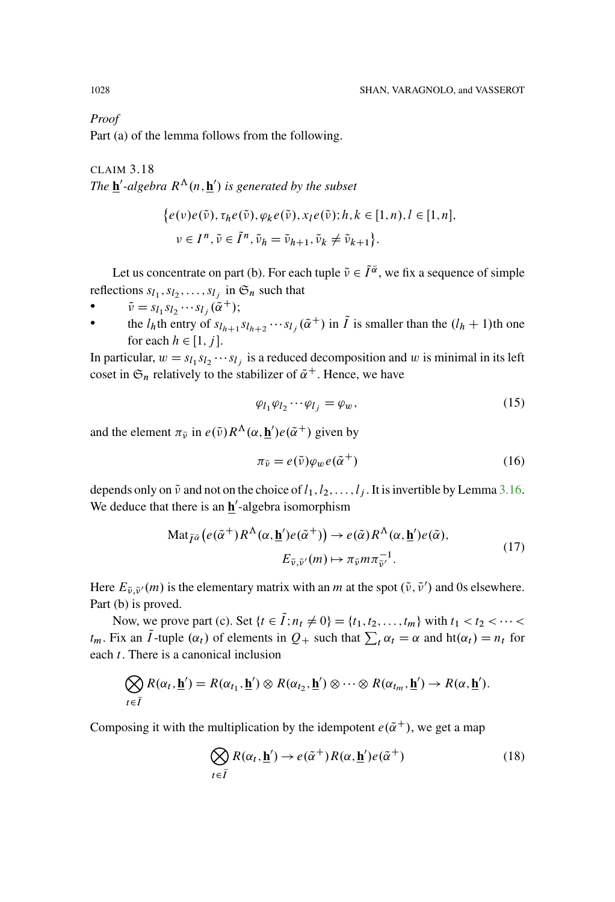*Proof*

Part (a) of the lemma follows from the following.

CLAIM 3.18

*The $\underline{\mathbf{h}}'$-algebra $R^\Lambda(n, \underline{\mathbf{h}}')$ is generated by the subset*

$$\big\{e(\nu)e(\tilde\nu), \tau_h e(\tilde\nu), \varphi_k e(\tilde\nu), x_l e(\tilde\nu); h,k \in [1,n), l \in [1,n],\\ \nu \in I^n, \tilde\nu \in \tilde I^n, \tilde\nu_h = \tilde\nu_{h+1}, \tilde\nu_k \neq \tilde\nu_{k+1}\big\}.$$

Let us concentrate on part (b). For each tuple $\tilde\nu \in \tilde I^{\tilde\alpha}$, we fix a sequence of simple reflections $s_{l_1}, s_{l_2}, \dots, s_{l_j}$ in $\mathfrak{S}_n$ such that

- $\tilde\nu = s_{l_1} s_{l_2} \cdots s_{l_j}(\tilde\alpha^+)$;
- the $l_h$th entry of $s_{l_{h+1}} s_{l_{h+2}} \cdots s_{l_j}(\tilde\alpha^+)$ in $\tilde I$ is smaller than the $(l_h+1)$th one for each $h \in [1, j]$.

In particular, $w = s_{l_1} s_{l_2} \cdots s_{l_j}$ is a reduced decomposition and $w$ is minimal in its left coset in $\mathfrak{S}_n$ relatively to the stabilizer of $\tilde\alpha^+$. Hence, we have

$$\varphi_{l_1}\varphi_{l_2}\cdots\varphi_{l_j} = \varphi_w, \tag{15}$$

and the element $\pi_{\tilde\nu}$ in $e(\tilde\nu)R^\Lambda(\alpha, \underline{\mathbf{h}}')e(\tilde\alpha^+)$ given by

$$\pi_{\tilde\nu} = e(\tilde\nu)\varphi_w e(\tilde\alpha^+) \tag{16}$$

depends only on $\tilde\nu$ and not on the choice of $l_1, l_2, \dots, l_j$. It is invertible by Lemma 3.16. We deduce that there is an $\underline{\mathbf{h}}'$-algebra isomorphism

$$\begin{aligned} \mathrm{Mat}_{\tilde I^{\tilde\alpha}}\big(e(\tilde\alpha^+)R^\Lambda(\alpha, \underline{\mathbf{h}}')e(\tilde\alpha^+)\big) &\to e(\tilde\alpha)R^\Lambda(\alpha, \underline{\mathbf{h}}')e(\tilde\alpha), \\ E_{\tilde\nu,\tilde\nu'}(m) &\mapsto \pi_{\tilde\nu} m \pi_{\tilde\nu'}^{-1}. \end{aligned} \tag{17}$$

Here $E_{\tilde\nu,\tilde\nu'}(m)$ is the elementary matrix with an $m$ at the spot $(\tilde\nu, \tilde\nu')$ and 0s elsewhere. Part (b) is proved.

Now, we prove part (c). Set $\{t \in \tilde I; n_t \neq 0\} = \{t_1, t_2, \dots, t_m\}$ with $t_1 < t_2 < \cdots < t_m$. Fix an $\tilde I$-tuple $(\alpha_t)$ of elements in $Q_+$ such that $\sum_t \alpha_t = \alpha$ and $\mathrm{ht}(\alpha_t) = n_t$ for each $t$. There is a canonical inclusion

$$\bigotimes_{t\in\tilde I} R(\alpha_t, \underline{\mathbf{h}}') = R(\alpha_{t_1}, \underline{\mathbf{h}}') \otimes R(\alpha_{t_2}, \underline{\mathbf{h}}') \otimes \cdots \otimes R(\alpha_{t_m}, \underline{\mathbf{h}}') \to R(\alpha, \underline{\mathbf{h}}').$$

Composing it with the multiplication by the idempotent $e(\tilde\alpha^+)$, we get a map

$$\bigotimes_{t\in\tilde I} R(\alpha_t, \underline{\mathbf{h}}') \to e(\tilde\alpha^+)R(\alpha, \underline{\mathbf{h}}')e(\tilde\alpha^+) \tag{18}$$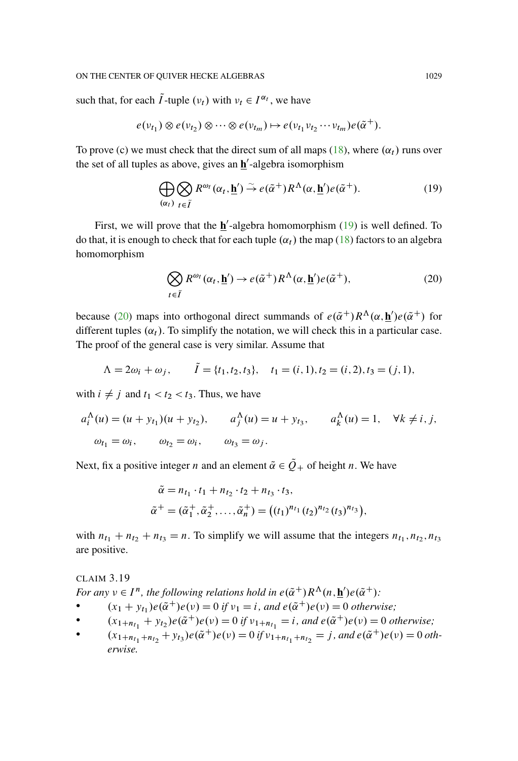such that, for each $\tilde{I}$-tuple $(\nu_t)$ with $\nu_t \in I^{\alpha_t}$, we have

$$e(\nu_{t_1}) \otimes e(\nu_{t_2}) \otimes \cdots \otimes e(\nu_{t_m}) \mapsto e(\nu_{t_1}\nu_{t_2}\cdots\nu_{t_m})e(\tilde{\alpha}^+).$$

To prove (c) we must check that the direct sum of all maps (18), where $(\alpha_t)$ runs over the set of all tuples as above, gives an $\underline{\mathbf{h}}'$-algebra isomorphism

$$\bigoplus_{(\alpha_t)} \bigotimes_{t\in\tilde{I}} R^{\omega_t}(\alpha_t, \underline{\mathbf{h}}') \xrightarrow{\sim} e(\tilde{\alpha}^+)R^{\Lambda}(\alpha, \underline{\mathbf{h}}')e(\tilde{\alpha}^+). \tag{19}$$

First, we will prove that the $\underline{\mathbf{h}}'$-algebra homomorphism (19) is well defined. To do that, it is enough to check that for each tuple $(\alpha_t)$ the map (18) factors to an algebra homomorphism

$$\bigotimes_{t\in\tilde{I}} R^{\omega_t}(\alpha_t, \underline{\mathbf{h}}') \to e(\tilde{\alpha}^+)R^{\Lambda}(\alpha, \underline{\mathbf{h}}')e(\tilde{\alpha}^+), \tag{20}$$

because (20) maps into orthogonal direct summands of $e(\tilde{\alpha}^+)R^{\Lambda}(\alpha, \underline{\mathbf{h}}')e(\tilde{\alpha}^+)$ for different tuples $(\alpha_t)$. To simplify the notation, we will check this in a particular case. The proof of the general case is very similar. Assume that

$$\Lambda = 2\omega_i + \omega_j, \qquad \tilde{I} = \{t_1, t_2, t_3\}, \quad t_1 = (i, 1), t_2 = (i, 2), t_3 = (j, 1),$$

with $i \neq j$ and $t_1 < t_2 < t_3$. Thus, we have

$$a_i^{\Lambda}(u) = (u + y_{t_1})(u + y_{t_2}), \qquad a_j^{\Lambda}(u) = u + y_{t_3}, \qquad a_k^{\Lambda}(u) = 1, \quad \forall k \neq i, j,$$

$$\omega_{t_1} = \omega_i, \qquad \omega_{t_2} = \omega_i, \qquad \omega_{t_3} = \omega_j.$$

Next, fix a positive integer $n$ and an element $\tilde{\alpha} \in \tilde{Q}_+$ of height $n$. We have

$$\tilde{\alpha} = n_{t_1} \cdot t_1 + n_{t_2} \cdot t_2 + n_{t_3} \cdot t_3,$$
$$\tilde{\alpha}^+ = (\tilde{\alpha}_1^+, \tilde{\alpha}_2^+, \ldots, \tilde{\alpha}_n^+) = \big((t_1)^{n_{t_1}}(t_2)^{n_{t_2}}(t_3)^{n_{t_3}}\big),$$

with $n_{t_1} + n_{t_2} + n_{t_3} = n$. To simplify we will assume that the integers $n_{t_1}, n_{t_2}, n_{t_3}$ are positive.

CLAIM 3.19
*For any $\nu \in I^n$, the following relations hold in $e(\tilde{\alpha}^+)R^{\Lambda}(n, \underline{\mathbf{h}}')e(\tilde{\alpha}^+)$:*

- $(x_1 + y_{t_1})e(\tilde{\alpha}^+)e(\nu) = 0$ *if* $\nu_1 = i$, *and* $e(\tilde{\alpha}^+)e(\nu) = 0$ *otherwise;*
- $(x_{1+n_{t_1}} + y_{t_2})e(\tilde{\alpha}^+)e(\nu) = 0$ *if* $\nu_{1+n_{t_1}} = i$, *and* $e(\tilde{\alpha}^+)e(\nu) = 0$ *otherwise;*
- $(x_{1+n_{t_1}+n_{t_2}} + y_{t_3})e(\tilde{\alpha}^+)e(\nu) = 0$ *if* $\nu_{1+n_{t_1}+n_{t_2}} = j$, *and* $e(\tilde{\alpha}^+)e(\nu) = 0$ *otherwise.*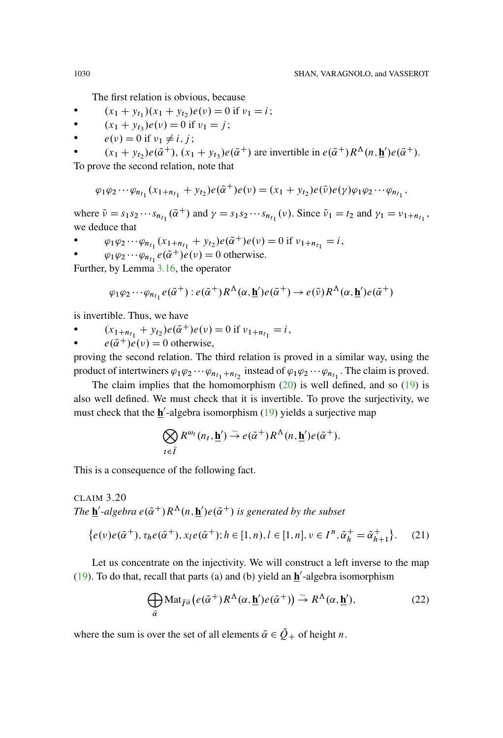The first relation is obvious, because

- $(x_1 + y_{t_1})(x_1 + y_{t_2})e(\nu) = 0$ if $\nu_1 = i$;
- $(x_1 + y_{t_3})e(\nu) = 0$ if $\nu_1 = j$;
- $e(\nu) = 0$ if $\nu_1 \neq i, j$;
- $(x_1 + y_{t_2})e(\tilde{\alpha}^+)$, $(x_1 + y_{t_3})e(\tilde{\alpha}^+)$ are invertible in $e(\tilde{\alpha}^+)R^\Lambda(n, \underline{\mathbf{h}}')e(\tilde{\alpha}^+)$.

To prove the second relation, note that

$$\varphi_1\varphi_2\cdots\varphi_{n_{t_1}}(x_{1+n_{t_1}} + y_{t_2})e(\tilde{\alpha}^+)e(\nu) = (x_1 + y_{t_2})e(\tilde{\nu})e(\gamma)\varphi_1\varphi_2\cdots\varphi_{n_{t_1}},$$

where $\tilde{\nu} = s_1 s_2 \cdots s_{n_{t_1}}(\tilde{\alpha}^+)$ and $\gamma = s_1 s_2 \cdots s_{n_{t_1}}(\nu)$. Since $\tilde{\nu}_1 = t_2$ and $\gamma_1 = \nu_{1+n_{t_1}}$, we deduce that

- $\varphi_1\varphi_2\cdots\varphi_{n_{t_1}}(x_{1+n_{t_1}} + y_{t_2})e(\tilde{\alpha}^+)e(\nu) = 0$ if $\nu_{1+n_{t_1}} = i$,
- $\varphi_1\varphi_2\cdots\varphi_{n_{t_1}}e(\tilde{\alpha}^+)e(\nu) = 0$ otherwise.

Further, by Lemma 3.16, the operator

$$\varphi_1\varphi_2\cdots\varphi_{n_{t_1}}e(\tilde{\alpha}^+) : e(\tilde{\alpha}^+)R^\Lambda(\alpha, \underline{\mathbf{h}}')e(\tilde{\alpha}^+) \to e(\tilde{\nu})R^\Lambda(\alpha, \underline{\mathbf{h}}')e(\tilde{\alpha}^+)$$

is invertible. Thus, we have

- $(x_{1+n_{t_1}} + y_{t_2})e(\tilde{\alpha}^+)e(\nu) = 0$ if $\nu_{1+n_{t_1}} = i$,
- $e(\tilde{\alpha}^+)e(\nu) = 0$ otherwise,

proving the second relation. The third relation is proved in a similar way, using the product of intertwiners $\varphi_1\varphi_2\cdots\varphi_{n_{t_1}+n_{t_2}}$ instead of $\varphi_1\varphi_2\cdots\varphi_{n_{t_1}}$. The claim is proved.

The claim implies that the homomorphism (20) is well defined, and so (19) is also well defined. We must check that it is invertible. To prove the surjectivity, we must check that the $\underline{\mathbf{h}}'$-algebra isomorphism (19) yields a surjective map

$$\bigotimes_{t\in\tilde{I}} R^{\omega_t}(n_t, \underline{\mathbf{h}}') \xrightarrow{\sim} e(\tilde{\alpha}^+)R^\Lambda(n, \underline{\mathbf{h}}')e(\tilde{\alpha}^+).$$

This is a consequence of the following fact.

CLAIM 3.20
*The $\underline{\mathbf{h}}'$-algebra $e(\tilde{\alpha}^+)R^\Lambda(n, \underline{\mathbf{h}}')e(\tilde{\alpha}^+)$ is generated by the subset*

$$\{e(\nu)e(\tilde{\alpha}^+), \tau_h e(\tilde{\alpha}^+), x_l e(\tilde{\alpha}^+); h \in [1, n), l \in [1, n], \nu \in I^n, \tilde{\alpha}_h^+ = \tilde{\alpha}_{h+1}^+\}. \tag{21}$$

Let us concentrate on the injectivity. We will construct a left inverse to the map (19). To do that, recall that parts (a) and (b) yield an $\underline{\mathbf{h}}'$-algebra isomorphism

$$\bigoplus_{\tilde{\alpha}} \mathrm{Mat}_{\tilde{I}^{\tilde{\alpha}}}\big(e(\tilde{\alpha}^+)R^\Lambda(\alpha, \underline{\mathbf{h}}')e(\tilde{\alpha}^+)\big) \xrightarrow{\sim} R^\Lambda(\alpha, \underline{\mathbf{h}}'), \tag{22}$$

where the sum is over the set of all elements $\tilde{\alpha} \in \tilde{Q}_+$ of height $n$.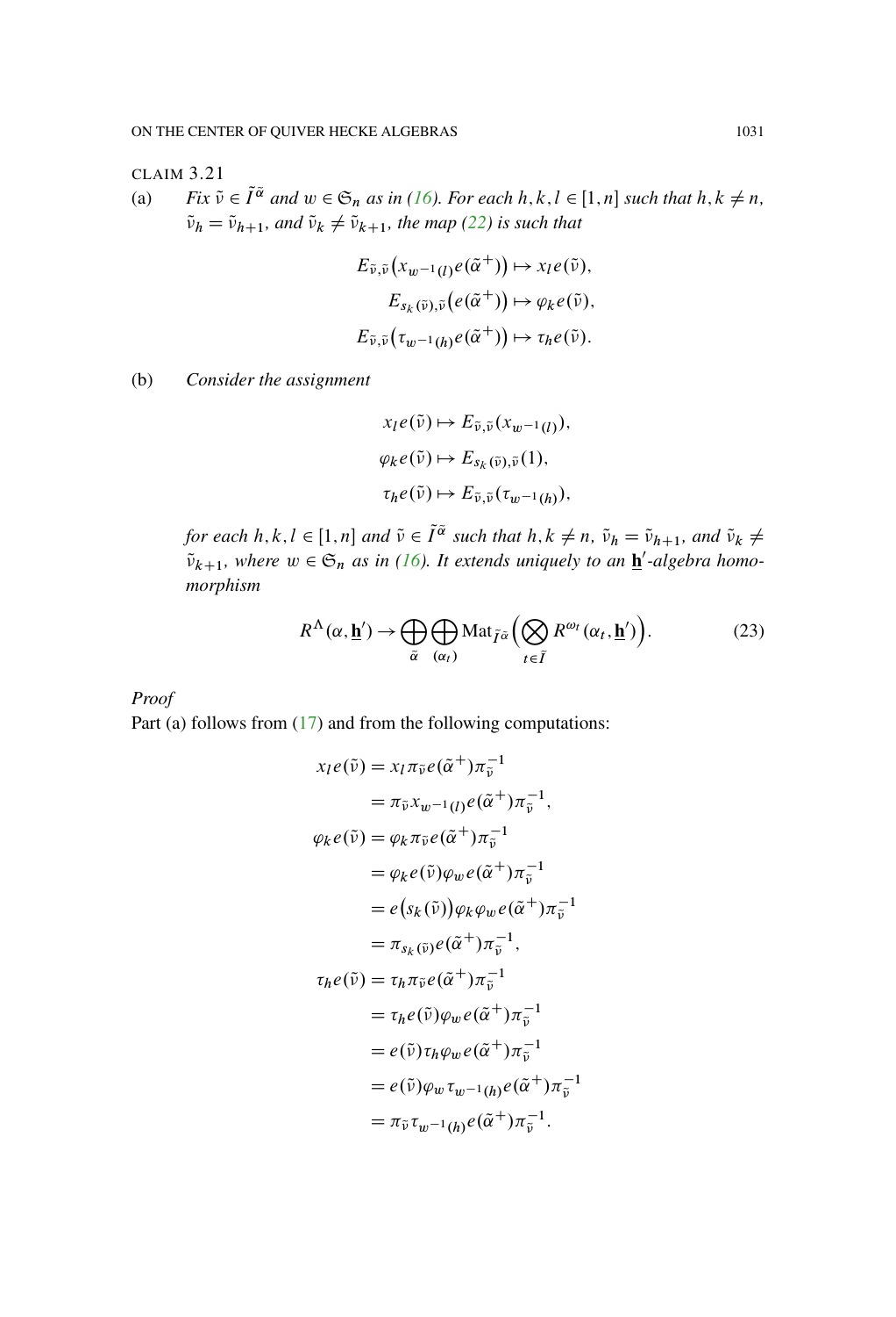CLAIM 3.21

(a) *Fix $\tilde{\nu} \in \tilde{I}^{\tilde{\alpha}}$ and $w \in \mathfrak{S}_n$ as in (16). For each $h, k, l \in [1, n]$ such that $h, k \neq n$, $\tilde{\nu}_h = \tilde{\nu}_{h+1}$, and $\tilde{\nu}_k \neq \tilde{\nu}_{k+1}$, the map (22) is such that*

$$E_{\tilde{\nu},\tilde{\nu}}\big(x_{w^{-1}(l)} e(\tilde{\alpha}^+)\big) \mapsto x_l e(\tilde{\nu}),$$

$$E_{s_k(\tilde{\nu}),\tilde{\nu}}\big(e(\tilde{\alpha}^+)\big) \mapsto \varphi_k e(\tilde{\nu}),$$

$$E_{\tilde{\nu},\tilde{\nu}}\big(\tau_{w^{-1}(h)} e(\tilde{\alpha}^+)\big) \mapsto \tau_h e(\tilde{\nu}).$$

(b) *Consider the assignment*

$$x_l e(\tilde{\nu}) \mapsto E_{\tilde{\nu},\tilde{\nu}}(x_{w^{-1}(l)}),$$

$$\varphi_k e(\tilde{\nu}) \mapsto E_{s_k(\tilde{\nu}),\tilde{\nu}}(1),$$

$$\tau_h e(\tilde{\nu}) \mapsto E_{\tilde{\nu},\tilde{\nu}}(\tau_{w^{-1}(h)}),$$

*for each $h, k, l \in [1, n]$ and $\tilde{\nu} \in \tilde{I}^{\tilde{\alpha}}$ such that $h, k \neq n$, $\tilde{\nu}_h = \tilde{\nu}_{h+1}$, and $\tilde{\nu}_k \neq \tilde{\nu}_{k+1}$, where $w \in \mathfrak{S}_n$ as in (16). It extends uniquely to an $\underline{\mathbf{h}}'$-algebra homomorphism*

$$R^{\Lambda}(\alpha, \underline{\mathbf{h}}') \to \bigoplus_{\tilde{\alpha}} \bigoplus_{(\alpha_t)} \operatorname{Mat}_{\tilde{I}^{\tilde{\alpha}}}\Big(\bigotimes_{t \in \tilde{I}} R^{\omega_t}(\alpha_t, \underline{\mathbf{h}}')\Big). \tag{23}$$

*Proof*

Part (a) follows from (17) and from the following computations:

$$\begin{aligned}
x_l e(\tilde{\nu}) &= x_l \pi_{\tilde{\nu}} e(\tilde{\alpha}^+) \pi_{\tilde{\nu}}^{-1} \\
&= \pi_{\tilde{\nu}} x_{w^{-1}(l)} e(\tilde{\alpha}^+) \pi_{\tilde{\nu}}^{-1}, \\
\varphi_k e(\tilde{\nu}) &= \varphi_k \pi_{\tilde{\nu}} e(\tilde{\alpha}^+) \pi_{\tilde{\nu}}^{-1} \\
&= \varphi_k e(\tilde{\nu}) \varphi_w e(\tilde{\alpha}^+) \pi_{\tilde{\nu}}^{-1} \\
&= e\big(s_k(\tilde{\nu})\big) \varphi_k \varphi_w e(\tilde{\alpha}^+) \pi_{\tilde{\nu}}^{-1} \\
&= \pi_{s_k(\tilde{\nu})} e(\tilde{\alpha}^+) \pi_{\tilde{\nu}}^{-1}, \\
\tau_h e(\tilde{\nu}) &= \tau_h \pi_{\tilde{\nu}} e(\tilde{\alpha}^+) \pi_{\tilde{\nu}}^{-1} \\
&= \tau_h e(\tilde{\nu}) \varphi_w e(\tilde{\alpha}^+) \pi_{\tilde{\nu}}^{-1} \\
&= e(\tilde{\nu}) \tau_h \varphi_w e(\tilde{\alpha}^+) \pi_{\tilde{\nu}}^{-1} \\
&= e(\tilde{\nu}) \varphi_w \tau_{w^{-1}(h)} e(\tilde{\alpha}^+) \pi_{\tilde{\nu}}^{-1} \\
&= \pi_{\tilde{\nu}} \tau_{w^{-1}(h)} e(\tilde{\alpha}^+) \pi_{\tilde{\nu}}^{-1}.
\end{aligned}$$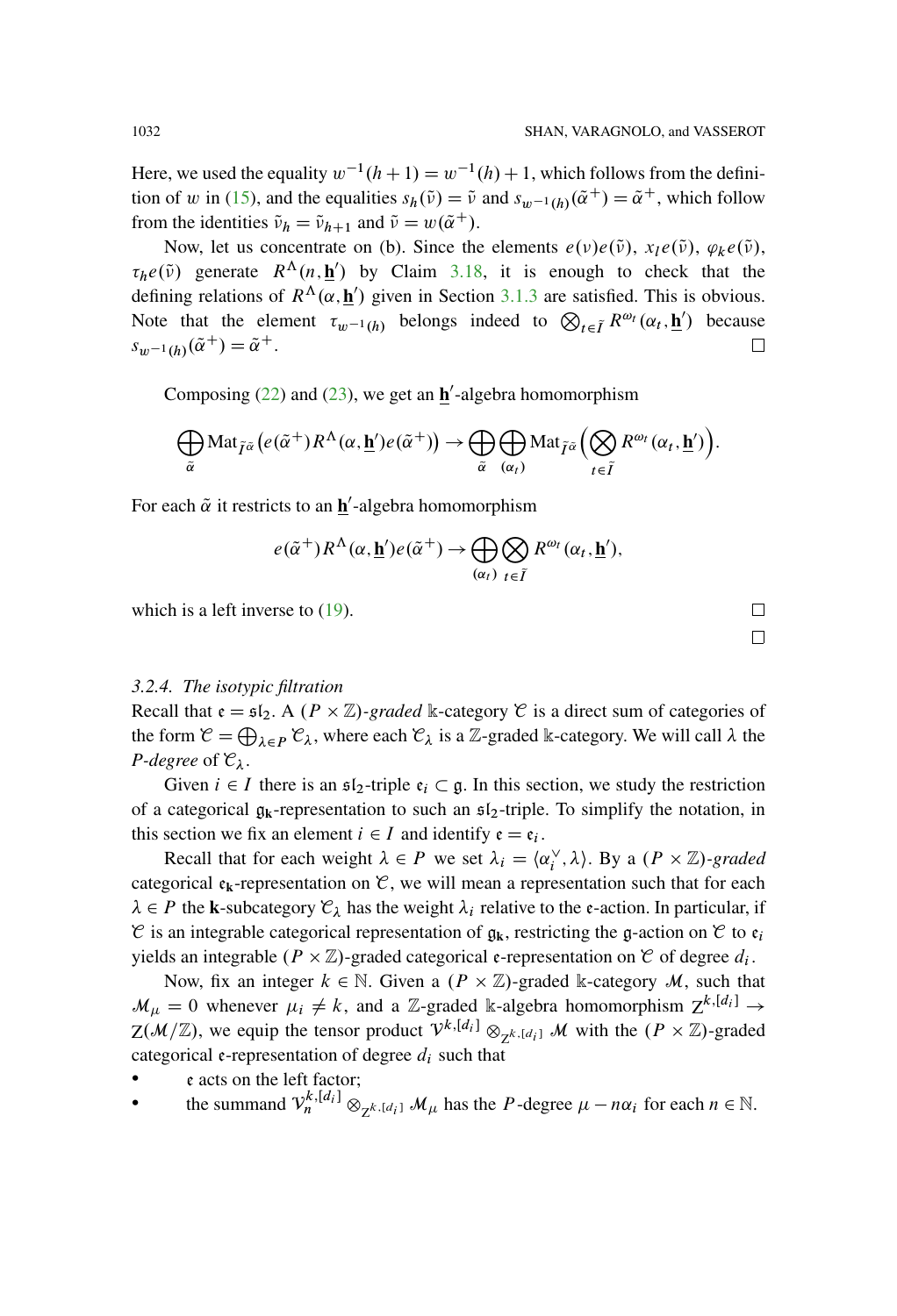Here, we used the equality $w^{-1}(h+1) = w^{-1}(h)+1$, which follows from the definition of $w$ in (15), and the equalities $s_h(\tilde{\nu}) = \tilde{\nu}$ and $s_{w^{-1}(h)}(\tilde{\alpha}^+) = \tilde{\alpha}^+$, which follow from the identities $\tilde{\nu}_h = \tilde{\nu}_{h+1}$ and $\tilde{\nu} = w(\tilde{\alpha}^+)$.

Now, let us concentrate on (b). Since the elements $e(\nu)e(\tilde{\nu})$, $x_l e(\tilde{\nu})$, $\varphi_k e(\tilde{\nu})$, $\tau_h e(\tilde{\nu})$ generate $R^\Lambda(n, \underline{\mathbf{h}}')$ by Claim 3.18, it is enough to check that the defining relations of $R^\Lambda(\alpha, \underline{\mathbf{h}}')$ given in Section 3.1.3 are satisfied. This is obvious. Note that the element $\tau_{w^{-1}(h)}$ belongs indeed to $\bigotimes_{t\in\tilde{I}} R^{\omega_t}(\alpha_t, \underline{\mathbf{h}}')$ because $s_{w^{-1}(h)}(\tilde{\alpha}^+) = \tilde{\alpha}^+$. □

Composing (22) and (23), we get an $\underline{\mathbf{h}}'$-algebra homomorphism

$$\bigoplus_{\tilde{\alpha}} \mathrm{Mat}_{\tilde{I}^{\tilde{\alpha}}}\big(e(\tilde{\alpha}^+)R^\Lambda(\alpha, \underline{\mathbf{h}}')e(\tilde{\alpha}^+)\big) \to \bigoplus_{\tilde{\alpha}} \bigoplus_{(\alpha_t)} \mathrm{Mat}_{\tilde{I}^{\tilde{\alpha}}}\Big(\bigotimes_{t\in\tilde{I}} R^{\omega_t}(\alpha_t, \underline{\mathbf{h}}')\Big).$$

For each $\tilde{\alpha}$ it restricts to an $\underline{\mathbf{h}}'$-algebra homomorphism

$$e(\tilde{\alpha}^+)R^\Lambda(\alpha, \underline{\mathbf{h}}')e(\tilde{\alpha}^+) \to \bigoplus_{(\alpha_t)} \bigotimes_{t\in\tilde{I}} R^{\omega_t}(\alpha_t, \underline{\mathbf{h}}'),$$

which is a left inverse to (19). □

□

*3.2.4. The isotypic filtration*

Recall that $\mathfrak{e} = \mathfrak{sl}_2$. A $(P\times\mathbb{Z})$*-graded* $\Bbbk$-category $\mathcal{C}$ is a direct sum of categories of the form $\mathcal{C} = \bigoplus_{\lambda\in P} \mathcal{C}_\lambda$, where each $\mathcal{C}_\lambda$ is a $\mathbb{Z}$-graded $\Bbbk$-category. We will call $\lambda$ the *P-degree* of $\mathcal{C}_\lambda$.

Given $i \in I$ there is an $\mathfrak{sl}_2$-triple $\mathfrak{e}_i \subset \mathfrak{g}$. In this section, we study the restriction of a categorical $\mathfrak{g}_{\mathbf{k}}$-representation to such an $\mathfrak{sl}_2$-triple. To simplify the notation, in this section we fix an element $i \in I$ and identify $\mathfrak{e} = \mathfrak{e}_i$.

Recall that for each weight $\lambda \in P$ we set $\lambda_i = \langle \alpha_i^\vee, \lambda\rangle$. By a $(P\times\mathbb{Z})$*-graded* categorical $\mathfrak{e}_{\mathbf{k}}$-representation on $\mathcal{C}$, we will mean a representation such that for each $\lambda\in P$ the $\mathbf{k}$-subcategory $\mathcal{C}_\lambda$ has the weight $\lambda_i$ relative to the $\mathfrak{e}$-action. In particular, if $\mathcal{C}$ is an integrable categorical representation of $\mathfrak{g}_{\mathbf{k}}$, restricting the $\mathfrak{g}$-action on $\mathcal{C}$ to $\mathfrak{e}_i$ yields an integrable $(P\times\mathbb{Z})$-graded categorical $\mathfrak{e}$-representation on $\mathcal{C}$ of degree $d_i$.

Now, fix an integer $k\in\mathbb{N}$. Given a $(P\times\mathbb{Z})$-graded $\Bbbk$-category $\mathcal{M}$, such that $\mathcal{M}_\mu = 0$ whenever $\mu_i \neq k$, and a $\mathbb{Z}$-graded $\Bbbk$-algebra homomorphism $\mathrm{Z}^{k,[d_i]} \to \mathrm{Z}(\mathcal{M}/\mathbb{Z})$, we equip the tensor product $\mathcal{V}^{k,[d_i]} \otimes_{\mathrm{Z}^{k,[d_i]}} \mathcal{M}$ with the $(P\times\mathbb{Z})$-graded categorical $\mathfrak{e}$-representation of degree $d_i$ such that

- $\mathfrak{e}$ acts on the left factor;
- the summand $\mathcal{V}_n^{k,[d_i]} \otimes_{\mathrm{Z}^{k,[d_i]}} \mathcal{M}_\mu$ has the $P$-degree $\mu - n\alpha_i$ for each $n\in\mathbb{N}$.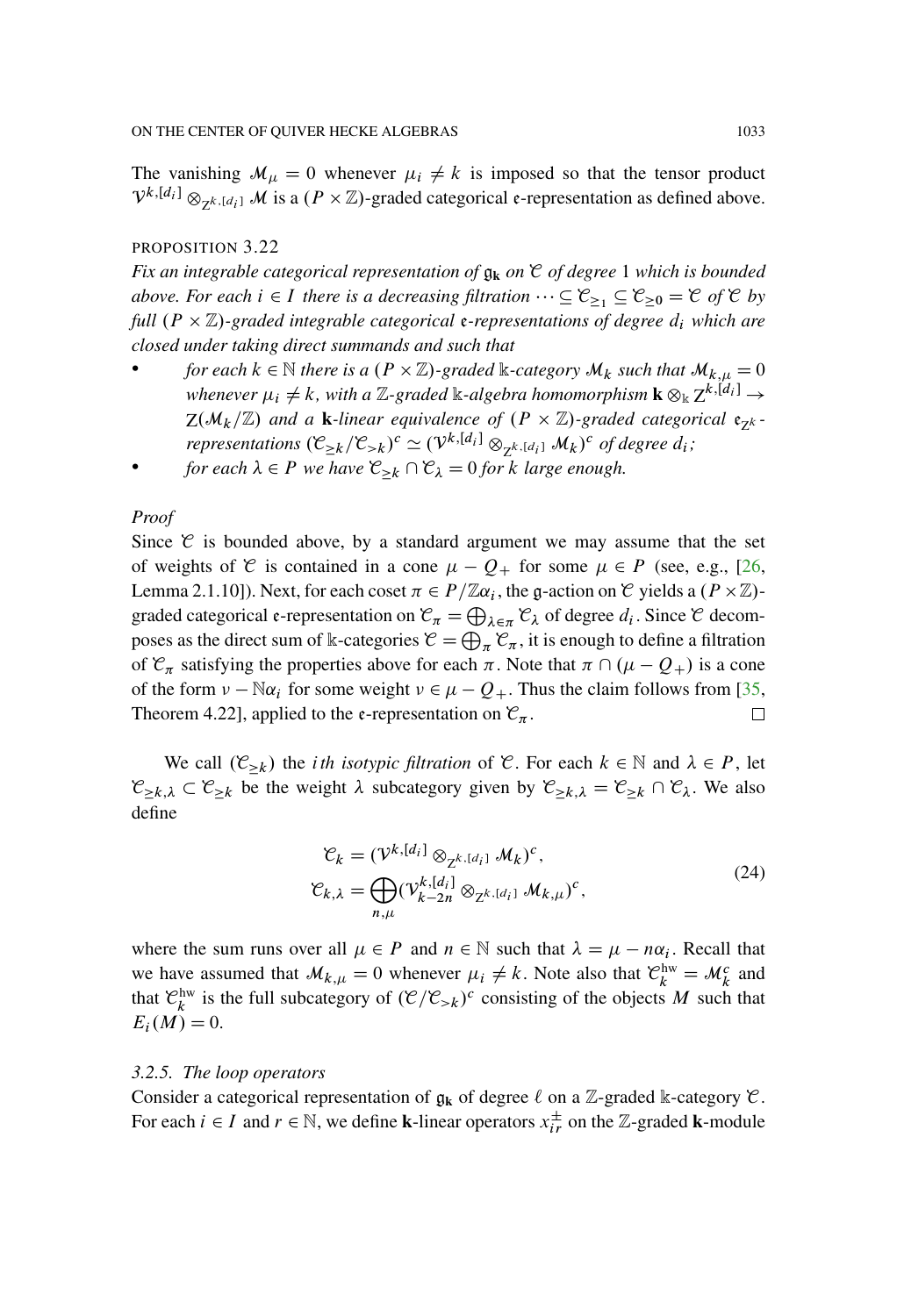The vanishing $\mathcal{M}_\mu = 0$ whenever $\mu_i \neq k$ is imposed so that the tensor product $\mathcal{V}^{k,[d_i]} \otimes_{\mathrm{Z}^{k,[d_i]}} \mathcal{M}$ is a $(P \times \mathbb{Z})$-graded categorical $\mathfrak{e}$-representation as defined above.

PROPOSITION 3.22

*Fix an integrable categorical representation of $\mathfrak{g}_{\mathbf{k}}$ on $\mathcal{C}$ of degree 1 which is bounded above. For each $i \in I$ there is a decreasing filtration $\cdots \subseteq \mathcal{C}_{\geq 1} \subseteq \mathcal{C}_{\geq 0} = \mathcal{C}$ of $\mathcal{C}$ by full $(P \times \mathbb{Z})$-graded integrable categorical $\mathfrak{e}$-representations of degree $d_i$ which are closed under taking direct summands and such that*

- *for each $k \in \mathbb{N}$ there is a $(P \times \mathbb{Z})$-graded $\Bbbk$-category $\mathcal{M}_k$ such that $\mathcal{M}_{k,\mu} = 0$ whenever $\mu_i \neq k$, with a $\mathbb{Z}$-graded $\Bbbk$-algebra homomorphism $\mathbf{k} \otimes_\Bbbk \mathrm{Z}^{k,[d_i]} \to \mathrm{Z}(\mathcal{M}_k/\mathbb{Z})$ and a $\mathbf{k}$-linear equivalence of $(P \times \mathbb{Z})$-graded categorical $\mathfrak{e}_{\mathrm{Z}^k}$-representations $(\mathcal{C}_{\geq k}/\mathcal{C}_{>k})^c \simeq (\mathcal{V}^{k,[d_i]} \otimes_{\mathrm{Z}^{k,[d_i]}} \mathcal{M}_k)^c$ of degree $d_i$;*
- *for each $\lambda \in P$ we have $\mathcal{C}_{\geq k} \cap \mathcal{C}_\lambda = 0$ for $k$ large enough.*

*Proof*

Since $\mathcal{C}$ is bounded above, by a standard argument we may assume that the set of weights of $\mathcal{C}$ is contained in a cone $\mu - Q_+$ for some $\mu \in P$ (see, e.g., [26, Lemma 2.1.10]). Next, for each coset $\pi \in P/\mathbb{Z}\alpha_i$, the $\mathfrak{g}$-action on $\mathcal{C}$ yields a $(P \times \mathbb{Z})$-graded categorical $\mathfrak{e}$-representation on $\mathcal{C}_\pi = \bigoplus_{\lambda \in \pi} \mathcal{C}_\lambda$ of degree $d_i$. Since $\mathcal{C}$ decomposes as the direct sum of $\Bbbk$-categories $\mathcal{C} = \bigoplus_\pi \mathcal{C}_\pi$, it is enough to define a filtration of $\mathcal{C}_\pi$ satisfying the properties above for each $\pi$. Note that $\pi \cap (\mu - Q_+)$ is a cone of the form $\nu - \mathbb{N}\alpha_i$ for some weight $\nu \in \mu - Q_+$. Thus the claim follows from [35, Theorem 4.22], applied to the $\mathfrak{e}$-representation on $\mathcal{C}_\pi$. $\square$

We call $(\mathcal{C}_{\geq k})$ the *ith isotypic filtration* of $\mathcal{C}$. For each $k \in \mathbb{N}$ and $\lambda \in P$, let $\mathcal{C}_{\geq k,\lambda} \subset \mathcal{C}_{\geq k}$ be the weight $\lambda$ subcategory given by $\mathcal{C}_{\geq k,\lambda} = \mathcal{C}_{\geq k} \cap \mathcal{C}_\lambda$. We also define

$$
\begin{aligned}
\mathcal{C}_k &= (\mathcal{V}^{k,[d_i]} \otimes_{\mathrm{Z}^{k,[d_i]}} \mathcal{M}_k)^c, \\
\mathcal{C}_{k,\lambda} &= \bigoplus_{n,\mu} (\mathcal{V}^{k,[d_i]}_{k-2n} \otimes_{\mathrm{Z}^{k,[d_i]}} \mathcal{M}_{k,\mu})^c,
\end{aligned}
\tag{24}
$$

where the sum runs over all $\mu \in P$ and $n \in \mathbb{N}$ such that $\lambda = \mu - n\alpha_i$. Recall that we have assumed that $\mathcal{M}_{k,\mu} = 0$ whenever $\mu_i \neq k$. Note also that $\mathcal{C}_k^{\mathrm{hw}} = \mathcal{M}_k^c$ and that $\mathcal{C}_k^{\mathrm{hw}}$ is the full subcategory of $(\mathcal{C}/\mathcal{C}_{>k})^c$ consisting of the objects $M$ such that $E_i(M) = 0$.

### 3.2.5. The loop operators

Consider a categorical representation of $\mathfrak{g}_{\mathbf{k}}$ of degree $\ell$ on a $\mathbb{Z}$-graded $\Bbbk$-category $\mathcal{C}$. For each $i \in I$ and $r \in \mathbb{N}$, we define $\mathbf{k}$-linear operators $x_{ir}^{\pm}$ on the $\mathbb{Z}$-graded $\mathbf{k}$-module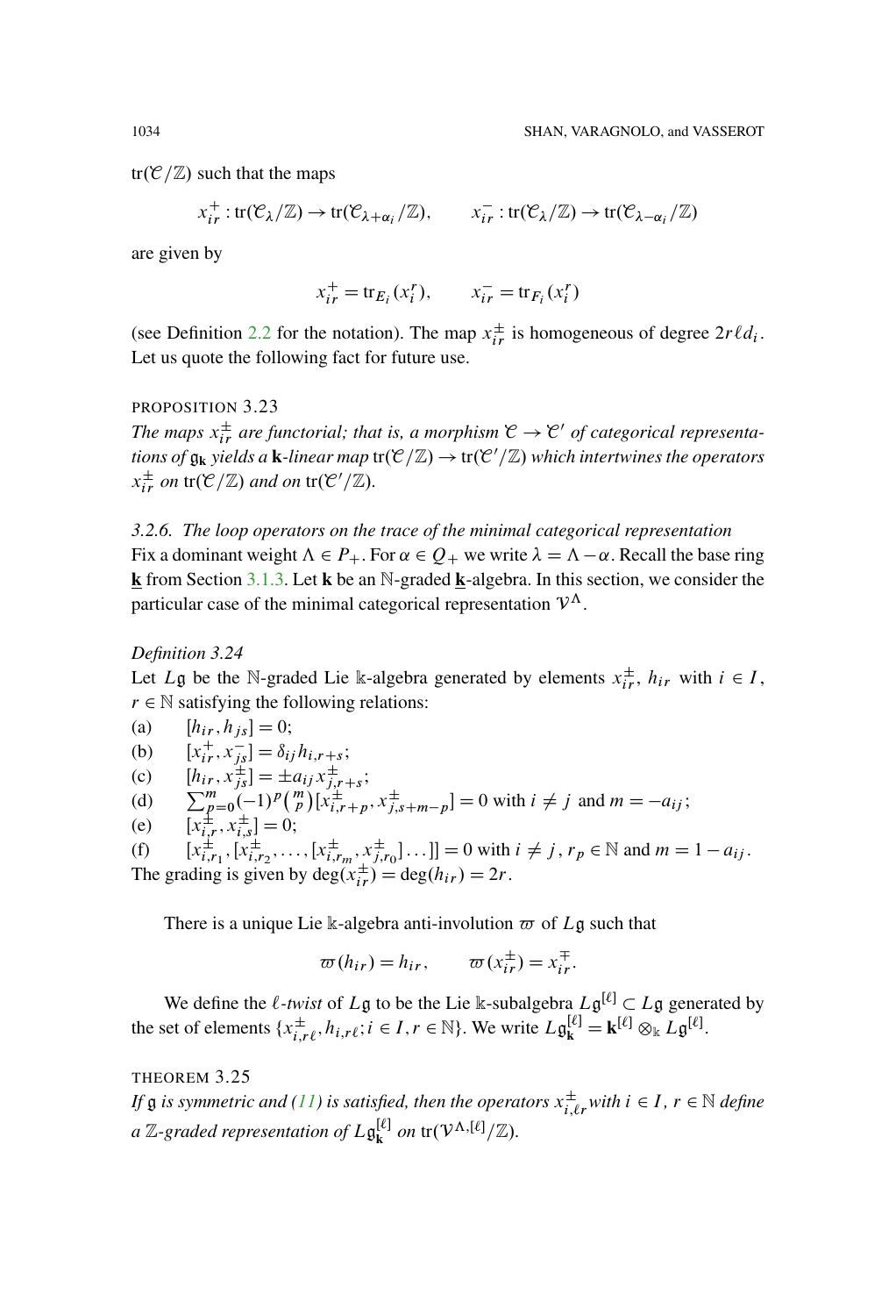$\mathrm{tr}(\mathcal{C}/\mathbb{Z})$ such that the maps

$$x_{ir}^{+} : \mathrm{tr}(\mathcal{C}_\lambda/\mathbb{Z}) \to \mathrm{tr}(\mathcal{C}_{\lambda+\alpha_i}/\mathbb{Z}), \qquad x_{ir}^{-} : \mathrm{tr}(\mathcal{C}_\lambda/\mathbb{Z}) \to \mathrm{tr}(\mathcal{C}_{\lambda-\alpha_i}/\mathbb{Z})$$

are given by

$$x_{ir}^{+} = \mathrm{tr}_{E_i}(x_i^r), \qquad x_{ir}^{-} = \mathrm{tr}_{F_i}(x_i^r)$$

(see Definition 2.2 for the notation). The map $x_{ir}^{\pm}$ is homogeneous of degree $2r\ell d_i$. Let us quote the following fact for future use.

PROPOSITION 3.23

*The maps $x_{ir}^{\pm}$ are functorial; that is, a morphism $\mathcal{C} \to \mathcal{C}'$ of categorical representations of $\mathfrak{g}_{\mathbf{k}}$ yields a $\mathbf{k}$-linear map $\mathrm{tr}(\mathcal{C}/\mathbb{Z}) \to \mathrm{tr}(\mathcal{C}'/\mathbb{Z})$ which intertwines the operators $x_{ir}^{\pm}$ on $\mathrm{tr}(\mathcal{C}/\mathbb{Z})$ and on $\mathrm{tr}(\mathcal{C}'/\mathbb{Z})$.*

*3.2.6. The loop operators on the trace of the minimal categorical representation*

Fix a dominant weight $\Lambda \in P_+$. For $\alpha \in Q_+$ we write $\lambda = \Lambda - \alpha$. Recall the base ring $\underline{\mathbf{k}}$ from Section 3.1.3. Let $\mathbf{k}$ be an $\mathbb{N}$-graded $\underline{\mathbf{k}}$-algebra. In this section, we consider the particular case of the minimal categorical representation $\mathcal{V}^\Lambda$.

*Definition 3.24*

Let $L\mathfrak{g}$ be the $\mathbb{N}$-graded Lie $\Bbbk$-algebra generated by elements $x_{ir}^{\pm}$, $h_{ir}$ with $i \in I$, $r \in \mathbb{N}$ satisfying the following relations:

(a) $[h_{ir}, h_{js}] = 0$;

(b) $[x_{ir}^{+}, x_{js}^{-}] = \delta_{ij} h_{i,r+s}$;

(c) $[h_{ir}, x_{js}^{\pm}] = \pm a_{ij} x_{j,r+s}^{\pm}$;

(d) $\sum_{p=0}^{m} (-1)^p \binom{m}{p} [x_{i,r+p}^{\pm}, x_{j,s+m-p}^{\pm}] = 0$ with $i \neq j$ and $m = -a_{ij}$;

(e) $[x_{i,r}^{\pm}, x_{i,s}^{\pm}] = 0$;

(f) $[x_{i,r_1}^{\pm}, [x_{i,r_2}^{\pm}, \ldots, [x_{i,r_m}^{\pm}, x_{j,r_0}^{\pm}] \ldots]] = 0$ with $i \neq j$, $r_p \in \mathbb{N}$ and $m = 1 - a_{ij}$.

The grading is given by $\deg(x_{ir}^{\pm}) = \deg(h_{ir}) = 2r$.

There is a unique Lie $\Bbbk$-algebra anti-involution $\varpi$ of $L\mathfrak{g}$ such that

$$\varpi(h_{ir}) = h_{ir}, \qquad \varpi(x_{ir}^{\pm}) = x_{ir}^{\mp}.$$

We define the *$\ell$-twist* of $L\mathfrak{g}$ to be the Lie $\Bbbk$-subalgebra $L\mathfrak{g}^{[\ell]} \subset L\mathfrak{g}$ generated by the set of elements $\{x_{i,r\ell}^{\pm}, h_{i,r\ell}; i \in I, r \in \mathbb{N}\}$. We write $L\mathfrak{g}_{\mathbf{k}}^{[\ell]} = \mathbf{k}^{[\ell]} \otimes_{\Bbbk} L\mathfrak{g}^{[\ell]}$.

THEOREM 3.25

*If $\mathfrak{g}$ is symmetric and (11) is satisfied, then the operators $x_{i,\ell r}^{\pm}$ with $i \in I$, $r \in \mathbb{N}$ define a $\mathbb{Z}$-graded representation of $L\mathfrak{g}_{\mathbf{k}}^{[\ell]}$ on $\mathrm{tr}(\mathcal{V}^{\Lambda,[\ell]}/\mathbb{Z})$.*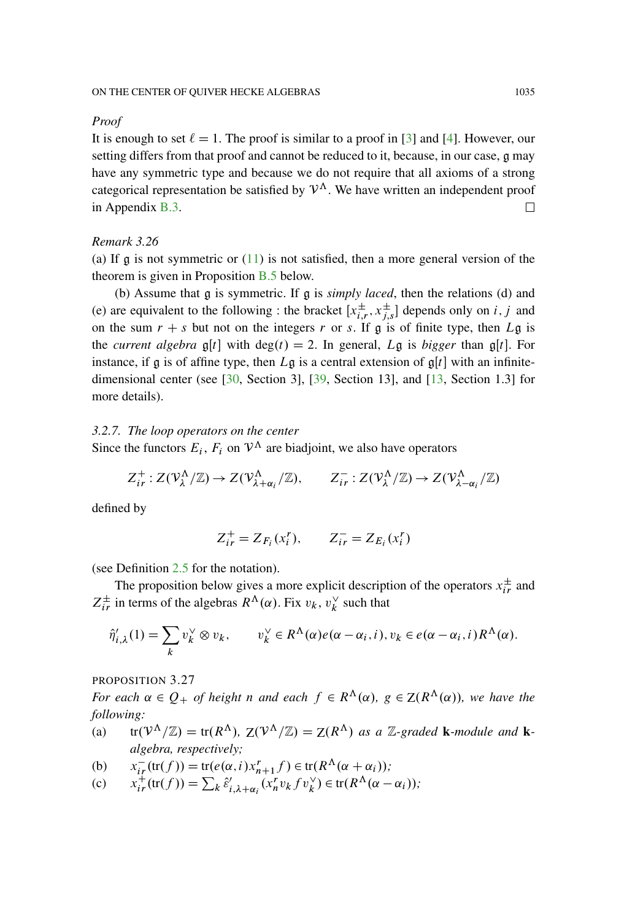*Proof*

It is enough to set $\ell = 1$. The proof is similar to a proof in [3] and [4]. However, our setting differs from that proof and cannot be reduced to it, because, in our case, $\mathfrak{g}$ may have any symmetric type and because we do not require that all axioms of a strong categorical representation be satisfied by $\mathcal{V}^\Lambda$. We have written an independent proof in Appendix B.3. $\square$

*Remark 3.26*

(a) If $\mathfrak{g}$ is not symmetric or (11) is not satisfied, then a more general version of the theorem is given in Proposition B.5 below.

(b) Assume that $\mathfrak{g}$ is symmetric. If $\mathfrak{g}$ is *simply laced*, then the relations (d) and (e) are equivalent to the following : the bracket $[x^{\pm}_{i,r}, x^{\pm}_{j,s}]$ depends only on $i$, $j$ and on the sum $r + s$ but not on the integers $r$ or $s$. If $\mathfrak{g}$ is of finite type, then $L\mathfrak{g}$ is the *current algebra* $\mathfrak{g}[t]$ with $\deg(t) = 2$. In general, $L\mathfrak{g}$ is *bigger* than $\mathfrak{g}[t]$. For instance, if $\mathfrak{g}$ is of affine type, then $L\mathfrak{g}$ is a central extension of $\mathfrak{g}[t]$ with an infinite-dimensional center (see [30, Section 3], [39, Section 13], and [13, Section 1.3] for more details).

*3.2.7. The loop operators on the center*

Since the functors $E_i$, $F_i$ on $\mathcal{V}^\Lambda$ are biadjoint, we also have operators

$$Z^+_{ir} : Z(\mathcal{V}^\Lambda_\lambda/\mathbb{Z}) \to Z(\mathcal{V}^\Lambda_{\lambda+\alpha_i}/\mathbb{Z}), \qquad Z^-_{ir} : Z(\mathcal{V}^\Lambda_\lambda/\mathbb{Z}) \to Z(\mathcal{V}^\Lambda_{\lambda-\alpha_i}/\mathbb{Z})$$

defined by

$$Z^+_{ir} = Z_{F_i}(x^r_i), \qquad Z^-_{ir} = Z_{E_i}(x^r_i)$$

(see Definition 2.5 for the notation).

The proposition below gives a more explicit description of the operators $x^{\pm}_{ir}$ and $Z^{\pm}_{ir}$ in terms of the algebras $R^\Lambda(\alpha)$. Fix $v_k$, $v^\vee_k$ such that

$$\hat{\eta}'_{i,\lambda}(1) = \sum_k v^\vee_k \otimes v_k, \qquad v^\vee_k \in R^\Lambda(\alpha)e(\alpha - \alpha_i, i), v_k \in e(\alpha - \alpha_i, i)R^\Lambda(\alpha).$$

PROPOSITION 3.27

*For each $\alpha \in Q_+$ of height $n$ and each $f \in R^\Lambda(\alpha)$, $g \in \mathrm{Z}(R^\Lambda(\alpha))$, we have the following:*

(a) $\mathrm{tr}(\mathcal{V}^\Lambda/\mathbb{Z}) = \mathrm{tr}(R^\Lambda)$, $\mathrm{Z}(\mathcal{V}^\Lambda/\mathbb{Z}) = \mathrm{Z}(R^\Lambda)$ *as a $\mathbb{Z}$-graded* **k***-module and* **k***-algebra, respectively;*

(b) $x^-_{ir}(\mathrm{tr}(f)) = \mathrm{tr}(e(\alpha, i)x^r_{n+1} f) \in \mathrm{tr}(R^\Lambda(\alpha + \alpha_i))$*;*

(c) $x^+_{ir}(\mathrm{tr}(f)) = \sum_k \hat{\varepsilon}'_{i,\lambda+\alpha_i}(x^r_n v_k f v^\vee_k) \in \mathrm{tr}(R^\Lambda(\alpha - \alpha_i))$*;*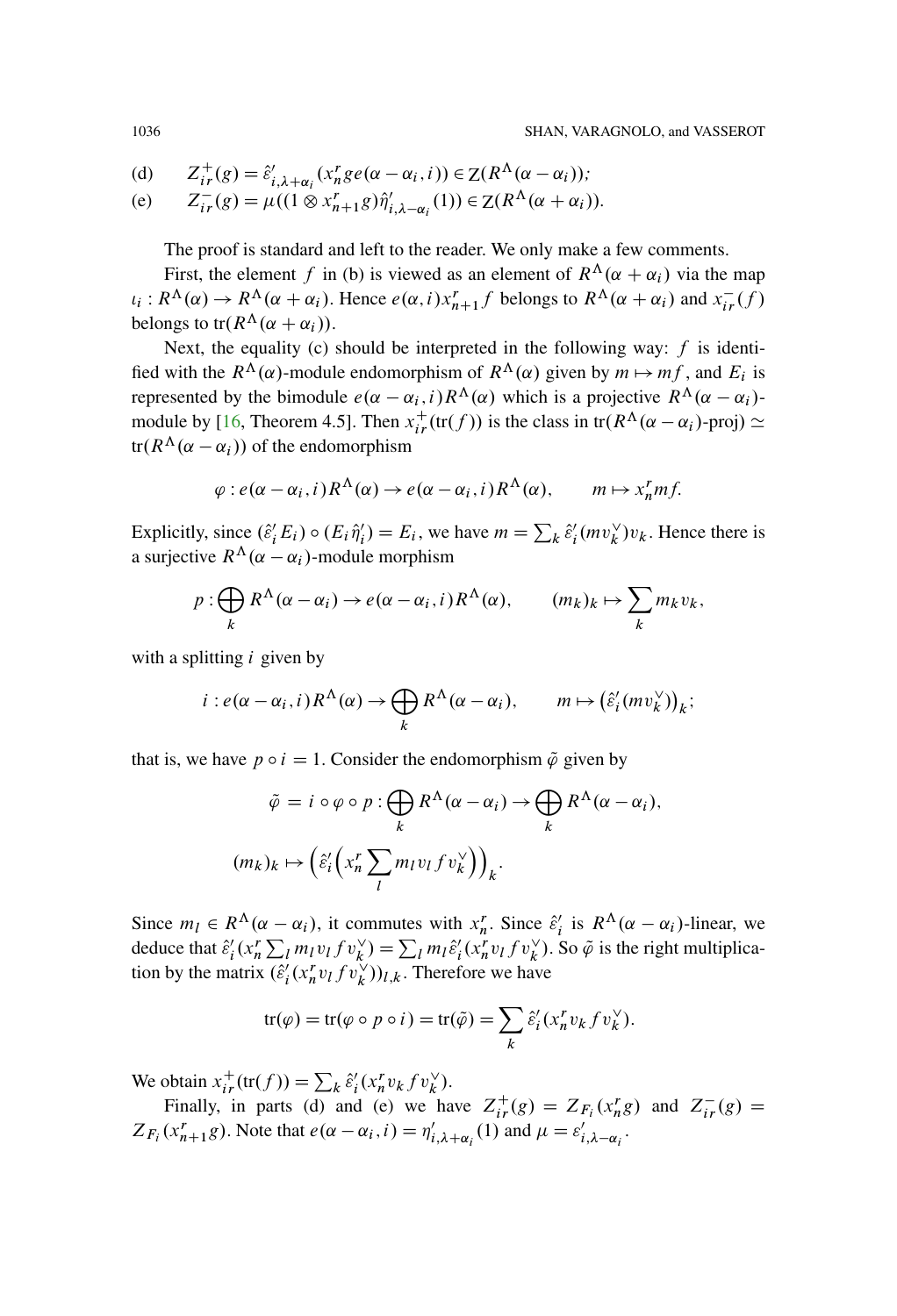(d) $\quad Z^+_{ir}(g) = \hat{\varepsilon}'_{i,\lambda+\alpha_i}(x^r_n g e(\alpha - \alpha_i, i)) \in \mathrm{Z}(R^\Lambda(\alpha - \alpha_i))$;

(e) $\quad Z^-_{ir}(g) = \mu((1 \otimes x^r_{n+1} g)\hat{\eta}'_{i,\lambda-\alpha_i}(1)) \in \mathrm{Z}(R^\Lambda(\alpha + \alpha_i))$.

The proof is standard and left to the reader. We only make a few comments.

First, the element $f$ in (b) is viewed as an element of $R^\Lambda(\alpha + \alpha_i)$ via the map $\iota_i : R^\Lambda(\alpha) \to R^\Lambda(\alpha + \alpha_i)$. Hence $e(\alpha, i)x^r_{n+1} f$ belongs to $R^\Lambda(\alpha + \alpha_i)$ and $x^-_{ir}(f)$ belongs to $\mathrm{tr}(R^\Lambda(\alpha + \alpha_i))$.

Next, the equality (c) should be interpreted in the following way: $f$ is identified with the $R^\Lambda(\alpha)$-module endomorphism of $R^\Lambda(\alpha)$ given by $m \mapsto mf$, and $E_i$ is represented by the bimodule $e(\alpha - \alpha_i, i)R^\Lambda(\alpha)$ which is a projective $R^\Lambda(\alpha - \alpha_i)$-module by [16, Theorem 4.5]. Then $x^+_{ir}(\mathrm{tr}(f))$ is the class in $\mathrm{tr}(R^\Lambda(\alpha - \alpha_i)\text{-proj}) \simeq \mathrm{tr}(R^\Lambda(\alpha - \alpha_i))$ of the endomorphism

$$\varphi : e(\alpha - \alpha_i, i)R^\Lambda(\alpha) \to e(\alpha - \alpha_i, i)R^\Lambda(\alpha), \qquad m \mapsto x^r_n m f.$$

Explicitly, since $(\hat{\varepsilon}'_i E_i) \circ (E_i \hat{\eta}'_i) = E_i$, we have $m = \sum_k \hat{\varepsilon}'_i(m v^\vee_k) v_k$. Hence there is a surjective $R^\Lambda(\alpha - \alpha_i)$-module morphism

$$p : \bigoplus_k R^\Lambda(\alpha - \alpha_i) \to e(\alpha - \alpha_i, i)R^\Lambda(\alpha), \qquad (m_k)_k \mapsto \sum_k m_k v_k,$$

with a splitting $i$ given by

$$i : e(\alpha - \alpha_i, i)R^\Lambda(\alpha) \to \bigoplus_k R^\Lambda(\alpha - \alpha_i), \qquad m \mapsto \big(\hat{\varepsilon}'_i(m v^\vee_k)\big)_k;$$

that is, we have $p \circ i = 1$. Consider the endomorphism $\tilde{\varphi}$ given by

$$\tilde{\varphi} = i \circ \varphi \circ p : \bigoplus_k R^\Lambda(\alpha - \alpha_i) \to \bigoplus_k R^\Lambda(\alpha - \alpha_i),$$

$$(m_k)_k \mapsto \Big(\hat{\varepsilon}'_i\Big(x^r_n \sum_l m_l v_l f v^\vee_k\Big)\Big)_k.$$

Since $m_l \in R^\Lambda(\alpha - \alpha_i)$, it commutes with $x^r_n$. Since $\hat{\varepsilon}'_i$ is $R^\Lambda(\alpha - \alpha_i)$-linear, we deduce that $\hat{\varepsilon}'_i(x^r_n \sum_l m_l v_l f v^\vee_k) = \sum_l m_l \hat{\varepsilon}'_i(x^r_n v_l f v^\vee_k)$. So $\tilde{\varphi}$ is the right multiplication by the matrix $(\hat{\varepsilon}'_i(x^r_n v_l f v^\vee_k))_{l,k}$. Therefore we have

$$\mathrm{tr}(\varphi) = \mathrm{tr}(\varphi \circ p \circ i) = \mathrm{tr}(\tilde{\varphi}) = \sum_k \hat{\varepsilon}'_i(x^r_n v_k f v^\vee_k).$$

We obtain $x^+_{ir}(\mathrm{tr}(f)) = \sum_k \hat{\varepsilon}'_i(x^r_n v_k f v^\vee_k)$.

Finally, in parts (d) and (e) we have $Z^+_{ir}(g) = Z_{F_i}(x^r_n g)$ and $Z^-_{ir}(g) = Z_{F_i}(x^r_{n+1} g)$. Note that $e(\alpha - \alpha_i, i) = \eta'_{i,\lambda+\alpha_i}(1)$ and $\mu = \varepsilon'_{i,\lambda-\alpha_i}$.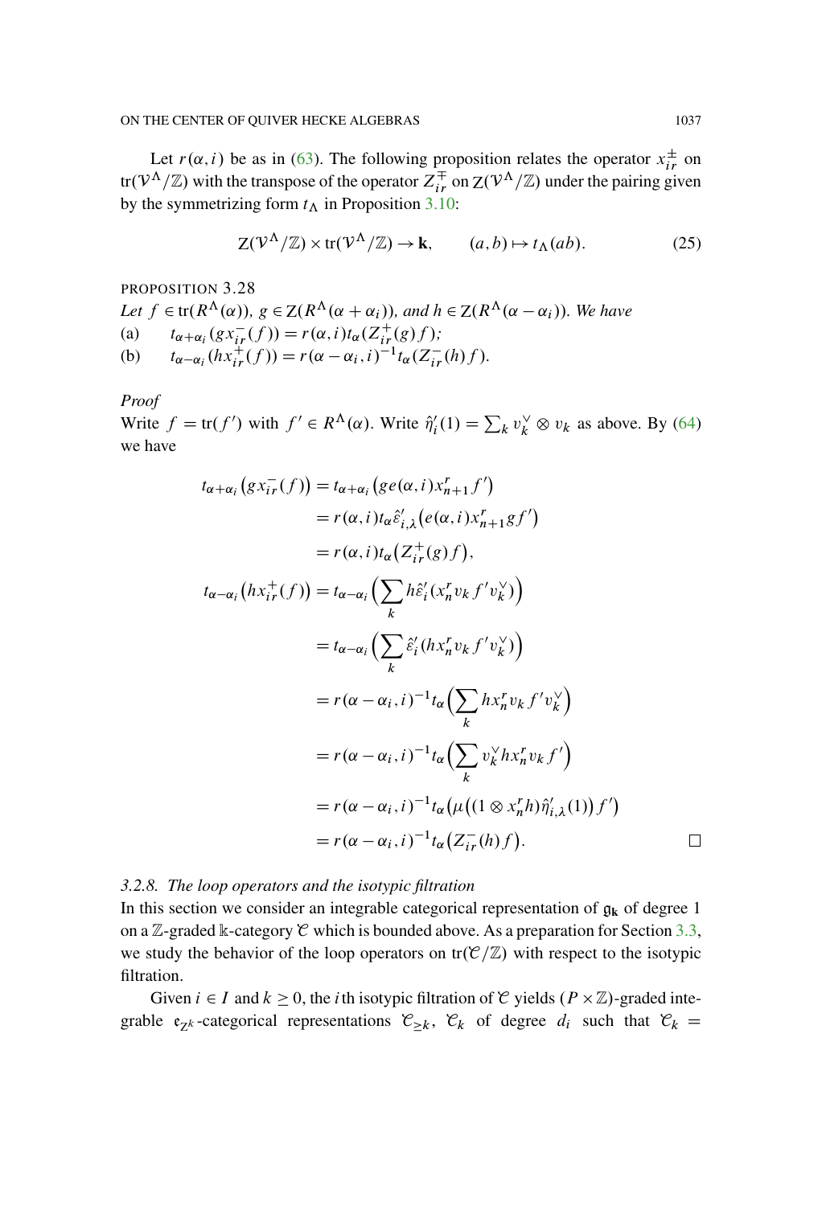Let $r(\alpha, i)$ be as in (63). The following proposition relates the operator $x^{\pm}_{ir}$ on $\mathrm{tr}(\mathcal{V}^\Lambda/\mathbb{Z})$ with the transpose of the operator $Z^{\mp}_{ir}$ on $\mathrm{Z}(\mathcal{V}^\Lambda/\mathbb{Z})$ under the pairing given by the symmetrizing form $t_\Lambda$ in Proposition 3.10:

$$\mathrm{Z}(\mathcal{V}^\Lambda/\mathbb{Z}) \times \mathrm{tr}(\mathcal{V}^\Lambda/\mathbb{Z}) \to \mathbf{k}, \qquad (a, b) \mapsto t_\Lambda(ab). \tag{25}$$

PROPOSITION 3.28

*Let $f \in \mathrm{tr}(R^\Lambda(\alpha))$, $g \in \mathrm{Z}(R^\Lambda(\alpha + \alpha_i))$, and $h \in \mathrm{Z}(R^\Lambda(\alpha - \alpha_i))$. We have*

(a) $\quad t_{\alpha+\alpha_i}(g x^{-}_{ir}(f)) = r(\alpha, i) t_\alpha(Z^{+}_{ir}(g) f)$;

(b) $\quad t_{\alpha-\alpha_i}(h x^{+}_{ir}(f)) = r(\alpha - \alpha_i, i)^{-1} t_\alpha(Z^{-}_{ir}(h) f)$.

*Proof*

Write $f = \mathrm{tr}(f')$ with $f' \in R^\Lambda(\alpha)$. Write $\hat{\eta}'_i(1) = \sum_k v_k^\vee \otimes v_k$ as above. By (64) we have

$$\begin{aligned}
t_{\alpha+\alpha_i}\big(g x^{-}_{ir}(f)\big) &= t_{\alpha+\alpha_i}\big(g e(\alpha, i) x^r_{n+1} f'\big) \\
&= r(\alpha, i) t_\alpha \hat{\varepsilon}'_{i,\lambda}\big(e(\alpha, i) x^r_{n+1} g f'\big) \\
&= r(\alpha, i) t_\alpha\big(Z^{+}_{ir}(g) f\big), \\
t_{\alpha-\alpha_i}\big(h x^{+}_{ir}(f)\big) &= t_{\alpha-\alpha_i}\Big(\sum_k h \hat{\varepsilon}'_i(x^r_n v_k f' v_k^\vee)\Big) \\
&= t_{\alpha-\alpha_i}\Big(\sum_k \hat{\varepsilon}'_i(h x^r_n v_k f' v_k^\vee)\Big) \\
&= r(\alpha - \alpha_i, i)^{-1} t_\alpha\Big(\sum_k h x^r_n v_k f' v_k^\vee\Big) \\
&= r(\alpha - \alpha_i, i)^{-1} t_\alpha\Big(\sum_k v_k^\vee h x^r_n v_k f'\Big) \\
&= r(\alpha - \alpha_i, i)^{-1} t_\alpha\big(\mu\big((1 \otimes x^r_n h)\hat{\eta}'_{i,\lambda}(1)\big) f'\big) \\
&= r(\alpha - \alpha_i, i)^{-1} t_\alpha\big(Z^{-}_{ir}(h) f\big).
\end{aligned}$$

$\square$

### *3.2.8. The loop operators and the isotypic filtration*

In this section we consider an integrable categorical representation of $\mathfrak{g}_{\mathbf{k}}$ of degree 1 on a $\mathbb{Z}$-graded $\Bbbk$-category $\mathcal{C}$ which is bounded above. As a preparation for Section 3.3, we study the behavior of the loop operators on $\mathrm{tr}(\mathcal{C}/\mathbb{Z})$ with respect to the isotypic filtration.

Given $i \in I$ and $k \geq 0$, the $i$th isotypic filtration of $\mathcal{C}$ yields $(P \times \mathbb{Z})$-graded integrable $\mathfrak{e}_{Z^k}$-categorical representations $\mathcal{C}_{\geq k}$, $\mathcal{C}_k$ of degree $d_i$ such that $\mathcal{C}_k =$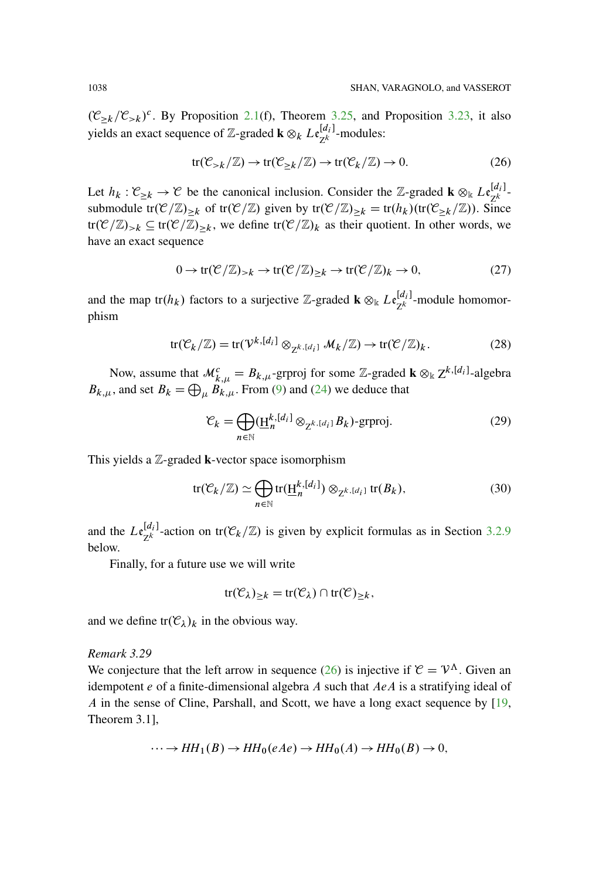$(\mathcal{C}_{\geq k}/\mathcal{C}_{>k})^c$. By Proposition 2.1(f), Theorem 3.25, and Proposition 3.23, it also yields an exact sequence of $\mathbb{Z}$-graded $\mathbf{k} \otimes_k L\mathfrak{e}_{Z^k}^{[d_i]}$-modules:

$$\operatorname{tr}(\mathcal{C}_{>k}/\mathbb{Z}) \to \operatorname{tr}(\mathcal{C}_{\geq k}/\mathbb{Z}) \to \operatorname{tr}(\mathcal{C}_k/\mathbb{Z}) \to 0. \tag{26}$$

Let $h_k : \mathcal{C}_{\geq k} \to \mathcal{C}$ be the canonical inclusion. Consider the $\mathbb{Z}$-graded $\mathbf{k} \otimes_{\Bbbk} L\mathfrak{e}_{Z^k}^{[d_i]}$-submodule $\operatorname{tr}(\mathcal{C}/\mathbb{Z})_{\geq k}$ of $\operatorname{tr}(\mathcal{C}/\mathbb{Z})$ given by $\operatorname{tr}(\mathcal{C}/\mathbb{Z})_{\geq k} = \operatorname{tr}(h_k)(\operatorname{tr}(\mathcal{C}_{\geq k}/\mathbb{Z}))$. Since $\operatorname{tr}(\mathcal{C}/\mathbb{Z})_{>k} \subseteq \operatorname{tr}(\mathcal{C}/\mathbb{Z})_{\geq k}$, we define $\operatorname{tr}(\mathcal{C}/\mathbb{Z})_k$ as their quotient. In other words, we have an exact sequence

$$0 \to \operatorname{tr}(\mathcal{C}/\mathbb{Z})_{>k} \to \operatorname{tr}(\mathcal{C}/\mathbb{Z})_{\geq k} \to \operatorname{tr}(\mathcal{C}/\mathbb{Z})_k \to 0, \tag{27}$$

and the map $\operatorname{tr}(h_k)$ factors to a surjective $\mathbb{Z}$-graded $\mathbf{k} \otimes_{\Bbbk} L\mathfrak{e}_{Z^k}^{[d_i]}$-module homomorphism

$$\operatorname{tr}(\mathcal{C}_k/\mathbb{Z}) = \operatorname{tr}(\mathcal{V}^{k,[d_i]} \otimes_{Z^{k,[d_i]}} \mathcal{M}_k/\mathbb{Z}) \to \operatorname{tr}(\mathcal{C}/\mathbb{Z})_k. \tag{28}$$

Now, assume that $\mathcal{M}_{k,\mu}^c = B_{k,\mu}\text{-grproj}$ for some $\mathbb{Z}$-graded $\mathbf{k} \otimes_{\Bbbk} Z^{k,[d_i]}$-algebra $B_{k,\mu}$, and set $B_k = \bigoplus_\mu B_{k,\mu}$. From (9) and (24) we deduce that

$$\mathcal{C}_k = \bigoplus_{n \in \mathbb{N}} (\underline{\mathrm{H}}_n^{k,[d_i]} \otimes_{Z^{k,[d_i]}} B_k)\text{-grproj}. \tag{29}$$

This yields a $\mathbb{Z}$-graded $\mathbf{k}$-vector space isomorphism

$$\operatorname{tr}(\mathcal{C}_k/\mathbb{Z}) \simeq \bigoplus_{n \in \mathbb{N}} \operatorname{tr}(\underline{\mathrm{H}}_n^{k,[d_i]}) \otimes_{Z^{k,[d_i]}} \operatorname{tr}(B_k), \tag{30}$$

and the $L\mathfrak{e}_{Z^k}^{[d_i]}$-action on $\operatorname{tr}(\mathcal{C}_k/\mathbb{Z})$ is given by explicit formulas as in Section 3.2.9 below.

Finally, for a future use we will write

$$\operatorname{tr}(\mathcal{C}_\lambda)_{\geq k} = \operatorname{tr}(\mathcal{C}_\lambda) \cap \operatorname{tr}(\mathcal{C})_{\geq k},$$

and we define $\operatorname{tr}(\mathcal{C}_\lambda)_k$ in the obvious way.

*Remark 3.29*

We conjecture that the left arrow in sequence (26) is injective if $\mathcal{C} = \mathcal{V}^\Lambda$. Given an idempotent $e$ of a finite-dimensional algebra $A$ such that $AeA$ is a stratifying ideal of $A$ in the sense of Cline, Parshall, and Scott, we have a long exact sequence by [19, Theorem 3.1],

$$\cdots \to HH_1(B) \to HH_0(eAe) \to HH_0(A) \to HH_0(B) \to 0,$$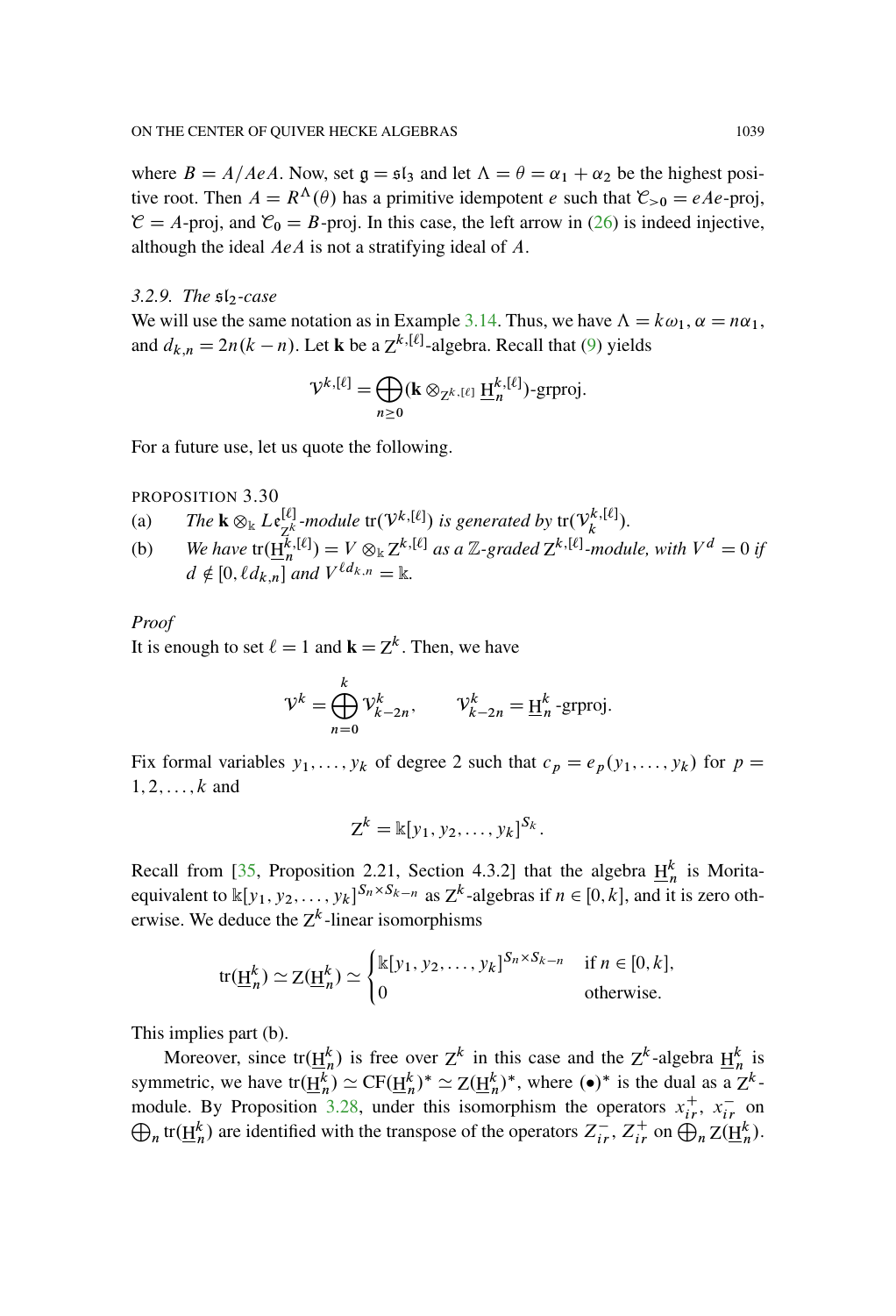where $B = A/AeA$. Now, set $\mathfrak{g} = \mathfrak{sl}_3$ and let $\Lambda = \theta = \alpha_1 + \alpha_2$ be the highest positive root. Then $A = R^\Lambda(\theta)$ has a primitive idempotent $e$ such that $\mathcal{C}_{>0} = eAe$-proj, $\mathcal{C} = A$-proj, and $\mathcal{C}_0 = B$-proj. In this case, the left arrow in (26) is indeed injective, although the ideal $AeA$ is not a stratifying ideal of $A$.

### 3.2.9. *The $\mathfrak{sl}_2$-case*

We will use the same notation as in Example 3.14. Thus, we have $\Lambda = k\omega_1$, $\alpha = n\alpha_1$, and $d_{k,n} = 2n(k-n)$. Let $\mathbf{k}$ be a $\mathrm{Z}^{k,[\ell]}$-algebra. Recall that (9) yields

$$\mathcal{V}^{k,[\ell]} = \bigoplus_{n\geq 0} (\mathbf{k} \otimes_{\mathrm{Z}^{k,[\ell]}} \underline{\mathrm{H}}_n^{k,[\ell]})\text{-grproj}.$$

For a future use, let us quote the following.

PROPOSITION 3.30

(a) *The $\mathbf{k} \otimes_{\Bbbk} L\mathfrak{e}_{\mathrm{Z}^k}^{[\ell]}$-module $\mathrm{tr}(\mathcal{V}^{k,[\ell]})$ is generated by $\mathrm{tr}(\mathcal{V}_k^{k,[\ell]})$.*

(b) *We have $\mathrm{tr}(\underline{\mathrm{H}}_n^{k,[\ell]}) = V \otimes_{\Bbbk} \mathrm{Z}^{k,[\ell]}$ as a $\mathbb{Z}$-graded $\mathrm{Z}^{k,[\ell]}$-module, with $V^d = 0$ if $d \notin [0, \ell d_{k,n}]$ and $V^{\ell d_{k,n}} = \Bbbk$.*

*Proof*

It is enough to set $\ell = 1$ and $\mathbf{k} = \mathrm{Z}^k$. Then, we have

$$\mathcal{V}^k = \bigoplus_{n=0}^{k} \mathcal{V}_{k-2n}^k, \qquad \mathcal{V}_{k-2n}^k = \underline{\mathrm{H}}_n^k\text{-grproj}.$$

Fix formal variables $y_1, \dots, y_k$ of degree 2 such that $c_p = e_p(y_1, \dots, y_k)$ for $p = 1, 2, \dots, k$ and

$$\mathrm{Z}^k = \Bbbk[y_1, y_2, \dots, y_k]^{S_k}.$$

Recall from [35, Proposition 2.21, Section 4.3.2] that the algebra $\underline{\mathrm{H}}_n^k$ is Morita-equivalent to $\Bbbk[y_1, y_2, \dots, y_k]^{S_n \times S_{k-n}}$ as $\mathrm{Z}^k$-algebras if $n \in [0, k]$, and it is zero otherwise. We deduce the $\mathrm{Z}^k$-linear isomorphisms

$$\mathrm{tr}(\underline{\mathrm{H}}_n^k) \simeq \mathrm{Z}(\underline{\mathrm{H}}_n^k) \simeq \begin{cases} \Bbbk[y_1, y_2, \dots, y_k]^{S_n \times S_{k-n}} & \text{if } n \in [0, k], \\ 0 & \text{otherwise.} \end{cases}$$

This implies part (b).

Moreover, since $\mathrm{tr}(\underline{\mathrm{H}}_n^k)$ is free over $\mathrm{Z}^k$ in this case and the $\mathrm{Z}^k$-algebra $\underline{\mathrm{H}}_n^k$ is symmetric, we have $\mathrm{tr}(\underline{\mathrm{H}}_n^k) \simeq \mathrm{CF}(\underline{\mathrm{H}}_n^k)^* \simeq \mathrm{Z}(\underline{\mathrm{H}}_n^k)^*$, where $(\bullet)^*$ is the dual as a $\mathrm{Z}^k$-module. By Proposition 3.28, under this isomorphism the operators $x_{ir}^+$, $x_{ir}^-$ on $\bigoplus_n \mathrm{tr}(\underline{\mathrm{H}}_n^k)$ are identified with the transpose of the operators $Z_{ir}^-$, $Z_{ir}^+$ on $\bigoplus_n \mathrm{Z}(\underline{\mathrm{H}}_n^k)$.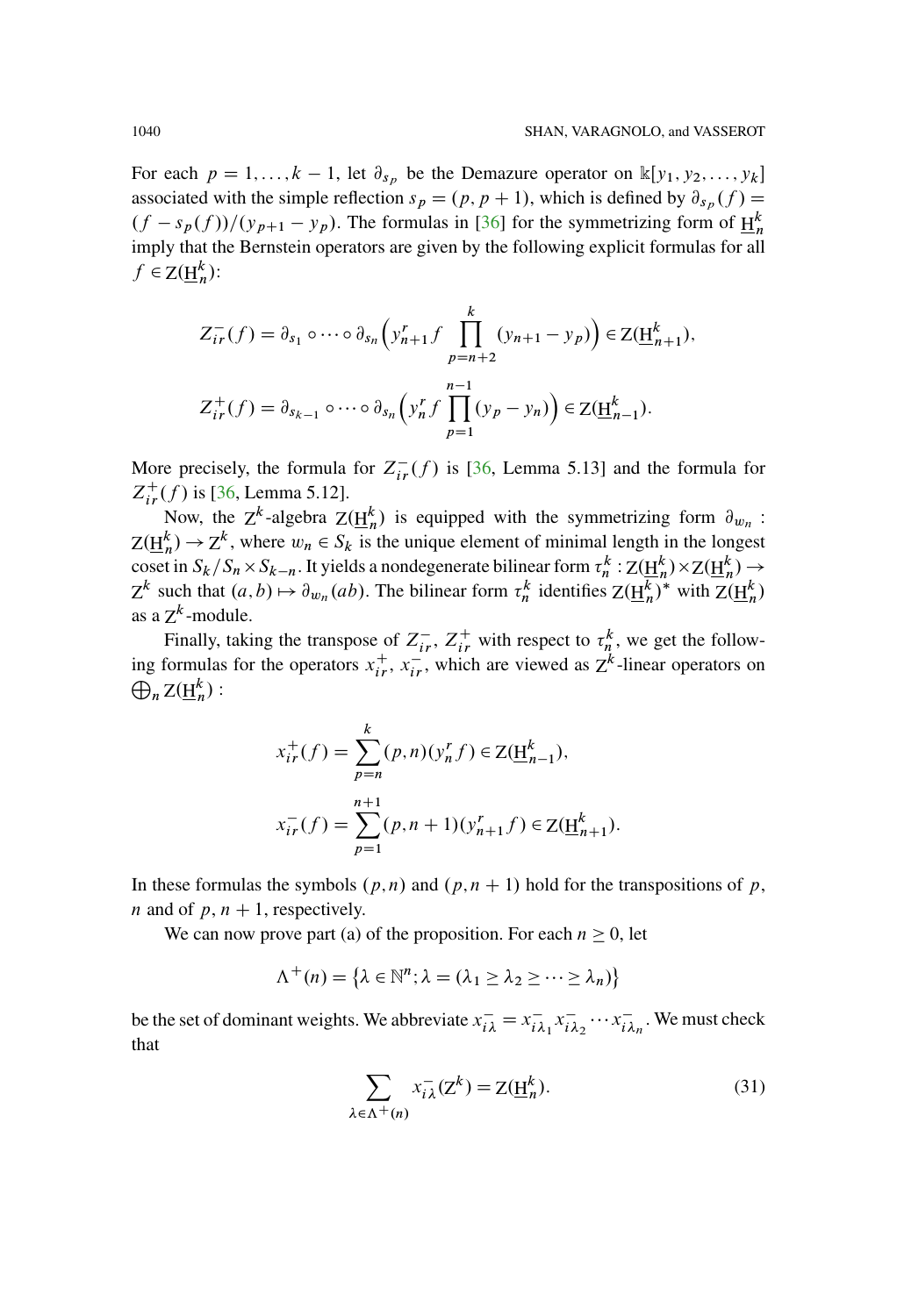For each $p = 1, \dots, k-1$, let $\partial_{s_p}$ be the Demazure operator on $\Bbbk[y_1, y_2, \dots, y_k]$ associated with the simple reflection $s_p = (p, p+1)$, which is defined by $\partial_{s_p}(f) = (f - s_p(f))/(y_{p+1} - y_p)$. The formulas in [36] for the symmetrizing form of $\underline{\mathrm{H}}_n^k$ imply that the Bernstein operators are given by the following explicit formulas for all $f \in \mathrm{Z}(\underline{\mathrm{H}}_n^k)$:

$$Z_{ir}^-(f) = \partial_{s_1} \circ \cdots \circ \partial_{s_n} \Big( y_{n+1}^r f \prod_{p=n+2}^{k} (y_{n+1} - y_p) \Big) \in \mathrm{Z}(\underline{\mathrm{H}}_{n+1}^k),$$

$$Z_{ir}^+(f) = \partial_{s_{k-1}} \circ \cdots \circ \partial_{s_n} \Big( y_n^r f \prod_{p=1}^{n-1} (y_p - y_n) \Big) \in \mathrm{Z}(\underline{\mathrm{H}}_{n-1}^k).$$

More precisely, the formula for $Z_{ir}^-(f)$ is [36, Lemma 5.13] and the formula for $Z_{ir}^+(f)$ is [36, Lemma 5.12].

Now, the $\mathrm{Z}^k$-algebra $\mathrm{Z}(\underline{\mathrm{H}}_n^k)$ is equipped with the symmetrizing form $\partial_{w_n} : \mathrm{Z}(\underline{\mathrm{H}}_n^k) \to \mathrm{Z}^k$, where $w_n \in S_k$ is the unique element of minimal length in the longest coset in $S_k / S_n \times S_{k-n}$. It yields a nondegenerate bilinear form $\tau_n^k : \mathrm{Z}(\underline{\mathrm{H}}_n^k) \times \mathrm{Z}(\underline{\mathrm{H}}_n^k) \to \mathrm{Z}^k$ such that $(a, b) \mapsto \partial_{w_n}(ab)$. The bilinear form $\tau_n^k$ identifies $\mathrm{Z}(\underline{\mathrm{H}}_n^k)^*$ with $\mathrm{Z}(\underline{\mathrm{H}}_n^k)$ as a $\mathrm{Z}^k$-module.

Finally, taking the transpose of $Z_{ir}^-$, $Z_{ir}^+$ with respect to $\tau_n^k$, we get the following formulas for the operators $x_{ir}^+$, $x_{ir}^-$, which are viewed as $\mathrm{Z}^k$-linear operators on $\bigoplus_n \mathrm{Z}(\underline{\mathrm{H}}_n^k)$ :

$$x_{ir}^+(f) = \sum_{p=n}^{k} (p, n)(y_n^r f) \in \mathrm{Z}(\underline{\mathrm{H}}_{n-1}^k),$$

$$x_{ir}^-(f) = \sum_{p=1}^{n+1} (p, n+1)(y_{n+1}^r f) \in \mathrm{Z}(\underline{\mathrm{H}}_{n+1}^k).$$

In these formulas the symbols $(p, n)$ and $(p, n+1)$ hold for the transpositions of $p$, $n$ and of $p$, $n+1$, respectively.

We can now prove part (a) of the proposition. For each $n \geq 0$, let

$$\Lambda^+(n) = \{\lambda \in \mathbb{N}^n; \lambda = (\lambda_1 \geq \lambda_2 \geq \cdots \geq \lambda_n)\}$$

be the set of dominant weights. We abbreviate $x_{i\lambda}^- = x_{i\lambda_1}^- x_{i\lambda_2}^- \cdots x_{i\lambda_n}^-$. We must check that

$$\sum_{\lambda \in \Lambda^+(n)} x_{i\lambda}^-(\mathrm{Z}^k) = \mathrm{Z}(\underline{\mathrm{H}}_n^k). \tag{31}$$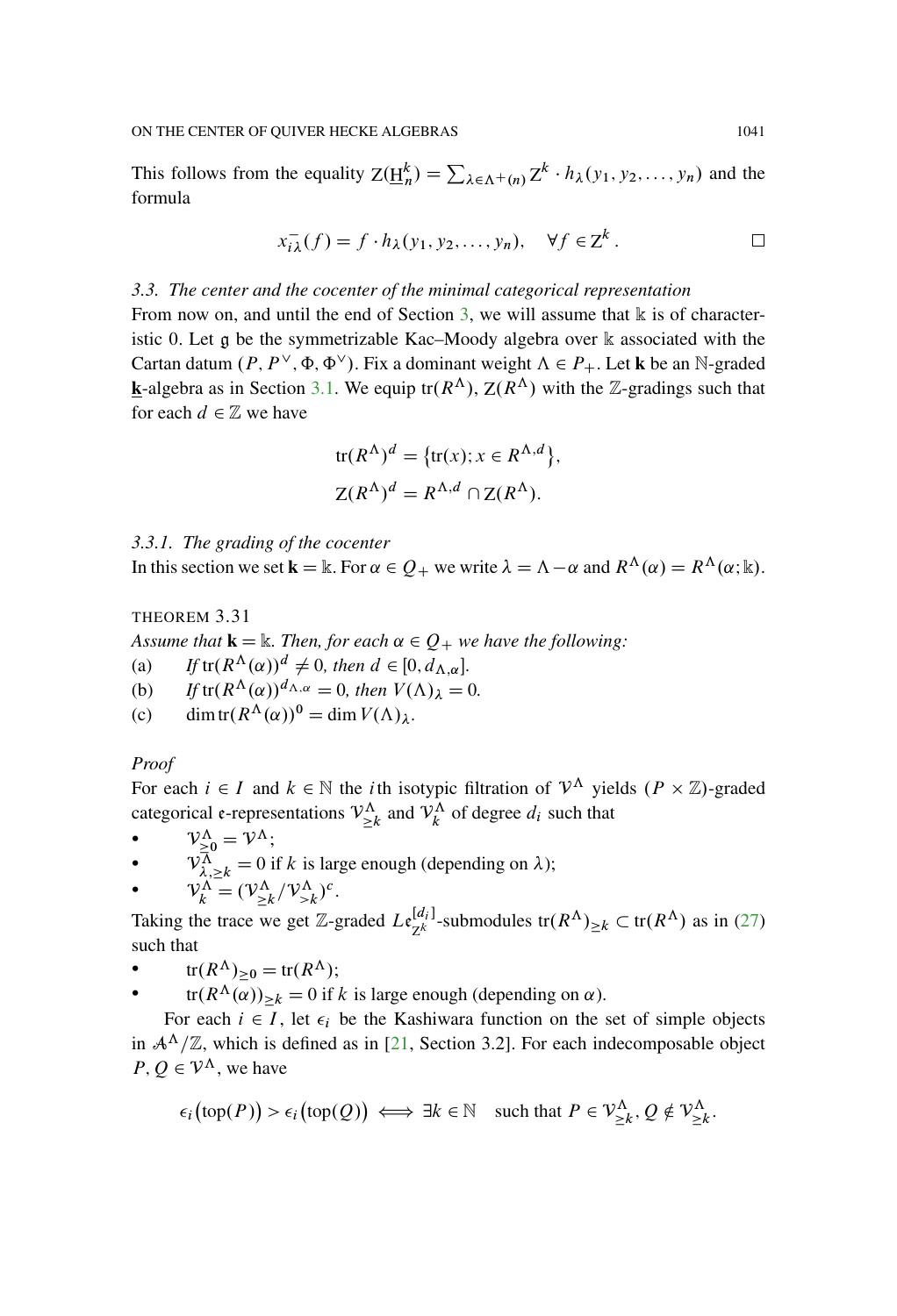This follows from the equality $\mathrm{Z}(\underline{\mathrm{H}}_n^k) = \sum_{\lambda \in \Lambda^+(n)} \mathrm{Z}^k \cdot h_\lambda(y_1, y_2, \ldots, y_n)$ and the formula

$$x_{i\lambda}^-(f) = f \cdot h_\lambda(y_1, y_2, \ldots, y_n), \quad \forall f \in \mathrm{Z}^k. \qquad \square$$

*3.3. The center and the cocenter of the minimal categorical representation*

From now on, and until the end of Section 3, we will assume that $\Bbbk$ is of characteristic 0. Let $\mathfrak{g}$ be the symmetrizable Kac–Moody algebra over $\Bbbk$ associated with the Cartan datum $(P, P^\vee, \Phi, \Phi^\vee)$. Fix a dominant weight $\Lambda \in P_+$. Let $\mathbf{k}$ be an $\mathbb{N}$-graded $\underline{\mathbf{k}}$-algebra as in Section 3.1. We equip $\mathrm{tr}(R^\Lambda)$, $\mathrm{Z}(R^\Lambda)$ with the $\mathbb{Z}$-gradings such that for each $d \in \mathbb{Z}$ we have

$$\mathrm{tr}(R^\Lambda)^d = \{\mathrm{tr}(x); x \in R^{\Lambda,d}\},$$
$$\mathrm{Z}(R^\Lambda)^d = R^{\Lambda,d} \cap \mathrm{Z}(R^\Lambda).$$

*3.3.1. The grading of the cocenter*

In this section we set $\mathbf{k} = \Bbbk$. For $\alpha \in Q_+$ we write $\lambda = \Lambda - \alpha$ and $R^\Lambda(\alpha) = R^\Lambda(\alpha; \Bbbk)$.

THEOREM 3.31

*Assume that $\mathbf{k} = \Bbbk$. Then, for each $\alpha \in Q_+$ we have the following:*

(a) *If $\mathrm{tr}(R^\Lambda(\alpha))^d \neq 0$, then $d \in [0, d_{\Lambda,\alpha}]$.*

(b) *If $\mathrm{tr}(R^\Lambda(\alpha))^{d_{\Lambda,\alpha}} = 0$, then $V(\Lambda)_\lambda = 0$.*

(c) $\dim \mathrm{tr}(R^\Lambda(\alpha))^0 = \dim V(\Lambda)_\lambda$.

*Proof*

For each $i \in I$ and $k \in \mathbb{N}$ the $i$th isotypic filtration of $\mathcal{V}^\Lambda$ yields $(P \times \mathbb{Z})$-graded categorical $\mathfrak{e}$-representations $\mathcal{V}^\Lambda_{\geq k}$ and $\mathcal{V}^\Lambda_k$ of degree $d_i$ such that

- $\mathcal{V}^\Lambda_{\geq 0} = \mathcal{V}^\Lambda$;
- $\mathcal{V}^\Lambda_{\lambda,\geq k} = 0$ if $k$ is large enough (depending on $\lambda$);
- $\mathcal{V}^\Lambda_k = (\mathcal{V}^\Lambda_{\geq k}/\mathcal{V}^\Lambda_{>k})^c$.

Taking the trace we get $\mathbb{Z}$-graded $L\mathfrak{e}^{[d_i]}_{Z^k}$-submodules $\mathrm{tr}(R^\Lambda)_{\geq k} \subset \mathrm{tr}(R^\Lambda)$ as in (27) such that

- $\mathrm{tr}(R^\Lambda)_{\geq 0} = \mathrm{tr}(R^\Lambda)$;
- $\mathrm{tr}(R^\Lambda(\alpha))_{\geq k} = 0$ if $k$ is large enough (depending on $\alpha$).

For each $i \in I$, let $\epsilon_i$ be the Kashiwara function on the set of simple objects in $\mathcal{A}^\Lambda/\mathbb{Z}$, which is defined as in [21, Section 3.2]. For each indecomposable object $P, Q \in \mathcal{V}^\Lambda$, we have

$$\epsilon_i(\mathrm{top}(P)) > \epsilon_i(\mathrm{top}(Q)) \iff \exists k \in \mathbb{N} \quad \text{such that } P \in \mathcal{V}^\Lambda_{\geq k}, Q \notin \mathcal{V}^\Lambda_{\geq k}.$$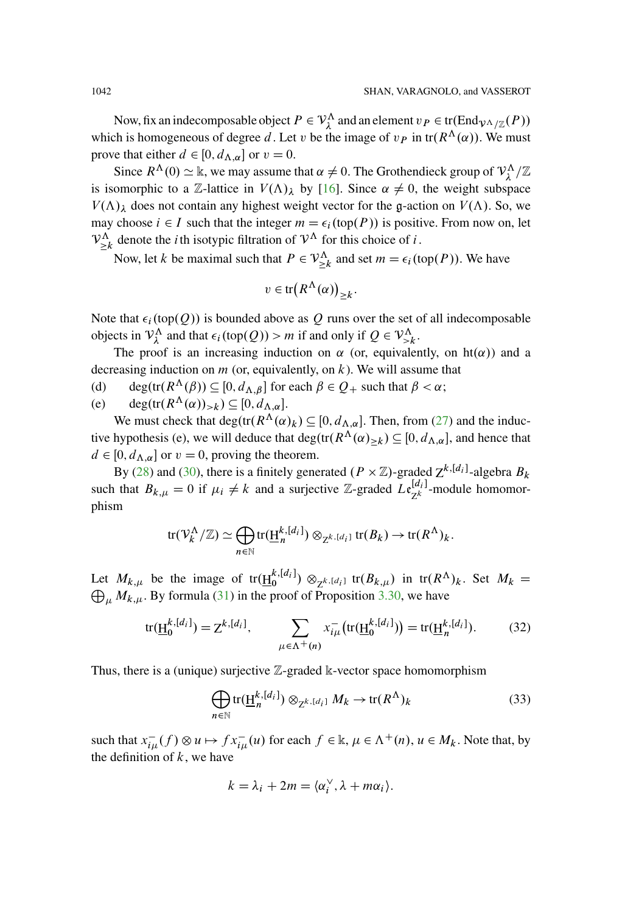Now, fix an indecomposable object $P \in \mathcal{V}^\Lambda_\lambda$ and an element $v_P \in \operatorname{tr}(\operatorname{End}_{\mathcal{V}^\Lambda/\mathbb{Z}}(P))$ which is homogeneous of degree $d$. Let $v$ be the image of $v_P$ in $\operatorname{tr}(R^\Lambda(\alpha))$. We must prove that either $d \in [0, d_{\Lambda,\alpha}]$ or $v = 0$.

Since $R^\Lambda(0) \simeq \Bbbk$, we may assume that $\alpha \neq 0$. The Grothendieck group of $\mathcal{V}^\Lambda_\lambda/\mathbb{Z}$ is isomorphic to a $\mathbb{Z}$-lattice in $V(\Lambda)_\lambda$ by [16]. Since $\alpha \neq 0$, the weight subspace $V(\Lambda)_\lambda$ does not contain any highest weight vector for the $\mathfrak{g}$-action on $V(\Lambda)$. So, we may choose $i \in I$ such that the integer $m = \epsilon_i(\operatorname{top}(P))$ is positive. From now on, let $\mathcal{V}^\Lambda_{\geq k}$ denote the $i$th isotypic filtration of $\mathcal{V}^\Lambda$ for this choice of $i$.

Now, let $k$ be maximal such that $P \in \mathcal{V}^\Lambda_{\geq k}$ and set $m = \epsilon_i(\operatorname{top}(P))$. We have

$$v \in \operatorname{tr}\big(R^\Lambda(\alpha)\big)_{\geq k}.$$

Note that $\epsilon_i(\operatorname{top}(Q))$ is bounded above as $Q$ runs over the set of all indecomposable objects in $\mathcal{V}^\Lambda_\lambda$ and that $\epsilon_i(\operatorname{top}(Q)) > m$ if and only if $Q \in \mathcal{V}^\Lambda_{>k}$.

The proof is an increasing induction on $\alpha$ (or, equivalently, on $\operatorname{ht}(\alpha)$) and a decreasing induction on $m$ (or, equivalently, on $k$). We will assume that

(d) $\deg(\operatorname{tr}(R^\Lambda(\beta)) \subseteq [0, d_{\Lambda,\beta}]$ for each $\beta \in Q_+$ such that $\beta < \alpha$;

(e) $\deg(\operatorname{tr}(R^\Lambda(\alpha))_{>k}) \subseteq [0, d_{\Lambda,\alpha}]$.

We must check that $\deg(\operatorname{tr}(R^\Lambda(\alpha)_k) \subseteq [0, d_{\Lambda,\alpha}]$. Then, from (27) and the inductive hypothesis (e), we will deduce that $\deg(\operatorname{tr}(R^\Lambda(\alpha)_{\geq k}) \subseteq [0, d_{\Lambda,\alpha}]$, and hence that $d \in [0, d_{\Lambda,\alpha}]$ or $v = 0$, proving the theorem.

By (28) and (30), there is a finitely generated $(P \times \mathbb{Z})$-graded $\mathrm{Z}^{k,[d_i]}$-algebra $B_k$ such that $B_{k,\mu} = 0$ if $\mu_i \neq k$ and a surjective $\mathbb{Z}$-graded $L\mathfrak{e}^{[d_i]}_{\mathrm{Z}^k}$-module homomorphism

$$\operatorname{tr}(\mathcal{V}^\Lambda_k/\mathbb{Z}) \simeq \bigoplus_{n \in \mathbb{N}} \operatorname{tr}(\underline{\mathrm{H}}^{k,[d_i]}_n) \otimes_{\mathrm{Z}^{k,[d_i]}} \operatorname{tr}(B_k) \to \operatorname{tr}(R^\Lambda)_k.$$

Let $M_{k,\mu}$ be the image of $\operatorname{tr}(\underline{\mathrm{H}}^{k,[d_i]}_0) \otimes_{\mathrm{Z}^{k,[d_i]}} \operatorname{tr}(B_{k,\mu})$ in $\operatorname{tr}(R^\Lambda)_k$. Set $M_k = \bigoplus_\mu M_{k,\mu}$. By formula (31) in the proof of Proposition 3.30, we have

$$\operatorname{tr}(\underline{\mathrm{H}}^{k,[d_i]}_0) = \mathrm{Z}^{k,[d_i]}, \qquad \sum_{\mu \in \Lambda^+(n)} x^-_{i\mu}\big(\operatorname{tr}(\underline{\mathrm{H}}^{k,[d_i]}_0)\big) = \operatorname{tr}(\underline{\mathrm{H}}^{k,[d_i]}_n). \tag{32}$$

Thus, there is a (unique) surjective $\mathbb{Z}$-graded $\Bbbk$-vector space homomorphism

$$\bigoplus_{n \in \mathbb{N}} \operatorname{tr}(\underline{\mathrm{H}}^{k,[d_i]}_n) \otimes_{\mathrm{Z}^{k,[d_i]}} M_k \to \operatorname{tr}(R^\Lambda)_k \tag{33}$$

such that $x^-_{i\mu}(f) \otimes u \mapsto f x^-_{i\mu}(u)$ for each $f \in \Bbbk$, $\mu \in \Lambda^+(n)$, $u \in M_k$. Note that, by the definition of $k$, we have

$$k = \lambda_i + 2m = \langle \alpha_i^\vee, \lambda + m\alpha_i \rangle.$$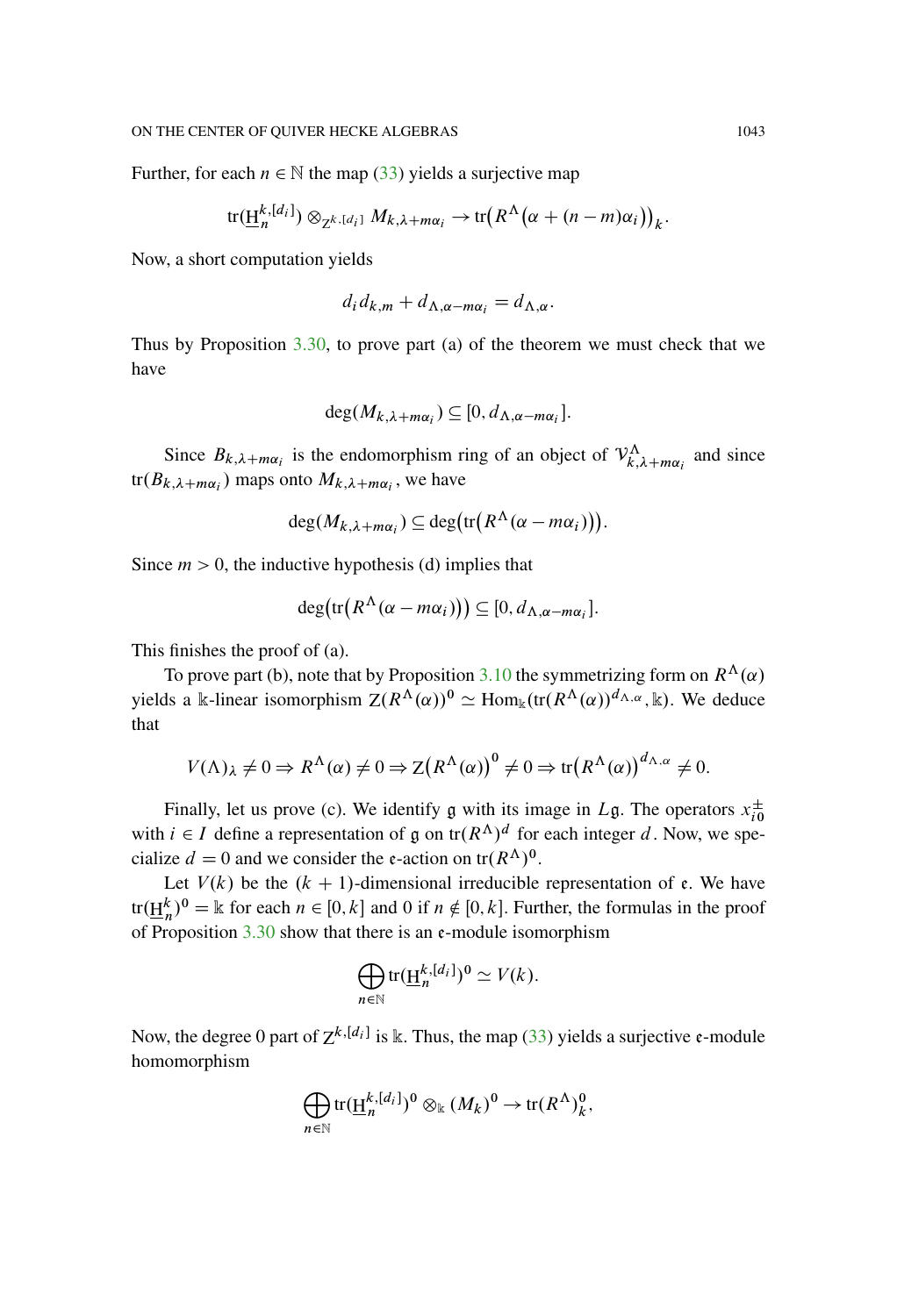Further, for each $n \in \mathbb{N}$ the map (33) yields a surjective map

$$\operatorname{tr}(\underline{\mathrm{H}}_n^{k,[d_i]}) \otimes_{\mathrm{Z}^{k,[d_i]}} M_{k,\lambda+m\alpha_i} \to \operatorname{tr}\big(R^\Lambda\big(\alpha + (n-m)\alpha_i\big)\big)_k.$$

Now, a short computation yields

$$d_i d_{k,m} + d_{\Lambda,\alpha-m\alpha_i} = d_{\Lambda,\alpha}.$$

Thus by Proposition 3.30, to prove part (a) of the theorem we must check that we have

$$\deg(M_{k,\lambda+m\alpha_i}) \subseteq [0, d_{\Lambda,\alpha-m\alpha_i}].$$

Since $B_{k,\lambda+m\alpha_i}$ is the endomorphism ring of an object of $\mathcal{V}^\Lambda_{k,\lambda+m\alpha_i}$ and since $\operatorname{tr}(B_{k,\lambda+m\alpha_i})$ maps onto $M_{k,\lambda+m\alpha_i}$, we have

$$\deg(M_{k,\lambda+m\alpha_i}) \subseteq \deg\big(\operatorname{tr}\big(R^\Lambda(\alpha - m\alpha_i)\big)\big).$$

Since $m > 0$, the inductive hypothesis (d) implies that

$$\deg\big(\operatorname{tr}\big(R^\Lambda(\alpha - m\alpha_i)\big)\big) \subseteq [0, d_{\Lambda,\alpha-m\alpha_i}].$$

This finishes the proof of (a).

To prove part (b), note that by Proposition 3.10 the symmetrizing form on $R^\Lambda(\alpha)$ yields a $\Bbbk$-linear isomorphism $\mathrm{Z}(R^\Lambda(\alpha))^0 \simeq \operatorname{Hom}_\Bbbk(\operatorname{tr}(R^\Lambda(\alpha))^{d_{\Lambda,\alpha}}, \Bbbk)$. We deduce that

$$V(\Lambda)_\lambda \neq 0 \Rightarrow R^\Lambda(\alpha) \neq 0 \Rightarrow \mathrm{Z}\big(R^\Lambda(\alpha)\big)^0 \neq 0 \Rightarrow \operatorname{tr}\big(R^\Lambda(\alpha)\big)^{d_{\Lambda,\alpha}} \neq 0.$$

Finally, let us prove (c). We identify $\mathfrak{g}$ with its image in $L\mathfrak{g}$. The operators $x_{i0}^\pm$ with $i \in I$ define a representation of $\mathfrak{g}$ on $\operatorname{tr}(R^\Lambda)^d$ for each integer $d$. Now, we specialize $d = 0$ and we consider the $\mathfrak{e}$-action on $\operatorname{tr}(R^\Lambda)^0$.

Let $V(k)$ be the $(k+1)$-dimensional irreducible representation of $\mathfrak{e}$. We have $\operatorname{tr}(\underline{\mathrm{H}}_n^k)^0 = \Bbbk$ for each $n \in [0,k]$ and 0 if $n \notin [0,k]$. Further, the formulas in the proof of Proposition 3.30 show that there is an $\mathfrak{e}$-module isomorphism

$$\bigoplus_{n\in\mathbb{N}} \operatorname{tr}(\underline{\mathrm{H}}_n^{k,[d_i]})^0 \simeq V(k).$$

Now, the degree 0 part of $\mathrm{Z}^{k,[d_i]}$ is $\Bbbk$. Thus, the map (33) yields a surjective $\mathfrak{e}$-module homomorphism

$$\bigoplus_{n\in\mathbb{N}} \operatorname{tr}(\underline{\mathrm{H}}_n^{k,[d_i]})^0 \otimes_\Bbbk (M_k)^0 \to \operatorname{tr}(R^\Lambda)^0_k,$$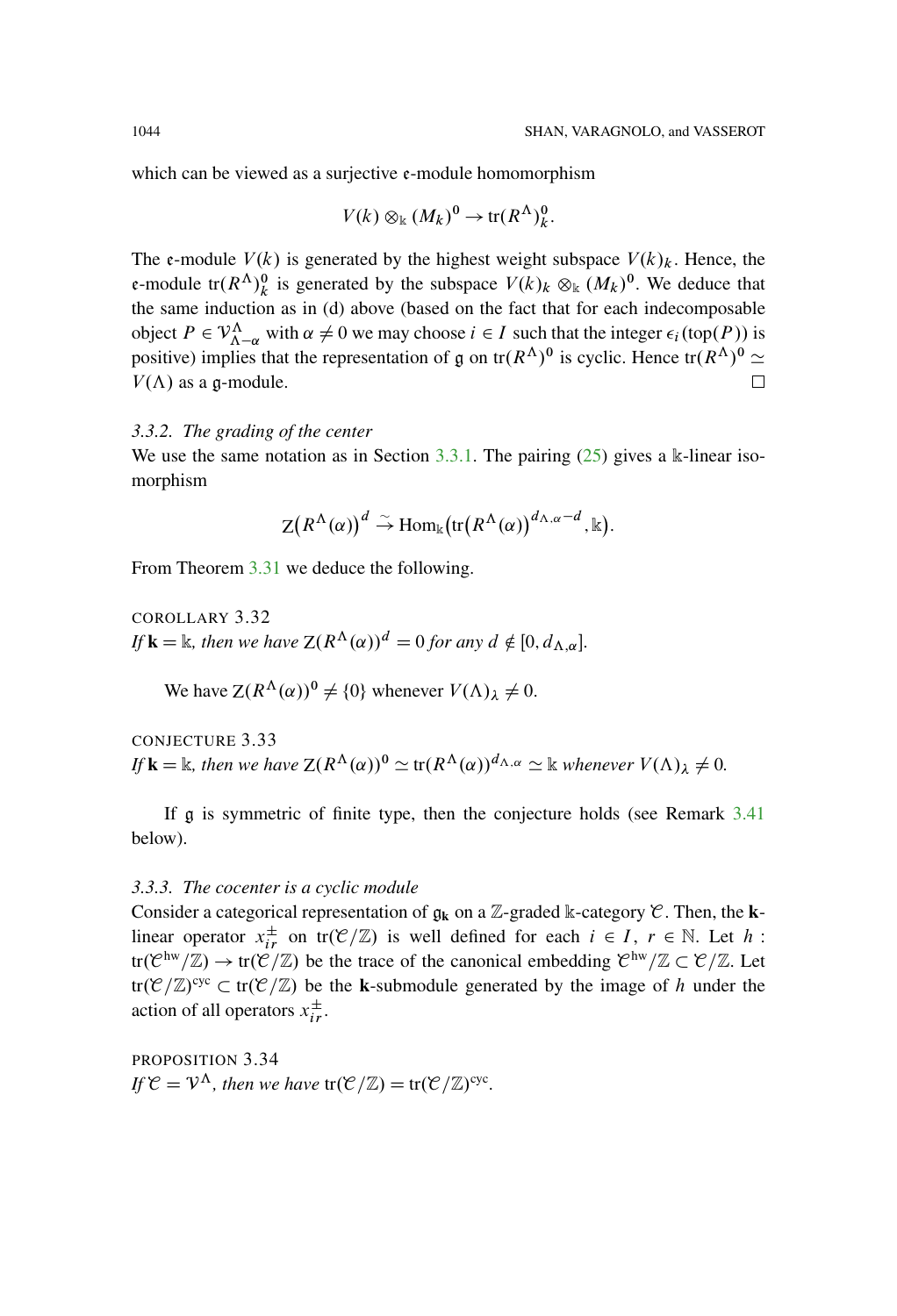which can be viewed as a surjective $\mathfrak{e}$-module homomorphism

$$V(k) \otimes_{\Bbbk} (M_k)^0 \to \operatorname{tr}(R^\Lambda)^0_k.$$

The $\mathfrak{e}$-module $V(k)$ is generated by the highest weight subspace $V(k)_k$. Hence, the $\mathfrak{e}$-module $\operatorname{tr}(R^\Lambda)^0_k$ is generated by the subspace $V(k)_k \otimes_{\Bbbk} (M_k)^0$. We deduce that the same induction as in (d) above (based on the fact that for each indecomposable object $P \in \mathcal{V}^\Lambda_{\Lambda-\alpha}$ with $\alpha \neq 0$ we may choose $i \in I$ such that the integer $\epsilon_i(\operatorname{top}(P))$ is positive) implies that the representation of $\mathfrak{g}$ on $\operatorname{tr}(R^\Lambda)^0$ is cyclic. Hence $\operatorname{tr}(R^\Lambda)^0 \simeq V(\Lambda)$ as a $\mathfrak{g}$-module. $\square$

*3.3.2. The grading of the center*

We use the same notation as in Section 3.3.1. The pairing (25) gives a $\Bbbk$-linear isomorphism

$$\mathrm{Z}\big(R^\Lambda(\alpha)\big)^d \xrightarrow{\sim} \operatorname{Hom}_{\Bbbk}\big(\operatorname{tr}\big(R^\Lambda(\alpha)\big)^{d_{\Lambda,\alpha}-d}, \Bbbk\big).$$

From Theorem 3.31 we deduce the following.

COROLLARY 3.32
*If $\mathbf{k} = \Bbbk$, then we have $\mathrm{Z}(R^\Lambda(\alpha))^d = 0$ for any $d \notin [0, d_{\Lambda,\alpha}]$.*

We have $\mathrm{Z}(R^\Lambda(\alpha))^0 \neq \{0\}$ whenever $V(\Lambda)_\lambda \neq 0$.

CONJECTURE 3.33
*If $\mathbf{k} = \Bbbk$, then we have $\mathrm{Z}(R^\Lambda(\alpha))^0 \simeq \operatorname{tr}(R^\Lambda(\alpha))^{d_{\Lambda,\alpha}} \simeq \Bbbk$ whenever $V(\Lambda)_\lambda \neq 0$.*

If $\mathfrak{g}$ is symmetric of finite type, then the conjecture holds (see Remark 3.41 below).

*3.3.3. The cocenter is a cyclic module*

Consider a categorical representation of $\mathfrak{g}_{\mathbf{k}}$ on a $\mathbb{Z}$-graded $\Bbbk$-category $\mathcal{C}$. Then, the $\mathbf{k}$-linear operator $x^\pm_{ir}$ on $\operatorname{tr}(\mathcal{C}/\mathbb{Z})$ is well defined for each $i \in I$, $r \in \mathbb{N}$. Let $h : \operatorname{tr}(\mathcal{C}^{\mathrm{hw}}/\mathbb{Z}) \to \operatorname{tr}(\mathcal{C}/\mathbb{Z})$ be the trace of the canonical embedding $\mathcal{C}^{\mathrm{hw}}/\mathbb{Z} \subset \mathcal{C}/\mathbb{Z}$. Let $\operatorname{tr}(\mathcal{C}/\mathbb{Z})^{\mathrm{cyc}} \subset \operatorname{tr}(\mathcal{C}/\mathbb{Z})$ be the $\mathbf{k}$-submodule generated by the image of $h$ under the action of all operators $x^\pm_{ir}$.

PROPOSITION 3.34
*If $\mathcal{C} = \mathcal{V}^\Lambda$, then we have $\operatorname{tr}(\mathcal{C}/\mathbb{Z}) = \operatorname{tr}(\mathcal{C}/\mathbb{Z})^{\mathrm{cyc}}$.*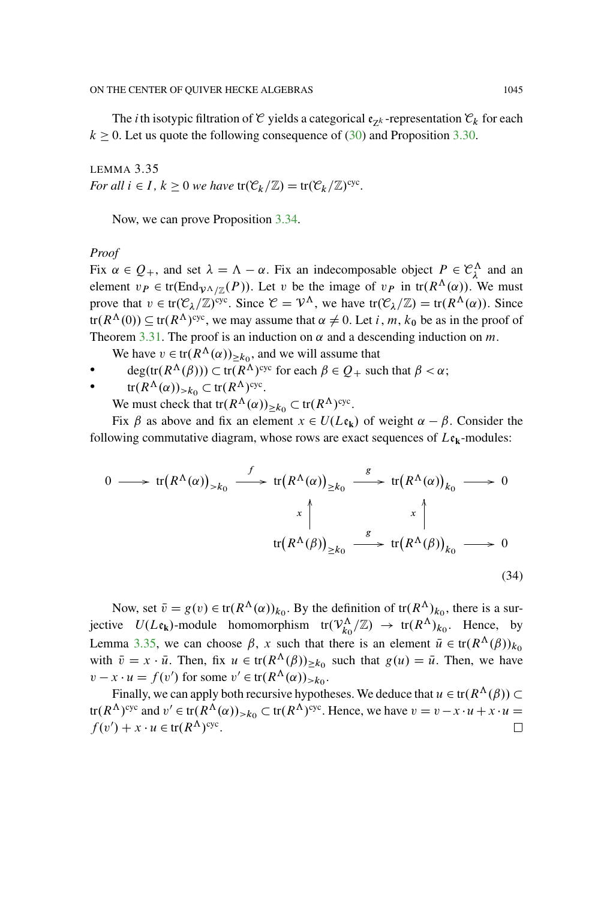The $i$th isotypic filtration of $\mathcal{C}$ yields a categorical $\mathfrak{e}_{\mathbb{Z}^k}$-representation $\mathcal{C}_k$ for each $k \geq 0$. Let us quote the following consequence of (30) and Proposition 3.30.

LEMMA 3.35
*For all $i \in I$, $k \geq 0$ we have* $\mathrm{tr}(\mathcal{C}_k/\mathbb{Z}) = \mathrm{tr}(\mathcal{C}_k/\mathbb{Z})^{\mathrm{cyc}}$.

Now, we can prove Proposition 3.34.

*Proof*
Fix $\alpha \in Q_+$, and set $\lambda = \Lambda - \alpha$. Fix an indecomposable object $P \in \mathcal{C}^\Lambda_\lambda$ and an element $v_P \in \mathrm{tr}(\mathrm{End}_{\mathcal{V}^\Lambda/\mathbb{Z}}(P))$. Let $v$ be the image of $v_P$ in $\mathrm{tr}(R^\Lambda(\alpha))$. We must prove that $v \in \mathrm{tr}(\mathcal{C}_\lambda/\mathbb{Z})^{\mathrm{cyc}}$. Since $\mathcal{C} = \mathcal{V}^\Lambda$, we have $\mathrm{tr}(\mathcal{C}_\lambda/\mathbb{Z}) = \mathrm{tr}(R^\Lambda(\alpha))$. Since $\mathrm{tr}(R^\Lambda(0)) \subseteq \mathrm{tr}(R^\Lambda)^{\mathrm{cyc}}$, we may assume that $\alpha \neq 0$. Let $i$, $m$, $k_0$ be as in the proof of Theorem 3.31. The proof is an induction on $\alpha$ and a descending induction on $m$.

We have $v \in \mathrm{tr}(R^\Lambda(\alpha))_{\geq k_0}$, and we will assume that

- $\deg(\mathrm{tr}(R^\Lambda(\beta))) \subset \mathrm{tr}(R^\Lambda)^{\mathrm{cyc}}$ for each $\beta \in Q_+$ such that $\beta < \alpha$;
- $\mathrm{tr}(R^\Lambda(\alpha))_{>k_0} \subset \mathrm{tr}(R^\Lambda)^{\mathrm{cyc}}$.

We must check that $\mathrm{tr}(R^\Lambda(\alpha))_{\geq k_0} \subset \mathrm{tr}(R^\Lambda)^{\mathrm{cyc}}$.

Fix $\beta$ as above and fix an element $x \in U(L\mathfrak{e}_{\mathbf{k}})$ of weight $\alpha - \beta$. Consider the following commutative diagram, whose rows are exact sequences of $L\mathfrak{e}_{\mathbf{k}}$-modules:

$$
\begin{array}{ccccccccc}
0 & \longrightarrow & \mathrm{tr}\big(R^\Lambda(\alpha)\big)_{>k_0} & \xrightarrow{f} & \mathrm{tr}\big(R^\Lambda(\alpha)\big)_{\geq k_0} & \xrightarrow{g} & \mathrm{tr}\big(R^\Lambda(\alpha)\big)_{k_0} & \longrightarrow & 0 \\
 & & & & \big\uparrow x & & \big\uparrow x & & \\
 & & & & \mathrm{tr}\big(R^\Lambda(\beta)\big)_{\geq k_0} & \xrightarrow{g} & \mathrm{tr}\big(R^\Lambda(\beta)\big)_{k_0} & \longrightarrow & 0
\end{array}
\tag{34}
$$

Now, set $\bar{v} = g(v) \in \mathrm{tr}(R^\Lambda(\alpha))_{k_0}$. By the definition of $\mathrm{tr}(R^\Lambda)_{k_0}$, there is a surjective $U(L\mathfrak{e}_{\mathbf{k}})$-module homomorphism $\mathrm{tr}(\mathcal{V}^\Lambda_{k_0}/\mathbb{Z}) \to \mathrm{tr}(R^\Lambda)_{k_0}$. Hence, by Lemma 3.35, we can choose $\beta$, $x$ such that there is an element $\bar{u} \in \mathrm{tr}(R^\Lambda(\beta))_{k_0}$ with $\bar{v} = x \cdot \bar{u}$. Then, fix $u \in \mathrm{tr}(R^\Lambda(\beta))_{\geq k_0}$ such that $g(u) = \bar{u}$. Then, we have $v - x \cdot u = f(v')$ for some $v' \in \mathrm{tr}(R^\Lambda(\alpha))_{>k_0}$.

Finally, we can apply both recursive hypotheses. We deduce that $u \in \mathrm{tr}(R^\Lambda(\beta)) \subset \mathrm{tr}(R^\Lambda)^{\mathrm{cyc}}$ and $v' \in \mathrm{tr}(R^\Lambda(\alpha))_{>k_0} \subset \mathrm{tr}(R^\Lambda)^{\mathrm{cyc}}$. Hence, we have $v = v - x \cdot u + x \cdot u = f(v') + x \cdot u \in \mathrm{tr}(R^\Lambda)^{\mathrm{cyc}}$. □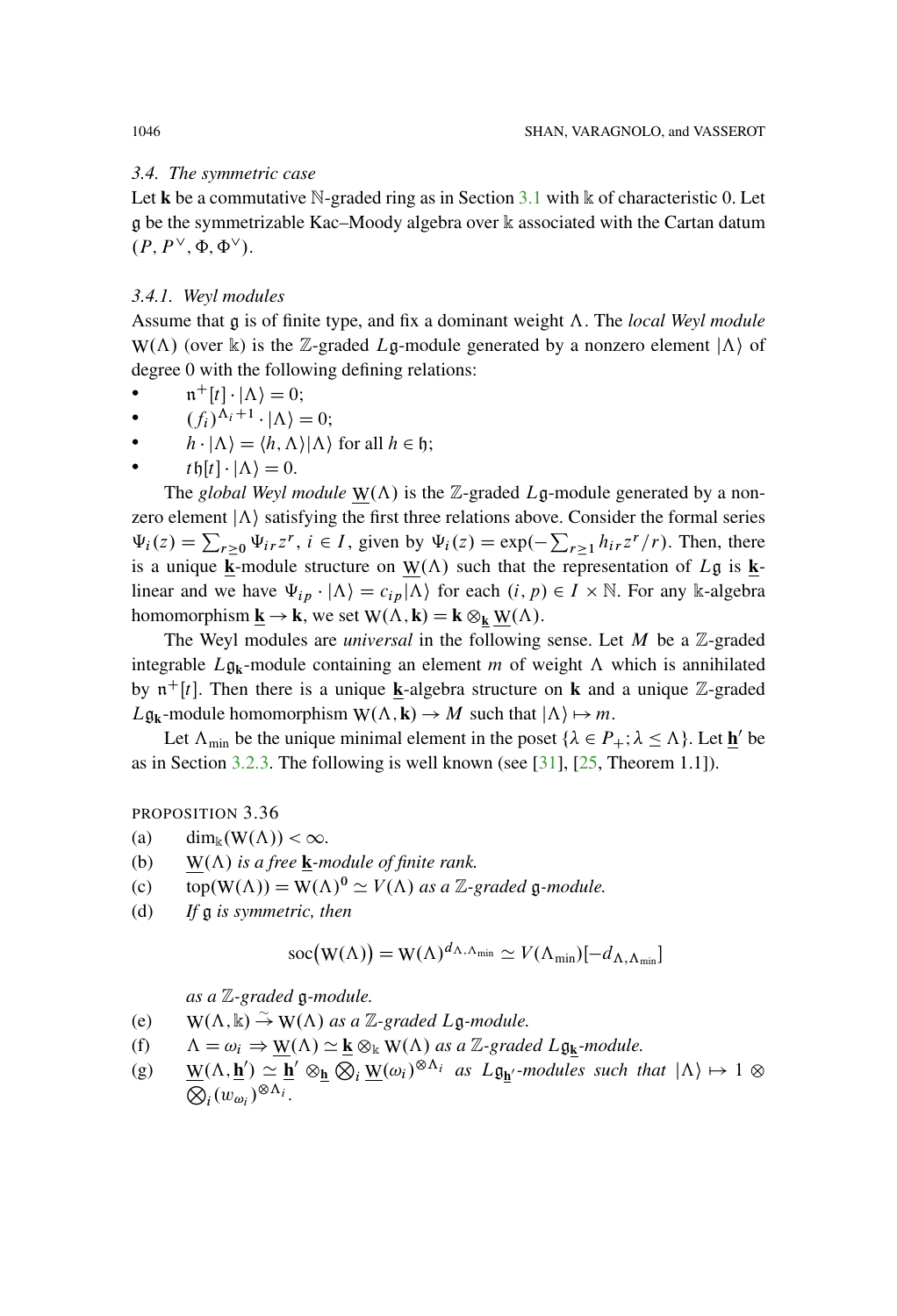### 3.4. The symmetric case

Let $\mathbf{k}$ be a commutative $\mathbb{N}$-graded ring as in Section 3.1 with $\Bbbk$ of characteristic 0. Let $\mathfrak{g}$ be the symmetrizable Kac–Moody algebra over $\Bbbk$ associated with the Cartan datum $(P, P^\vee, \Phi, \Phi^\vee)$.

#### 3.4.1. Weyl modules

Assume that $\mathfrak{g}$ is of finite type, and fix a dominant weight $\Lambda$. The *local Weyl module* $\mathrm{W}(\Lambda)$ (over $\Bbbk$) is the $\mathbb{Z}$-graded $L\mathfrak{g}$-module generated by a nonzero element $|\Lambda\rangle$ of degree 0 with the following defining relations:

- $\mathfrak{n}^+[t] \cdot |\Lambda\rangle = 0$;
- $(f_i)^{\Lambda_i+1} \cdot |\Lambda\rangle = 0$;
- $h \cdot |\Lambda\rangle = \langle h, \Lambda\rangle |\Lambda\rangle$ for all $h \in \mathfrak{h}$;
- $t\mathfrak{h}[t] \cdot |\Lambda\rangle = 0$.

The *global Weyl module* $\underline{\mathrm{W}}(\Lambda)$ is the $\mathbb{Z}$-graded $L\mathfrak{g}$-module generated by a nonzero element $|\Lambda\rangle$ satisfying the first three relations above. Consider the formal series $\Psi_i(z) = \sum_{r \geq 0} \Psi_{ir} z^r$, $i \in I$, given by $\Psi_i(z) = \exp(-\sum_{r \geq 1} h_{ir} z^r / r)$. Then, there is a unique $\underline{\mathbf{k}}$-module structure on $\underline{\mathrm{W}}(\Lambda)$ such that the representation of $L\mathfrak{g}$ is $\underline{\mathbf{k}}$-linear and we have $\Psi_{ip} \cdot |\Lambda\rangle = c_{ip}|\Lambda\rangle$ for each $(i, p) \in I \times \mathbb{N}$. For any $\Bbbk$-algebra homomorphism $\underline{\mathbf{k}} \to \mathbf{k}$, we set $\mathrm{W}(\Lambda, \mathbf{k}) = \mathbf{k} \otimes_{\underline{\mathbf{k}}} \underline{\mathrm{W}}(\Lambda)$.

The Weyl modules are *universal* in the following sense. Let $M$ be a $\mathbb{Z}$-graded integrable $L\mathfrak{g}_{\mathbf{k}}$-module containing an element $m$ of weight $\Lambda$ which is annihilated by $\mathfrak{n}^+[t]$. Then there is a unique $\underline{\mathbf{k}}$-algebra structure on $\mathbf{k}$ and a unique $\mathbb{Z}$-graded $L\mathfrak{g}_{\mathbf{k}}$-module homomorphism $\mathrm{W}(\Lambda, \mathbf{k}) \to M$ such that $|\Lambda\rangle \mapsto m$.

Let $\Lambda_{\min}$ be the unique minimal element in the poset $\{\lambda \in P_+; \lambda \leq \Lambda\}$. Let $\underline{\mathbf{h}}'$ be as in Section 3.2.3. The following is well known (see [31], [25, Theorem 1.1]).

PROPOSITION 3.36

(a) $\dim_{\Bbbk}(\mathrm{W}(\Lambda)) < \infty$.

(b) $\underline{\mathrm{W}}(\Lambda)$ *is a free* $\underline{\mathbf{k}}$*-module of finite rank.*

(c) $\mathrm{top}(\mathrm{W}(\Lambda)) = \mathrm{W}(\Lambda)^0 \simeq V(\Lambda)$ *as a* $\mathbb{Z}$*-graded* $\mathfrak{g}$*-module.*

(d) *If* $\mathfrak{g}$ *is symmetric, then*

$$\mathrm{soc}\big(\mathrm{W}(\Lambda)\big) = \mathrm{W}(\Lambda)^{d_{\Lambda,\Lambda_{\min}}} \simeq V(\Lambda_{\min})[-d_{\Lambda,\Lambda_{\min}}]$$

*as a* $\mathbb{Z}$*-graded* $\mathfrak{g}$*-module.*

(e) $\mathrm{W}(\Lambda, \Bbbk) \xrightarrow{\sim} \mathrm{W}(\Lambda)$ *as a* $\mathbb{Z}$*-graded* $L\mathfrak{g}$*-module.*

(f) $\Lambda = \omega_i \Rightarrow \underline{\mathrm{W}}(\Lambda) \simeq \underline{\mathbf{k}} \otimes_{\Bbbk} \mathrm{W}(\Lambda)$ *as a* $\mathbb{Z}$*-graded* $L\mathfrak{g}_{\underline{\mathbf{k}}}$*-module.*

(g) $\underline{\mathrm{W}}(\Lambda, \underline{\mathbf{h}}') \simeq \underline{\mathbf{h}}' \otimes_{\underline{\mathbf{h}}} \bigotimes_i \underline{\mathrm{W}}(\omega_i)^{\otimes \Lambda_i}$ *as* $L\mathfrak{g}_{\underline{\mathbf{h}}'}$*-modules such that* $|\Lambda\rangle \mapsto 1 \otimes \bigotimes_i (w_{\omega_i})^{\otimes \Lambda_i}$.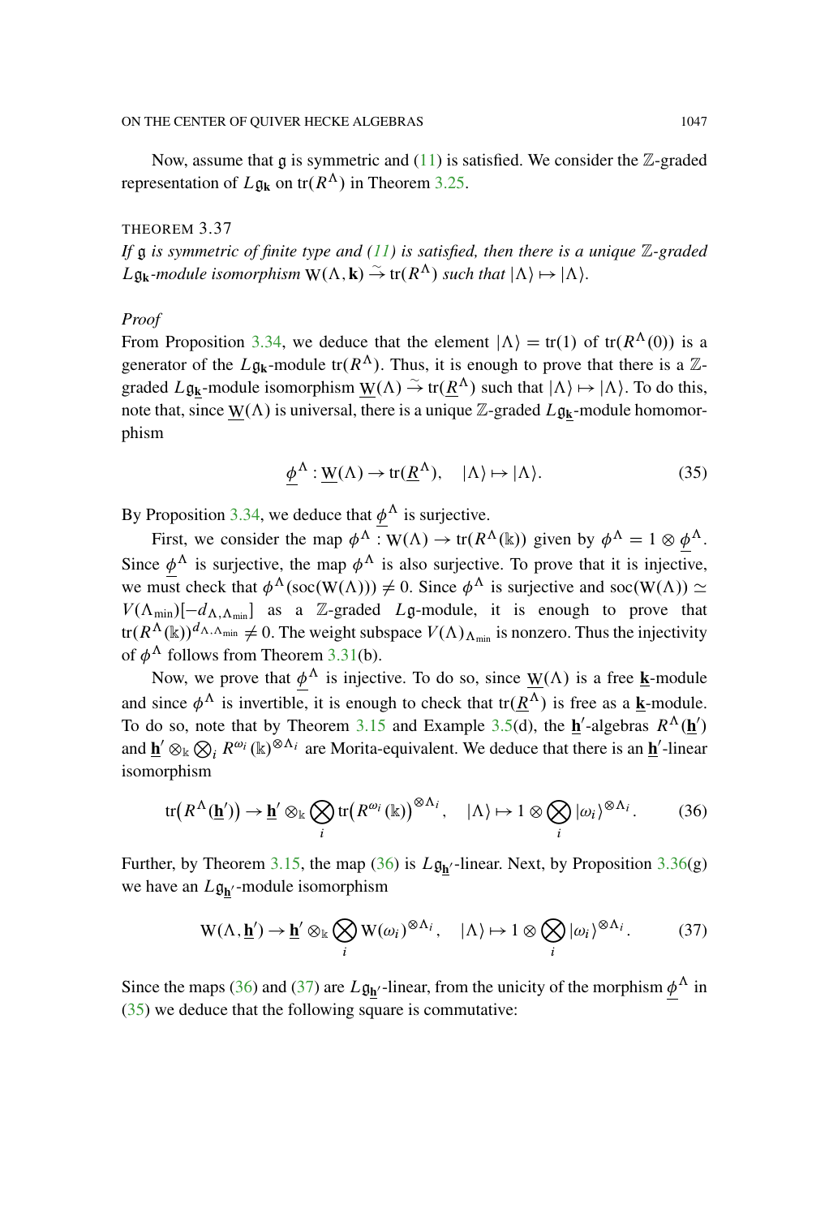Now, assume that $\mathfrak{g}$ is symmetric and (11) is satisfied. We consider the $\mathbb{Z}$-graded representation of $L\mathfrak{g}_{\mathbf{k}}$ on $\mathrm{tr}(R^\Lambda)$ in Theorem 3.25.

THEOREM 3.37

*If $\mathfrak{g}$ is symmetric of finite type and (11) is satisfied, then there is a unique $\mathbb{Z}$-graded $L\mathfrak{g}_{\mathbf{k}}$-module isomorphism $\mathrm{W}(\Lambda, \mathbf{k}) \xrightarrow{\sim} \mathrm{tr}(R^\Lambda)$ such that $|\Lambda\rangle \mapsto |\Lambda\rangle$.*

*Proof*

From Proposition 3.34, we deduce that the element $|\Lambda\rangle = \mathrm{tr}(1)$ of $\mathrm{tr}(R^\Lambda(0))$ is a generator of the $L\mathfrak{g}_{\mathbf{k}}$-module $\mathrm{tr}(R^\Lambda)$. Thus, it is enough to prove that there is a $\mathbb{Z}$-graded $L\mathfrak{g}_{\underline{\mathbf{k}}}$-module isomorphism $\underline{\mathrm{W}}(\Lambda) \xrightarrow{\sim} \mathrm{tr}(\underline{R}^\Lambda)$ such that $|\Lambda\rangle \mapsto |\Lambda\rangle$. To do this, note that, since $\underline{\mathrm{W}}(\Lambda)$ is universal, there is a unique $\mathbb{Z}$-graded $L\mathfrak{g}_{\underline{\mathbf{k}}}$-module homomorphism

$$\underline{\phi}^\Lambda : \underline{\mathrm{W}}(\Lambda) \to \mathrm{tr}(\underline{R}^\Lambda), \quad |\Lambda\rangle \mapsto |\Lambda\rangle. \tag{35}$$

By Proposition 3.34, we deduce that $\underline{\phi}^\Lambda$ is surjective.

First, we consider the map $\phi^\Lambda : \mathrm{W}(\Lambda) \to \mathrm{tr}(R^\Lambda(\Bbbk))$ given by $\phi^\Lambda = 1 \otimes \underline{\phi}^\Lambda$. Since $\underline{\phi}^\Lambda$ is surjective, the map $\phi^\Lambda$ is also surjective. To prove that it is injective, we must check that $\phi^\Lambda(\mathrm{soc}(\mathrm{W}(\Lambda))) \neq 0$. Since $\phi^\Lambda$ is surjective and $\mathrm{soc}(\mathrm{W}(\Lambda)) \simeq V(\Lambda_{\min})[-d_{\Lambda,\Lambda_{\min}}]$ as a $\mathbb{Z}$-graded $L\mathfrak{g}$-module, it is enough to prove that $\mathrm{tr}(R^\Lambda(\Bbbk))^{d_{\Lambda,\Lambda_{\min}}} \neq 0$. The weight subspace $V(\Lambda)_{\Lambda_{\min}}$ is nonzero. Thus the injectivity of $\phi^\Lambda$ follows from Theorem 3.31(b).

Now, we prove that $\underline{\phi}^\Lambda$ is injective. To do so, since $\underline{\mathrm{W}}(\Lambda)$ is a free $\underline{\mathbf{k}}$-module and since $\phi^\Lambda$ is invertible, it is enough to check that $\mathrm{tr}(\underline{R}^\Lambda)$ is free as a $\underline{\mathbf{k}}$-module. To do so, note that by Theorem 3.15 and Example 3.5(d), the $\underline{\mathbf{h}}'$-algebras $R^\Lambda(\underline{\mathbf{h}}')$ and $\underline{\mathbf{h}}' \otimes_\Bbbk \bigotimes_i R^{\omega_i}(\Bbbk)^{\otimes \Lambda_i}$ are Morita-equivalent. We deduce that there is an $\underline{\mathbf{h}}'$-linear isomorphism

$$\mathrm{tr}\big(R^\Lambda(\underline{\mathbf{h}}')\big) \to \underline{\mathbf{h}}' \otimes_\Bbbk \bigotimes_i \mathrm{tr}\big(R^{\omega_i}(\Bbbk)\big)^{\otimes \Lambda_i}, \quad |\Lambda\rangle \mapsto 1 \otimes \bigotimes_i |\omega_i\rangle^{\otimes \Lambda_i}. \tag{36}$$

Further, by Theorem 3.15, the map (36) is $L\mathfrak{g}_{\underline{\mathbf{h}}'}$-linear. Next, by Proposition 3.36(g) we have an $L\mathfrak{g}_{\underline{\mathbf{h}}'}$-module isomorphism

$$\mathrm{W}(\Lambda, \underline{\mathbf{h}}') \to \underline{\mathbf{h}}' \otimes_\Bbbk \bigotimes_i \mathrm{W}(\omega_i)^{\otimes \Lambda_i}, \quad |\Lambda\rangle \mapsto 1 \otimes \bigotimes_i |\omega_i\rangle^{\otimes \Lambda_i}. \tag{37}$$

Since the maps (36) and (37) are $L\mathfrak{g}_{\underline{\mathbf{h}}'}$-linear, from the unicity of the morphism $\underline{\phi}^\Lambda$ in (35) we deduce that the following square is commutative: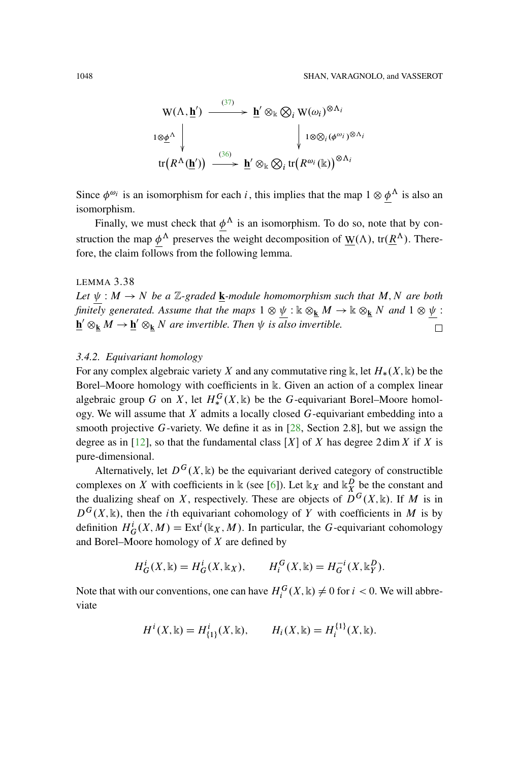$$\begin{array}{ccc}
\mathrm{W}(\Lambda, \underline{\mathbf{h}}') & \xrightarrow{(37)} & \underline{\mathbf{h}}' \otimes_{\Bbbk} \bigotimes_i \mathrm{W}(\omega_i)^{\otimes \Lambda_i} \\
\downarrow {\scriptstyle 1 \otimes \underline{\phi}^{\Lambda}} & & \downarrow {\scriptstyle 1 \otimes \bigotimes_i (\phi^{\omega_i})^{\otimes \Lambda_i}} \\
\mathrm{tr}\big(R^{\Lambda}(\underline{\mathbf{h}}')\big) & \xrightarrow{(36)} & \underline{\mathbf{h}}' \otimes_{\Bbbk} \bigotimes_i \mathrm{tr}\big(R^{\omega_i}(\Bbbk)\big)^{\otimes \Lambda_i}
\end{array}$$

Since $\phi^{\omega_i}$ is an isomorphism for each $i$, this implies that the map $1 \otimes \underline{\phi}^{\Lambda}$ is also an isomorphism.

Finally, we must check that $\underline{\phi}^{\Lambda}$ is an isomorphism. To do so, note that by construction the map $\underline{\phi}^{\Lambda}$ preserves the weight decomposition of $\underline{\mathrm{W}}(\Lambda)$, $\mathrm{tr}(\underline{R}^{\Lambda})$. Therefore, the claim follows from the following lemma.

LEMMA 3.38

*Let $\underline{\psi} : M \to N$ be a $\mathbb{Z}$-graded $\underline{\mathbf{k}}$-module homomorphism such that $M, N$ are both finitely generated. Assume that the maps $1 \otimes \underline{\psi} : \Bbbk \otimes_{\underline{\mathbf{k}}} M \to \Bbbk \otimes_{\underline{\mathbf{k}}} N$ and $1 \otimes \underline{\psi} : \underline{\mathbf{h}}' \otimes_{\underline{\mathbf{k}}} M \to \underline{\mathbf{h}}' \otimes_{\underline{\mathbf{k}}} N$ are invertible. Then $\psi$ is also invertible.* □

### 3.4.2. Equivariant homology

For any complex algebraic variety $X$ and any commutative ring $\Bbbk$, let $H_*(X, \Bbbk)$ be the Borel–Moore homology with coefficients in $\Bbbk$. Given an action of a complex linear algebraic group $G$ on $X$, let $H_*^G(X, \Bbbk)$ be the $G$-equivariant Borel–Moore homology. We will assume that $X$ admits a locally closed $G$-equivariant embedding into a smooth projective $G$-variety. We define it as in [28, Section 2.8], but we assign the degree as in [12], so that the fundamental class $[X]$ of $X$ has degree $2 \dim X$ if $X$ is pure-dimensional.

Alternatively, let $D^G(X, \Bbbk)$ be the equivariant derived category of constructible complexes on $X$ with coefficients in $\Bbbk$ (see [6]). Let $\Bbbk_X$ and $\Bbbk_X^D$ be the constant and the dualizing sheaf on $X$, respectively. These are objects of $D^G(X, \Bbbk)$. If $M$ is in $D^G(X, \Bbbk)$, then the $i$th equivariant cohomology of $Y$ with coefficients in $M$ is by definition $H_G^i(X, M) = \mathrm{Ext}^i(\Bbbk_X, M)$. In particular, the $G$-equivariant cohomology and Borel–Moore homology of $X$ are defined by

$$H_G^i(X, \Bbbk) = H_G^i(X, \Bbbk_X), \qquad H_i^G(X, \Bbbk) = H_G^{-i}(X, \Bbbk_Y^D).$$

Note that with our conventions, one can have $H_i^G(X, \Bbbk) \neq 0$ for $i < 0$. We will abbreviate

$$H^i(X, \Bbbk) = H^i_{\{1\}}(X, \Bbbk), \qquad H_i(X, \Bbbk) = H_i^{\{1\}}(X, \Bbbk).$$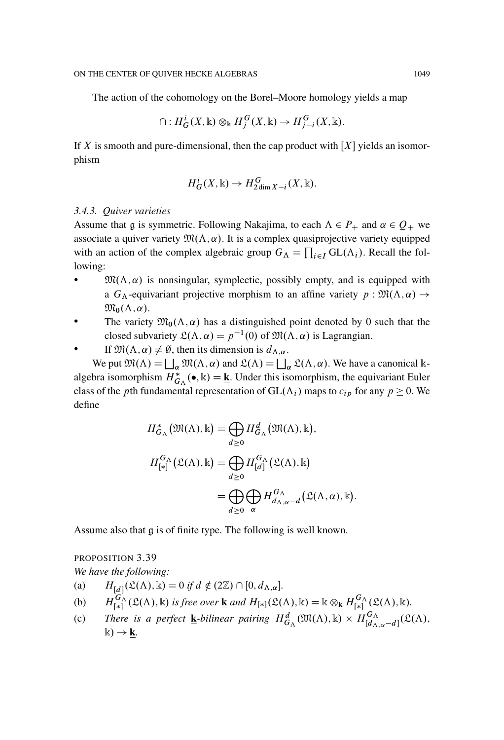The action of the cohomology on the Borel–Moore homology yields a map

$$\cap : H^i_G(X, \Bbbk) \otimes_{\Bbbk} H^G_j(X, \Bbbk) \to H^G_{j-i}(X, \Bbbk).$$

If $X$ is smooth and pure-dimensional, then the cap product with $[X]$ yields an isomorphism

$$H^i_G(X, \Bbbk) \to H^G_{2\dim X - i}(X, \Bbbk).$$

### 3.4.3. *Quiver varieties*

Assume that $\mathfrak{g}$ is symmetric. Following Nakajima, to each $\Lambda \in P_+$ and $\alpha \in Q_+$ we associate a quiver variety $\mathfrak{M}(\Lambda, \alpha)$. It is a complex quasiprojective variety equipped with an action of the complex algebraic group $G_\Lambda = \prod_{i \in I} \mathrm{GL}(\Lambda_i)$. Recall the following:

- $\mathfrak{M}(\Lambda, \alpha)$ is nonsingular, symplectic, possibly empty, and is equipped with a $G_\Lambda$-equivariant projective morphism to an affine variety $p : \mathfrak{M}(\Lambda, \alpha) \to \mathfrak{M}_0(\Lambda, \alpha)$.
- The variety $\mathfrak{M}_0(\Lambda, \alpha)$ has a distinguished point denoted by 0 such that the closed subvariety $\mathfrak{L}(\Lambda, \alpha) = p^{-1}(0)$ of $\mathfrak{M}(\Lambda, \alpha)$ is Lagrangian.
- If $\mathfrak{M}(\Lambda, \alpha) \neq \emptyset$, then its dimension is $d_{\Lambda,\alpha}$.

We put $\mathfrak{M}(\Lambda) = \bigsqcup_\alpha \mathfrak{M}(\Lambda, \alpha)$ and $\mathfrak{L}(\Lambda) = \bigsqcup_\alpha \mathfrak{L}(\Lambda, \alpha)$. We have a canonical $\Bbbk$-algebra isomorphism $H^*_{G_\Lambda}(\bullet, \Bbbk) = \underline{\mathbf{k}}$. Under this isomorphism, the equivariant Euler class of the $p$th fundamental representation of $\mathrm{GL}(\Lambda_i)$ maps to $c_{ip}$ for any $p \geq 0$. We define

$$H^*_{G_\Lambda}\big(\mathfrak{M}(\Lambda), \Bbbk\big) = \bigoplus_{d \geq 0} H^d_{G_\Lambda}\big(\mathfrak{M}(\Lambda), \Bbbk\big),$$

$$H^{G_\Lambda}_{[*]}\big(\mathfrak{L}(\Lambda), \Bbbk\big) = \bigoplus_{d \geq 0} H^{G_\Lambda}_{[d]}\big(\mathfrak{L}(\Lambda), \Bbbk\big)$$

$$= \bigoplus_{d \geq 0} \bigoplus_\alpha H^{G_\Lambda}_{d_{\Lambda,\alpha} - d}\big(\mathfrak{L}(\Lambda, \alpha), \Bbbk\big).$$

Assume also that $\mathfrak{g}$ is of finite type. The following is well known.

PROPOSITION 3.39
*We have the following:*

(a) $H_{[d]}(\mathfrak{L}(\Lambda), \Bbbk) = 0$ *if* $d \notin (2\mathbb{Z}) \cap [0, d_{\Lambda,\alpha}]$.

(b) $H^{G_\Lambda}_{[*]}(\mathfrak{L}(\Lambda), \Bbbk)$ *is free over* $\underline{\mathbf{k}}$ *and* $H_{[*]}(\mathfrak{L}(\Lambda), \Bbbk) = \Bbbk \otimes_{\underline{\mathbf{k}}} H^{G_\Lambda}_{[*]}(\mathfrak{L}(\Lambda), \Bbbk)$.

(c) *There is a perfect* $\underline{\mathbf{k}}$*-bilinear pairing* $H^d_{G_\Lambda}(\mathfrak{M}(\Lambda), \Bbbk) \times H^{G_\Lambda}_{[d_{\Lambda,\alpha} - d]}(\mathfrak{L}(\Lambda), \Bbbk) \to \underline{\mathbf{k}}$.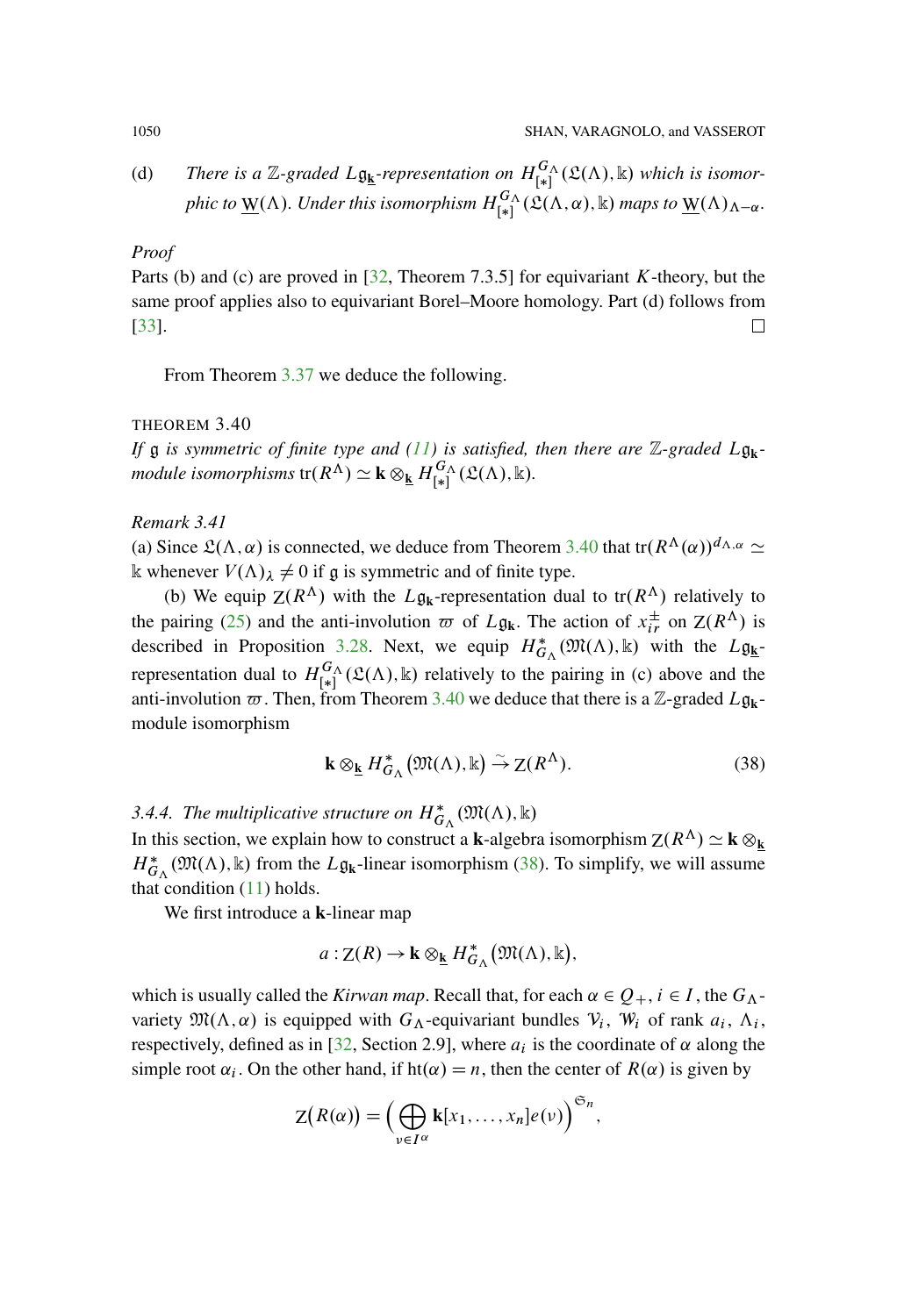(d) *There is a $\mathbb{Z}$-graded $L\mathfrak{g}_{\underline{\mathbf{k}}}$-representation on $H^{G_\Lambda}_{[*]}(\mathfrak{L}(\Lambda), \Bbbk)$ which is isomorphic to $\underline{\mathrm{W}}(\Lambda)$. Under this isomorphism $H^{G_\Lambda}_{[*]}(\mathfrak{L}(\Lambda,\alpha), \Bbbk)$ maps to $\underline{\mathrm{W}}(\Lambda)_{\Lambda-\alpha}$.*

*Proof*

Parts (b) and (c) are proved in [32, Theorem 7.3.5] for equivariant $K$-theory, but the same proof applies also to equivariant Borel–Moore homology. Part (d) follows from [33]. $\square$

From Theorem 3.37 we deduce the following.

THEOREM 3.40

*If $\mathfrak{g}$ is symmetric of finite type and (11) is satisfied, then there are $\mathbb{Z}$-graded $L\mathfrak{g}_{\mathbf{k}}$-module isomorphisms* $\mathrm{tr}(R^\Lambda) \simeq \mathbf{k} \otimes_{\underline{\mathbf{k}}} H^{G_\Lambda}_{[*]}(\mathfrak{L}(\Lambda), \Bbbk)$.

*Remark 3.41*

(a) Since $\mathfrak{L}(\Lambda,\alpha)$ is connected, we deduce from Theorem 3.40 that $\mathrm{tr}(R^\Lambda(\alpha))^{d_{\Lambda,\alpha}} \simeq \Bbbk$ whenever $V(\Lambda)_\lambda \neq 0$ if $\mathfrak{g}$ is symmetric and of finite type.

(b) We equip $\mathrm{Z}(R^\Lambda)$ with the $L\mathfrak{g}_{\mathbf{k}}$-representation dual to $\mathrm{tr}(R^\Lambda)$ relatively to the pairing (25) and the anti-involution $\varpi$ of $L\mathfrak{g}_{\mathbf{k}}$. The action of $x^{\pm}_{ir}$ on $\mathrm{Z}(R^\Lambda)$ is described in Proposition 3.28. Next, we equip $H^*_{G_\Lambda}(\mathfrak{M}(\Lambda), \Bbbk)$ with the $L\mathfrak{g}_{\underline{\mathbf{k}}}$-representation dual to $H^{G_\Lambda}_{[*]}(\mathfrak{L}(\Lambda), \Bbbk)$ relatively to the pairing in (c) above and the anti-involution $\varpi$. Then, from Theorem 3.40 we deduce that there is a $\mathbb{Z}$-graded $L\mathfrak{g}_{\mathbf{k}}$-module isomorphism

$$\mathbf{k} \otimes_{\underline{\mathbf{k}}} H^*_{G_\Lambda}\big(\mathfrak{M}(\Lambda), \Bbbk\big) \xrightarrow{\sim} \mathrm{Z}(R^\Lambda). \tag{38}$$

*3.4.4. The multiplicative structure on $H^*_{G_\Lambda}(\mathfrak{M}(\Lambda), \Bbbk)$*

In this section, we explain how to construct a $\mathbf{k}$-algebra isomorphism $\mathrm{Z}(R^\Lambda) \simeq \mathbf{k} \otimes_{\underline{\mathbf{k}}} H^*_{G_\Lambda}(\mathfrak{M}(\Lambda), \Bbbk)$ from the $L\mathfrak{g}_{\mathbf{k}}$-linear isomorphism (38). To simplify, we will assume that condition (11) holds.

We first introduce a $\mathbf{k}$-linear map

$$a : \mathrm{Z}(R) \to \mathbf{k} \otimes_{\underline{\mathbf{k}}} H^*_{G_\Lambda}\big(\mathfrak{M}(\Lambda), \Bbbk\big),$$

which is usually called the *Kirwan map*. Recall that, for each $\alpha \in Q_+$, $i \in I$, the $G_\Lambda$-variety $\mathfrak{M}(\Lambda,\alpha)$ is equipped with $G_\Lambda$-equivariant bundles $\mathcal{V}_i$, $\mathcal{W}_i$ of rank $a_i$, $\Lambda_i$, respectively, defined as in [32, Section 2.9], where $a_i$ is the coordinate of $\alpha$ along the simple root $\alpha_i$. On the other hand, if $\mathrm{ht}(\alpha) = n$, then the center of $R(\alpha)$ is given by

$$\mathrm{Z}\big(R(\alpha)\big) = \Big(\bigoplus_{\nu \in I^\alpha} \mathbf{k}[x_1,\ldots,x_n]e(\nu)\Big)^{\mathfrak{S}_n},$$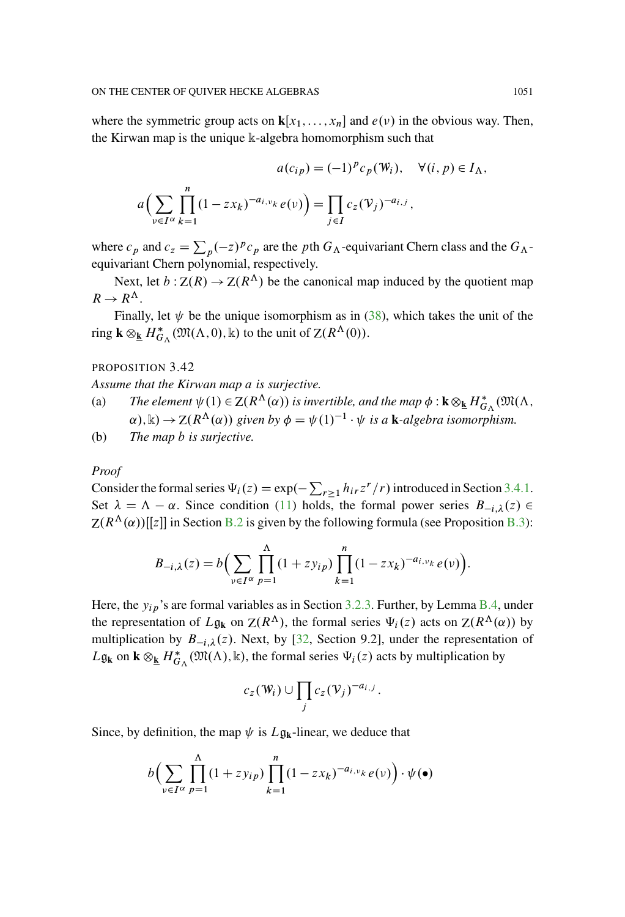where the symmetric group acts on $\mathbf{k}[x_1, \ldots, x_n]$ and $e(\nu)$ in the obvious way. Then, the Kirwan map is the unique $\Bbbk$-algebra homomorphism such that

$$a(c_{ip}) = (-1)^p c_p(\mathcal{W}_i), \quad \forall (i,p) \in I_\Lambda,$$

$$a\Big(\sum_{\nu \in I^\alpha} \prod_{k=1}^{n} (1 - z x_k)^{-a_{i,\nu_k}} e(\nu)\Big) = \prod_{j \in I} c_z(\mathcal{V}_j)^{-a_{i,j}},$$

where $c_p$ and $c_z = \sum_p (-z)^p c_p$ are the $p$th $G_\Lambda$-equivariant Chern class and the $G_\Lambda$-equivariant Chern polynomial, respectively.

Next, let $b : \mathrm{Z}(R) \to \mathrm{Z}(R^\Lambda)$ be the canonical map induced by the quotient map $R \to R^\Lambda$.

Finally, let $\psi$ be the unique isomorphism as in (38), which takes the unit of the ring $\mathbf{k} \otimes_{\underline{\mathbf{k}}} H^*_{G_\Lambda}(\mathfrak{M}(\Lambda, 0), \Bbbk)$ to the unit of $\mathrm{Z}(R^\Lambda(0))$.

PROPOSITION 3.42

*Assume that the Kirwan map $a$ is surjective.*

(a) *The element $\psi(1) \in \mathrm{Z}(R^\Lambda(\alpha))$ is invertible, and the map $\phi : \mathbf{k} \otimes_{\underline{\mathbf{k}}} H^*_{G_\Lambda}(\mathfrak{M}(\Lambda, \alpha), \Bbbk) \to \mathrm{Z}(R^\Lambda(\alpha))$ given by $\phi = \psi(1)^{-1} \cdot \psi$ is a $\mathbf{k}$-algebra isomorphism.*

(b) *The map $b$ is surjective.*

*Proof*

Consider the formal series $\Psi_i(z) = \exp(-\sum_{r \geq 1} h_{ir} z^r / r)$ introduced in Section 3.4.1. Set $\lambda = \Lambda - \alpha$. Since condition (11) holds, the formal power series $B_{-i,\lambda}(z) \in \mathrm{Z}(R^\Lambda(\alpha))[[z]]$ in Section B.2 is given by the following formula (see Proposition B.3):

$$B_{-i,\lambda}(z) = b\Big(\sum_{\nu \in I^\alpha} \prod_{p=1}^{\Lambda} (1 + z y_{ip}) \prod_{k=1}^{n} (1 - z x_k)^{-a_{i,\nu_k}} e(\nu)\Big).$$

Here, the $y_{ip}$'s are formal variables as in Section 3.2.3. Further, by Lemma B.4, under the representation of $L\mathfrak{g}_{\mathbf{k}}$ on $\mathrm{Z}(R^\Lambda)$, the formal series $\Psi_i(z)$ acts on $\mathrm{Z}(R^\Lambda(\alpha))$ by multiplication by $B_{-i,\lambda}(z)$. Next, by [32, Section 9.2], under the representation of $L\mathfrak{g}_{\mathbf{k}}$ on $\mathbf{k} \otimes_{\underline{\mathbf{k}}} H^*_{G_\Lambda}(\mathfrak{M}(\Lambda), \Bbbk)$, the formal series $\Psi_i(z)$ acts by multiplication by

$$c_z(\mathcal{W}_i) \cup \prod_j c_z(\mathcal{V}_j)^{-a_{i,j}}.$$

Since, by definition, the map $\psi$ is $L\mathfrak{g}_{\mathbf{k}}$-linear, we deduce that

$$b\Big(\sum_{\nu \in I^\alpha} \prod_{p=1}^{\Lambda} (1 + z y_{ip}) \prod_{k=1}^{n} (1 - z x_k)^{-a_{i,\nu_k}} e(\nu)\Big) \cdot \psi(\bullet)$$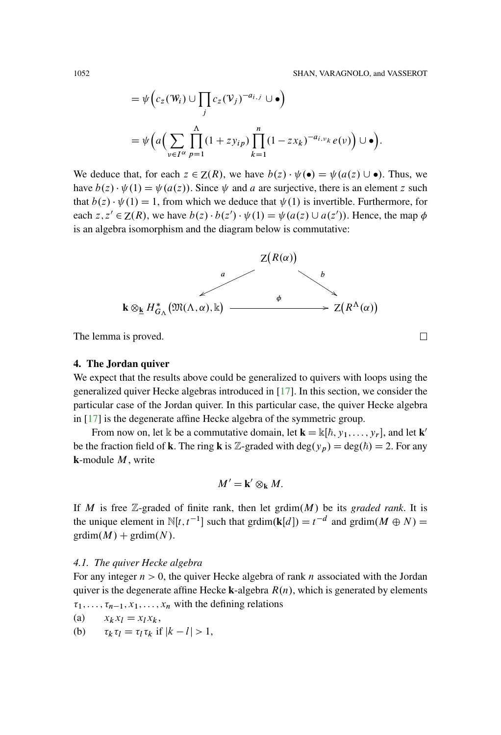$$= \psi\Big(c_z(\mathcal{W}_i) \cup \prod_j c_z(\mathcal{V}_j)^{-a_{i,j}} \cup \bullet\Big)$$

$$= \psi\Big(a\Big(\sum_{\nu \in I^\alpha} \prod_{p=1}^{\Lambda} (1 + z y_{ip}) \prod_{k=1}^{n} (1 - z x_k)^{-a_{i,\nu_k}} e(\nu)\Big) \cup \bullet\Big).$$

We deduce that, for each $z \in \mathrm{Z}(R)$, we have $b(z) \cdot \psi(\bullet) = \psi(a(z) \cup \bullet)$. Thus, we have $b(z) \cdot \psi(1) = \psi(a(z))$. Since $\psi$ and $a$ are surjective, there is an element $z$ such that $b(z) \cdot \psi(1) = 1$, from which we deduce that $\psi(1)$ is invertible. Furthermore, for each $z, z' \in \mathrm{Z}(R)$, we have $b(z) \cdot b(z') \cdot \psi(1) = \psi(a(z) \cup a(z'))$. Hence, the map $\phi$ is an algebra isomorphism and the diagram below is commutative:

$$\begin{array}{ccc} & \mathrm{Z}\big(R(\alpha)\big) & \\ {}^{a}\swarrow & & \searrow^{b} \\ \mathbf{k} \otimes_{\underline{\mathbf{k}}} H^*_{G_\Lambda}\big(\mathfrak{M}(\Lambda, \alpha), \Bbbk\big) & \xrightarrow{\quad \phi \quad} & \mathrm{Z}\big(R^\Lambda(\alpha)\big) \end{array}$$

The lemma is proved. □

## 4. The Jordan quiver

We expect that the results above could be generalized to quivers with loops using the generalized quiver Hecke algebras introduced in [17]. In this section, we consider the particular case of the Jordan quiver. In this particular case, the quiver Hecke algebra in [17] is the degenerate affine Hecke algebra of the symmetric group.

From now on, let $\Bbbk$ be a commutative domain, let $\mathbf{k} = \Bbbk[\hbar, y_1, \dots, y_r]$, and let $\mathbf{k}'$ be the fraction field of $\mathbf{k}$. The ring $\mathbf{k}$ is $\mathbb{Z}$-graded with $\deg(y_p) = \deg(\hbar) = 2$. For any $\mathbf{k}$-module $M$, write

$$M' = \mathbf{k}' \otimes_{\mathbf{k}} M.$$

If $M$ is free $\mathbb{Z}$-graded of finite rank, then let $\mathrm{grdim}(M)$ be its *graded rank*. It is the unique element in $\mathbb{N}[t, t^{-1}]$ such that $\mathrm{grdim}(\mathbf{k}[d]) = t^{-d}$ and $\mathrm{grdim}(M \oplus N) = \mathrm{grdim}(M) + \mathrm{grdim}(N)$.

### 4.1. The quiver Hecke algebra

For any integer $n > 0$, the quiver Hecke algebra of rank $n$ associated with the Jordan quiver is the degenerate affine Hecke $\mathbf{k}$-algebra $R(n)$, which is generated by elements $\tau_1, \dots, \tau_{n-1}, x_1, \dots, x_n$ with the defining relations

(a) $x_k x_l = x_l x_k$,

(b) $\tau_k \tau_l = \tau_l \tau_k$ if $|k - l| > 1$,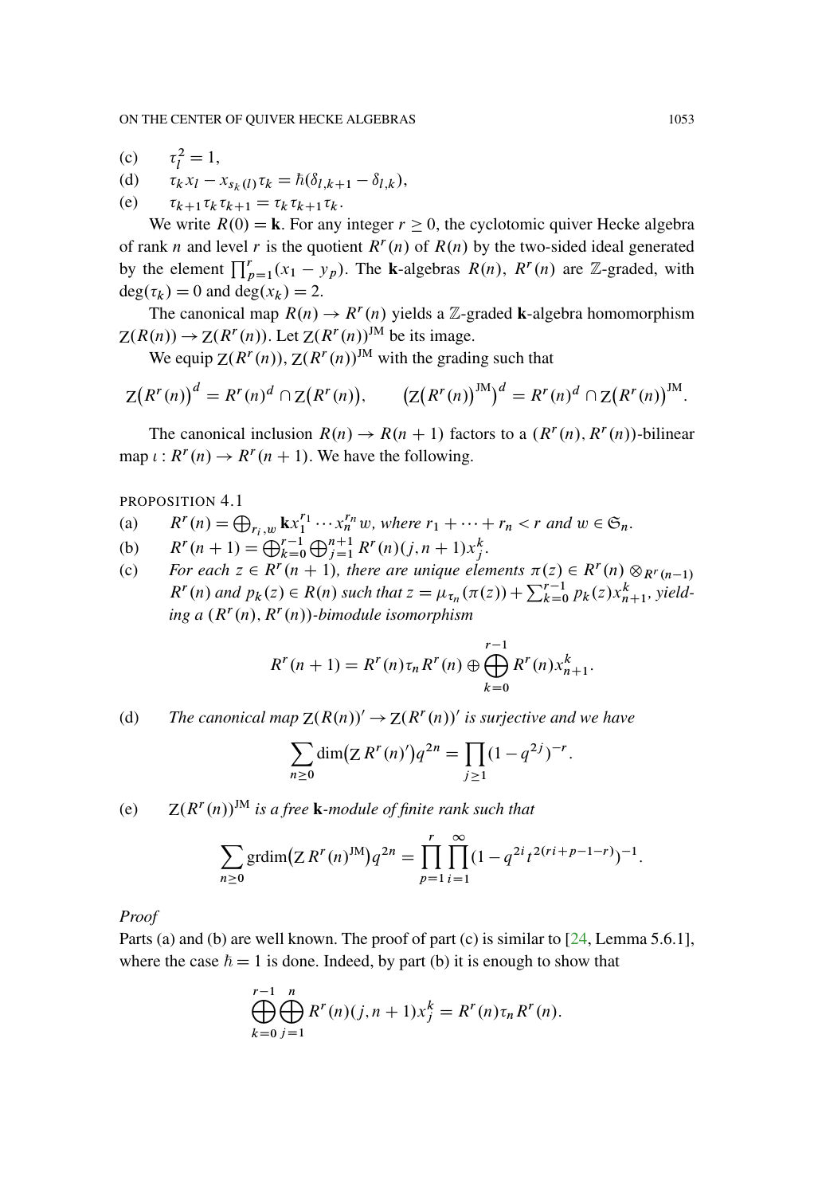(c) $\tau_l^2 = 1$,

(d) $\tau_k x_l - x_{s_k(l)}\tau_k = \hbar(\delta_{l,k+1} - \delta_{l,k})$,

(e) $\tau_{k+1}\tau_k\tau_{k+1} = \tau_k\tau_{k+1}\tau_k$.

We write $R(0) = \mathbf{k}$. For any integer $r \geq 0$, the cyclotomic quiver Hecke algebra of rank $n$ and level $r$ is the quotient $R^r(n)$ of $R(n)$ by the two-sided ideal generated by the element $\prod_{p=1}^r (x_1 - y_p)$. The $\mathbf{k}$-algebras $R(n)$, $R^r(n)$ are $\mathbb{Z}$-graded, with $\deg(\tau_k) = 0$ and $\deg(x_k) = 2$.

The canonical map $R(n) \to R^r(n)$ yields a $\mathbb{Z}$-graded $\mathbf{k}$-algebra homomorphism $\mathrm{Z}(R(n)) \to \mathrm{Z}(R^r(n))$. Let $\mathrm{Z}(R^r(n))^{\mathrm{JM}}$ be its image.

We equip $\mathrm{Z}(R^r(n))$, $\mathrm{Z}(R^r(n))^{\mathrm{JM}}$ with the grading such that

$$\mathrm{Z}\big(R^r(n)\big)^d = R^r(n)^d \cap \mathrm{Z}\big(R^r(n)\big), \qquad \big(\mathrm{Z}\big(R^r(n)\big)^{\mathrm{JM}}\big)^d = R^r(n)^d \cap \mathrm{Z}\big(R^r(n)\big)^{\mathrm{JM}}.$$

The canonical inclusion $R(n) \to R(n+1)$ factors to a $(R^r(n), R^r(n))$-bilinear map $\iota : R^r(n) \to R^r(n+1)$. We have the following.

PROPOSITION 4.1

(a) *$R^r(n) = \bigoplus_{r_i, w} \mathbf{k} x_1^{r_1} \cdots x_n^{r_n} w$, where $r_1 + \cdots + r_n < r$ and $w \in \mathfrak{S}_n$.*

(b) *$R^r(n+1) = \bigoplus_{k=0}^{r-1} \bigoplus_{j=1}^{n+1} R^r(n)(j, n+1)x_j^k$.*

(c) *For each $z \in R^r(n+1)$, there are unique elements $\pi(z) \in R^r(n) \otimes_{R^r(n-1)} R^r(n)$ and $p_k(z) \in R(n)$ such that $z = \mu_{\tau_n}(\pi(z)) + \sum_{k=0}^{r-1} p_k(z)x_{n+1}^k$, yielding a $(R^r(n), R^r(n))$-bimodule isomorphism*

$$R^r(n+1) = R^r(n)\tau_n R^r(n) \oplus \bigoplus_{k=0}^{r-1} R^r(n)x_{n+1}^k.$$

(d) *The canonical map $\mathrm{Z}(R(n))' \to \mathrm{Z}(R^r(n))'$ is surjective and we have*

$$\sum_{n \geq 0} \dim\big(\mathrm{Z}\, R^r(n)'\big) q^{2n} = \prod_{j \geq 1} (1 - q^{2j})^{-r}.$$

(e) *$\mathrm{Z}(R^r(n))^{\mathrm{JM}}$ is a free $\mathbf{k}$-module of finite rank such that*

$$\sum_{n \geq 0} \mathrm{grdim}\big(\mathrm{Z}\, R^r(n)^{\mathrm{JM}}\big) q^{2n} = \prod_{p=1}^{r} \prod_{i=1}^{\infty} (1 - q^{2i} t^{2(ri+p-1-r)})^{-1}.$$

*Proof*

Parts (a) and (b) are well known. The proof of part (c) is similar to [24, Lemma 5.6.1], where the case $\hbar = 1$ is done. Indeed, by part (b) it is enough to show that

$$\bigoplus_{k=0}^{r-1} \bigoplus_{j=1}^{n} R^r(n)(j, n+1)x_j^k = R^r(n)\tau_n R^r(n).$$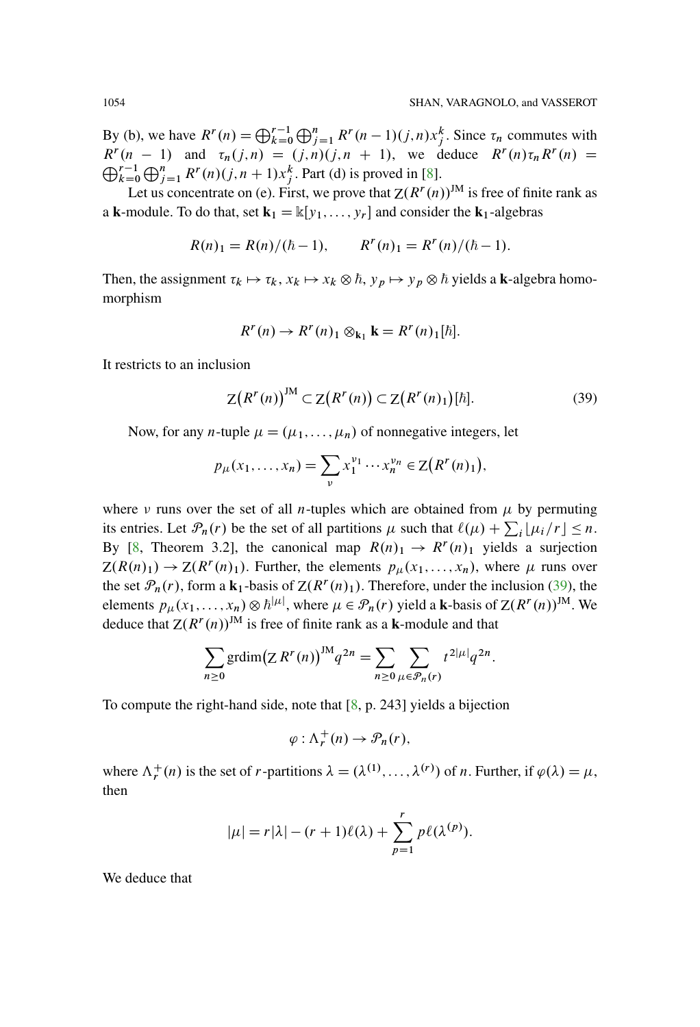By (b), we have $R^r(n) = \bigoplus_{k=0}^{r-1} \bigoplus_{j=1}^{n} R^r(n-1)(j,n)x_j^k$. Since $\tau_n$ commutes with $R^r(n-1)$ and $\tau_n(j,n) = (j,n)(j,n+1)$, we deduce $R^r(n)\tau_n R^r(n) = \bigoplus_{k=0}^{r-1} \bigoplus_{j=1}^{n} R^r(n)(j,n+1)x_j^k$. Part (d) is proved in [8].

Let us concentrate on (e). First, we prove that $\mathrm{Z}(R^r(n))^{\mathrm{JM}}$ is free of finite rank as a $\mathbf{k}$-module. To do that, set $\mathbf{k}_1 = \Bbbk[y_1,\ldots,y_r]$ and consider the $\mathbf{k}_1$-algebras

$$R(n)_1 = R(n)/(\hbar - 1), \qquad R^r(n)_1 = R^r(n)/(\hbar - 1).$$

Then, the assignment $\tau_k \mapsto \tau_k$, $x_k \mapsto x_k \otimes \hbar$, $y_p \mapsto y_p \otimes \hbar$ yields a $\mathbf{k}$-algebra homomorphism

$$R^r(n) \to R^r(n)_1 \otimes_{\mathbf{k}_1} \mathbf{k} = R^r(n)_1[\hbar].$$

It restricts to an inclusion

$$\mathrm{Z}\big(R^r(n)\big)^{\mathrm{JM}} \subset \mathrm{Z}\big(R^r(n)\big) \subset \mathrm{Z}\big(R^r(n)_1\big)[\hbar]. \tag{39}$$

Now, for any $n$-tuple $\mu = (\mu_1,\ldots,\mu_n)$ of nonnegative integers, let

$$p_\mu(x_1,\ldots,x_n) = \sum_\nu x_1^{\nu_1}\cdots x_n^{\nu_n} \in \mathrm{Z}\big(R^r(n)_1\big),$$

where $\nu$ runs over the set of all $n$-tuples which are obtained from $\mu$ by permuting its entries. Let $\mathcal{P}_n(r)$ be the set of all partitions $\mu$ such that $\ell(\mu) + \sum_i \lfloor \mu_i/r \rfloor \leq n$. By [8, Theorem 3.2], the canonical map $R(n)_1 \to R^r(n)_1$ yields a surjection $\mathrm{Z}(R(n)_1) \to \mathrm{Z}(R^r(n)_1)$. Further, the elements $p_\mu(x_1,\ldots,x_n)$, where $\mu$ runs over the set $\mathcal{P}_n(r)$, form a $\mathbf{k}_1$-basis of $\mathrm{Z}(R^r(n)_1)$. Therefore, under the inclusion (39), the elements $p_\mu(x_1,\ldots,x_n) \otimes \hbar^{|\mu|}$, where $\mu \in \mathcal{P}_n(r)$ yield a $\mathbf{k}$-basis of $\mathrm{Z}(R^r(n))^{\mathrm{JM}}$. We deduce that $\mathrm{Z}(R^r(n))^{\mathrm{JM}}$ is free of finite rank as a $\mathbf{k}$-module and that

$$\sum_{n\geq 0} \mathrm{grdim}\big(\mathrm{Z}\,R^r(n)\big)^{\mathrm{JM}} q^{2n} = \sum_{n\geq 0}\sum_{\mu\in\mathcal{P}_n(r)} t^{2|\mu|} q^{2n}.$$

To compute the right-hand side, note that [8, p. 243] yields a bijection

$$\varphi : \Lambda_r^+(n) \to \mathcal{P}_n(r),$$

where $\Lambda_r^+(n)$ is the set of $r$-partitions $\lambda = (\lambda^{(1)},\ldots,\lambda^{(r)})$ of $n$. Further, if $\varphi(\lambda) = \mu$, then

$$|\mu| = r|\lambda| - (r+1)\ell(\lambda) + \sum_{p=1}^{r} p\,\ell(\lambda^{(p)}).$$

We deduce that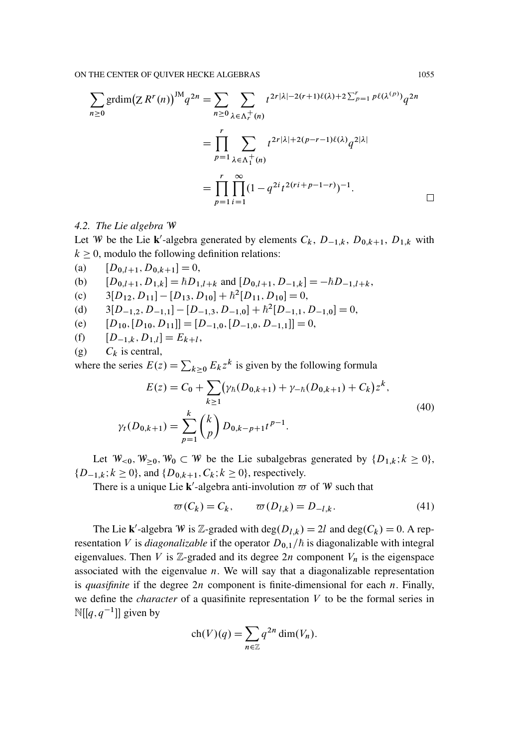$$\sum_{n\geq 0} \operatorname{grdim}\big(Z\,R^r(n)\big)^{\mathrm{JM}} q^{2n} = \sum_{n\geq 0} \sum_{\lambda\in\Lambda_r^+(n)} t^{2r|\lambda|-2(r+1)\ell(\lambda)+2\sum_{p=1}^r p\ell(\lambda^{(p)})} q^{2n}$$
$$= \prod_{p=1}^{r} \sum_{\lambda\in\Lambda_1^+(n)} t^{2r|\lambda|+2(p-r-1)\ell(\lambda)} q^{2|\lambda|}$$
$$= \prod_{p=1}^{r}\prod_{i=1}^{\infty}(1-q^{2i}t^{2(ri+p-1-r)})^{-1}. \qquad \square$$

### 4.2. The Lie algebra $\mathcal{W}$

Let $\mathcal{W}$ be the Lie $\mathbf{k}'$-algebra generated by elements $C_k$, $D_{-1,k}$, $D_{0,k+1}$, $D_{1,k}$ with $k\geq 0$, modulo the following definition relations:

(a) $[D_{0,l+1}, D_{0,k+1}] = 0$,

(b) $[D_{0,l+1}, D_{1,k}] = \hbar D_{1,l+k}$ and $[D_{0,l+1}, D_{-1,k}] = -\hbar D_{-1,l+k}$,

(c) $3[D_{12}, D_{11}] - [D_{13}, D_{10}] + \hbar^2[D_{11}, D_{10}] = 0$,

(d) $3[D_{-1,2}, D_{-1,1}] - [D_{-1,3}, D_{-1,0}] + \hbar^2[D_{-1,1}, D_{-1,0}] = 0$,

(e) $[D_{10},[D_{10},D_{11}]] = [D_{-1,0},[D_{-1,0},D_{-1,1}]] = 0$,

(f) $[D_{-1,k}, D_{1,l}] = E_{k+l}$,

(g) $C_k$ is central,

where the series $E(z)=\sum_{k\geq 0} E_k z^k$ is given by the following formula

$$\begin{aligned} E(z) &= C_0 + \sum_{k\geq 1}\big(\gamma_\hbar(D_{0,k+1}) + \gamma_{-\hbar}(D_{0,k+1}) + C_k\big)z^k, \\ \gamma_t(D_{0,k+1}) &= \sum_{p=1}^{k}\binom{k}{p} D_{0,k-p+1}t^{p-1}. \end{aligned} \tag{40}$$

Let $\mathcal{W}_{<0}, \mathcal{W}_{\geq 0}, \mathcal{W}_0 \subset \mathcal{W}$ be the Lie subalgebras generated by $\{D_{1,k}; k\geq 0\}$, $\{D_{-1,k}; k\geq 0\}$, and $\{D_{0,k+1}, C_k; k\geq 0\}$, respectively.

There is a unique Lie $\mathbf{k}'$-algebra anti-involution $\varpi$ of $\mathcal{W}$ such that

$$\varpi(C_k) = C_k, \qquad \varpi(D_{l,k}) = D_{-l,k}. \tag{41}$$

The Lie $\mathbf{k}'$-algebra $\mathcal{W}$ is $\mathbb{Z}$-graded with $\deg(D_{l,k}) = 2l$ and $\deg(C_k)=0$. A representation $V$ is *diagonalizable* if the operator $D_{0,1}/\hbar$ is diagonalizable with integral eigenvalues. Then $V$ is $\mathbb{Z}$-graded and its degree $2n$ component $V_n$ is the eigenspace associated with the eigenvalue $n$. We will say that a diagonalizable representation is *quasifinite* if the degree $2n$ component is finite-dimensional for each $n$. Finally, we define the *character* of a quasifinite representation $V$ to be the formal series in $\mathbb{N}[[q,q^{-1}]]$ given by

$$\mathrm{ch}(V)(q) = \sum_{n\in\mathbb{Z}} q^{2n}\dim(V_n).$$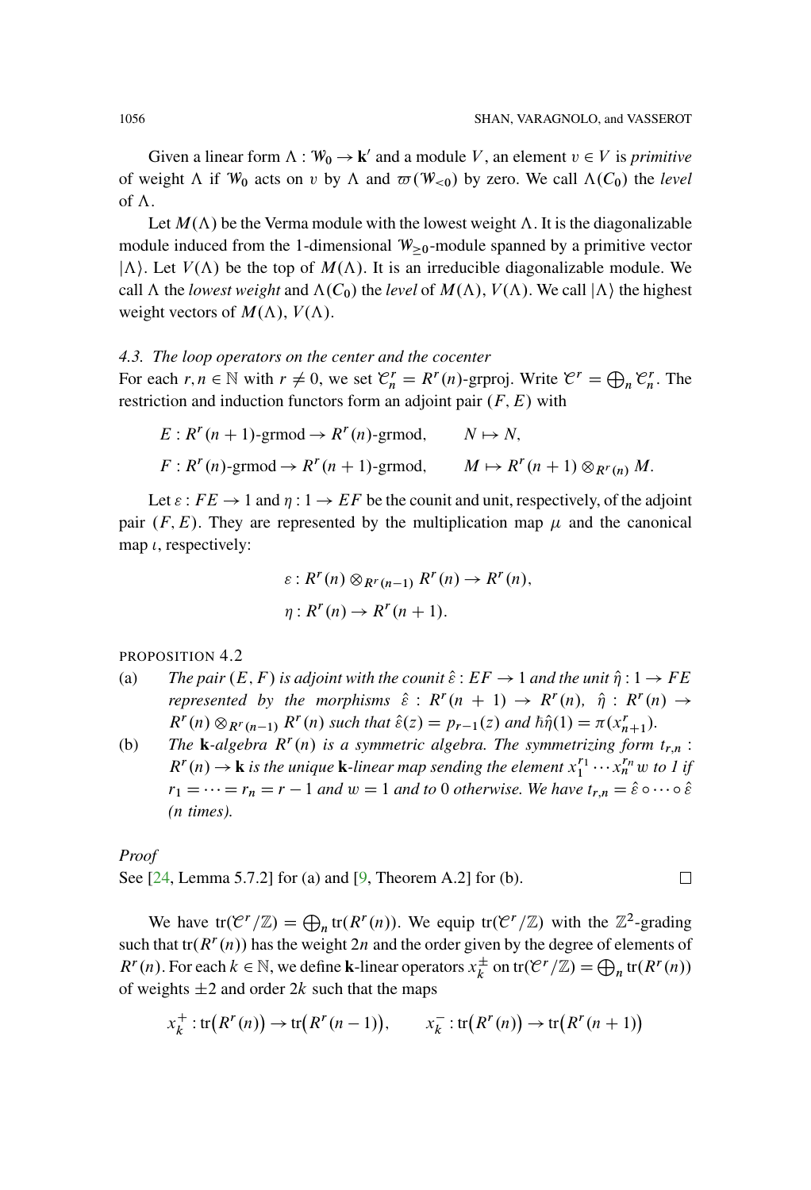Given a linear form $\Lambda : \mathcal{W}_0 \to \mathbf{k}'$ and a module $V$, an element $v \in V$ is *primitive* of weight $\Lambda$ if $\mathcal{W}_0$ acts on $v$ by $\Lambda$ and $\varpi(\mathcal{W}_{<0})$ by zero. We call $\Lambda(C_0)$ the *level* of $\Lambda$.

Let $M(\Lambda)$ be the Verma module with the lowest weight $\Lambda$. It is the diagonalizable module induced from the 1-dimensional $\mathcal{W}_{\geq 0}$-module spanned by a primitive vector $|\Lambda\rangle$. Let $V(\Lambda)$ be the top of $M(\Lambda)$. It is an irreducible diagonalizable module. We call $\Lambda$ the *lowest weight* and $\Lambda(C_0)$ the *level* of $M(\Lambda)$, $V(\Lambda)$. We call $|\Lambda\rangle$ the highest weight vectors of $M(\Lambda)$, $V(\Lambda)$.

### *4.3. The loop operators on the center and the cocenter*

For each $r, n \in \mathbb{N}$ with $r \neq 0$, we set $\mathcal{C}^r_n = R^r(n)\text{-grproj}$. Write $\mathcal{C}^r = \bigoplus_n \mathcal{C}^r_n$. The restriction and induction functors form an adjoint pair $(F, E)$ with

$$E : R^r(n+1)\text{-grmod} \to R^r(n)\text{-grmod}, \qquad N \mapsto N,$$

$$F : R^r(n)\text{-grmod} \to R^r(n+1)\text{-grmod}, \qquad M \mapsto R^r(n+1) \otimes_{R^r(n)} M.$$

Let $\varepsilon : FE \to 1$ and $\eta : 1 \to EF$ be the counit and unit, respectively, of the adjoint pair $(F, E)$. They are represented by the multiplication map $\mu$ and the canonical map $\iota$, respectively:

$$\varepsilon : R^r(n) \otimes_{R^r(n-1)} R^r(n) \to R^r(n),$$

$$\eta : R^r(n) \to R^r(n+1).$$

PROPOSITION 4.2

(a) *The pair $(E, F)$ is adjoint with the counit $\hat{\varepsilon} : EF \to 1$ and the unit $\hat{\eta} : 1 \to FE$ represented by the morphisms $\hat{\varepsilon} : R^r(n+1) \to R^r(n)$, $\hat{\eta} : R^r(n) \to R^r(n) \otimes_{R^r(n-1)} R^r(n)$ such that $\hat{\varepsilon}(z) = p_{r-1}(z)$ and $\hbar\hat{\eta}(1) = \pi(x^r_{n+1})$.*

(b) *The $\mathbf{k}$-algebra $R^r(n)$ is a symmetric algebra. The symmetrizing form $t_{r,n} : R^r(n) \to \mathbf{k}$ is the unique $\mathbf{k}$-linear map sending the element $x_1^{r_1} \cdots x_n^{r_n} w$ to 1 if $r_1 = \cdots = r_n = r - 1$ and $w = 1$ and to 0 otherwise. We have $t_{r,n} = \hat{\varepsilon} \circ \cdots \circ \hat{\varepsilon}$ (n times).*

*Proof*

See [24, Lemma 5.7.2] for (a) and [9, Theorem A.2] for (b). □

We have $\text{tr}(\mathcal{C}^r/\mathbb{Z}) = \bigoplus_n \text{tr}(R^r(n))$. We equip $\text{tr}(\mathcal{C}^r/\mathbb{Z})$ with the $\mathbb{Z}^2$-grading such that $\text{tr}(R^r(n))$ has the weight $2n$ and the order given by the degree of elements of $R^r(n)$. For each $k \in \mathbb{N}$, we define $\mathbf{k}$-linear operators $x^\pm_k$ on $\text{tr}(\mathcal{C}^r/\mathbb{Z}) = \bigoplus_n \text{tr}(R^r(n))$ of weights $\pm 2$ and order $2k$ such that the maps

$$x^+_k : \text{tr}\big(R^r(n)\big) \to \text{tr}\big(R^r(n-1)\big), \qquad x^-_k : \text{tr}\big(R^r(n)\big) \to \text{tr}\big(R^r(n+1)\big)$$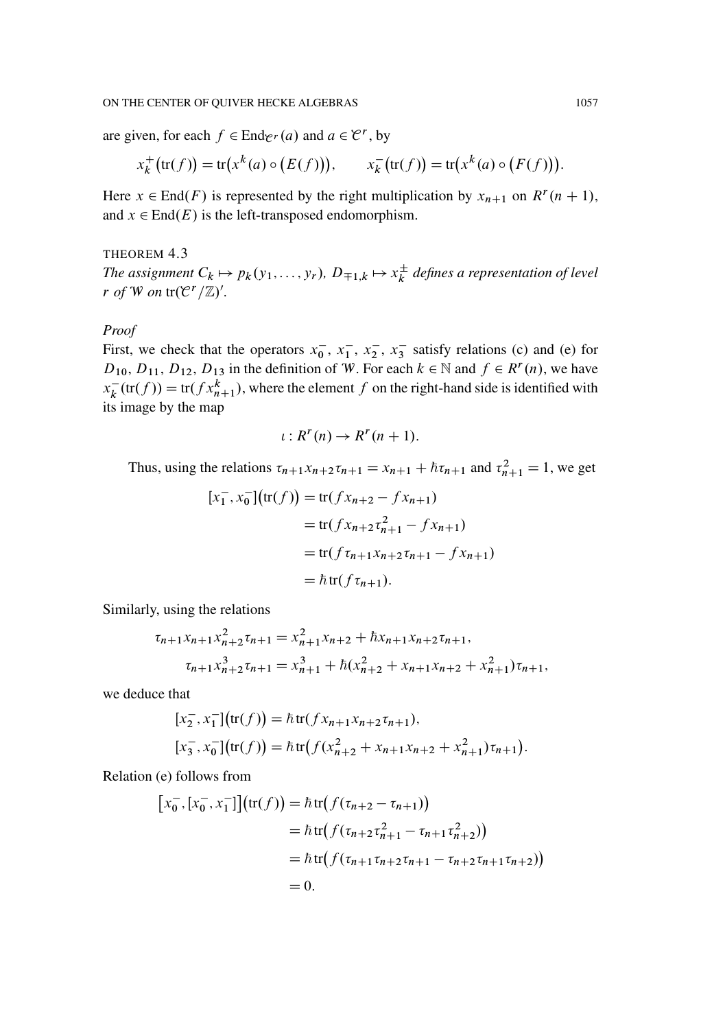are given, for each $f \in \mathrm{End}_{\mathcal{C}^r}(a)$ and $a \in \mathcal{C}^r$, by

$$x_k^+\big(\mathrm{tr}(f)\big) = \mathrm{tr}\big(x^k(a) \circ \big(E(f)\big)\big), \qquad x_k^-\big(\mathrm{tr}(f)\big) = \mathrm{tr}\big(x^k(a) \circ \big(F(f)\big)\big).$$

Here $x \in \mathrm{End}(F)$ is represented by the right multiplication by $x_{n+1}$ on $R^r(n+1)$, and $x \in \mathrm{End}(E)$ is the left-transposed endomorphism.

THEOREM 4.3

*The assignment $C_k \mapsto p_k(y_1, \ldots, y_r)$, $D_{\mp 1,k} \mapsto x_k^\pm$ defines a representation of level $r$ of $\mathcal{W}$ on $\mathrm{tr}(\mathcal{C}^r/\mathbb{Z})'$.*

*Proof*

First, we check that the operators $x_0^-$, $x_1^-$, $x_2^-$, $x_3^-$ satisfy relations (c) and (e) for $D_{10}$, $D_{11}$, $D_{12}$, $D_{13}$ in the definition of $\mathcal{W}$. For each $k \in \mathbb{N}$ and $f \in R^r(n)$, we have $x_k^-(\mathrm{tr}(f)) = \mathrm{tr}(f x_{n+1}^k)$, where the element $f$ on the right-hand side is identified with its image by the map

$$\iota : R^r(n) \to R^r(n+1).$$

Thus, using the relations $\tau_{n+1} x_{n+2} \tau_{n+1} = x_{n+1} + \hbar \tau_{n+1}$ and $\tau_{n+1}^2 = 1$, we get

$$\begin{aligned}
[x_1^-, x_0^-]\big(\mathrm{tr}(f)\big) &= \mathrm{tr}(f x_{n+2} - f x_{n+1}) \\
&= \mathrm{tr}(f x_{n+2} \tau_{n+1}^2 - f x_{n+1}) \\
&= \mathrm{tr}(f \tau_{n+1} x_{n+2} \tau_{n+1} - f x_{n+1}) \\
&= \hbar\, \mathrm{tr}(f \tau_{n+1}).
\end{aligned}$$

Similarly, using the relations

$$\begin{aligned}
\tau_{n+1} x_{n+1} x_{n+2}^2 \tau_{n+1} &= x_{n+1}^2 x_{n+2} + \hbar x_{n+1} x_{n+2} \tau_{n+1}, \\
\tau_{n+1} x_{n+2}^3 \tau_{n+1} &= x_{n+1}^3 + \hbar (x_{n+2}^2 + x_{n+1} x_{n+2} + x_{n+1}^2) \tau_{n+1},
\end{aligned}$$

we deduce that

$$\begin{aligned}
[x_2^-, x_1^-]\big(\mathrm{tr}(f)\big) &= \hbar\, \mathrm{tr}(f x_{n+1} x_{n+2} \tau_{n+1}), \\
[x_3^-, x_0^-]\big(\mathrm{tr}(f)\big) &= \hbar\, \mathrm{tr}\big(f (x_{n+2}^2 + x_{n+1} x_{n+2} + x_{n+1}^2) \tau_{n+1}\big).
\end{aligned}$$

Relation (e) follows from

$$\begin{aligned}
\big[x_0^-, [x_0^-, x_1^-]\big]\big(\mathrm{tr}(f)\big) &= \hbar\, \mathrm{tr}\big(f(\tau_{n+2} - \tau_{n+1})\big) \\
&= \hbar\, \mathrm{tr}\big(f(\tau_{n+2} \tau_{n+1}^2 - \tau_{n+1} \tau_{n+2}^2)\big) \\
&= \hbar\, \mathrm{tr}\big(f(\tau_{n+1} \tau_{n+2} \tau_{n+1} - \tau_{n+2} \tau_{n+1} \tau_{n+2})\big) \\
&= 0.
\end{aligned}$$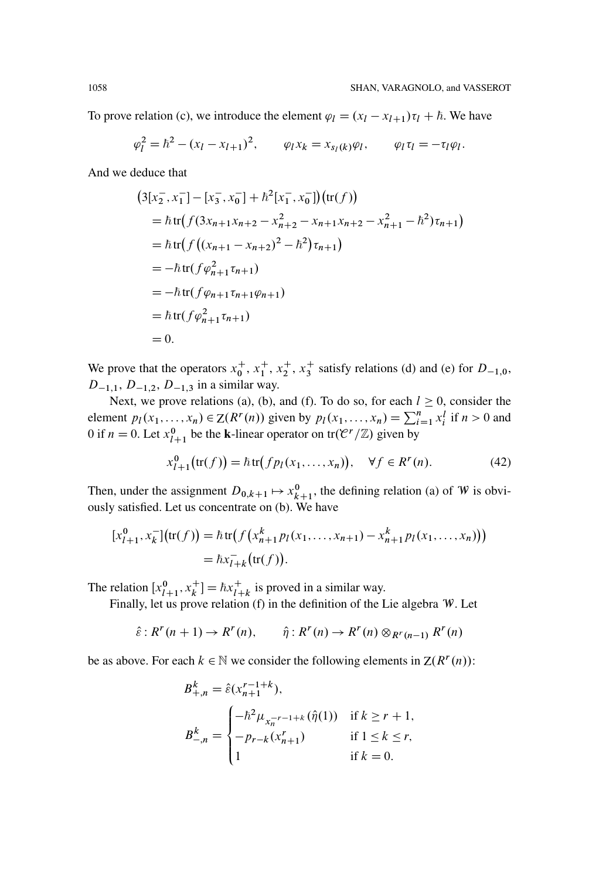To prove relation (c), we introduce the element $\varphi_l = (x_l - x_{l+1})\tau_l + \hbar$. We have

$$\varphi_l^2 = \hbar^2 - (x_l - x_{l+1})^2, \qquad \varphi_l x_k = x_{s_l(k)}\varphi_l, \qquad \varphi_l \tau_l = -\tau_l \varphi_l.$$

And we deduce that

$$\begin{aligned}
&\big(3[x_2^-, x_1^-] - [x_3^-, x_0^-] + \hbar^2[x_1^-, x_0^-]\big)\big(\mathrm{tr}(f)\big) \\
&\quad = \hbar\,\mathrm{tr}\big(f(3x_{n+1}x_{n+2} - x_{n+2}^2 - x_{n+1}x_{n+2} - x_{n+1}^2 - \hbar^2)\tau_{n+1}\big) \\
&\quad = \hbar\,\mathrm{tr}\big(f\big((x_{n+1} - x_{n+2})^2 - \hbar^2\big)\tau_{n+1}\big) \\
&\quad = -\hbar\,\mathrm{tr}(f\varphi_{n+1}^2\tau_{n+1}) \\
&\quad = -\hbar\,\mathrm{tr}(f\varphi_{n+1}\tau_{n+1}\varphi_{n+1}) \\
&\quad = \hbar\,\mathrm{tr}(f\varphi_{n+1}^2\tau_{n+1}) \\
&\quad = 0.
\end{aligned}$$

We prove that the operators $x_0^+$, $x_1^+$, $x_2^+$, $x_3^+$ satisfy relations (d) and (e) for $D_{-1,0}$, $D_{-1,1}$, $D_{-1,2}$, $D_{-1,3}$ in a similar way.

Next, we prove relations (a), (b), and (f). To do so, for each $l \geq 0$, consider the element $p_l(x_1, \ldots, x_n) \in Z(R^r(n))$ given by $p_l(x_1, \ldots, x_n) = \sum_{i=1}^n x_i^l$ if $n > 0$ and 0 if $n = 0$. Let $x_{l+1}^0$ be the $\mathbf{k}$-linear operator on $\mathrm{tr}(\mathcal{C}^r/\mathbb{Z})$ given by

$$x_{l+1}^0\big(\mathrm{tr}(f)\big) = \hbar\,\mathrm{tr}\big(f p_l(x_1, \ldots, x_n)\big), \quad \forall f \in R^r(n). \tag{42}$$

Then, under the assignment $D_{0,k+1} \mapsto x_{k+1}^0$, the defining relation (a) of $\mathcal{W}$ is obviously satisfied. Let us concentrate on (b). We have

$$\begin{aligned}
[x_{l+1}^0, x_k^-]\big(\mathrm{tr}(f)\big) &= \hbar\,\mathrm{tr}\big(f\big(x_{n+1}^k p_l(x_1, \ldots, x_{n+1}) - x_{n+1}^k p_l(x_1, \ldots, x_n)\big)\big) \\
&= \hbar x_{l+k}^-\big(\mathrm{tr}(f)\big).
\end{aligned}$$

The relation $[x_{l+1}^0, x_k^+] = \hbar x_{l+k}^+$ is proved in a similar way.

Finally, let us prove relation (f) in the definition of the Lie algebra $\mathcal{W}$. Let

$$\hat{\varepsilon} : R^r(n+1) \to R^r(n), \qquad \hat{\eta} : R^r(n) \to R^r(n) \otimes_{R^r(n-1)} R^r(n)$$

be as above. For each $k \in \mathbb{N}$ we consider the following elements in $Z(R^r(n))$:

$$B_{+,n}^k = \hat{\varepsilon}(x_{n+1}^{r-1+k}),$$

$$B_{-,n}^k = \begin{cases} -\hbar^2 \mu_{x_n^{-r-1+k}}(\hat{\eta}(1)) & \text{if } k \geq r+1, \\ -p_{r-k}(x_{n+1}^r) & \text{if } 1 \leq k \leq r, \\ 1 & \text{if } k = 0. \end{cases}$$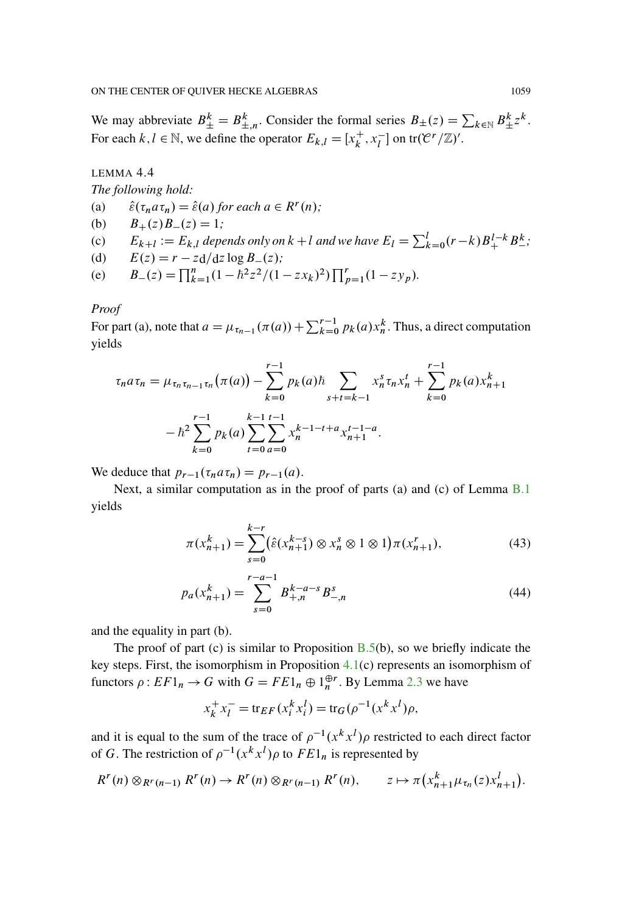We may abbreviate $B_\pm^k = B_{\pm,n}^k$. Consider the formal series $B_\pm(z) = \sum_{k\in\mathbb{N}} B_\pm^k z^k$. For each $k, l \in \mathbb{N}$, we define the operator $E_{k,l} = [x_k^+, x_l^-]$ on $\mathrm{tr}(\mathcal{C}^r/\mathbb{Z})'$.

LEMMA 4.4

*The following hold:*

(a) $\hat{\varepsilon}(\tau_n a \tau_n) = \hat{\varepsilon}(a)$ *for each* $a \in R^r(n)$*;*

(b) $B_+(z)B_-(z) = 1$*;*

(c) $E_{k+l} := E_{k,l}$ *depends only on* $k+l$ *and we have* $E_l = \sum_{k=0}^{l}(r-k)B_+^{l-k}B_-^k$*;*

(d) $E(z) = r - z\,\mathrm{d}/\mathrm{d}z \log B_-(z)$*;*

(e) $B_-(z) = \prod_{k=1}^{n}(1 - \hbar^2 z^2/(1-zx_k)^2)\prod_{p=1}^{r}(1-zy_p)$.

*Proof*

For part (a), note that $a = \mu_{\tau_{n-1}}(\pi(a)) + \sum_{k=0}^{r-1} p_k(a)x_n^k$. Thus, a direct computation yields

$$
\begin{aligned}
\tau_n a \tau_n = {} & \mu_{\tau_n\tau_{n-1}\tau_n}\big(\pi(a)\big) - \sum_{k=0}^{r-1} p_k(a)\hbar \sum_{s+t=k-1} x_n^s \tau_n x_n^t + \sum_{k=0}^{r-1} p_k(a) x_{n+1}^k \\
& - \hbar^2 \sum_{k=0}^{r-1} p_k(a) \sum_{t=0}^{k-1}\sum_{a=0}^{t-1} x_n^{k-1-t+a} x_{n+1}^{t-1-a}.
\end{aligned}
$$

We deduce that $p_{r-1}(\tau_n a \tau_n) = p_{r-1}(a)$.

Next, a similar computation as in the proof of parts (a) and (c) of Lemma B.1 yields

$$
\pi(x_{n+1}^k) = \sum_{s=0}^{k-r}\big(\hat{\varepsilon}(x_{n+1}^{k-s}) \otimes x_n^s \otimes 1 \otimes 1\big)\pi(x_{n+1}^r), \tag{43}
$$

$$
p_a(x_{n+1}^k) = \sum_{s=0}^{r-a-1} B_{+,n}^{k-a-s} B_{-,n}^s \tag{44}
$$

and the equality in part (b).

The proof of part (c) is similar to Proposition B.5(b), so we briefly indicate the key steps. First, the isomorphism in Proposition 4.1(c) represents an isomorphism of functors $\rho : EF1_n \to G$ with $G = FE1_n \oplus 1_n^{\oplus r}$. By Lemma 2.3 we have

$$
x_k^+ x_l^- = \mathrm{tr}_{EF}(x_i^k x_i^l) = \mathrm{tr}_G(\rho^{-1}(x^k x^l)\rho,
$$

and it is equal to the sum of the trace of $\rho^{-1}(x^k x^l)\rho$ restricted to each direct factor of $G$. The restriction of $\rho^{-1}(x^k x^l)\rho$ to $FE1_n$ is represented by

$$
R^r(n) \otimes_{R^r(n-1)} R^r(n) \to R^r(n) \otimes_{R^r(n-1)} R^r(n), \qquad z \mapsto \pi\big(x_{n+1}^k \mu_{\tau_n}(z) x_{n+1}^l\big).
$$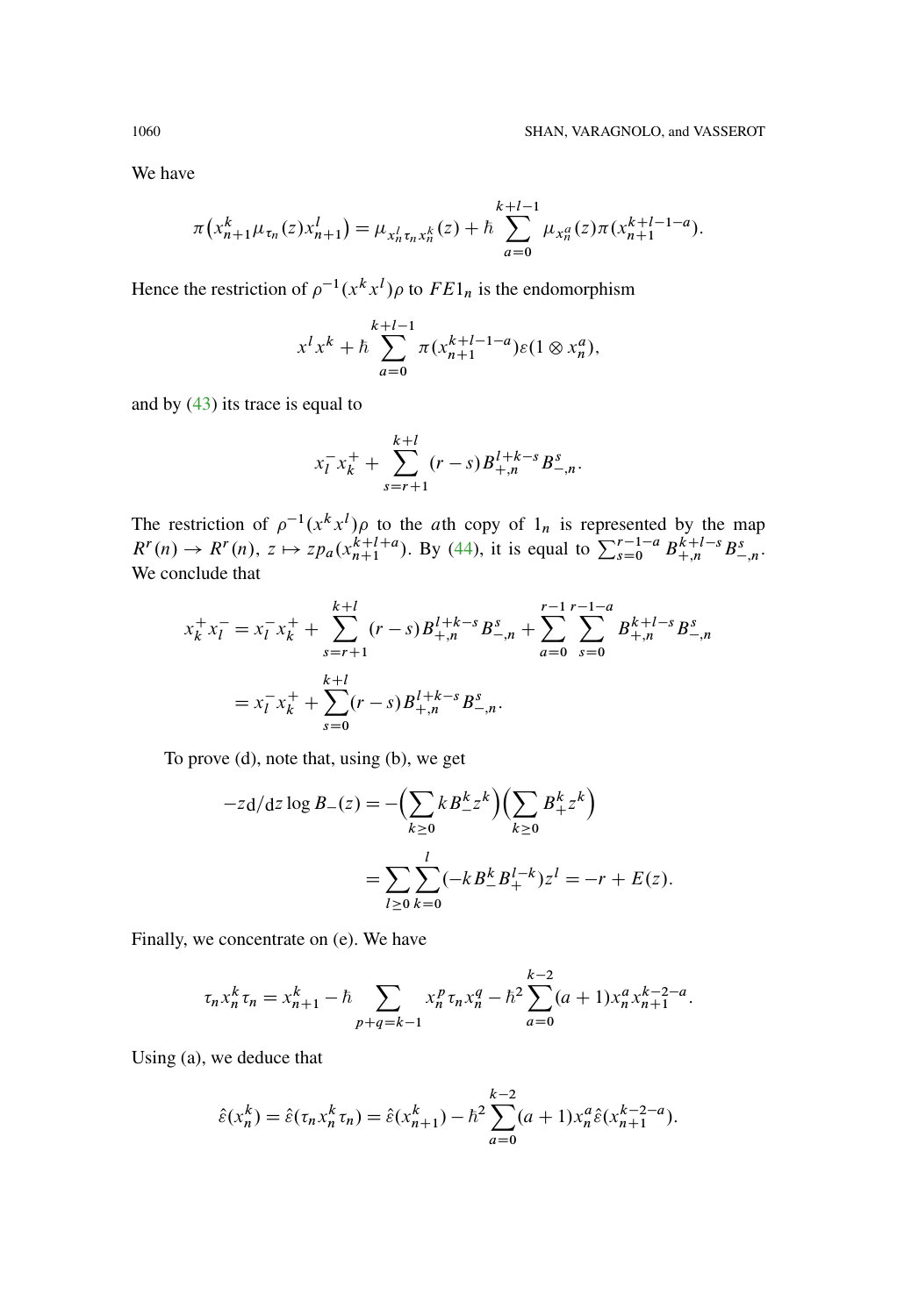We have

$$\pi\left(x_{n+1}^k \mu_{\tau_n}(z) x_{n+1}^l\right) = \mu_{x_n^l \tau_n x_n^k}(z) + \hbar \sum_{a=0}^{k+l-1} \mu_{x_n^a}(z) \pi(x_{n+1}^{k+l-1-a}).$$

Hence the restriction of $\rho^{-1}(x^k x^l)\rho$ to $FE1_n$ is the endomorphism

$$x^l x^k + \hbar \sum_{a=0}^{k+l-1} \pi(x_{n+1}^{k+l-1-a}) \varepsilon(1 \otimes x_n^a),$$

and by (43) its trace is equal to

$$x_l^- x_k^+ + \sum_{s=r+1}^{k+l} (r-s) B_{+,n}^{l+k-s} B_{-,n}^s.$$

The restriction of $\rho^{-1}(x^k x^l)\rho$ to the $a$th copy of $1_n$ is represented by the map $R^r(n) \to R^r(n)$, $z \mapsto z p_a(x_{n+1}^{k+l+a})$. By (44), it is equal to $\sum_{s=0}^{r-1-a} B_{+,n}^{k+l-s} B_{-,n}^s$. We conclude that

$$\begin{aligned}
x_k^+ x_l^- &= x_l^- x_k^+ + \sum_{s=r+1}^{k+l} (r-s) B_{+,n}^{l+k-s} B_{-,n}^s + \sum_{a=0}^{r-1} \sum_{s=0}^{r-1-a} B_{+,n}^{k+l-s} B_{-,n}^s \\
&= x_l^- x_k^+ + \sum_{s=0}^{k+l} (r-s) B_{+,n}^{l+k-s} B_{-,n}^s.
\end{aligned}$$

To prove (d), note that, using (b), we get

$$\begin{aligned}
-z\mathrm{d}/\mathrm{d}z \log B_-(z) &= -\Big(\sum_{k\geq 0} k B_-^k z^k\Big)\Big(\sum_{k\geq 0} B_+^k z^k\Big) \\
&= \sum_{l\geq 0} \sum_{k=0}^{l} (-k B_-^k B_+^{l-k}) z^l = -r + E(z).
\end{aligned}$$

Finally, we concentrate on (e). We have

$$\tau_n x_n^k \tau_n = x_{n+1}^k - \hbar \sum_{p+q=k-1} x_n^p \tau_n x_n^q - \hbar^2 \sum_{a=0}^{k-2} (a+1) x_n^a x_{n+1}^{k-2-a}.$$

Using (a), we deduce that

$$\hat{\varepsilon}(x_n^k) = \hat{\varepsilon}(\tau_n x_n^k \tau_n) = \hat{\varepsilon}(x_{n+1}^k) - \hbar^2 \sum_{a=0}^{k-2} (a+1) x_n^a \hat{\varepsilon}(x_{n+1}^{k-2-a}).$$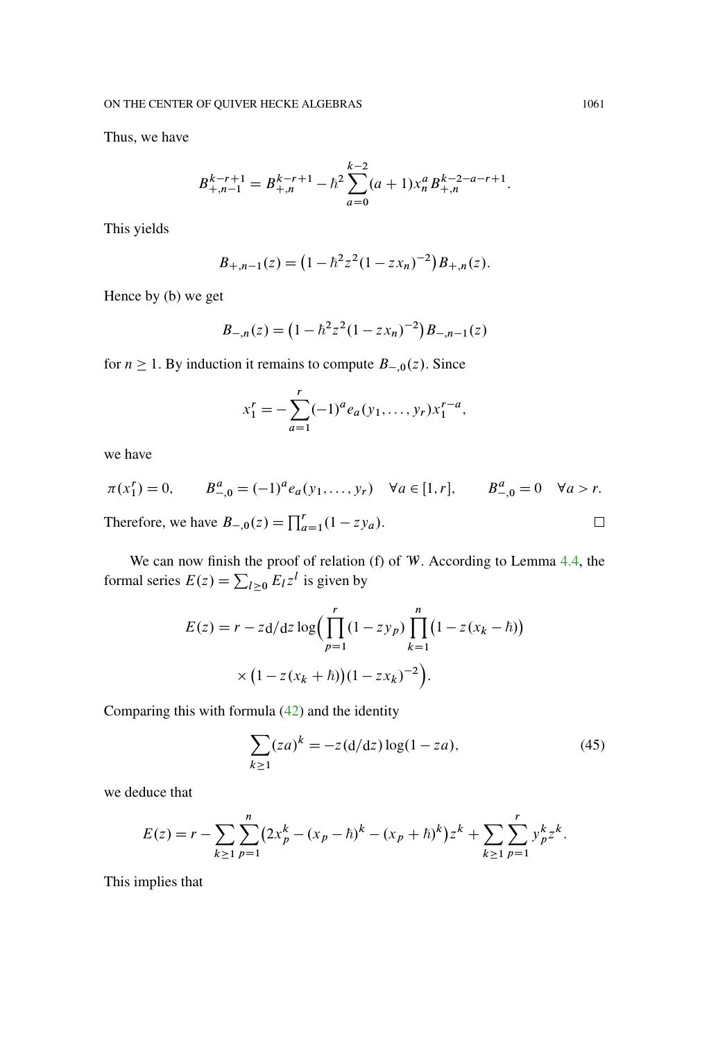Thus, we have

$$B^{k-r+1}_{+,n-1} = B^{k-r+1}_{+,n} - \hbar^2 \sum_{a=0}^{k-2} (a+1) x_n^a B^{k-2-a-r+1}_{+,n}.$$

This yields

$$B_{+,n-1}(z) = \big(1 - \hbar^2 z^2 (1 - z x_n)^{-2}\big) B_{+,n}(z).$$

Hence by (b) we get

$$B_{-,n}(z) = \big(1 - \hbar^2 z^2 (1 - z x_n)^{-2}\big) B_{-,n-1}(z)$$

for $n \geq 1$. By induction it remains to compute $B_{-,0}(z)$. Since

$$x_1^r = - \sum_{a=1}^{r} (-1)^a e_a(y_1, \ldots, y_r) x_1^{r-a},$$

we have

$$\pi(x_1^r) = 0, \qquad B^a_{-,0} = (-1)^a e_a(y_1, \ldots, y_r) \quad \forall a \in [1, r], \qquad B^a_{-,0} = 0 \quad \forall a > r.$$

Therefore, we have $B_{-,0}(z) = \prod_{a=1}^{r} (1 - z y_a)$. □

We can now finish the proof of relation (f) of $\mathcal{W}$. According to Lemma 4.4, the formal series $E(z) = \sum_{l \geq 0} E_l z^l$ is given by

$$E(z) = r - z \mathrm{d}/\mathrm{d}z \log\Big( \prod_{p=1}^{r} (1 - z y_p) \prod_{k=1}^{n} \big(1 - z(x_k - \hbar)\big) \times \big(1 - z(x_k + \hbar)\big)(1 - z x_k)^{-2} \Big).$$

Comparing this with formula (42) and the identity

$$\sum_{k \geq 1} (za)^k = -z (\mathrm{d}/\mathrm{d}z) \log(1 - za), \tag{45}$$

we deduce that

$$E(z) = r - \sum_{k \geq 1} \sum_{p=1}^{n} \big(2 x_p^k - (x_p - \hbar)^k - (x_p + \hbar)^k\big) z^k + \sum_{k \geq 1} \sum_{p=1}^{r} y_p^k z^k.$$

This implies that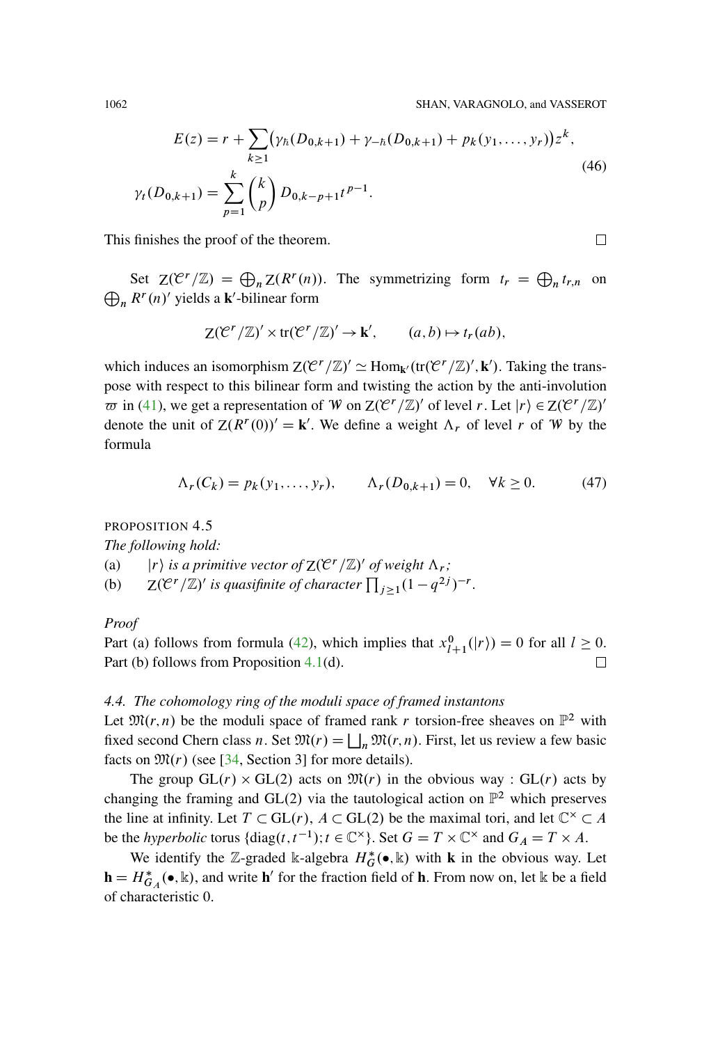$$
\begin{aligned}
E(z) &= r + \sum_{k \geq 1} \big(\gamma_\hbar(D_{0,k+1}) + \gamma_{-\hbar}(D_{0,k+1}) + p_k(y_1, \ldots, y_r)\big) z^k, \\
\gamma_t(D_{0,k+1}) &= \sum_{p=1}^{k} \binom{k}{p} D_{0,k-p+1} t^{p-1}.
\end{aligned}
\tag{46}
$$

This finishes the proof of the theorem. ∎

Set $\mathrm{Z}(\mathcal{C}^r/\mathbb{Z}) = \bigoplus_n \mathrm{Z}(R^r(n))$. The symmetrizing form $t_r = \bigoplus_n t_{r,n}$ on $\bigoplus_n R^r(n)'$ yields a $\mathbf{k}'$-bilinear form

$$
\mathrm{Z}(\mathcal{C}^r/\mathbb{Z})' \times \mathrm{tr}(\mathcal{C}^r/\mathbb{Z})' \to \mathbf{k}', \qquad (a,b) \mapsto t_r(ab),
$$

which induces an isomorphism $\mathrm{Z}(\mathcal{C}^r/\mathbb{Z})' \simeq \mathrm{Hom}_{\mathbf{k}'}(\mathrm{tr}(\mathcal{C}^r/\mathbb{Z})', \mathbf{k}')$. Taking the transpose with respect to this bilinear form and twisting the action by the anti-involution $\varpi$ in (41), we get a representation of $\mathcal{W}$ on $\mathrm{Z}(\mathcal{C}^r/\mathbb{Z})'$ of level $r$. Let $|r\rangle \in \mathrm{Z}(\mathcal{C}^r/\mathbb{Z})'$ denote the unit of $\mathrm{Z}(R^r(0))' = \mathbf{k}'$. We define a weight $\Lambda_r$ of level $r$ of $\mathcal{W}$ by the formula

$$
\Lambda_r(C_k) = p_k(y_1, \ldots, y_r), \qquad \Lambda_r(D_{0,k+1}) = 0, \quad \forall k \geq 0. \tag{47}
$$

PROPOSITION 4.5

*The following hold:*

(a) $|r\rangle$ *is a primitive vector of* $\mathrm{Z}(\mathcal{C}^r/\mathbb{Z})'$ *of weight* $\Lambda_r$*;*

(b) $\mathrm{Z}(\mathcal{C}^r/\mathbb{Z})'$ *is quasifinite of character* $\prod_{j \geq 1}(1-q^{2j})^{-r}$.

*Proof*

Part (a) follows from formula (42), which implies that $x^0_{l+1}(|r\rangle) = 0$ for all $l \geq 0$. Part (b) follows from Proposition 4.1(d). ∎

*4.4. The cohomology ring of the moduli space of framed instantons*

Let $\mathfrak{M}(r,n)$ be the moduli space of framed rank $r$ torsion-free sheaves on $\mathbb{P}^2$ with fixed second Chern class $n$. Set $\mathfrak{M}(r) = \bigsqcup_n \mathfrak{M}(r,n)$. First, let us review a few basic facts on $\mathfrak{M}(r)$ (see [34, Section 3] for more details).

The group $GL(r) \times GL(2)$ acts on $\mathfrak{M}(r)$ in the obvious way : $GL(r)$ acts by changing the framing and $GL(2)$ via the tautological action on $\mathbb{P}^2$ which preserves the line at infinity. Let $T \subset GL(r)$, $A \subset GL(2)$ be the maximal tori, and let $\mathbb{C}^\times \subset A$ be the *hyperbolic* torus $\{\mathrm{diag}(t, t^{-1}); t \in \mathbb{C}^\times\}$. Set $G = T \times \mathbb{C}^\times$ and $G_A = T \times A$.

We identify the $\mathbb{Z}$-graded $\Bbbk$-algebra $H^*_G(\bullet, \Bbbk)$ with $\mathbf{k}$ in the obvious way. Let $\mathbf{h} = H^*_{G_A}(\bullet, \Bbbk)$, and write $\mathbf{h}'$ for the fraction field of $\mathbf{h}$. From now on, let $\Bbbk$ be a field of characteristic 0.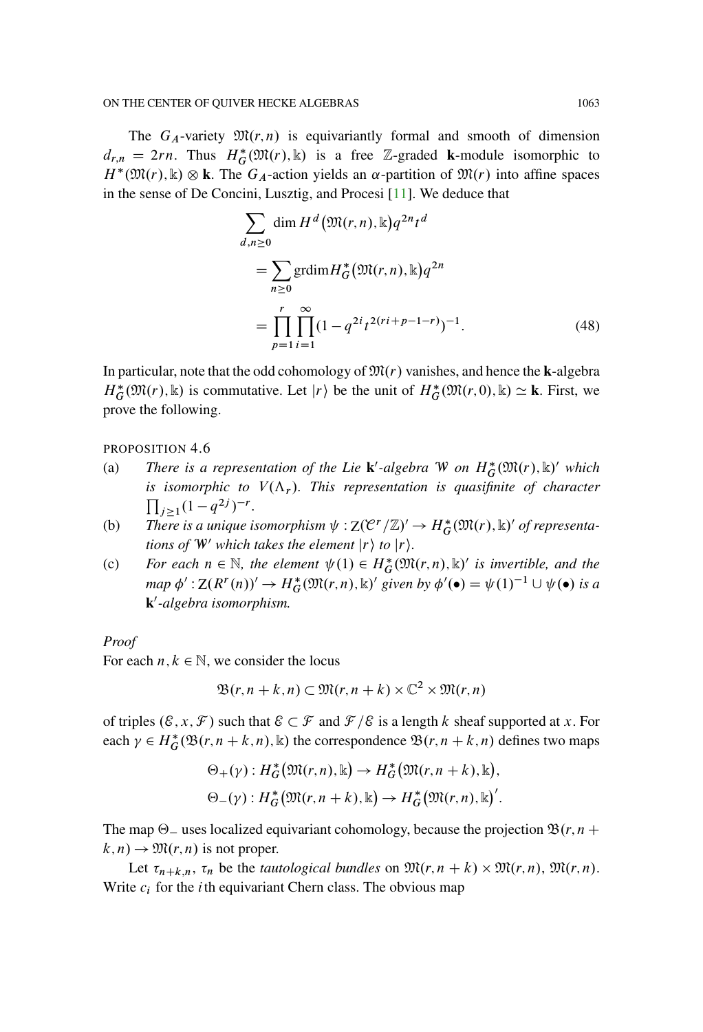The $G_A$-variety $\mathfrak{M}(r,n)$ is equivariantly formal and smooth of dimension $d_{r,n} = 2rn$. Thus $H^*_G(\mathfrak{M}(r),\Bbbk)$ is a free $\mathbb{Z}$-graded $\mathbf{k}$-module isomorphic to $H^*(\mathfrak{M}(r),\Bbbk) \otimes \mathbf{k}$. The $G_A$-action yields an $\alpha$-partition of $\mathfrak{M}(r)$ into affine spaces in the sense of De Concini, Lusztig, and Procesi [11]. We deduce that

$$
\begin{aligned}
\sum_{d,n \geq 0} \dim H^d\big(\mathfrak{M}(r,n),\Bbbk\big) q^{2n} t^d
&= \sum_{n \geq 0} \operatorname{grdim} H^*_G\big(\mathfrak{M}(r,n),\Bbbk\big) q^{2n} \\
&= \prod_{p=1}^{r} \prod_{i=1}^{\infty} (1 - q^{2i} t^{2(ri+p-1-r)})^{-1}. \qquad (48)
\end{aligned}
$$

In particular, note that the odd cohomology of $\mathfrak{M}(r)$ vanishes, and hence the $\mathbf{k}$-algebra $H^*_G(\mathfrak{M}(r),\Bbbk)$ is commutative. Let $|r\rangle$ be the unit of $H^*_G(\mathfrak{M}(r,0),\Bbbk) \simeq \mathbf{k}$. First, we prove the following.

PROPOSITION 4.6

(a) *There is a representation of the Lie $\mathbf{k}'$-algebra $\mathcal{W}$ on $H^*_G(\mathfrak{M}(r),\Bbbk)'$ which is isomorphic to $V(\Lambda_r)$. This representation is quasifinite of character $\prod_{j \geq 1}(1-q^{2j})^{-r}$.*

(b) *There is a unique isomorphism $\psi : \mathrm{Z}(\mathcal{C}^r/\mathbb{Z})' \to H^*_G(\mathfrak{M}(r),\Bbbk)'$ of representations of $\mathcal{W}'$ which takes the element $|r\rangle$ to $|r\rangle$.*

(c) *For each $n \in \mathbb{N}$, the element $\psi(1) \in H^*_G(\mathfrak{M}(r,n),\Bbbk)'$ is invertible, and the map $\phi' : \mathrm{Z}(R^r(n))' \to H^*_G(\mathfrak{M}(r,n),\Bbbk)'$ given by $\phi'(\bullet) = \psi(1)^{-1} \cup \psi(\bullet)$ is a $\mathbf{k}'$-algebra isomorphism.*

*Proof*

For each $n,k \in \mathbb{N}$, we consider the locus

$$
\mathfrak{B}(r,n+k,n) \subset \mathfrak{M}(r,n+k) \times \mathbb{C}^2 \times \mathfrak{M}(r,n)
$$

of triples $(\mathcal{E},x,\mathcal{F})$ such that $\mathcal{E} \subset \mathcal{F}$ and $\mathcal{F}/\mathcal{E}$ is a length $k$ sheaf supported at $x$. For each $\gamma \in H^*_G(\mathfrak{B}(r,n+k,n),\Bbbk)$ the correspondence $\mathfrak{B}(r,n+k,n)$ defines two maps

$$
\begin{aligned}
\Theta_+(\gamma) &: H^*_G\big(\mathfrak{M}(r,n),\Bbbk\big) \to H^*_G\big(\mathfrak{M}(r,n+k),\Bbbk\big), \\
\Theta_-(\gamma) &: H^*_G\big(\mathfrak{M}(r,n+k),\Bbbk\big) \to H^*_G\big(\mathfrak{M}(r,n),\Bbbk\big)'.
\end{aligned}
$$

The map $\Theta_-$ uses localized equivariant cohomology, because the projection $\mathfrak{B}(r,n+k,n) \to \mathfrak{M}(r,n)$ is not proper.

Let $\tau_{n+k,n}$, $\tau_n$ be the *tautological bundles* on $\mathfrak{M}(r,n+k) \times \mathfrak{M}(r,n)$, $\mathfrak{M}(r,n)$. Write $c_i$ for the $i$th equivariant Chern class. The obvious map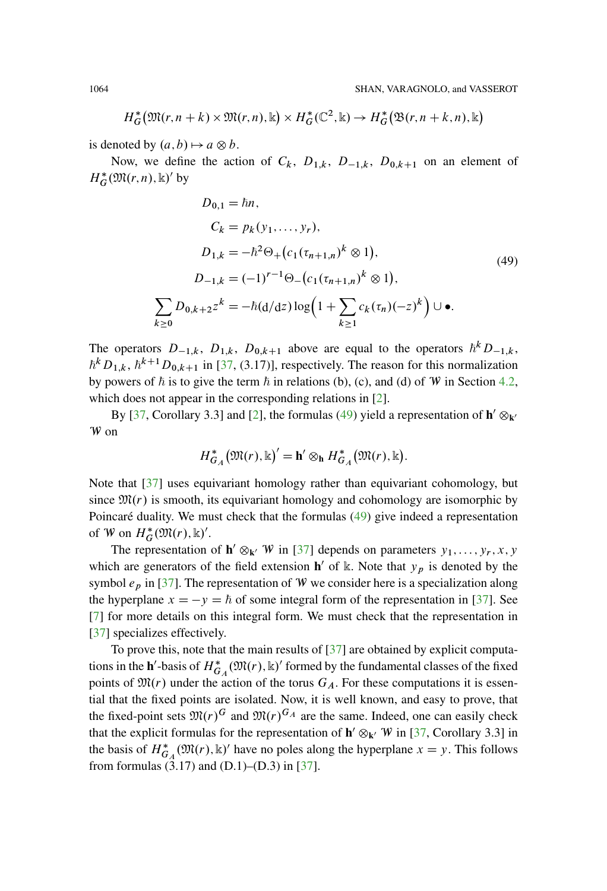$$H_G^*\big(\mathfrak{M}(r,n+k)\times\mathfrak{M}(r,n),\Bbbk\big)\times H_G^*(\mathbb{C}^2,\Bbbk)\to H_G^*\big(\mathfrak{B}(r,n+k,n),\Bbbk\big)$$

is denoted by $(a,b)\mapsto a\otimes b$.

Now, we define the action of $C_k$, $D_{1,k}$, $D_{-1,k}$, $D_{0,k+1}$ on an element of $H_G^*(\mathfrak{M}(r,n),\Bbbk)'$ by

$$
\begin{aligned}
D_{0,1} &= \hbar n,\\
C_k &= p_k(y_1,\dots,y_r),\\
D_{1,k} &= -\hbar^2\Theta_+\big(c_1(\tau_{n+1,n})^k\otimes 1\big),\\
D_{-1,k} &= (-1)^{r-1}\Theta_-\big(c_1(\tau_{n+1,n})^k\otimes 1\big),\\
\sum_{k\geq 0} D_{0,k+2}z^k &= -\hbar(\mathrm{d}/\mathrm{d}z)\log\Big(1+\sum_{k\geq 1}c_k(\tau_n)(-z)^k\Big)\cup\bullet.
\end{aligned}
\tag{49}
$$

The operators $D_{-1,k}$, $D_{1,k}$, $D_{0,k+1}$ above are equal to the operators $\hbar^k D_{-1,k}$, $\hbar^k D_{1,k}$, $\hbar^{k+1}D_{0,k+1}$ in [37, (3.17)], respectively. The reason for this normalization by powers of $\hbar$ is to give the term $\hbar$ in relations (b), (c), and (d) of $\mathcal{W}$ in Section 4.2, which does not appear in the corresponding relations in [2].

By [37, Corollary 3.3] and [2], the formulas (49) yield a representation of $\mathbf{h}'\otimes_{\mathbf{k}'}\mathcal{W}$ on

$$H_{G_A}^*\big(\mathfrak{M}(r),\Bbbk\big)' = \mathbf{h}'\otimes_{\mathbf{h}} H_{G_A}^*\big(\mathfrak{M}(r),\Bbbk\big).$$

Note that [37] uses equivariant homology rather than equivariant cohomology, but since $\mathfrak{M}(r)$ is smooth, its equivariant homology and cohomology are isomorphic by Poincaré duality. We must check that the formulas (49) give indeed a representation of $\mathcal{W}$ on $H_G^*(\mathfrak{M}(r),\Bbbk)'$.

The representation of $\mathbf{h}'\otimes_{\mathbf{k}'}\mathcal{W}$ in [37] depends on parameters $y_1,\dots,y_r,x,y$ which are generators of the field extension $\mathbf{h}'$ of $\Bbbk$. Note that $y_p$ is denoted by the symbol $e_p$ in [37]. The representation of $\mathcal{W}$ we consider here is a specialization along the hyperplane $x=-y=\hbar$ of some integral form of the representation in [37]. See [7] for more details on this integral form. We must check that the representation in [37] specializes effectively.

To prove this, note that the main results of [37] are obtained by explicit computations in the $\mathbf{h}'$-basis of $H_{G_A}^*(\mathfrak{M}(r),\Bbbk)'$ formed by the fundamental classes of the fixed points of $\mathfrak{M}(r)$ under the action of the torus $G_A$. For these computations it is essential that the fixed points are isolated. Now, it is well known, and easy to prove, that the fixed-point sets $\mathfrak{M}(r)^G$ and $\mathfrak{M}(r)^{G_A}$ are the same. Indeed, one can easily check that the explicit formulas for the representation of $\mathbf{h}'\otimes_{\mathbf{k}'}\mathcal{W}$ in [37, Corollary 3.3] in the basis of $H_{G_A}^*(\mathfrak{M}(r),\Bbbk)'$ have no poles along the hyperplane $x=y$. This follows from formulas (3.17) and (D.1)–(D.3) in [37].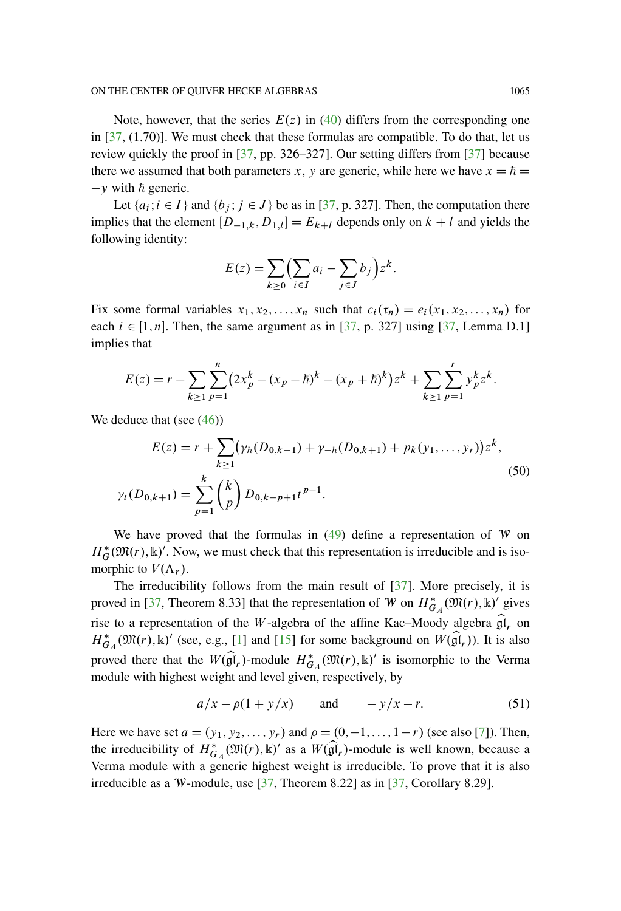Note, however, that the series $E(z)$ in (40) differs from the corresponding one in [37, (1.70)]. We must check that these formulas are compatible. To do that, let us review quickly the proof in [37, pp. 326–327]. Our setting differs from [37] because there we assumed that both parameters $x$, $y$ are generic, while here we have $x = \hbar = -y$ with $\hbar$ generic.

Let $\{a_i; i \in I\}$ and $\{b_j; j \in J\}$ be as in [37, p. 327]. Then, the computation there implies that the element $[D_{-1,k}, D_{1,l}] = E_{k+l}$ depends only on $k + l$ and yields the following identity:

$$E(z) = \sum_{k \geq 0} \Big( \sum_{i \in I} a_i - \sum_{j \in J} b_j \Big) z^k.$$

Fix some formal variables $x_1, x_2, \ldots, x_n$ such that $c_i(\tau_n) = e_i(x_1, x_2, \ldots, x_n)$ for each $i \in [1, n]$. Then, the same argument as in [37, p. 327] using [37, Lemma D.1] implies that

$$E(z) = r - \sum_{k \geq 1} \sum_{p=1}^{n} \big(2x_p^k - (x_p - \hbar)^k - (x_p + \hbar)^k\big) z^k + \sum_{k \geq 1} \sum_{p=1}^{r} y_p^k z^k.$$

We deduce that (see (46))

$$\begin{aligned} E(z) &= r + \sum_{k \geq 1} \big(\gamma_\hbar(D_{0,k+1}) + \gamma_{-\hbar}(D_{0,k+1}) + p_k(y_1, \ldots, y_r)\big) z^k, \\ \gamma_t(D_{0,k+1}) &= \sum_{p=1}^{k} \binom{k}{p} D_{0,k-p+1} t^{p-1}. \end{aligned} \tag{50}$$

We have proved that the formulas in (49) define a representation of $\mathcal{W}$ on $H^*_G(\mathfrak{M}(r), \Bbbk)'$. Now, we must check that this representation is irreducible and is isomorphic to $V(\Lambda_r)$.

The irreducibility follows from the main result of [37]. More precisely, it is proved in [37, Theorem 8.33] that the representation of $\mathcal{W}$ on $H^*_{G_A}(\mathfrak{M}(r), \Bbbk)'$ gives rise to a representation of the $W$-algebra of the affine Kac–Moody algebra $\widehat{\mathfrak{gl}}_r$ on $H^*_{G_A}(\mathfrak{M}(r), \Bbbk)'$ (see, e.g., [1] and [15] for some background on $W(\widehat{\mathfrak{gl}}_r)$). It is also proved there that the $W(\widehat{\mathfrak{gl}}_r)$-module $H^*_{G_A}(\mathfrak{M}(r), \Bbbk)'$ is isomorphic to the Verma module with highest weight and level given, respectively, by

$$a/x - \rho(1 + y/x) \qquad \text{and} \qquad -y/x - r. \tag{51}$$

Here we have set $a = (y_1, y_2, \ldots, y_r)$ and $\rho = (0, -1, \ldots, 1 - r)$ (see also [7]). Then, the irreducibility of $H^*_{G_A}(\mathfrak{M}(r), \Bbbk)'$ as a $W(\widehat{\mathfrak{gl}}_r)$-module is well known, because a Verma module with a generic highest weight is irreducible. To prove that it is also irreducible as a $\mathcal{W}$-module, use [37, Theorem 8.22] as in [37, Corollary 8.29].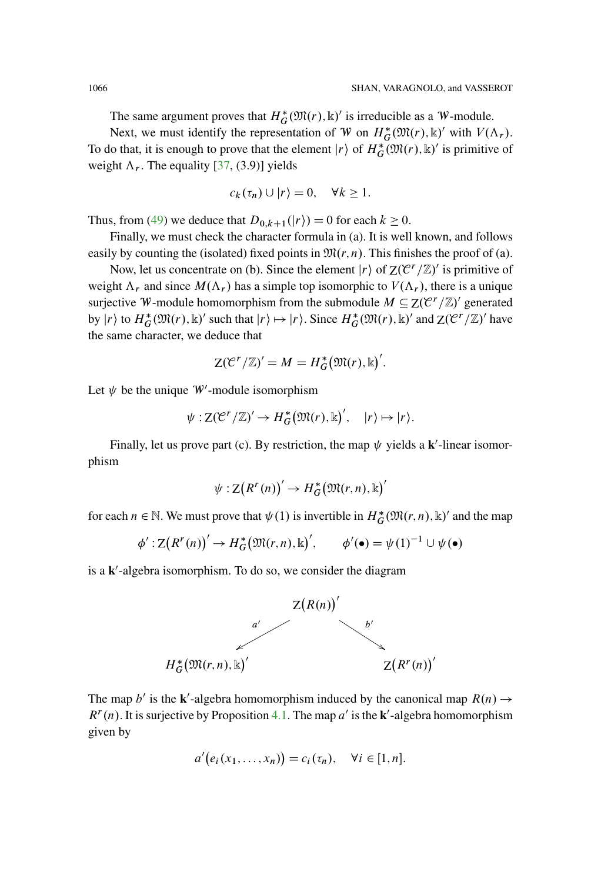The same argument proves that $H^*_G(\mathfrak{M}(r), \Bbbk)'$ is irreducible as a $\mathcal{W}$-module.

Next, we must identify the representation of $\mathcal{W}$ on $H^*_G(\mathfrak{M}(r), \Bbbk)'$ with $V(\Lambda_r)$. To do that, it is enough to prove that the element $|r\rangle$ of $H^*_G(\mathfrak{M}(r), \Bbbk)'$ is primitive of weight $\Lambda_r$. The equality [37, (3.9)] yields

$$c_k(\tau_n) \cup |r\rangle = 0, \quad \forall k \geq 1.$$

Thus, from (49) we deduce that $D_{0,k+1}(|r\rangle) = 0$ for each $k \geq 0$.

Finally, we must check the character formula in (a). It is well known, and follows easily by counting the (isolated) fixed points in $\mathfrak{M}(r, n)$. This finishes the proof of (a).

Now, let us concentrate on (b). Since the element $|r\rangle$ of $\mathrm{Z}(\mathcal{C}^r/\mathbb{Z})'$ is primitive of weight $\Lambda_r$ and since $M(\Lambda_r)$ has a simple top isomorphic to $V(\Lambda_r)$, there is a unique surjective $\mathcal{W}$-module homomorphism from the submodule $M \subseteq \mathrm{Z}(\mathcal{C}^r/\mathbb{Z})'$ generated by $|r\rangle$ to $H^*_G(\mathfrak{M}(r), \Bbbk)'$ such that $|r\rangle \mapsto |r\rangle$. Since $H^*_G(\mathfrak{M}(r), \Bbbk)'$ and $\mathrm{Z}(\mathcal{C}^r/\mathbb{Z})'$ have the same character, we deduce that

$$\mathrm{Z}(\mathcal{C}^r/\mathbb{Z})' = M = H^*_G\big(\mathfrak{M}(r), \Bbbk\big)'.$$

Let $\psi$ be the unique $\mathcal{W}'$-module isomorphism

$$\psi : \mathrm{Z}(\mathcal{C}^r/\mathbb{Z})' \to H^*_G\big(\mathfrak{M}(r), \Bbbk\big)', \quad |r\rangle \mapsto |r\rangle.$$

Finally, let us prove part (c). By restriction, the map $\psi$ yields a $\mathbf{k}'$-linear isomorphism

$$\psi : \mathrm{Z}\big(R^r(n)\big)' \to H^*_G\big(\mathfrak{M}(r,n), \Bbbk\big)'$$

for each $n \in \mathbb{N}$. We must prove that $\psi(1)$ is invertible in $H^*_G(\mathfrak{M}(r,n), \Bbbk)'$ and the map

$$\phi' : \mathrm{Z}\big(R^r(n)\big)' \to H^*_G\big(\mathfrak{M}(r,n), \Bbbk\big)', \qquad \phi'(\bullet) = \psi(1)^{-1} \cup \psi(\bullet)$$

is a $\mathbf{k}'$-algebra isomorphism. To do so, we consider the diagram

$$\begin{array}{ccc} & \mathrm{Z}\big(R(n)\big)' & \\ {}^{a'}\swarrow & & \searrow^{b'} \\ H^*_G\big(\mathfrak{M}(r,n), \Bbbk\big)' & & \mathrm{Z}\big(R^r(n)\big)' \end{array}$$

The map $b'$ is the $\mathbf{k}'$-algebra homomorphism induced by the canonical map $R(n) \to R^r(n)$. It is surjective by Proposition 4.1. The map $a'$ is the $\mathbf{k}'$-algebra homomorphism given by

$$a'\big(e_i(x_1, \ldots, x_n)\big) = c_i(\tau_n), \quad \forall i \in [1, n].$$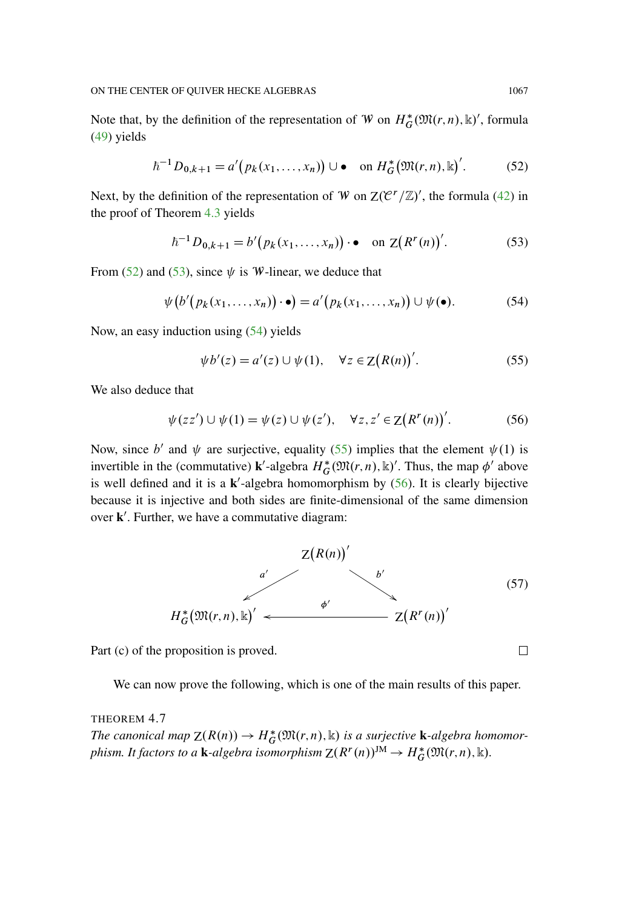Note that, by the definition of the representation of $\mathcal{W}$ on $H^*_G(\mathfrak{M}(r,n),\Bbbk)'$, formula (49) yields

$$\hbar^{-1} D_{0,k+1} = a'\big(p_k(x_1,\dots,x_n)\big) \cup \bullet \quad \text{on } H^*_G\big(\mathfrak{M}(r,n),\Bbbk\big)'. \tag{52}$$

Next, by the definition of the representation of $\mathcal{W}$ on $Z(\mathcal{C}^r/\mathbb{Z})'$, the formula (42) in the proof of Theorem 4.3 yields

$$\hbar^{-1} D_{0,k+1} = b'\big(p_k(x_1,\dots,x_n)\big) \cdot \bullet \quad \text{on } Z\big(R^r(n)\big)'. \tag{53}$$

From (52) and (53), since $\psi$ is $\mathcal{W}$-linear, we deduce that

$$\psi\big(b'\big(p_k(x_1,\dots,x_n)\big)\cdot \bullet\big) = a'\big(p_k(x_1,\dots,x_n)\big) \cup \psi(\bullet). \tag{54}$$

Now, an easy induction using (54) yields

$$\psi b'(z) = a'(z) \cup \psi(1), \quad \forall z \in Z\big(R(n)\big)'. \tag{55}$$

We also deduce that

$$\psi(zz') \cup \psi(1) = \psi(z) \cup \psi(z'), \quad \forall z, z' \in Z\big(R^r(n)\big)'. \tag{56}$$

Now, since $b'$ and $\psi$ are surjective, equality (55) implies that the element $\psi(1)$ is invertible in the (commutative) $\mathbf{k}'$-algebra $H^*_G(\mathfrak{M}(r,n),\Bbbk)'$. Thus, the map $\phi'$ above is well defined and it is a $\mathbf{k}'$-algebra homomorphism by (56). It is clearly bijective because it is injective and both sides are finite-dimensional of the same dimension over $\mathbf{k}'$. Further, we have a commutative diagram:

$$\begin{array}{ccc} & Z\big(R(n)\big)' & \\ {}^{a'}\swarrow & & \searrow^{b'} \\ H^*_G\big(\mathfrak{M}(r,n),\Bbbk\big)' & \xleftarrow{\quad \phi' \quad} & Z\big(R^r(n)\big)' \end{array} \tag{57}$$

Part (c) of the proposition is proved. $\square$

We can now prove the following, which is one of the main results of this paper.

THEOREM 4.7

*The canonical map $Z(R(n)) \to H^*_G(\mathfrak{M}(r,n),\Bbbk)$ is a surjective $\mathbf{k}$-algebra homomorphism. It factors to a $\mathbf{k}$-algebra isomorphism $Z(R^r(n))^{\mathrm{JM}} \to H^*_G(\mathfrak{M}(r,n),\Bbbk)$.*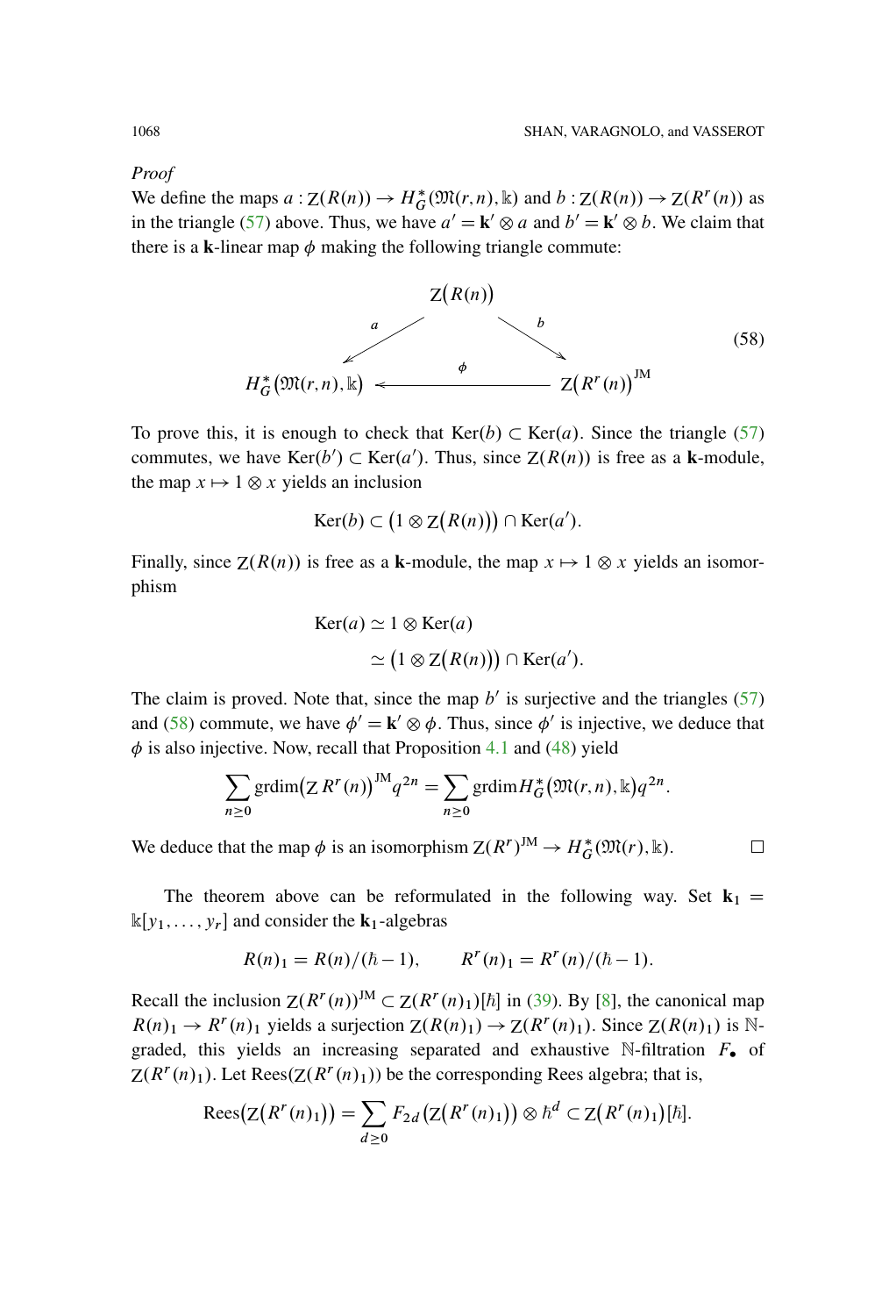*Proof*

We define the maps $a : \mathrm{Z}(R(n)) \to H^*_G(\mathfrak{M}(r,n),\Bbbk)$ and $b : \mathrm{Z}(R(n)) \to \mathrm{Z}(R^r(n))$ as in the triangle (57) above. Thus, we have $a' = \mathbf{k}' \otimes a$ and $b' = \mathbf{k}' \otimes b$. We claim that there is a $\mathbf{k}$-linear map $\phi$ making the following triangle commute:

$$
\begin{array}{ccc}
 & \mathrm{Z}\big(R(n)\big) & \\
{}^{a}\swarrow & & \searrow^{b} \\
H^*_G\big(\mathfrak{M}(r,n),\Bbbk\big) & \xleftarrow{\ \phi\ } & \mathrm{Z}\big(R^r(n)\big)^{\mathrm{JM}}
\end{array}
\tag{58}
$$

To prove this, it is enough to check that $\mathrm{Ker}(b) \subset \mathrm{Ker}(a)$. Since the triangle (57) commutes, we have $\mathrm{Ker}(b') \subset \mathrm{Ker}(a')$. Thus, since $\mathrm{Z}(R(n))$ is free as a $\mathbf{k}$-module, the map $x \mapsto 1 \otimes x$ yields an inclusion

$$
\mathrm{Ker}(b) \subset \big(1 \otimes \mathrm{Z}\big(R(n)\big)\big) \cap \mathrm{Ker}(a').
$$

Finally, since $\mathrm{Z}(R(n))$ is free as a $\mathbf{k}$-module, the map $x \mapsto 1 \otimes x$ yields an isomorphism

$$
\begin{aligned}
\mathrm{Ker}(a) &\simeq 1 \otimes \mathrm{Ker}(a) \\
&\simeq \big(1 \otimes \mathrm{Z}\big(R(n)\big)\big) \cap \mathrm{Ker}(a').
\end{aligned}
$$

The claim is proved. Note that, since the map $b'$ is surjective and the triangles (57) and (58) commute, we have $\phi' = \mathbf{k}' \otimes \phi$. Thus, since $\phi'$ is injective, we deduce that $\phi$ is also injective. Now, recall that Proposition 4.1 and (48) yield

$$
\sum_{n \geq 0} \mathrm{grdim}\big(\mathrm{Z}\, R^r(n)\big)^{\mathrm{JM}} q^{2n} = \sum_{n \geq 0} \mathrm{grdim} H^*_G\big(\mathfrak{M}(r,n),\Bbbk\big) q^{2n}.
$$

We deduce that the map $\phi$ is an isomorphism $\mathrm{Z}(R^r)^{\mathrm{JM}} \to H^*_G(\mathfrak{M}(r),\Bbbk)$. $\square$

The theorem above can be reformulated in the following way. Set $\mathbf{k}_1 = \Bbbk[y_1,\dots,y_r]$ and consider the $\mathbf{k}_1$-algebras

$$
R(n)_1 = R(n)/(\hbar - 1), \qquad R^r(n)_1 = R^r(n)/(\hbar - 1).
$$

Recall the inclusion $\mathrm{Z}(R^r(n))^{\mathrm{JM}} \subset \mathrm{Z}(R^r(n)_1)[\hbar]$ in (39). By [8], the canonical map $R(n)_1 \to R^r(n)_1$ yields a surjection $\mathrm{Z}(R(n)_1) \to \mathrm{Z}(R^r(n)_1)$. Since $\mathrm{Z}(R(n)_1)$ is $\mathbb{N}$-graded, this yields an increasing separated and exhaustive $\mathbb{N}$-filtration $F_\bullet$ of $\mathrm{Z}(R^r(n)_1)$. Let $\mathrm{Rees}(\mathrm{Z}(R^r(n)_1))$ be the corresponding Rees algebra; that is,

$$
\mathrm{Rees}\big(\mathrm{Z}\big(R^r(n)_1\big)\big) = \sum_{d \geq 0} F_{2d}\big(\mathrm{Z}\big(R^r(n)_1\big)\big) \otimes \hbar^d \subset \mathrm{Z}\big(R^r(n)_1\big)[\hbar].
$$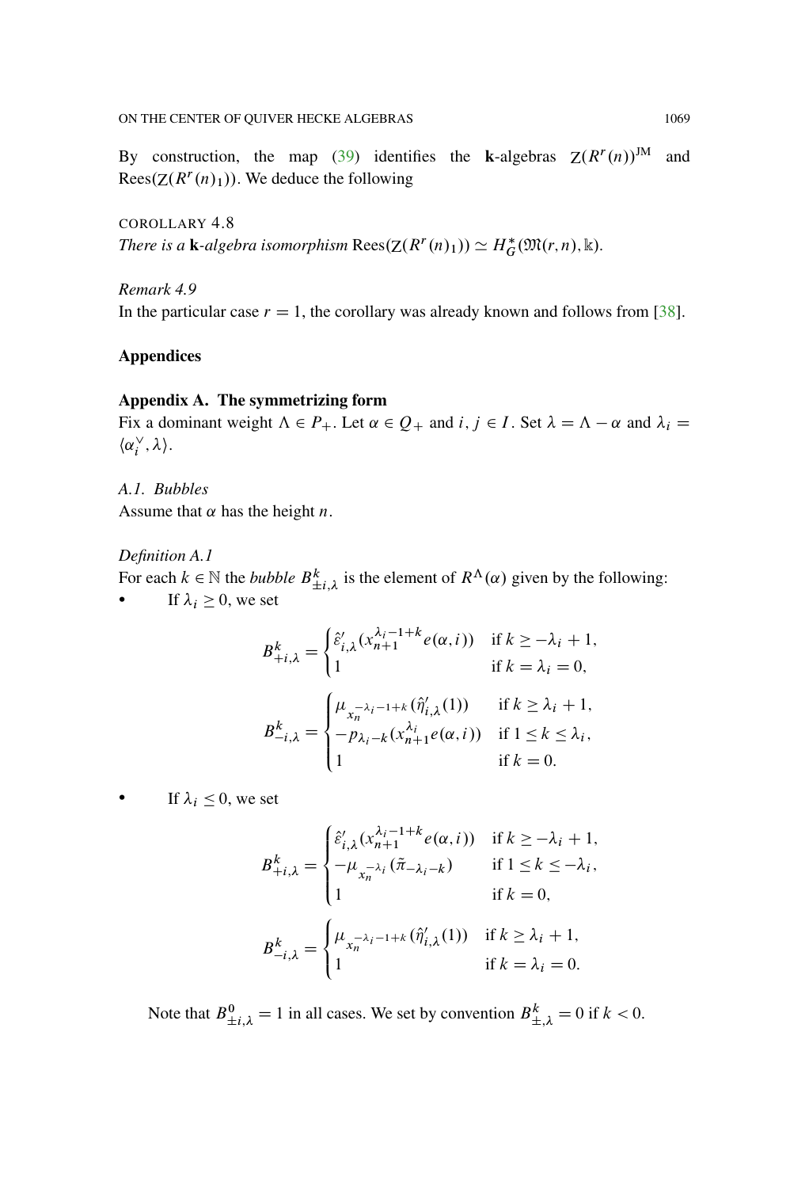By construction, the map (39) identifies the $\mathbf{k}$-algebras $Z(R^r(n))^{\mathrm{JM}}$ and $\mathrm{Rees}(Z(R^r(n)_1))$. We deduce the following

COROLLARY 4.8
*There is a* $\mathbf{k}$*-algebra isomorphism* $\mathrm{Rees}(Z(R^r(n)_1)) \simeq H^*_G(\mathfrak{M}(r,n),\Bbbk)$.

*Remark 4.9*
In the particular case $r=1$, the corollary was already known and follows from [38].

## Appendices

### Appendix A. The symmetrizing form

Fix a dominant weight $\Lambda \in P_+$. Let $\alpha \in Q_+$ and $i, j \in I$. Set $\lambda = \Lambda - \alpha$ and $\lambda_i = \langle \alpha_i^\vee, \lambda \rangle$.

*A.1. Bubbles*
Assume that $\alpha$ has the height $n$.

*Definition A.1*
For each $k \in \mathbb{N}$ the *bubble* $B^k_{\pm i,\lambda}$ is the element of $R^\Lambda(\alpha)$ given by the following:

- If $\lambda_i \geq 0$, we set

$$B^k_{+i,\lambda} = \begin{cases} \hat{\varepsilon}'_{i,\lambda}(x_{n+1}^{\lambda_i-1+k} e(\alpha,i)) & \text{if } k \geq -\lambda_i+1, \\ 1 & \text{if } k=\lambda_i=0, \end{cases}$$

$$B^k_{-i,\lambda} = \begin{cases} \mu_{x_n^{-\lambda_i-1+k}}(\hat{\eta}'_{i,\lambda}(1)) & \text{if } k \geq \lambda_i+1, \\ -p_{\lambda_i-k}(x_{n+1}^{\lambda_i} e(\alpha,i)) & \text{if } 1 \leq k \leq \lambda_i, \\ 1 & \text{if } k=0. \end{cases}$$

- If $\lambda_i \leq 0$, we set

$$B^k_{+i,\lambda} = \begin{cases} \hat{\varepsilon}'_{i,\lambda}(x_{n+1}^{\lambda_i-1+k} e(\alpha,i)) & \text{if } k \geq -\lambda_i+1, \\ -\mu_{x_n^{-\lambda_i}}(\tilde{\pi}_{-\lambda_i-k}) & \text{if } 1 \leq k \leq -\lambda_i, \\ 1 & \text{if } k=0, \end{cases}$$

$$B^k_{-i,\lambda} = \begin{cases} \mu_{x_n^{-\lambda_i-1+k}}(\hat{\eta}'_{i,\lambda}(1)) & \text{if } k \geq \lambda_i+1, \\ 1 & \text{if } k=\lambda_i=0. \end{cases}$$

Note that $B^0_{\pm i,\lambda}=1$ in all cases. We set by convention $B^k_{\pm,\lambda}=0$ if $k<0$.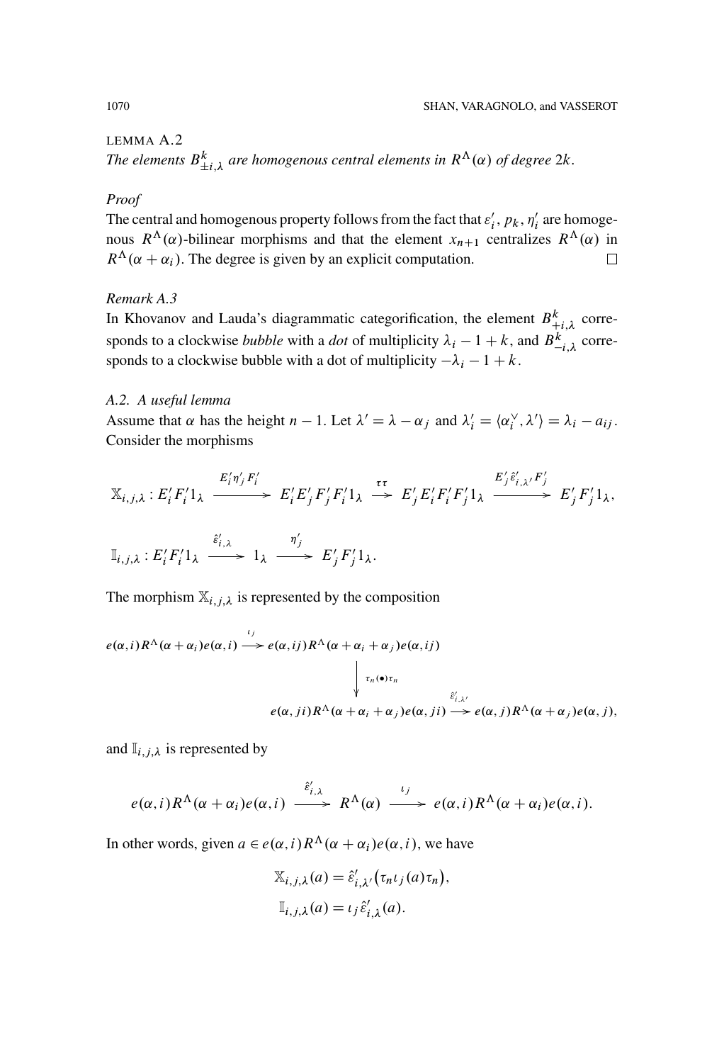LEMMA A.2

*The elements $B^k_{\pm i,\lambda}$ are homogenous central elements in $R^\Lambda(\alpha)$ of degree $2k$.*

*Proof*

The central and homogenous property follows from the fact that $\varepsilon'_i$, $p_k$, $\eta'_i$ are homogenous $R^\Lambda(\alpha)$-bilinear morphisms and that the element $x_{n+1}$ centralizes $R^\Lambda(\alpha)$ in $R^\Lambda(\alpha+\alpha_i)$. The degree is given by an explicit computation. $\square$

*Remark A.3*

In Khovanov and Lauda's diagrammatic categorification, the element $B^k_{+i,\lambda}$ corresponds to a clockwise *bubble* with a *dot* of multiplicity $\lambda_i - 1 + k$, and $B^k_{-i,\lambda}$ corresponds to a clockwise bubble with a dot of multiplicity $-\lambda_i - 1 + k$.

*A.2. A useful lemma*

Assume that $\alpha$ has the height $n-1$. Let $\lambda' = \lambda - \alpha_j$ and $\lambda'_i = \langle \alpha_i^\vee, \lambda' \rangle = \lambda_i - a_{ij}$. Consider the morphisms

$$\mathbb{X}_{i,j,\lambda} : E'_i F'_i 1_\lambda \xrightarrow{E'_i \eta'_j F'_i} E'_i E'_j F'_j F'_i 1_\lambda \xrightarrow{\tau\tau} E'_j E'_i F'_i F'_j 1_\lambda \xrightarrow{E'_j \hat{\varepsilon}'_{i,\lambda'} F'_j} E'_j F'_j 1_\lambda,$$

$$\mathbb{I}_{i,j,\lambda} : E'_i F'_i 1_\lambda \xrightarrow{\hat{\varepsilon}'_{i,\lambda}} 1_\lambda \xrightarrow{\eta'_j} E'_j F'_j 1_\lambda.$$

The morphism $\mathbb{X}_{i,j,\lambda}$ is represented by the composition

$$e(\alpha,i)R^\Lambda(\alpha+\alpha_i)e(\alpha,i) \xrightarrow{\iota_j} e(\alpha,ij)R^\Lambda(\alpha+\alpha_i+\alpha_j)e(\alpha,ij)$$

$$\Big\downarrow \tau_n(\bullet)\tau_n$$

$$e(\alpha,ji)R^\Lambda(\alpha+\alpha_i+\alpha_j)e(\alpha,ji) \xrightarrow{\hat{\varepsilon}'_{i,\lambda'}} e(\alpha,j)R^\Lambda(\alpha+\alpha_j)e(\alpha,j),$$

and $\mathbb{I}_{i,j,\lambda}$ is represented by

$$e(\alpha,i)R^\Lambda(\alpha+\alpha_i)e(\alpha,i) \xrightarrow{\hat{\varepsilon}'_{i,\lambda}} R^\Lambda(\alpha) \xrightarrow{\iota_j} e(\alpha,i)R^\Lambda(\alpha+\alpha_i)e(\alpha,i).$$

In other words, given $a \in e(\alpha,i)R^\Lambda(\alpha+\alpha_i)e(\alpha,i)$, we have

$$\mathbb{X}_{i,j,\lambda}(a) = \hat{\varepsilon}'_{i,\lambda'}\big(\tau_n \iota_j(a)\tau_n\big),$$

$$\mathbb{I}_{i,j,\lambda}(a) = \iota_j \hat{\varepsilon}'_{i,\lambda}(a).$$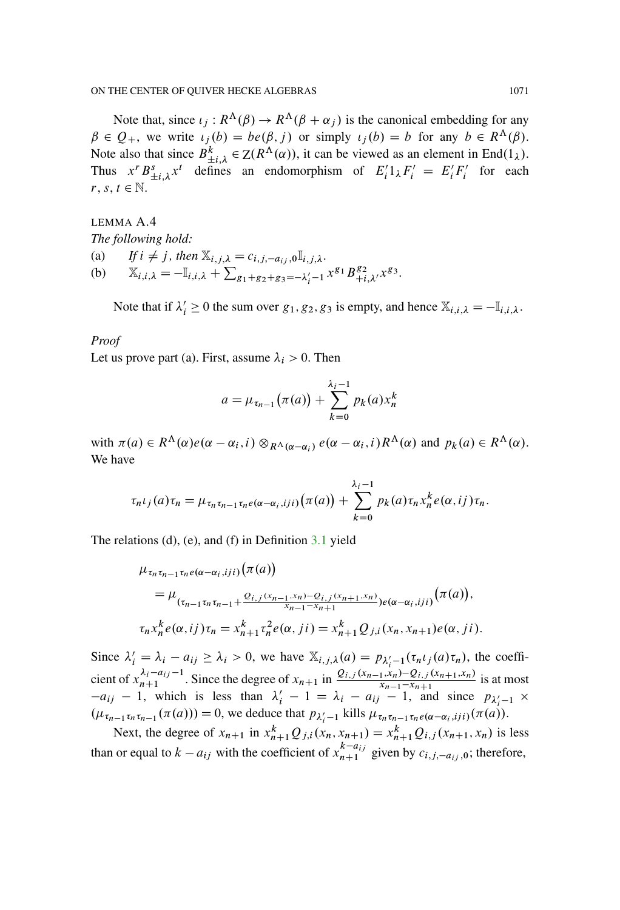Note that, since $\iota_j : R^\Lambda(\beta) \to R^\Lambda(\beta + \alpha_j)$ is the canonical embedding for any $\beta \in Q_+$, we write $\iota_j(b) = be(\beta, j)$ or simply $\iota_j(b) = b$ for any $b \in R^\Lambda(\beta)$. Note also that since $B^k_{\pm i,\lambda} \in Z(R^\Lambda(\alpha))$, it can be viewed as an element in $\mathrm{End}(1_\lambda)$. Thus $x^r B^s_{\pm i,\lambda} x^t$ defines an endomorphism of $E'_i 1_\lambda F'_i = E'_i F'_i$ for each $r, s, t \in \mathbb{N}$.

LEMMA A.4

*The following hold:*

(a) *If $i \neq j$, then $\mathbb{X}_{i,j,\lambda} = c_{i,j,-a_{ij},0} \mathbb{I}_{i,j,\lambda}$.*

(b) $\mathbb{X}_{i,i,\lambda} = -\mathbb{I}_{i,i,\lambda} + \sum_{g_1+g_2+g_3=-\lambda'_i-1} x^{g_1} B^{g_2}_{+i,\lambda'} x^{g_3}$.

Note that if $\lambda'_i \geq 0$ the sum over $g_1, g_2, g_3$ is empty, and hence $\mathbb{X}_{i,i,\lambda} = -\mathbb{I}_{i,i,\lambda}$.

*Proof*

Let us prove part (a). First, assume $\lambda_i > 0$. Then

$$a = \mu_{\tau_{n-1}}\big(\pi(a)\big) + \sum_{k=0}^{\lambda_i - 1} p_k(a) x_n^k$$

with $\pi(a) \in R^\Lambda(\alpha)e(\alpha - \alpha_i, i) \otimes_{R^\Lambda(\alpha-\alpha_i)} e(\alpha - \alpha_i, i) R^\Lambda(\alpha)$ and $p_k(a) \in R^\Lambda(\alpha)$. We have

$$\tau_n \iota_j(a) \tau_n = \mu_{\tau_n \tau_{n-1} \tau_n e(\alpha-\alpha_i, iji)}\big(\pi(a)\big) + \sum_{k=0}^{\lambda_i - 1} p_k(a) \tau_n x_n^k e(\alpha, ij) \tau_n.$$

The relations (d), (e), and (f) in Definition 3.1 yield

$$\begin{aligned}
&\mu_{\tau_n \tau_{n-1} \tau_n e(\alpha-\alpha_i, iji)}\big(\pi(a)\big) \\
&\quad = \mu_{(\tau_{n-1}\tau_n\tau_{n-1} + \frac{Q_{i,j}(x_{n-1}, x_n) - Q_{i,j}(x_{n+1}, x_n)}{x_{n-1} - x_{n+1}}) e(\alpha-\alpha_i, iji)}\big(\pi(a)\big), \\
&\tau_n x_n^k e(\alpha, ij) \tau_n = x_{n+1}^k \tau_n^2 e(\alpha, ji) = x_{n+1}^k Q_{j,i}(x_n, x_{n+1}) e(\alpha, ji).
\end{aligned}$$

Since $\lambda'_i = \lambda_i - a_{ij} \geq \lambda_i > 0$, we have $\mathbb{X}_{i,j,\lambda}(a) = p_{\lambda'_i - 1}(\tau_n \iota_j(a) \tau_n)$, the coefficient of $x_{n+1}^{\lambda_i - a_{ij} - 1}$. Since the degree of $x_{n+1}$ in $\frac{Q_{i,j}(x_{n-1}, x_n) - Q_{i,j}(x_{n+1}, x_n)}{x_{n-1} - x_{n+1}}$ is at most $-a_{ij} - 1$, which is less than $\lambda'_i - 1 = \lambda_i - a_{ij} - 1$, and since $p_{\lambda'_i - 1} \times (\mu_{\tau_{n-1}\tau_n\tau_{n-1}}(\pi(a))) = 0$, we deduce that $p_{\lambda'_i - 1}$ kills $\mu_{\tau_n \tau_{n-1} \tau_n e(\alpha-\alpha_i, iji)}(\pi(a))$.

Next, the degree of $x_{n+1}$ in $x_{n+1}^k Q_{j,i}(x_n, x_{n+1}) = x_{n+1}^k Q_{i,j}(x_{n+1}, x_n)$ is less than or equal to $k - a_{ij}$ with the coefficient of $x_{n+1}^{k - a_{ij}}$ given by $c_{i,j,-a_{ij},0}$; therefore,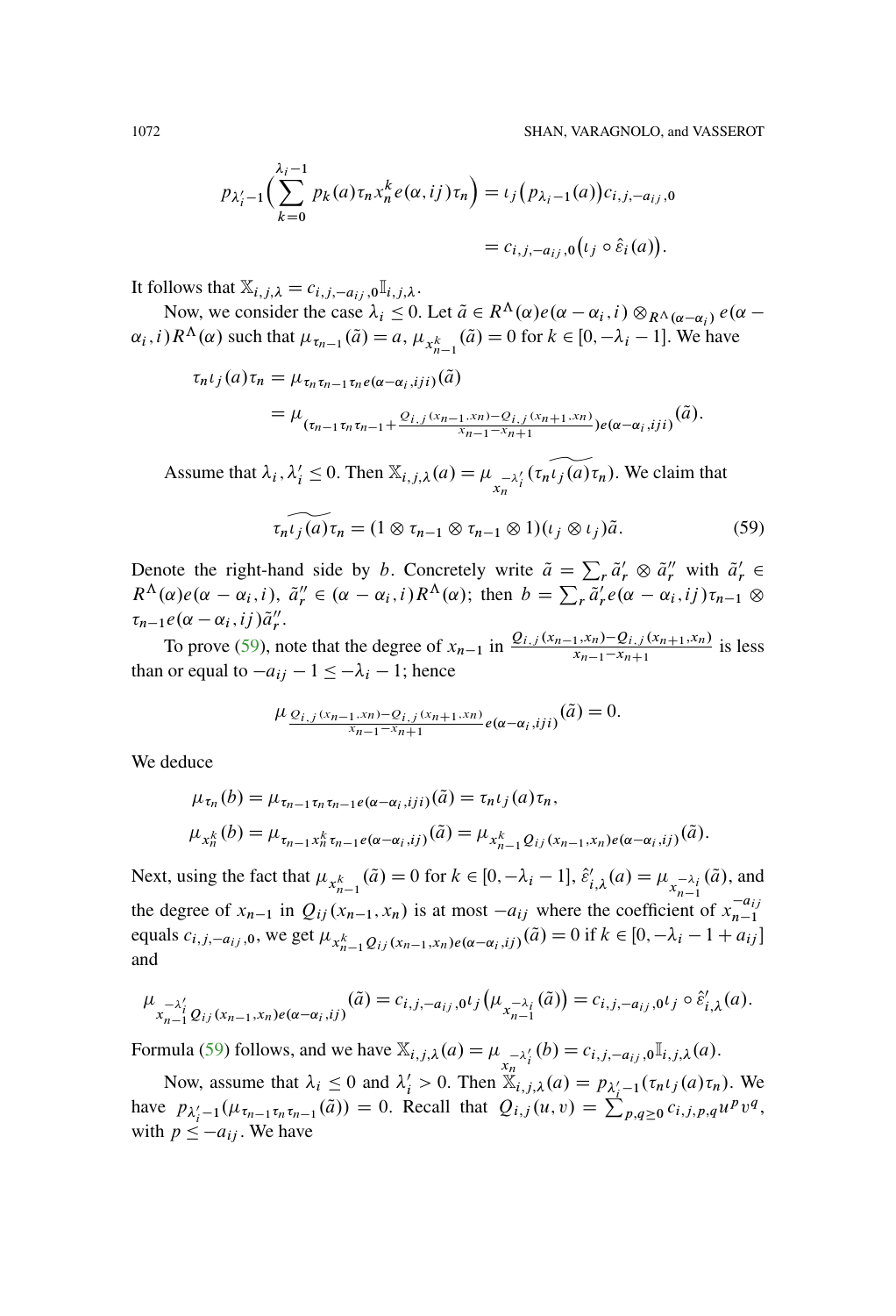$$p_{\lambda'_i-1}\Big(\sum_{k=0}^{\lambda_i-1} p_k(a)\tau_n x_n^k e(\alpha, ij)\tau_n\Big) = \iota_j\big(p_{\lambda_i-1}(a)\big)c_{i,j,-a_{ij},0}$$

$$= c_{i,j,-a_{ij},0}\big(\iota_j \circ \hat{\varepsilon}_i(a)\big).$$

It follows that $\mathbb{X}_{i,j,\lambda} = c_{i,j,-a_{ij},0}\mathbb{I}_{i,j,\lambda}$.

Now, we consider the case $\lambda_i \leq 0$. Let $\tilde{a} \in R^\Lambda(\alpha)e(\alpha-\alpha_i, i) \otimes_{R^\Lambda(\alpha-\alpha_i)} e(\alpha - \alpha_i, i)R^\Lambda(\alpha)$ such that $\mu_{\tau_{n-1}}(\tilde{a}) = a$, $\mu_{x_{n-1}^k}(\tilde{a}) = 0$ for $k \in [0, -\lambda_i - 1]$. We have

$$\tau_n \iota_j(a)\tau_n = \mu_{\tau_n\tau_{n-1}\tau_n e(\alpha-\alpha_i, iji)}(\tilde{a})$$

$$= \mu_{\big(\tau_{n-1}\tau_n\tau_{n-1} + \frac{Q_{i,j}(x_{n-1}, x_n) - Q_{i,j}(x_{n+1}, x_n)}{x_{n-1}-x_{n+1}}\big)e(\alpha-\alpha_i, iji)}(\tilde{a}).$$

Assume that $\lambda_i, \lambda'_i \leq 0$. Then $\mathbb{X}_{i,j,\lambda}(a) = \mu_{x_n^{-\lambda'_i}}(\widetilde{\tau_n\iota_j(a)\tau_n})$. We claim that

$$\widetilde{\tau_n\iota_j(a)\tau_n} = (1 \otimes \tau_{n-1} \otimes \tau_{n-1} \otimes 1)(\iota_j \otimes \iota_j)\tilde{a}. \tag{59}$$

Denote the right-hand side by $b$. Concretely write $\tilde{a} = \sum_r \tilde{a}'_r \otimes \tilde{a}''_r$ with $\tilde{a}'_r \in R^\Lambda(\alpha)e(\alpha - \alpha_i, i)$, $\tilde{a}''_r \in (\alpha - \alpha_i, i)R^\Lambda(\alpha)$; then $b = \sum_r \tilde{a}'_r e(\alpha - \alpha_i, ij)\tau_{n-1} \otimes \tau_{n-1}e(\alpha - \alpha_i, ij)\tilde{a}''_r$.

To prove (59), note that the degree of $x_{n-1}$ in $\frac{Q_{i,j}(x_{n-1}, x_n) - Q_{i,j}(x_{n+1}, x_n)}{x_{n-1}-x_{n+1}}$ is less than or equal to $-a_{ij} - 1 \leq -\lambda_i - 1$; hence

$$\mu_{\frac{Q_{i,j}(x_{n-1}, x_n) - Q_{i,j}(x_{n+1}, x_n)}{x_{n-1}-x_{n+1}} e(\alpha-\alpha_i, iji)}(\tilde{a}) = 0.$$

We deduce

$$\mu_{\tau_n}(b) = \mu_{\tau_{n-1}\tau_n\tau_{n-1}e(\alpha-\alpha_i, iji)}(\tilde{a}) = \tau_n\iota_j(a)\tau_n,$$

$$\mu_{x_n^k}(b) = \mu_{\tau_{n-1}x_n^k\tau_{n-1}e(\alpha-\alpha_i, ij)}(\tilde{a}) = \mu_{x_{n-1}^k Q_{ij}(x_{n-1}, x_n)e(\alpha-\alpha_i, ij)}(\tilde{a}).$$

Next, using the fact that $\mu_{x_{n-1}^k}(\tilde{a}) = 0$ for $k \in [0, -\lambda_i - 1]$, $\hat{\varepsilon}'_{i,\lambda}(a) = \mu_{x_{n-1}^{-\lambda_i}}(\tilde{a})$, and the degree of $x_{n-1}$ in $Q_{ij}(x_{n-1}, x_n)$ is at most $-a_{ij}$ where the coefficient of $x_{n-1}^{-a_{ij}}$ equals $c_{i,j,-a_{ij},0}$, we get $\mu_{x_{n-1}^k Q_{ij}(x_{n-1}, x_n)e(\alpha-\alpha_i, ij)}(\tilde{a}) = 0$ if $k \in [0, -\lambda_i - 1 + a_{ij}]$ and

$$\mu_{x_{n-1}^{-\lambda'_i} Q_{ij}(x_{n-1}, x_n)e(\alpha-\alpha_i, ij)}(\tilde{a}) = c_{i,j,-a_{ij},0}\iota_j\big(\mu_{x_{n-1}^{-\lambda_i}}(\tilde{a})\big) = c_{i,j,-a_{ij},0}\iota_j \circ \hat{\varepsilon}'_{i,\lambda}(a).$$

Formula (59) follows, and we have $\mathbb{X}_{i,j,\lambda}(a) = \mu_{x_n^{-\lambda'_i}}(b) = c_{i,j,-a_{ij},0}\mathbb{I}_{i,j,\lambda}(a)$.

Now, assume that $\lambda_i \leq 0$ and $\lambda'_i > 0$. Then $\mathbb{X}_{i,j,\lambda}(a) = p_{\lambda'_i-1}(\tau_n\iota_j(a)\tau_n)$. We have $p_{\lambda'_i-1}(\mu_{\tau_{n-1}\tau_n\tau_{n-1}}(\tilde{a})) = 0$. Recall that $Q_{i,j}(u, v) = \sum_{p,q\geq 0} c_{i,j,p,q}u^p v^q$, with $p \leq -a_{ij}$. We have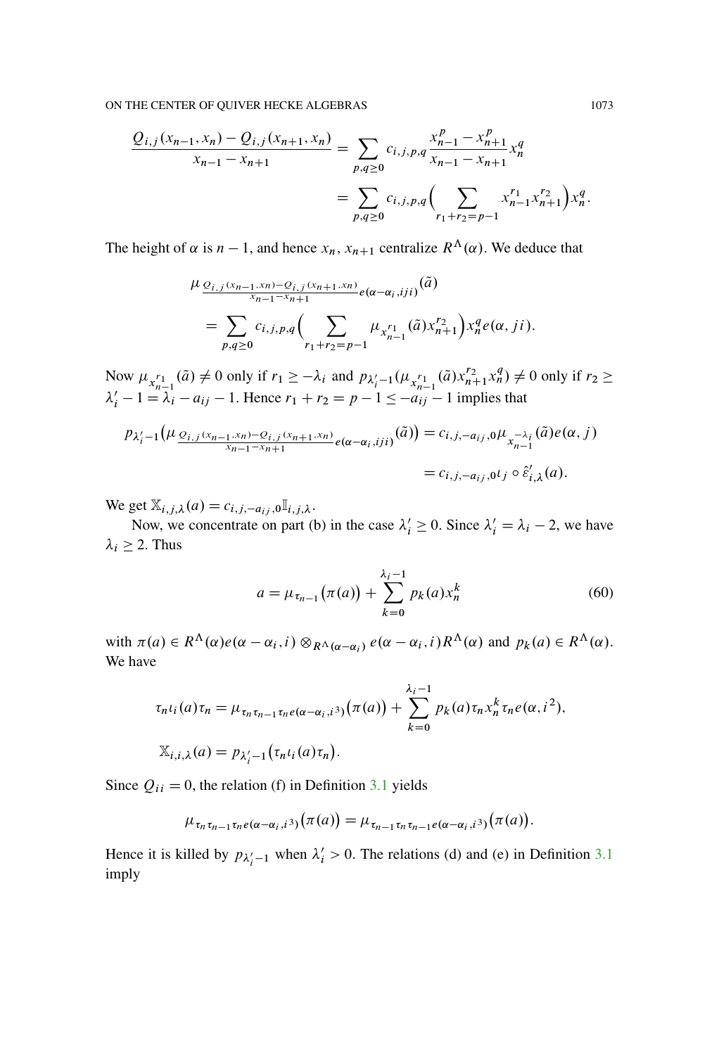$$\frac{Q_{i,j}(x_{n-1}, x_n) - Q_{i,j}(x_{n+1}, x_n)}{x_{n-1} - x_{n+1}} = \sum_{p,q \geq 0} c_{i,j,p,q} \frac{x_{n-1}^p - x_{n+1}^p}{x_{n-1} - x_{n+1}} x_n^q$$
$$= \sum_{p,q \geq 0} c_{i,j,p,q} \Big( \sum_{r_1 + r_2 = p-1} x_{n-1}^{r_1} x_{n+1}^{r_2} \Big) x_n^q.$$

The height of $\alpha$ is $n-1$, and hence $x_n$, $x_{n+1}$ centralize $R^\Lambda(\alpha)$. We deduce that

$$\mu_{\frac{Q_{i,j}(x_{n-1}, x_n) - Q_{i,j}(x_{n+1}, x_n)}{x_{n-1} - x_{n+1}} e(\alpha - \alpha_i, iji)}(\tilde{a})$$
$$= \sum_{p,q \geq 0} c_{i,j,p,q} \Big( \sum_{r_1 + r_2 = p-1} \mu_{x_{n-1}^{r_1}}(\tilde{a}) x_{n+1}^{r_2} \Big) x_n^q e(\alpha, ji).$$

Now $\mu_{x_{n-1}^{r_1}}(\tilde{a}) \neq 0$ only if $r_1 \geq -\lambda_i$ and $p_{\lambda_i'-1}(\mu_{x_{n-1}^{r_1}}(\tilde{a}) x_{n+1}^{r_2} x_n^q) \neq 0$ only if $r_2 \geq \lambda_i' - 1 = \lambda_i - a_{ij} - 1$. Hence $r_1 + r_2 = p - 1 \leq -a_{ij} - 1$ implies that

$$p_{\lambda_i'-1}\big(\mu_{\frac{Q_{i,j}(x_{n-1}, x_n) - Q_{i,j}(x_{n+1}, x_n)}{x_{n-1} - x_{n+1}} e(\alpha - \alpha_i, iji)}(\tilde{a})\big) = c_{i,j,-a_{ij},0} \mu_{x_{n-1}^{-\lambda_i}}(\tilde{a}) e(\alpha, j)$$
$$= c_{i,j,-a_{ij},0} \iota_j \circ \hat{\varepsilon}'_{i,\lambda}(a).$$

We get $\mathbb{X}_{i,j,\lambda}(a) = c_{i,j,-a_{ij},0} \mathbb{I}_{i,j,\lambda}$.

Now, we concentrate on part (b) in the case $\lambda_i' \geq 0$. Since $\lambda_i' = \lambda_i - 2$, we have $\lambda_i \geq 2$. Thus

$$a = \mu_{\tau_{n-1}}\big(\pi(a)\big) + \sum_{k=0}^{\lambda_i - 1} p_k(a) x_n^k \tag{60}$$

with $\pi(a) \in R^\Lambda(\alpha) e(\alpha - \alpha_i, i) \otimes_{R^\Lambda(\alpha - \alpha_i)} e(\alpha - \alpha_i, i) R^\Lambda(\alpha)$ and $p_k(a) \in R^\Lambda(\alpha)$. We have

$$\tau_n \iota_i(a) \tau_n = \mu_{\tau_n \tau_{n-1} \tau_n e(\alpha - \alpha_i, i^3)}\big(\pi(a)\big) + \sum_{k=0}^{\lambda_i - 1} p_k(a) \tau_n x_n^k \tau_n e(\alpha, i^2),$$
$$\mathbb{X}_{i,i,\lambda}(a) = p_{\lambda_i'-1}\big(\tau_n \iota_i(a) \tau_n\big).$$

Since $Q_{ii} = 0$, the relation (f) in Definition 3.1 yields

$$\mu_{\tau_n \tau_{n-1} \tau_n e(\alpha - \alpha_i, i^3)}\big(\pi(a)\big) = \mu_{\tau_{n-1} \tau_n \tau_{n-1} e(\alpha - \alpha_i, i^3)}\big(\pi(a)\big).$$

Hence it is killed by $p_{\lambda_i'-1}$ when $\lambda_i' > 0$. The relations (d) and (e) in Definition 3.1 imply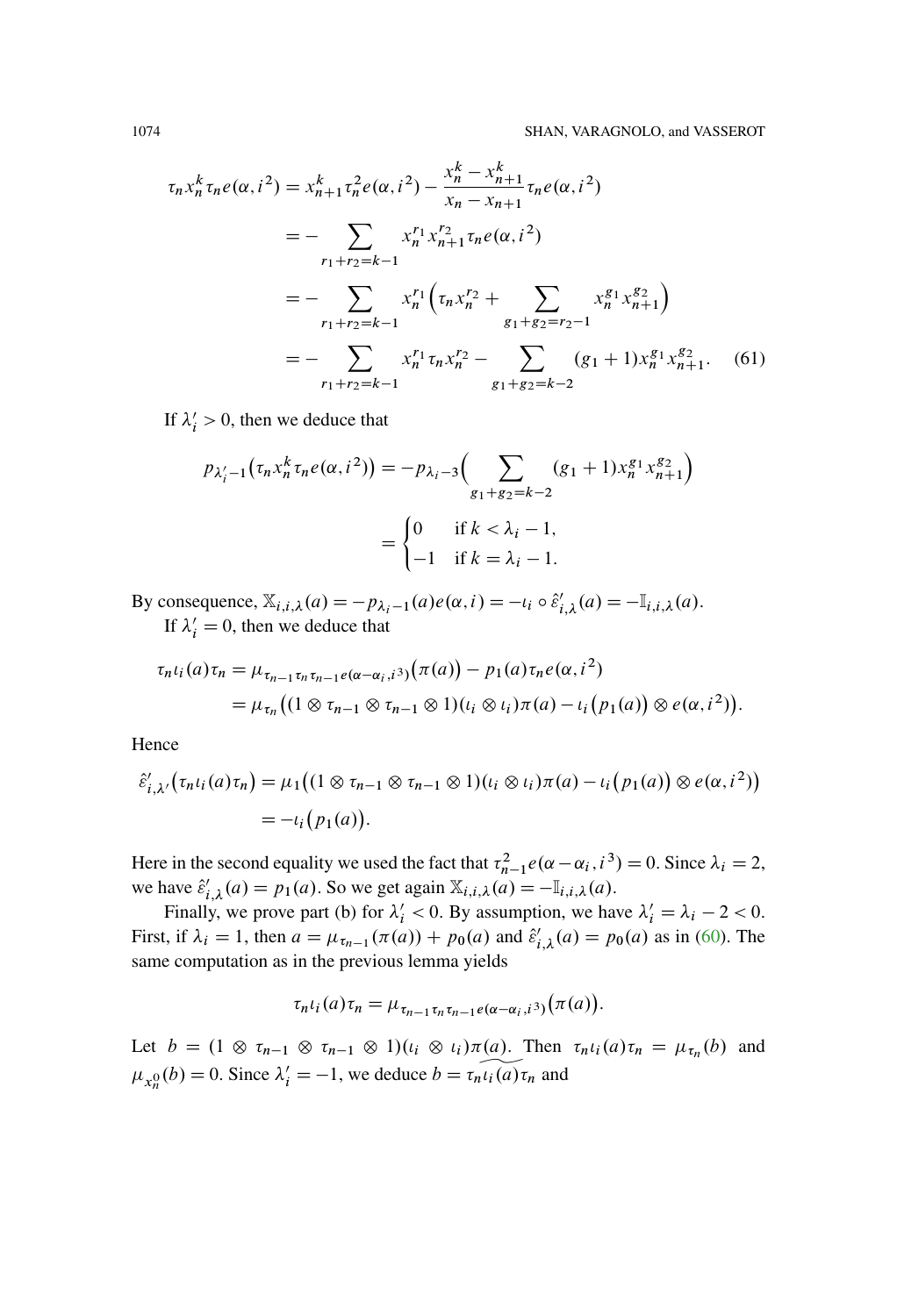$$
\begin{aligned}
\tau_n x_n^k \tau_n e(\alpha, i^2) &= x_{n+1}^k \tau_n^2 e(\alpha, i^2) - \frac{x_n^k - x_{n+1}^k}{x_n - x_{n+1}} \tau_n e(\alpha, i^2) \\
&= -\sum_{r_1+r_2=k-1} x_n^{r_1} x_{n+1}^{r_2} \tau_n e(\alpha, i^2) \\
&= -\sum_{r_1+r_2=k-1} x_n^{r_1} \Big( \tau_n x_n^{r_2} + \sum_{g_1+g_2=r_2-1} x_n^{g_1} x_{n+1}^{g_2} \Big) \\
&= -\sum_{r_1+r_2=k-1} x_n^{r_1} \tau_n x_n^{r_2} - \sum_{g_1+g_2=k-2} (g_1+1) x_n^{g_1} x_{n+1}^{g_2}. \qquad (61)
\end{aligned}
$$

If $\lambda_i' > 0$, then we deduce that

$$
\begin{aligned}
p_{\lambda_i'-1}\big(\tau_n x_n^k \tau_n e(\alpha, i^2)\big) &= -p_{\lambda_i - 3}\Big( \sum_{g_1+g_2=k-2} (g_1+1) x_n^{g_1} x_{n+1}^{g_2} \Big) \\
&= \begin{cases} 0 & \text{if } k < \lambda_i - 1, \\ -1 & \text{if } k = \lambda_i - 1. \end{cases}
\end{aligned}
$$

By consequence, $\mathbb{X}_{i,i,\lambda}(a) = -p_{\lambda_i - 1}(a) e(\alpha, i) = -\iota_i \circ \hat{\varepsilon}'_{i,\lambda}(a) = -\mathbb{I}_{i,i,\lambda}(a)$.

If $\lambda_i' = 0$, then we deduce that

$$
\begin{aligned}
\tau_n \iota_i(a) \tau_n &= \mu_{\tau_{n-1}\tau_n\tau_{n-1} e(\alpha - \alpha_i, i^3)}\big(\pi(a)\big) - p_1(a) \tau_n e(\alpha, i^2) \\
&= \mu_{\tau_n}\big( (1 \otimes \tau_{n-1} \otimes \tau_{n-1} \otimes 1)(\iota_i \otimes \iota_i)\pi(a) - \iota_i\big(p_1(a)\big) \otimes e(\alpha, i^2) \big).
\end{aligned}
$$

Hence

$$
\begin{aligned}
\hat{\varepsilon}'_{i,\lambda'}\big(\tau_n \iota_i(a) \tau_n\big) &= \mu_1\big( (1 \otimes \tau_{n-1} \otimes \tau_{n-1} \otimes 1)(\iota_i \otimes \iota_i)\pi(a) - \iota_i\big(p_1(a)\big) \otimes e(\alpha, i^2) \big) \\
&= -\iota_i\big(p_1(a)\big).
\end{aligned}
$$

Here in the second equality we used the fact that $\tau_{n-1}^2 e(\alpha - \alpha_i, i^3) = 0$. Since $\lambda_i = 2$, we have $\hat{\varepsilon}'_{i,\lambda}(a) = p_1(a)$. So we get again $\mathbb{X}_{i,i,\lambda}(a) = -\mathbb{I}_{i,i,\lambda}(a)$.

Finally, we prove part (b) for $\lambda_i' < 0$. By assumption, we have $\lambda_i' = \lambda_i - 2 < 0$. First, if $\lambda_i = 1$, then $a = \mu_{\tau_{n-1}}(\pi(a)) + p_0(a)$ and $\hat{\varepsilon}'_{i,\lambda}(a) = p_0(a)$ as in (60). The same computation as in the previous lemma yields

$$
\tau_n \iota_i(a) \tau_n = \mu_{\tau_{n-1}\tau_n\tau_{n-1} e(\alpha - \alpha_i, i^3)}\big(\pi(a)\big).
$$

Let $b = (1 \otimes \tau_{n-1} \otimes \tau_{n-1} \otimes 1)(\iota_i \otimes \iota_i)\pi(a)$. Then $\tau_n \iota_i(a) \tau_n = \mu_{\tau_n}(b)$ and $\mu_{x_n^0}(b) = 0$. Since $\lambda_i' = -1$, we deduce $b = \widetilde{\tau_n \iota_i(a) \tau_n}$ and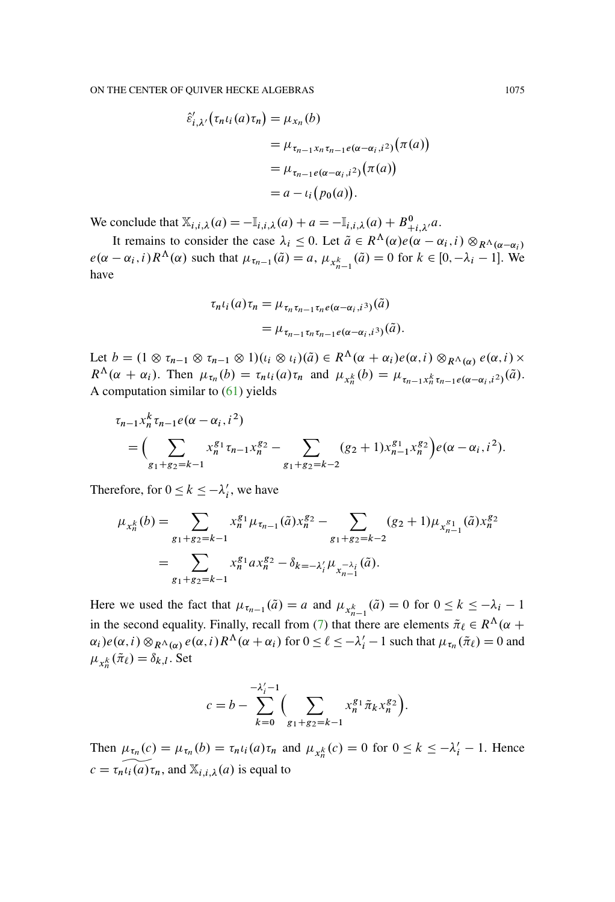$$
\begin{aligned}
\hat{\varepsilon}'_{i,\lambda'}\big(\tau_n \iota_i(a)\tau_n\big) &= \mu_{x_n}(b) \\
&= \mu_{\tau_{n-1}x_n\tau_{n-1}e(\alpha-\alpha_i,i^2)}\big(\pi(a)\big) \\
&= \mu_{\tau_{n-1}e(\alpha-\alpha_i,i^2)}\big(\pi(a)\big) \\
&= a - \iota_i\big(p_0(a)\big).
\end{aligned}
$$

We conclude that $\mathbb{X}_{i,i,\lambda}(a) = -\mathbb{I}_{i,i,\lambda}(a) + a = -\mathbb{I}_{i,i,\lambda}(a) + B^0_{+i,\lambda'}a$.

It remains to consider the case $\lambda_i \le 0$. Let $\tilde{a} \in R^\Lambda(\alpha)e(\alpha-\alpha_i,i) \otimes_{R^\Lambda(\alpha-\alpha_i)} e(\alpha-\alpha_i,i)R^\Lambda(\alpha)$ such that $\mu_{\tau_{n-1}}(\tilde{a}) = a$, $\mu_{x^k_{n-1}}(\tilde{a}) = 0$ for $k \in [0, -\lambda_i - 1]$. We have

$$
\begin{aligned}
\tau_n \iota_i(a)\tau_n &= \mu_{\tau_n\tau_{n-1}\tau_n e(\alpha-\alpha_i,i^3)}(\tilde{a}) \\
&= \mu_{\tau_{n-1}\tau_n\tau_{n-1}e(\alpha-\alpha_i,i^3)}(\tilde{a}).
\end{aligned}
$$

Let $b = (1 \otimes \tau_{n-1} \otimes \tau_{n-1} \otimes 1)(\iota_i \otimes \iota_i)(\tilde{a}) \in R^\Lambda(\alpha+\alpha_i)e(\alpha,i) \otimes_{R^\Lambda(\alpha)} e(\alpha,i) \times R^\Lambda(\alpha+\alpha_i)$. Then $\mu_{\tau_n}(b) = \tau_n\iota_i(a)\tau_n$ and $\mu_{x^k_n}(b) = \mu_{\tau_{n-1}x^k_n\tau_{n-1}e(\alpha-\alpha_i,i^2)}(\tilde{a})$. A computation similar to (61) yields

$$
\begin{aligned}
&\tau_{n-1}x^k_n\tau_{n-1}e(\alpha-\alpha_i,i^2) \\
&\quad= \Big(\sum_{g_1+g_2=k-1} x^{g_1}_n \tau_{n-1} x^{g_2}_n - \sum_{g_1+g_2=k-2} (g_2+1)x^{g_1}_{n-1}x^{g_2}_n\Big)e(\alpha-\alpha_i,i^2).
\end{aligned}
$$

Therefore, for $0 \le k \le -\lambda'_i$, we have

$$
\begin{aligned}
\mu_{x^k_n}(b) &= \sum_{g_1+g_2=k-1} x^{g_1}_n \mu_{\tau_{n-1}}(\tilde{a})x^{g_2}_n - \sum_{g_1+g_2=k-2}(g_2+1)\mu_{x^{g_1}_{n-1}}(\tilde{a})x^{g_2}_n \\
&= \sum_{g_1+g_2=k-1} x^{g_1}_n a x^{g_2}_n - \delta_{k=-\lambda'_i}\mu_{x^{-\lambda_i}_{n-1}}(\tilde{a}).
\end{aligned}
$$

Here we used the fact that $\mu_{\tau_{n-1}}(\tilde{a}) = a$ and $\mu_{x^k_{n-1}}(\tilde{a}) = 0$ for $0 \le k \le -\lambda_i - 1$ in the second equality. Finally, recall from (7) that there are elements $\tilde{\pi}_\ell \in R^\Lambda(\alpha+\alpha_i)e(\alpha,i) \otimes_{R^\Lambda(\alpha)} e(\alpha,i)R^\Lambda(\alpha+\alpha_i)$ for $0 \le \ell \le -\lambda'_i - 1$ such that $\mu_{\tau_n}(\tilde{\pi}_\ell) = 0$ and $\mu_{x^k_n}(\tilde{\pi}_\ell) = \delta_{k,l}$. Set

$$
c = b - \sum_{k=0}^{-\lambda'_i-1}\Big(\sum_{g_1+g_2=k-1} x^{g_1}_n \tilde{\pi}_k x^{g_2}_n\Big).
$$

Then $\mu_{\tau_n}(c) = \mu_{\tau_n}(b) = \tau_n\iota_i(a)\tau_n$ and $\mu_{x^k_n}(c) = 0$ for $0 \le k \le -\lambda'_i - 1$. Hence $c = \widetilde{\tau_n\iota_i(a)\tau_n}$, and $\mathbb{X}_{i,i,\lambda}(a)$ is equal to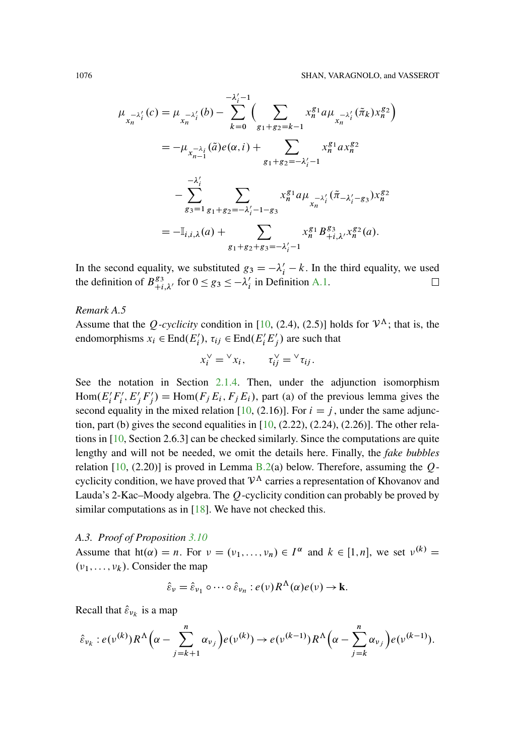$$
\begin{aligned}
\mu_{x_n^{-\lambda'_i}}(c) &= \mu_{x_n^{-\lambda'_i}}(b) - \sum_{k=0}^{-\lambda'_i-1} \Big( \sum_{g_1+g_2=k-1} x_n^{g_1} a \mu_{x_n^{-\lambda'_i}}(\tilde{\pi}_k) x_n^{g_2} \Big) \\
&= -\mu_{x_{n-1}^{-\lambda_i}}(\tilde{a}) e(\alpha, i) + \sum_{g_1+g_2=-\lambda'_i-1} x_n^{g_1} a x_n^{g_2} \\
&\quad - \sum_{g_3=1}^{-\lambda'_i} \sum_{g_1+g_2=-\lambda'_i-1-g_3} x_n^{g_1} a \mu_{x_n^{-\lambda'_i}}(\tilde{\pi}_{-\lambda'_i-g_3}) x_n^{g_2} \\
&= -\mathbb{I}_{i,i,\lambda}(a) + \sum_{g_1+g_2+g_3=-\lambda'_i-1} x_n^{g_1} B^{g_3}_{+i,\lambda'} x_n^{g_2}(a).
\end{aligned}
$$

In the second equality, we substituted $g_3 = -\lambda'_i - k$. In the third equality, we used the definition of $B^{g_3}_{+i,\lambda'}$ for $0 \leq g_3 \leq -\lambda'_i$ in Definition A.1. $\square$

*Remark A.5*

Assume that the *Q-cyclicity* condition in [10, (2.4), (2.5)] holds for $\mathcal{V}^\Lambda$; that is, the endomorphisms $x_i \in \operatorname{End}(E'_i)$, $\tau_{ij} \in \operatorname{End}(E'_i E'_j)$ are such that

$$
x_i^\vee = {}^\vee x_i, \qquad \tau_{ij}^\vee = {}^\vee \tau_{ij}.
$$

See the notation in Section 2.1.4. Then, under the adjunction isomorphism $\operatorname{Hom}(E'_i F'_i, E'_j F'_j) = \operatorname{Hom}(F_j E_i, F_j E_i)$, part (a) of the previous lemma gives the second equality in the mixed relation [10, (2.16)]. For $i = j$, under the same adjunction, part (b) gives the second equalities in [10, (2.22), (2.24), (2.26)]. The other relations in [10, Section 2.6.3] can be checked similarly. Since the computations are quite lengthy and will not be needed, we omit the details here. Finally, the *fake bubbles* relation [10, (2.20)] is proved in Lemma B.2(a) below. Therefore, assuming the $Q$-cyclicity condition, we have proved that $\mathcal{V}^\Lambda$ carries a representation of Khovanov and Lauda's 2-Kac–Moody algebra. The $Q$-cyclicity condition can probably be proved by similar computations as in [18]. We have not checked this.

### A.3. *Proof of Proposition 3.10*

Assume that $\operatorname{ht}(\alpha) = n$. For $\nu = (\nu_1, \dots, \nu_n) \in I^\alpha$ and $k \in [1, n]$, we set $\nu^{(k)} = (\nu_1, \dots, \nu_k)$. Consider the map

$$
\hat{\varepsilon}_\nu = \hat{\varepsilon}_{\nu_1} \circ \cdots \circ \hat{\varepsilon}_{\nu_n} : e(\nu) R^\Lambda(\alpha) e(\nu) \to \mathbf{k}.
$$

Recall that $\hat{\varepsilon}_{\nu_k}$ is a map

$$
\hat{\varepsilon}_{\nu_k} : e(\nu^{(k)}) R^\Lambda\Big(\alpha - \sum_{j=k+1}^{n} \alpha_{\nu_j}\Big) e(\nu^{(k)}) \to e(\nu^{(k-1)}) R^\Lambda\Big(\alpha - \sum_{j=k}^{n} \alpha_{\nu_j}\Big) e(\nu^{(k-1)}).
$$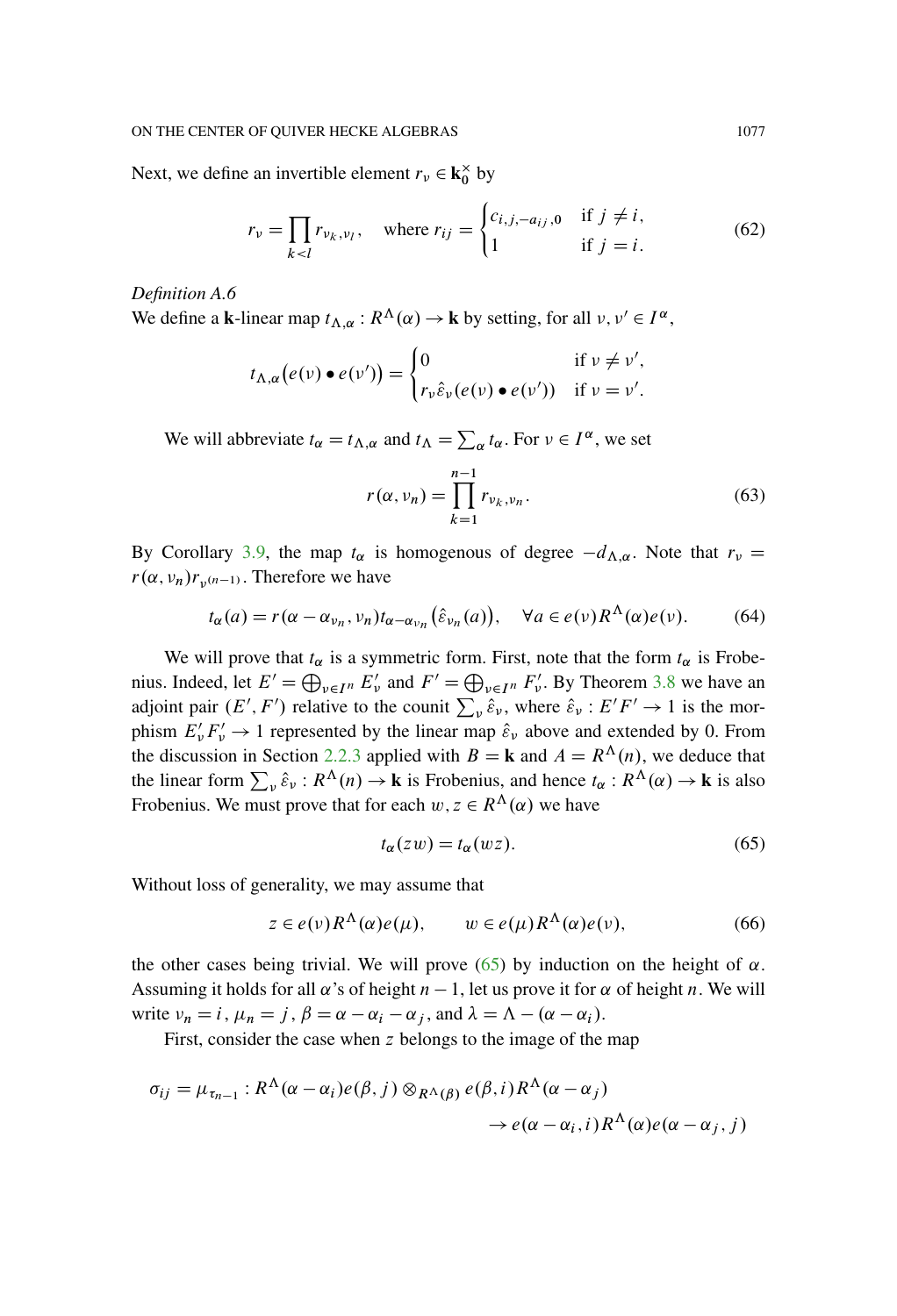Next, we define an invertible element $r_\nu \in \mathbf{k}_0^\times$ by

$$r_\nu = \prod_{k<l} r_{\nu_k,\nu_l}, \quad \text{where } r_{ij} = \begin{cases} c_{i,j,-a_{ij},0} & \text{if } j \neq i, \\ 1 & \text{if } j = i. \end{cases} \tag{62}$$

*Definition A.6*
We define a $\mathbf{k}$-linear map $t_{\Lambda,\alpha} : R^\Lambda(\alpha) \to \mathbf{k}$ by setting, for all $\nu, \nu' \in I^\alpha$,

$$t_{\Lambda,\alpha}\big(e(\nu) \bullet e(\nu')\big) = \begin{cases} 0 & \text{if } \nu \neq \nu', \\ r_\nu \hat{\varepsilon}_\nu(e(\nu) \bullet e(\nu')) & \text{if } \nu = \nu'. \end{cases}$$

We will abbreviate $t_\alpha = t_{\Lambda,\alpha}$ and $t_\Lambda = \sum_\alpha t_\alpha$. For $\nu \in I^\alpha$, we set

$$r(\alpha, \nu_n) = \prod_{k=1}^{n-1} r_{\nu_k,\nu_n}. \tag{63}$$

By Corollary 3.9, the map $t_\alpha$ is homogenous of degree $-d_{\Lambda,\alpha}$. Note that $r_\nu = r(\alpha, \nu_n) r_{\nu^{(n-1)}}$. Therefore we have

$$t_\alpha(a) = r(\alpha - \alpha_{\nu_n}, \nu_n) t_{\alpha - \alpha_{\nu_n}}\big(\hat{\varepsilon}_{\nu_n}(a)\big), \quad \forall a \in e(\nu) R^\Lambda(\alpha) e(\nu). \tag{64}$$

We will prove that $t_\alpha$ is a symmetric form. First, note that the form $t_\alpha$ is Frobenius. Indeed, let $E' = \bigoplus_{\nu \in I^n} E'_\nu$ and $F' = \bigoplus_{\nu \in I^n} F'_\nu$. By Theorem 3.8 we have an adjoint pair $(E', F')$ relative to the counit $\sum_\nu \hat{\varepsilon}_\nu$, where $\hat{\varepsilon}_\nu : E'F' \to 1$ is the morphism $E'_\nu F'_\nu \to 1$ represented by the linear map $\hat{\varepsilon}_\nu$ above and extended by 0. From the discussion in Section 2.2.3 applied with $B = \mathbf{k}$ and $A = R^\Lambda(n)$, we deduce that the linear form $\sum_\nu \hat{\varepsilon}_\nu : R^\Lambda(n) \to \mathbf{k}$ is Frobenius, and hence $t_\alpha : R^\Lambda(\alpha) \to \mathbf{k}$ is also Frobenius. We must prove that for each $w, z \in R^\Lambda(\alpha)$ we have

$$t_\alpha(zw) = t_\alpha(wz). \tag{65}$$

Without loss of generality, we may assume that

$$z \in e(\nu) R^\Lambda(\alpha) e(\mu), \qquad w \in e(\mu) R^\Lambda(\alpha) e(\nu), \tag{66}$$

the other cases being trivial. We will prove (65) by induction on the height of $\alpha$. Assuming it holds for all $\alpha$'s of height $n-1$, let us prove it for $\alpha$ of height $n$. We will write $\nu_n = i$, $\mu_n = j$, $\beta = \alpha - \alpha_i - \alpha_j$, and $\lambda = \Lambda - (\alpha - \alpha_i)$.

First, consider the case when $z$ belongs to the image of the map

$$\sigma_{ij} = \mu_{\tau_{n-1}} : R^\Lambda(\alpha - \alpha_i) e(\beta, j) \otimes_{R^\Lambda(\beta)} e(\beta, i) R^\Lambda(\alpha - \alpha_j) \\ \to e(\alpha - \alpha_i, i) R^\Lambda(\alpha) e(\alpha - \alpha_j, j)$$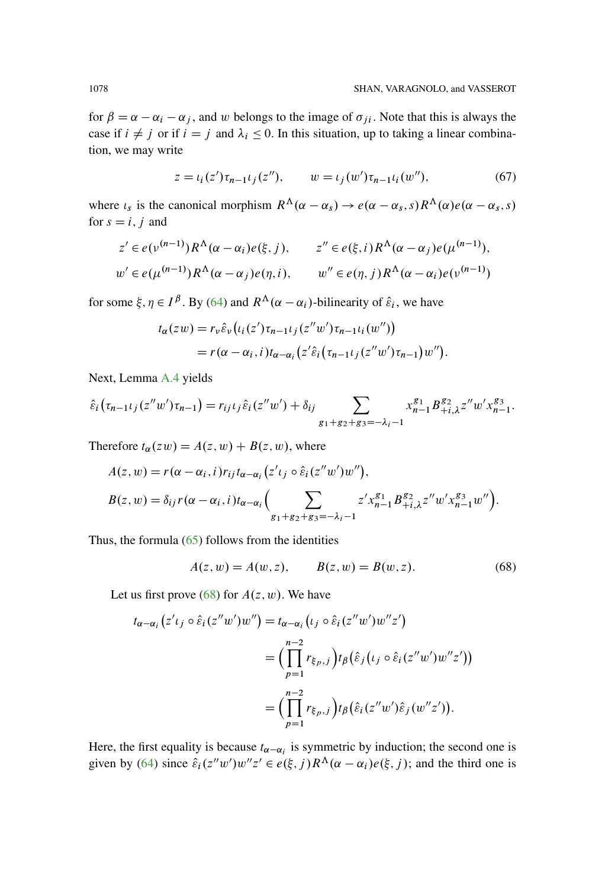for $\beta = \alpha - \alpha_i - \alpha_j$, and $w$ belongs to the image of $\sigma_{ji}$. Note that this is always the case if $i \neq j$ or if $i = j$ and $\lambda_i \leq 0$. In this situation, up to taking a linear combination, we may write

$$z = \iota_i(z')\tau_{n-1}\iota_j(z''), \qquad w = \iota_j(w')\tau_{n-1}\iota_i(w''), \tag{67}$$

where $\iota_s$ is the canonical morphism $R^\Lambda(\alpha - \alpha_s) \to e(\alpha - \alpha_s, s)R^\Lambda(\alpha)e(\alpha - \alpha_s, s)$ for $s = i, j$ and

$$z' \in e(\nu^{(n-1)})R^\Lambda(\alpha - \alpha_i)e(\xi, j), \qquad z'' \in e(\xi, i)R^\Lambda(\alpha - \alpha_j)e(\mu^{(n-1)}),$$
$$w' \in e(\mu^{(n-1)})R^\Lambda(\alpha - \alpha_j)e(\eta, i), \qquad w'' \in e(\eta, j)R^\Lambda(\alpha - \alpha_i)e(\nu^{(n-1)})$$

for some $\xi, \eta \in I^\beta$. By (64) and $R^\Lambda(\alpha - \alpha_i)$-bilinearity of $\hat{\varepsilon}_i$, we have

$$\begin{aligned} t_\alpha(zw) &= r_\nu \hat{\varepsilon}_\nu\big(\iota_i(z')\tau_{n-1}\iota_j(z''w')\tau_{n-1}\iota_i(w'')\big) \\ &= r(\alpha - \alpha_i, i)t_{\alpha-\alpha_i}\big(z'\hat{\varepsilon}_i\big(\tau_{n-1}\iota_j(z''w')\tau_{n-1}\big)w''\big). \end{aligned}$$

Next, Lemma A.4 yields

$$\hat{\varepsilon}_i\big(\tau_{n-1}\iota_j(z''w')\tau_{n-1}\big) = r_{ij}\iota_j\hat{\varepsilon}_i(z''w') + \delta_{ij}\sum_{g_1+g_2+g_3=-\lambda_i-1} x_{n-1}^{g_1}B_{+i,\lambda}^{g_2}z''w'x_{n-1}^{g_3}.$$

Therefore $t_\alpha(zw) = A(z,w) + B(z,w)$, where

$$\begin{aligned} A(z,w) &= r(\alpha - \alpha_i, i)r_{ij}t_{\alpha-\alpha_i}\big(z'\iota_j \circ \hat{\varepsilon}_i(z''w')w''\big), \\ B(z,w) &= \delta_{ij}r(\alpha - \alpha_i, i)t_{\alpha-\alpha_i}\Big(\sum_{g_1+g_2+g_3=-\lambda_i-1} z'x_{n-1}^{g_1}B_{+i,\lambda}^{g_2}z''w'x_{n-1}^{g_3}w''\Big). \end{aligned}$$

Thus, the formula (65) follows from the identities

$$A(z,w) = A(w,z), \qquad B(z,w) = B(w,z). \tag{68}$$

Let us first prove (68) for $A(z,w)$. We have

$$\begin{aligned} t_{\alpha-\alpha_i}\big(z'\iota_j \circ \hat{\varepsilon}_i(z''w')w''\big) &= t_{\alpha-\alpha_i}\big(\iota_j \circ \hat{\varepsilon}_i(z''w')w''z'\big) \\ &= \Big(\prod_{p=1}^{n-2} r_{\xi_p,j}\Big)t_\beta\big(\hat{\varepsilon}_j\big(\iota_j \circ \hat{\varepsilon}_i(z''w')w''z'\big)\big) \\ &= \Big(\prod_{p=1}^{n-2} r_{\xi_p,j}\Big)t_\beta\big(\hat{\varepsilon}_i(z''w')\hat{\varepsilon}_j(w''z')\big). \end{aligned}$$

Here, the first equality is because $t_{\alpha-\alpha_i}$ is symmetric by induction; the second one is given by (64) since $\hat{\varepsilon}_i(z''w')w''z' \in e(\xi, j)R^\Lambda(\alpha - \alpha_i)e(\xi, j)$; and the third one is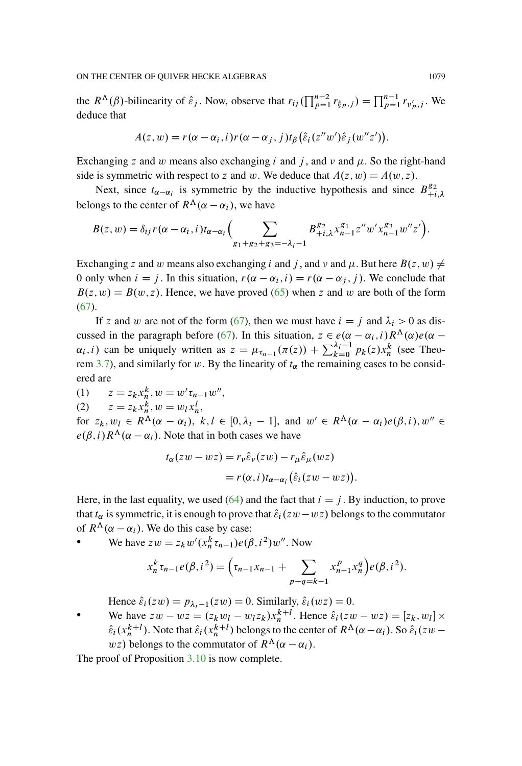the $R^\Lambda(\beta)$-bilinearity of $\hat{\varepsilon}_j$. Now, observe that $r_{ij}(\prod_{p=1}^{n-2} r_{\xi_p,j}) = \prod_{p=1}^{n-1} r_{\nu'_p,j}$. We deduce that

$$A(z,w) = r(\alpha-\alpha_i,i)r(\alpha-\alpha_j,j)t_\beta\big(\hat{\varepsilon}_i(z''w')\hat{\varepsilon}_j(w''z')\big).$$

Exchanging $z$ and $w$ means also exchanging $i$ and $j$, and $\nu$ and $\mu$. So the right-hand side is symmetric with respect to $z$ and $w$. We deduce that $A(z,w) = A(w,z)$.

Next, since $t_{\alpha-\alpha_i}$ is symmetric by the inductive hypothesis and since $B^{g_2}_{+i,\lambda}$ belongs to the center of $R^\Lambda(\alpha-\alpha_i)$, we have

$$B(z,w) = \delta_{ij} r(\alpha-\alpha_i,i)t_{\alpha-\alpha_i}\Big(\sum_{g_1+g_2+g_3=-\lambda_i-1} B^{g_2}_{+i,\lambda} x^{g_1}_{n-1} z''w' x^{g_3}_{n-1} w''z'\Big).$$

Exchanging $z$ and $w$ means also exchanging $i$ and $j$, and $\nu$ and $\mu$. But here $B(z,w) \neq 0$ only when $i=j$. In this situation, $r(\alpha-\alpha_i,i) = r(\alpha-\alpha_j,j)$. We conclude that $B(z,w) = B(w,z)$. Hence, we have proved (65) when $z$ and $w$ are both of the form (67).

If $z$ and $w$ are not of the form (67), then we must have $i=j$ and $\lambda_i > 0$ as discussed in the paragraph before (67). In this situation, $z \in e(\alpha-\alpha_i,i)R^\Lambda(\alpha)e(\alpha-\alpha_i,i)$ can be uniquely written as $z = \mu_{\tau_{n-1}}(\pi(z)) + \sum_{k=0}^{\lambda_i-1} p_k(z)x_n^k$ (see Theorem 3.7), and similarly for $w$. By the linearity of $t_\alpha$ the remaining cases to be considered are

(1) $\quad z = z_k x_n^k, w = w'\tau_{n-1}w''$,

(2) $\quad z = z_k x_n^k, w = w_l x_n^l$,

for $z_k, w_l \in R^\Lambda(\alpha-\alpha_i)$, $k,l \in [0,\lambda_i-1]$, and $w' \in R^\Lambda(\alpha-\alpha_i)e(\beta,i), w'' \in e(\beta,i)R^\Lambda(\alpha-\alpha_i)$. Note that in both cases we have

$$\begin{aligned} t_\alpha(zw-wz) &= r_\nu\hat{\varepsilon}_\nu(zw) - r_\mu\hat{\varepsilon}_\mu(wz) \\ &= r(\alpha,i)t_{\alpha-\alpha_i}\big(\hat{\varepsilon}_i(zw-wz)\big). \end{aligned}$$

Here, in the last equality, we used (64) and the fact that $i=j$. By induction, to prove that $t_\alpha$ is symmetric, it is enough to prove that $\hat{\varepsilon}_i(zw-wz)$ belongs to the commutator of $R^\Lambda(\alpha-\alpha_i)$. We do this case by case:

- We have $zw = z_k w'(x_n^k\tau_{n-1})e(\beta,i^2)w''$. Now

$$x_n^k\tau_{n-1}e(\beta,i^2) = \Big(\tau_{n-1}x_{n-1} + \sum_{p+q=k-1} x_{n-1}^p x_n^q\Big)e(\beta,i^2).$$

  Hence $\hat{\varepsilon}_i(zw) = p_{\lambda_i-1}(zw) = 0$. Similarly, $\hat{\varepsilon}_i(wz) = 0$.

- We have $zw - wz = (z_k w_l - w_l z_k)x_n^{k+l}$. Hence $\hat{\varepsilon}_i(zw-wz) = [z_k,w_l] \times \hat{\varepsilon}_i(x_n^{k+l})$. Note that $\hat{\varepsilon}_i(x_n^{k+l})$ belongs to the center of $R^\Lambda(\alpha-\alpha_i)$. So $\hat{\varepsilon}_i(zw-wz)$ belongs to the commutator of $R^\Lambda(\alpha-\alpha_i)$.

The proof of Proposition 3.10 is now complete.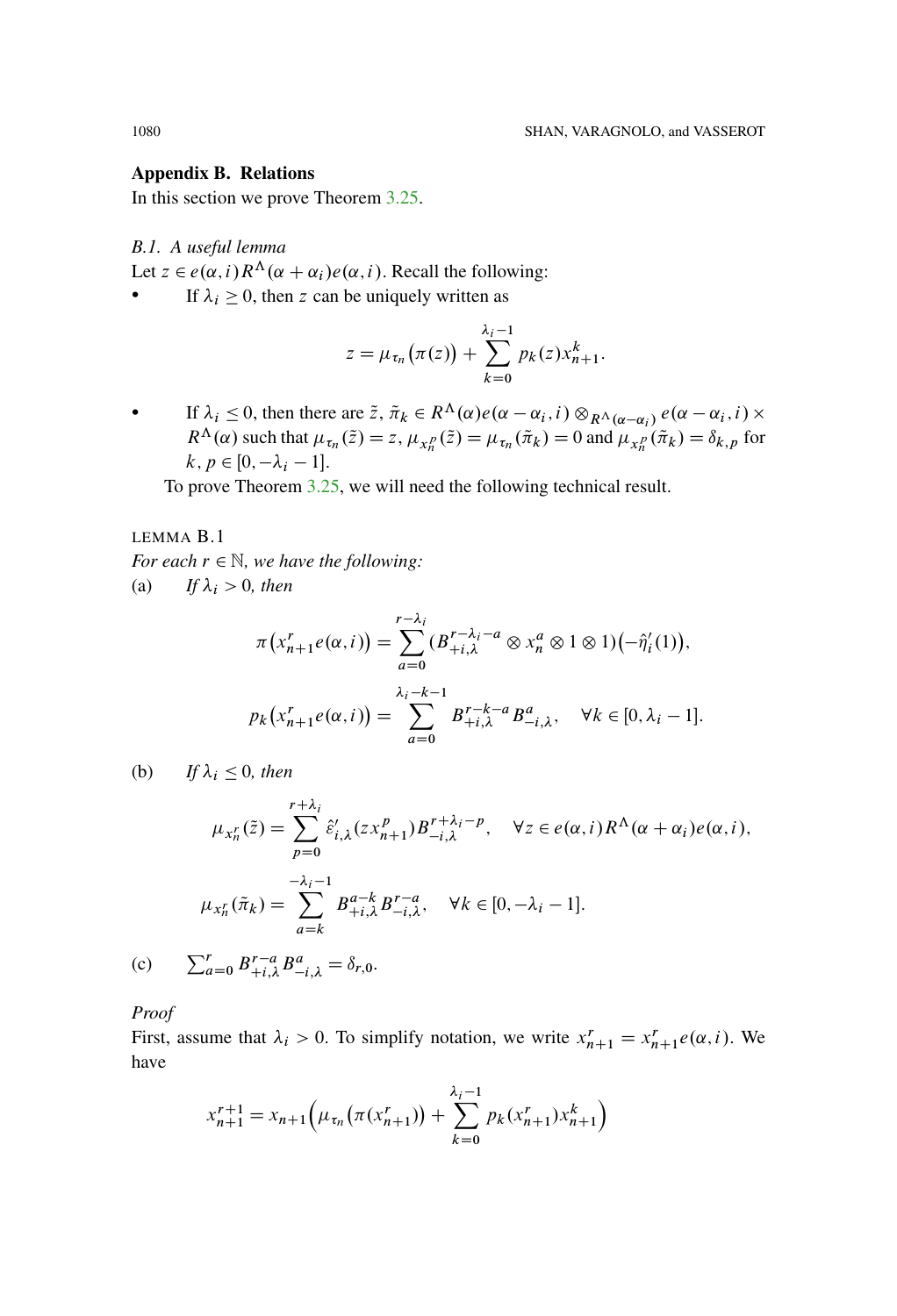## Appendix B. Relations

In this section we prove Theorem 3.25.

### B.1. A useful lemma

Let $z \in e(\alpha, i) R^\Lambda(\alpha + \alpha_i) e(\alpha, i)$. Recall the following:

- If $\lambda_i \geq 0$, then $z$ can be uniquely written as

$$z = \mu_{\tau_n}\big(\pi(z)\big) + \sum_{k=0}^{\lambda_i - 1} p_k(z) x_{n+1}^k.$$

- If $\lambda_i \leq 0$, then there are $\tilde{z}, \tilde{\pi}_k \in R^\Lambda(\alpha) e(\alpha - \alpha_i, i) \otimes_{R^\Lambda(\alpha - \alpha_i)} e(\alpha - \alpha_i, i) \times R^\Lambda(\alpha)$ such that $\mu_{\tau_n}(\tilde{z}) = z$, $\mu_{x_n^p}(\tilde{z}) = \mu_{\tau_n}(\tilde{\pi}_k) = 0$ and $\mu_{x_n^p}(\tilde{\pi}_k) = \delta_{k,p}$ for $k, p \in [0, -\lambda_i - 1]$.

To prove Theorem 3.25, we will need the following technical result.

LEMMA B.1

*For each $r \in \mathbb{N}$, we have the following:*

(a) *If $\lambda_i > 0$, then*

$$\pi\big(x_{n+1}^r e(\alpha, i)\big) = \sum_{a=0}^{r-\lambda_i} (B_{+i,\lambda}^{r-\lambda_i - a} \otimes x_n^a \otimes 1 \otimes 1)\big(-\hat{\eta}_i'(1)\big),$$

$$p_k\big(x_{n+1}^r e(\alpha, i)\big) = \sum_{a=0}^{\lambda_i - k - 1} B_{+i,\lambda}^{r-k-a} B_{-i,\lambda}^a, \quad \forall k \in [0, \lambda_i - 1].$$

(b) *If $\lambda_i \leq 0$, then*

$$\mu_{x_n^r}(\tilde{z}) = \sum_{p=0}^{r+\lambda_i} \hat{\varepsilon}_{i,\lambda}'(z x_{n+1}^p) B_{-i,\lambda}^{r+\lambda_i - p}, \quad \forall z \in e(\alpha, i) R^\Lambda(\alpha + \alpha_i) e(\alpha, i),$$

$$\mu_{x_n^r}(\tilde{\pi}_k) = \sum_{a=k}^{-\lambda_i - 1} B_{+i,\lambda}^{a-k} B_{-i,\lambda}^{r-a}, \quad \forall k \in [0, -\lambda_i - 1].$$

(c) $\sum_{a=0}^{r} B_{+i,\lambda}^{r-a} B_{-i,\lambda}^a = \delta_{r,0}$.

*Proof*

First, assume that $\lambda_i > 0$. To simplify notation, we write $x_{n+1}^r = x_{n+1}^r e(\alpha, i)$. We have

$$x_{n+1}^{r+1} = x_{n+1}\Big(\mu_{\tau_n}\big(\pi(x_{n+1}^r)\big) + \sum_{k=0}^{\lambda_i - 1} p_k(x_{n+1}^r) x_{n+1}^k\Big)$$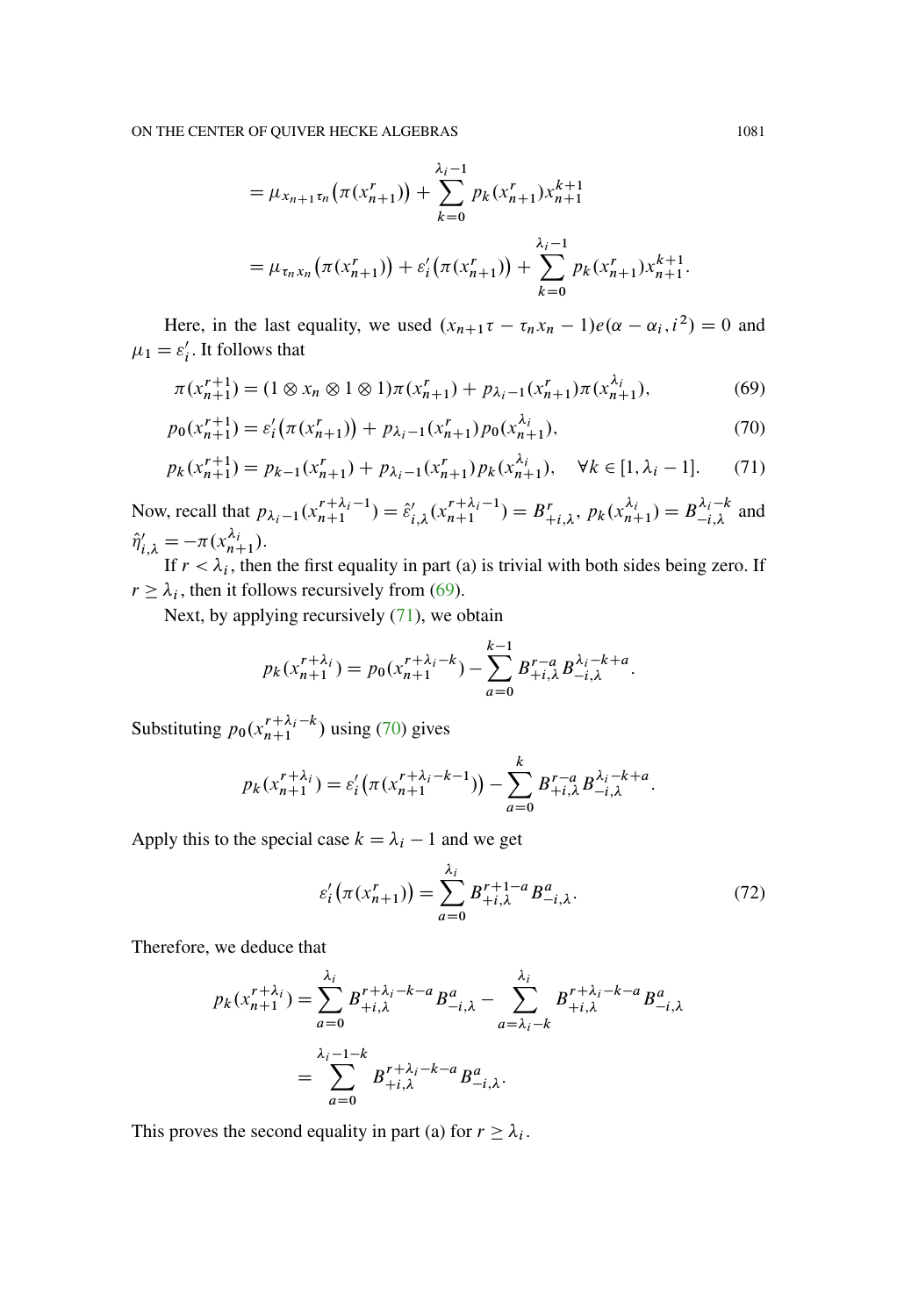$$= \mu_{x_{n+1}\tau_n}\big(\pi(x_{n+1}^r)\big) + \sum_{k=0}^{\lambda_i - 1} p_k(x_{n+1}^r) x_{n+1}^{k+1}$$

$$= \mu_{\tau_n x_n}\big(\pi(x_{n+1}^r)\big) + \varepsilon_i'\big(\pi(x_{n+1}^r)\big) + \sum_{k=0}^{\lambda_i - 1} p_k(x_{n+1}^r) x_{n+1}^{k+1}.$$

Here, in the last equality, we used $(x_{n+1}\tau - \tau_n x_n - 1)e(\alpha - \alpha_i, i^2) = 0$ and $\mu_1 = \varepsilon_i'$. It follows that

$$\pi(x_{n+1}^{r+1}) = (1 \otimes x_n \otimes 1 \otimes 1)\pi(x_{n+1}^r) + p_{\lambda_i - 1}(x_{n+1}^r)\pi(x_{n+1}^{\lambda_i}), \tag{69}$$

$$p_0(x_{n+1}^{r+1}) = \varepsilon_i'\big(\pi(x_{n+1}^r)\big) + p_{\lambda_i - 1}(x_{n+1}^r) p_0(x_{n+1}^{\lambda_i}), \tag{70}$$

$$p_k(x_{n+1}^{r+1}) = p_{k-1}(x_{n+1}^r) + p_{\lambda_i - 1}(x_{n+1}^r) p_k(x_{n+1}^{\lambda_i}), \quad \forall k \in [1, \lambda_i - 1]. \tag{71}$$

Now, recall that $p_{\lambda_i - 1}(x_{n+1}^{r+\lambda_i - 1}) = \hat{\varepsilon}_{i,\lambda}'(x_{n+1}^{r+\lambda_i - 1}) = B_{+i,\lambda}^r$, $p_k(x_{n+1}^{\lambda_i}) = B_{-i,\lambda}^{\lambda_i - k}$ and $\hat{\eta}_{i,\lambda}' = -\pi(x_{n+1}^{\lambda_i})$.

If $r < \lambda_i$, then the first equality in part (a) is trivial with both sides being zero. If $r \geq \lambda_i$, then it follows recursively from (69).

Next, by applying recursively (71), we obtain

$$p_k(x_{n+1}^{r+\lambda_i}) = p_0(x_{n+1}^{r+\lambda_i - k}) - \sum_{a=0}^{k-1} B_{+i,\lambda}^{r-a} B_{-i,\lambda}^{\lambda_i - k + a}.$$

Substituting $p_0(x_{n+1}^{r+\lambda_i - k})$ using (70) gives

$$p_k(x_{n+1}^{r+\lambda_i}) = \varepsilon_i'\big(\pi(x_{n+1}^{r+\lambda_i - k - 1})\big) - \sum_{a=0}^{k} B_{+i,\lambda}^{r-a} B_{-i,\lambda}^{\lambda_i - k + a}.$$

Apply this to the special case $k = \lambda_i - 1$ and we get

$$\varepsilon_i'\big(\pi(x_{n+1}^r)\big) = \sum_{a=0}^{\lambda_i} B_{+i,\lambda}^{r+1-a} B_{-i,\lambda}^a. \tag{72}$$

Therefore, we deduce that

$$p_k(x_{n+1}^{r+\lambda_i}) = \sum_{a=0}^{\lambda_i} B_{+i,\lambda}^{r+\lambda_i - k - a} B_{-i,\lambda}^a - \sum_{a=\lambda_i - k}^{\lambda_i} B_{+i,\lambda}^{r+\lambda_i - k - a} B_{-i,\lambda}^a$$

$$= \sum_{a=0}^{\lambda_i - 1 - k} B_{+i,\lambda}^{r+\lambda_i - k - a} B_{-i,\lambda}^a.$$

This proves the second equality in part (a) for $r \geq \lambda_i$.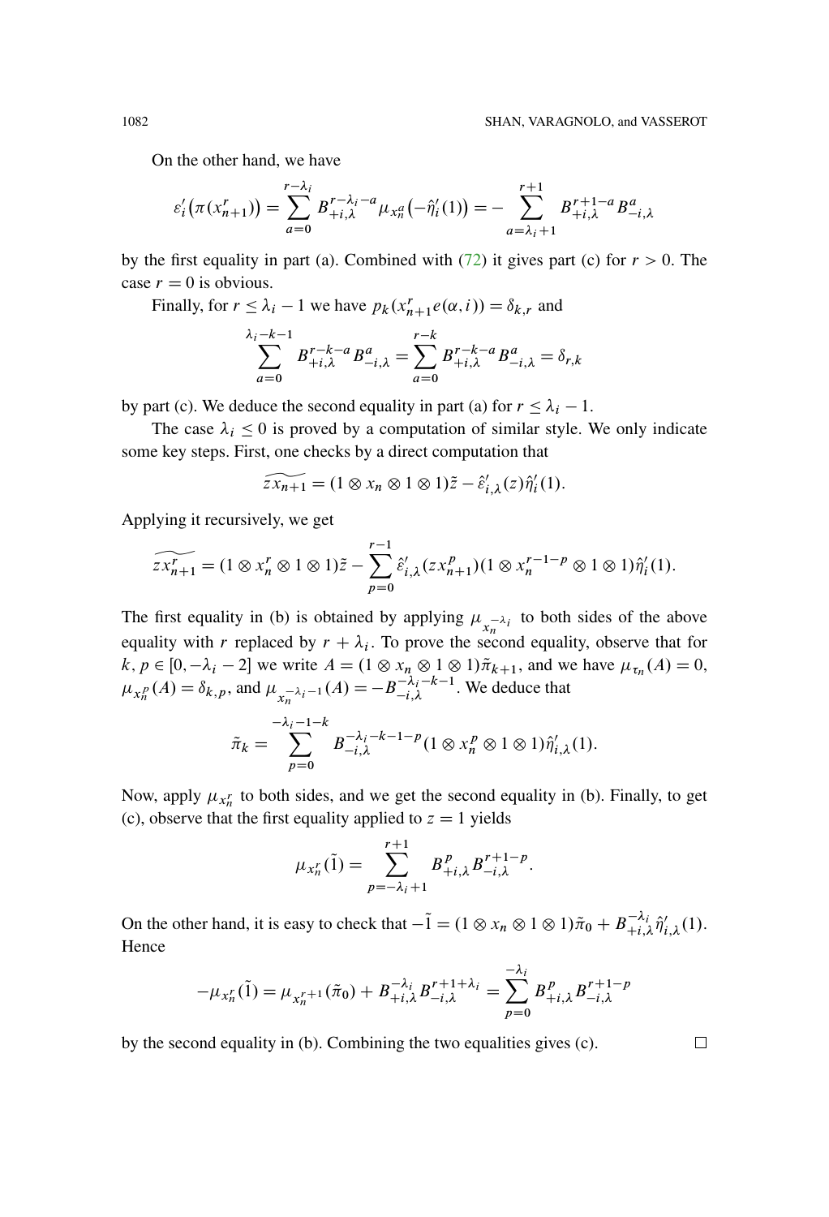On the other hand, we have

$$\varepsilon_i'\big(\pi(x_{n+1}^r)\big) = \sum_{a=0}^{r-\lambda_i} B_{+i,\lambda}^{r-\lambda_i-a} \mu_{x_n^a}\big(-\hat{\eta}_i'(1)\big) = -\sum_{a=\lambda_i+1}^{r+1} B_{+i,\lambda}^{r+1-a} B_{-i,\lambda}^{a}$$

by the first equality in part (a). Combined with (72) it gives part (c) for $r > 0$. The case $r = 0$ is obvious.

Finally, for $r \leq \lambda_i - 1$ we have $p_k(x_{n+1}^r e(\alpha, i)) = \delta_{k,r}$ and

$$\sum_{a=0}^{\lambda_i-k-1} B_{+i,\lambda}^{r-k-a} B_{-i,\lambda}^{a} = \sum_{a=0}^{r-k} B_{+i,\lambda}^{r-k-a} B_{-i,\lambda}^{a} = \delta_{r,k}$$

by part (c). We deduce the second equality in part (a) for $r \leq \lambda_i - 1$.

The case $\lambda_i \leq 0$ is proved by a computation of similar style. We only indicate some key steps. First, one checks by a direct computation that

$$\widetilde{zx_{n+1}} = (1 \otimes x_n \otimes 1 \otimes 1)\tilde{z} - \hat{\varepsilon}_{i,\lambda}'(z)\hat{\eta}_i'(1).$$

Applying it recursively, we get

$$\widetilde{zx_{n+1}^r} = (1 \otimes x_n^r \otimes 1 \otimes 1)\tilde{z} - \sum_{p=0}^{r-1} \hat{\varepsilon}_{i,\lambda}'(zx_{n+1}^p)(1 \otimes x_n^{r-1-p} \otimes 1 \otimes 1)\hat{\eta}_i'(1).$$

The first equality in (b) is obtained by applying $\mu_{x_n^{-\lambda_i}}$ to both sides of the above equality with $r$ replaced by $r + \lambda_i$. To prove the second equality, observe that for $k, p \in [0, -\lambda_i - 2]$ we write $A = (1 \otimes x_n \otimes 1 \otimes 1)\tilde{\pi}_{k+1}$, and we have $\mu_{\tau_n}(A) = 0$, $\mu_{x_n^p}(A) = \delta_{k,p}$, and $\mu_{x_n^{-\lambda_i-1}}(A) = -B_{-i,\lambda}^{-\lambda_i-k-1}$. We deduce that

$$\tilde{\pi}_k = \sum_{p=0}^{-\lambda_i-1-k} B_{-i,\lambda}^{-\lambda_i-k-1-p}(1 \otimes x_n^p \otimes 1 \otimes 1)\hat{\eta}_{i,\lambda}'(1).$$

Now, apply $\mu_{x_n^r}$ to both sides, and we get the second equality in (b). Finally, to get (c), observe that the first equality applied to $z = 1$ yields

$$\mu_{x_n^r}(\tilde{1}) = \sum_{p=-\lambda_i+1}^{r+1} B_{+i,\lambda}^{p} B_{-i,\lambda}^{r+1-p}.$$

On the other hand, it is easy to check that $-\tilde{1} = (1 \otimes x_n \otimes 1 \otimes 1)\tilde{\pi}_0 + B_{+i,\lambda}^{-\lambda_i}\hat{\eta}_{i,\lambda}'(1)$. Hence

$$-\mu_{x_n^r}(\tilde{1}) = \mu_{x_n^{r+1}}(\tilde{\pi}_0) + B_{+i,\lambda}^{-\lambda_i} B_{-i,\lambda}^{r+1+\lambda_i} = \sum_{p=0}^{-\lambda_i} B_{+i,\lambda}^{p} B_{-i,\lambda}^{r+1-p}$$

by the second equality in (b). Combining the two equalities gives (c). $\square$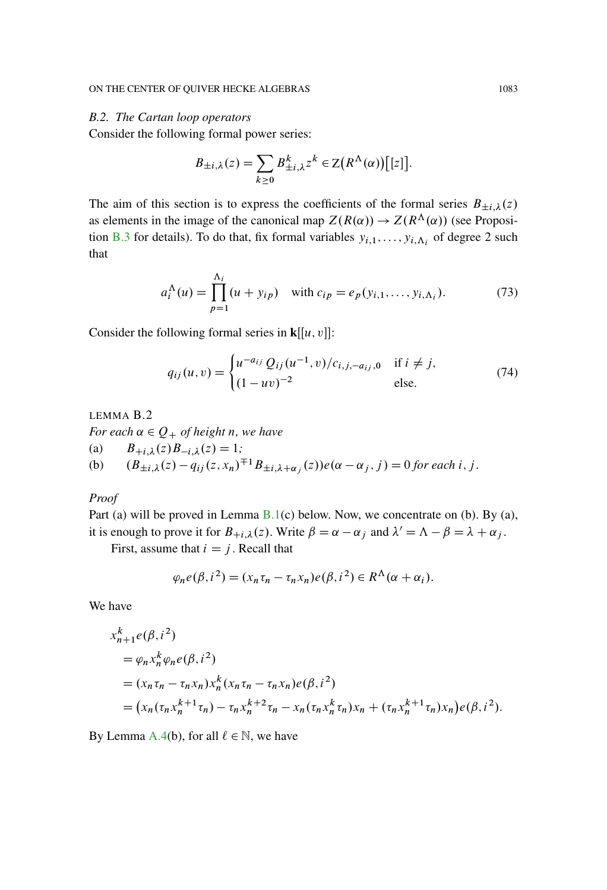### B.2. The Cartan loop operators

Consider the following formal power series:

$$B_{\pm i,\lambda}(z) = \sum_{k\geq 0} B^k_{\pm i,\lambda} z^k \in \mathrm{Z}\big(R^\Lambda(\alpha)\big)\big[[z]\big].$$

The aim of this section is to express the coefficients of the formal series $B_{\pm i,\lambda}(z)$ as elements in the image of the canonical map $Z(R(\alpha)) \to Z(R^\Lambda(\alpha))$ (see Proposition B.3 for details). To do that, fix formal variables $y_{i,1}, \ldots, y_{i,\Lambda_i}$ of degree 2 such that

$$a_i^\Lambda(u) = \prod_{p=1}^{\Lambda_i} (u + y_{ip}) \quad \text{with } c_{ip} = e_p(y_{i,1}, \ldots, y_{i,\Lambda_i}). \tag{73}$$

Consider the following formal series in $\mathbf{k}[[u, v]]$:

$$q_{ij}(u, v) = \begin{cases} u^{-a_{ij}} Q_{ij}(u^{-1}, v)/c_{i,j,-a_{ij},0} & \text{if } i \neq j, \\ (1 - uv)^{-2} & \text{else.} \end{cases} \tag{74}$$

LEMMA B.2

*For each $\alpha \in Q_+$ of height $n$, we have*

(a) $\quad B_{+i,\lambda}(z)B_{-i,\lambda}(z) = 1$;

(b) $\quad (B_{\pm i,\lambda}(z) - q_{ij}(z, x_n)^{\mp 1} B_{\pm i,\lambda+\alpha_j}(z))e(\alpha - \alpha_j, j) = 0$ *for each $i, j$.*

*Proof*

Part (a) will be proved in Lemma B.1(c) below. Now, we concentrate on (b). By (a), it is enough to prove it for $B_{+i,\lambda}(z)$. Write $\beta = \alpha - \alpha_j$ and $\lambda' = \Lambda - \beta = \lambda + \alpha_j$.

First, assume that $i = j$. Recall that

$$\varphi_n e(\beta, i^2) = (x_n \tau_n - \tau_n x_n)e(\beta, i^2) \in R^\Lambda(\alpha + \alpha_i).$$

We have

$$\begin{aligned}
&x_{n+1}^k e(\beta, i^2) \\
&= \varphi_n x_n^k \varphi_n e(\beta, i^2) \\
&= (x_n \tau_n - \tau_n x_n) x_n^k (x_n \tau_n - \tau_n x_n) e(\beta, i^2) \\
&= \big(x_n(\tau_n x_n^{k+1} \tau_n) - \tau_n x_n^{k+2} \tau_n - x_n(\tau_n x_n^k \tau_n)x_n + (\tau_n x_n^{k+1} \tau_n)x_n\big)e(\beta, i^2).
\end{aligned}$$

By Lemma A.4(b), for all $\ell \in \mathbb{N}$, we have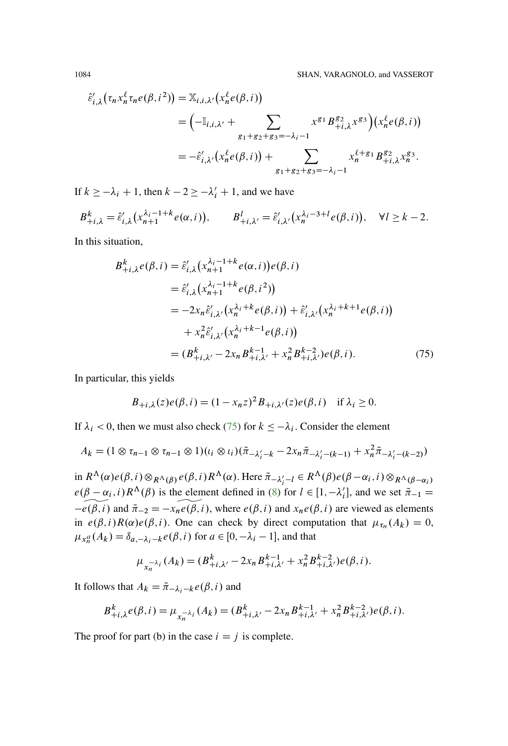$$
\begin{aligned}
\hat{\varepsilon}'_{i,\lambda}\big(\tau_n x_n^{\ell}\tau_n e(\beta,i^2)\big) &= \mathbb{X}_{i,i,\lambda'}\big(x_n^{\ell}e(\beta,i)\big)\\
&= \Big(-\mathbb{I}_{i,i,\lambda'} + \sum_{g_1+g_2+g_3=-\lambda_i-1} x^{g_1}B^{g_2}_{+i,\lambda}x^{g_3}\Big)\big(x_n^{\ell}e(\beta,i)\big)\\
&= -\hat{\varepsilon}'_{i,\lambda'}\big(x_n^{\ell}e(\beta,i)\big) + \sum_{g_1+g_2+g_3=-\lambda_i-1} x_n^{\ell+g_1}B^{g_2}_{+i,\lambda}x_n^{g_3}.
\end{aligned}
$$

If $k \geq -\lambda_i + 1$, then $k-2 \geq -\lambda'_i + 1$, and we have

$$
B^k_{+i,\lambda} = \hat{\varepsilon}'_{i,\lambda}\big(x_{n+1}^{\lambda_i-1+k}e(\alpha,i)\big), \qquad B^l_{+i,\lambda'} = \hat{\varepsilon}'_{i,\lambda'}\big(x_n^{\lambda_i-3+l}e(\beta,i)\big), \quad \forall l \geq k-2.
$$

In this situation,

$$
\begin{aligned}
B^k_{+i,\lambda}e(\beta,i) &= \hat{\varepsilon}'_{i,\lambda}\big(x_{n+1}^{\lambda_i-1+k}e(\alpha,i)\big)e(\beta,i)\\
&= \hat{\varepsilon}'_{i,\lambda}\big(x_{n+1}^{\lambda_i-1+k}e(\beta,i^2)\big)\\
&= -2x_n\hat{\varepsilon}'_{i,\lambda'}\big(x_n^{\lambda_i+k}e(\beta,i)\big) + \hat{\varepsilon}'_{i,\lambda'}\big(x_n^{\lambda_i+k+1}e(\beta,i)\big)\\
&\quad + x_n^2\hat{\varepsilon}'_{i,\lambda'}\big(x_n^{\lambda_i+k-1}e(\beta,i)\big)\\
&= (B^k_{+i,\lambda'} - 2x_nB^{k-1}_{+i,\lambda'} + x_n^2B^{k-2}_{+i,\lambda'})e(\beta,i). \qquad (75)
\end{aligned}
$$

In particular, this yields

$$
B_{+i,\lambda}(z)e(\beta,i) = (1-x_nz)^2B_{+i,\lambda'}(z)e(\beta,i) \quad \text{if } \lambda_i \geq 0.
$$

If $\lambda_i < 0$, then we must also check (75) for $k \leq -\lambda_i$. Consider the element

$$
A_k = (1\otimes\tau_{n-1}\otimes\tau_{n-1}\otimes 1)(\iota_i\otimes\iota_i)(\tilde{\pi}_{-\lambda'_i-k} - 2x_n\tilde{\pi}_{-\lambda'_i-(k-1)} + x_n^2\tilde{\pi}_{-\lambda'_i-(k-2)})
$$

in $R^\Lambda(\alpha)e(\beta,i)\otimes_{R^\Lambda(\beta)}e(\beta,i)R^\Lambda(\alpha)$. Here $\tilde{\pi}_{-\lambda'_i-l} \in R^\Lambda(\beta)e(\beta-\alpha_i,i)\otimes_{R^\Lambda(\beta-\alpha_i)} \widetilde{e(\beta-\alpha_i,i)}R^\Lambda(\beta)$ is the element defined in (8) for $l \in [1,-\lambda'_i]$, and we set $\tilde{\pi}_{-1} = -\widetilde{e(\beta,i)}$ and $\tilde{\pi}_{-2} = -x_n\widetilde{e(\beta,i)}$, where $e(\beta,i)$ and $x_ne(\beta,i)$ are viewed as elements in $e(\beta,i)R(\alpha)e(\beta,i)$. One can check by direct computation that $\mu_{\tau_n}(A_k) = 0$, $\mu_{x_n^a}(A_k) = \delta_{a,-\lambda_i-k}e(\beta,i)$ for $a \in [0,-\lambda_i-1]$, and that

$$
\mu_{x_n^{-\lambda_i}}(A_k) = (B^k_{+i,\lambda'} - 2x_nB^{k-1}_{+i,\lambda'} + x_n^2B^{k-2}_{+i,\lambda'})e(\beta,i).
$$

It follows that $A_k = \tilde{\pi}_{-\lambda_i-k}e(\beta,i)$ and

$$
B^k_{+i,\lambda}e(\beta,i) = \mu_{x_n^{-\lambda_i}}(A_k) = (B^k_{+i,\lambda'} - 2x_nB^{k-1}_{+i,\lambda'} + x_n^2B^{k-2}_{+i,\lambda'})e(\beta,i).
$$

The proof for part (b) in the case $i = j$ is complete.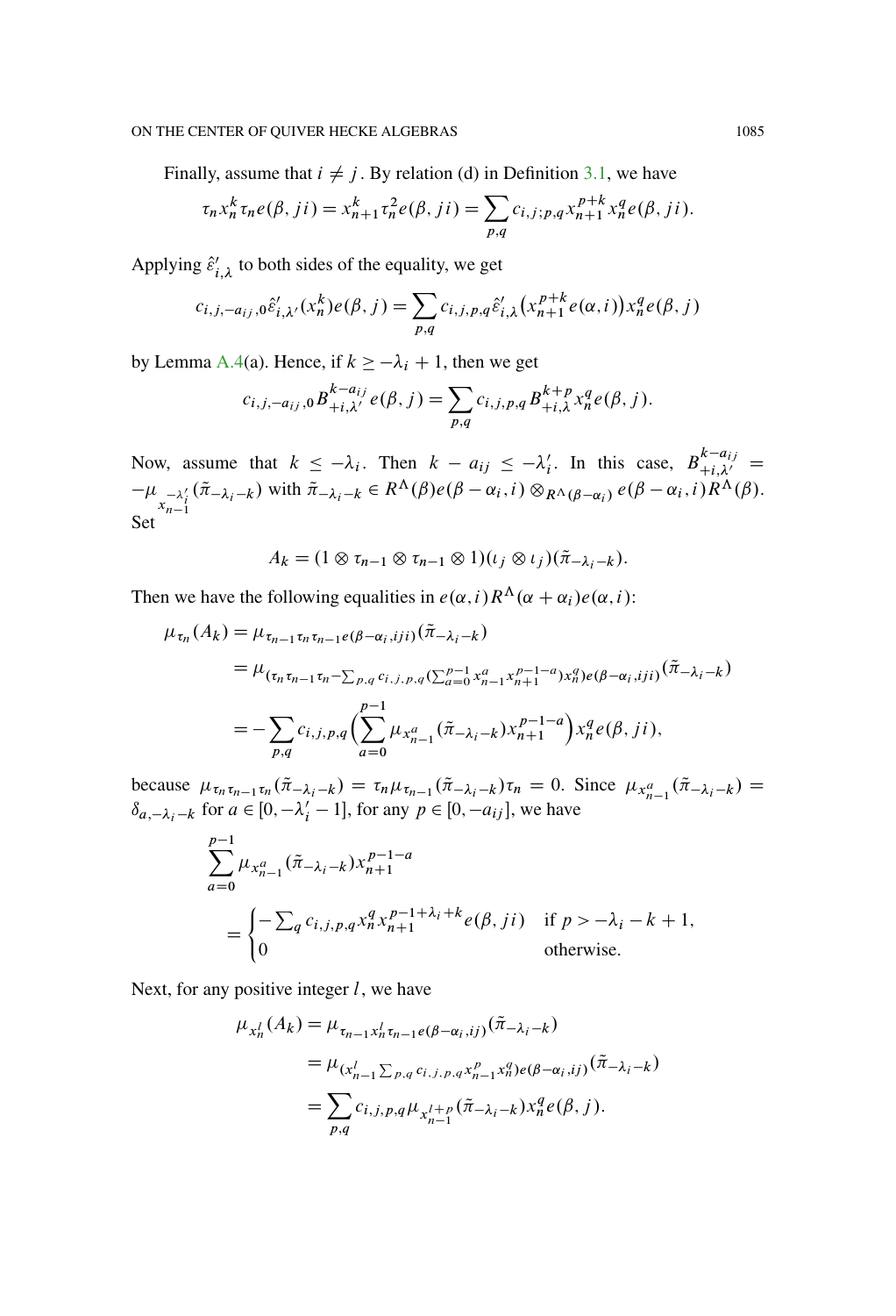Finally, assume that $i \neq j$. By relation (d) in Definition 3.1, we have

$$\tau_n x_n^k \tau_n e(\beta, ji) = x_{n+1}^k \tau_n^2 e(\beta, ji) = \sum_{p,q} c_{i,j;p,q} x_{n+1}^{p+k} x_n^q e(\beta, ji).$$

Applying $\hat{\varepsilon}'_{i,\lambda}$ to both sides of the equality, we get

$$c_{i,j,-a_{ij},0} \hat{\varepsilon}'_{i,\lambda'}(x_n^k) e(\beta, j) = \sum_{p,q} c_{i,j,p,q} \hat{\varepsilon}'_{i,\lambda}\big(x_{n+1}^{p+k} e(\alpha, i)\big) x_n^q e(\beta, j)$$

by Lemma A.4(a). Hence, if $k \geq -\lambda_i + 1$, then we get

$$c_{i,j,-a_{ij},0} B_{+i,\lambda'}^{k-a_{ij}} e(\beta, j) = \sum_{p,q} c_{i,j,p,q} B_{+i,\lambda}^{k+p} x_n^q e(\beta, j).$$

Now, assume that $k \leq -\lambda_i$. Then $k - a_{ij} \leq -\lambda'_i$. In this case, $B_{+i,\lambda'}^{k-a_{ij}} = -\mu_{x_{n-1}^{-\lambda'_i}}(\tilde{\pi}_{-\lambda_i - k})$ with $\tilde{\pi}_{-\lambda_i-k} \in R^\Lambda(\beta) e(\beta - \alpha_i, i) \otimes_{R^\Lambda(\beta-\alpha_i)} e(\beta - \alpha_i, i) R^\Lambda(\beta)$. Set

$$A_k = (1 \otimes \tau_{n-1} \otimes \tau_{n-1} \otimes 1)(\iota_j \otimes \iota_j)(\tilde{\pi}_{-\lambda_i-k}).$$

Then we have the following equalities in $e(\alpha, i) R^\Lambda(\alpha + \alpha_i) e(\alpha, i)$:

$$\begin{aligned}
\mu_{\tau_n}(A_k) &= \mu_{\tau_{n-1}\tau_n\tau_{n-1} e(\beta-\alpha_i, iji)}(\tilde{\pi}_{-\lambda_i-k}) \\
&= \mu_{(\tau_n \tau_{n-1} \tau_n - \sum_{p,q} c_{i,j,p,q}(\sum_{a=0}^{p-1} x_{n-1}^a x_{n+1}^{p-1-a}) x_n^q) e(\beta-\alpha_i, iji)}(\tilde{\pi}_{-\lambda_i-k}) \\
&= -\sum_{p,q} c_{i,j,p,q} \Big( \sum_{a=0}^{p-1} \mu_{x_{n-1}^a}(\tilde{\pi}_{-\lambda_i-k}) x_{n+1}^{p-1-a} \Big) x_n^q e(\beta, ji),
\end{aligned}$$

because $\mu_{\tau_n\tau_{n-1}\tau_n}(\tilde{\pi}_{-\lambda_i-k}) = \tau_n \mu_{\tau_{n-1}}(\tilde{\pi}_{-\lambda_i-k}) \tau_n = 0$. Since $\mu_{x_{n-1}^a}(\tilde{\pi}_{-\lambda_i-k}) = \delta_{a,-\lambda_i-k}$ for $a \in [0, -\lambda'_i - 1]$, for any $p \in [0, -a_{ij}]$, we have

$$\begin{aligned}
&\sum_{a=0}^{p-1} \mu_{x_{n-1}^a}(\tilde{\pi}_{-\lambda_i-k}) x_{n+1}^{p-1-a} \\
&\quad = \begin{cases} -\sum_q c_{i,j,p,q} x_n^q x_{n+1}^{p-1+\lambda_i+k} e(\beta, ji) & \text{if } p > -\lambda_i - k + 1, \\ 0 & \text{otherwise.} \end{cases}
\end{aligned}$$

Next, for any positive integer $l$, we have

$$\begin{aligned}
\mu_{x_n^l}(A_k) &= \mu_{\tau_{n-1} x_n^l \tau_{n-1} e(\beta-\alpha_i, ij)}(\tilde{\pi}_{-\lambda_i-k}) \\
&= \mu_{(x_{n-1}^l \sum_{p,q} c_{i,j,p,q} x_{n-1}^p x_n^q) e(\beta-\alpha_i, ij)}(\tilde{\pi}_{-\lambda_i-k}) \\
&= \sum_{p,q} c_{i,j,p,q} \mu_{x_{n-1}^{l+p}}(\tilde{\pi}_{-\lambda_i-k}) x_n^q e(\beta, j).
\end{aligned}$$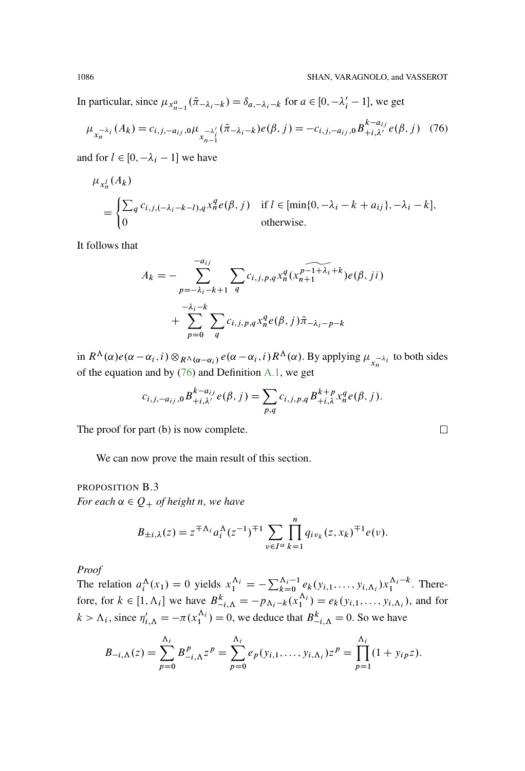In particular, since $\mu_{x_{n-1}^a}(\tilde{\pi}_{-\lambda_i-k}) = \delta_{a,-\lambda_i-k}$ for $a \in [0, -\lambda_i' - 1]$, we get

$$\mu_{x_n^{-\lambda_i}}(A_k) = c_{i,j,-a_{ij},0}\,\mu_{x_{n-1}^{-\lambda_i'}}(\tilde{\pi}_{-\lambda_i-k})e(\beta,j) = -c_{i,j,-a_{ij},0}\,B_{+i,\lambda'}^{k-a_{ij}}\,e(\beta,j) \quad (76)$$

and for $l \in [0, -\lambda_i - 1]$ we have

$$\mu_{x_n^l}(A_k) = \begin{cases} \sum_q c_{i,j,(-\lambda_i-k-l),q}\,x_n^q e(\beta,j) & \text{if } l \in [\min\{0,-\lambda_i-k+a_{ij}\}, -\lambda_i-k], \\ 0 & \text{otherwise.} \end{cases}$$

It follows that

$$A_k = -\sum_{p=-\lambda_i-k+1}^{-a_{ij}} \sum_q c_{i,j,p,q}\,x_n^q\,(\widetilde{x_{n+1}^{p-1+\lambda_i+k}})e(\beta,ji) + \sum_{p=0}^{-\lambda_i-k} \sum_q c_{i,j,p,q}\,x_n^q e(\beta,j)\tilde{\pi}_{-\lambda_i-p-k}$$

in $R^\Lambda(\alpha)e(\alpha-\alpha_i,i) \otimes_{R^\Lambda(\alpha-\alpha_i)} e(\alpha-\alpha_i,i)R^\Lambda(\alpha)$. By applying $\mu_{x_n^{-\lambda_i}}$ to both sides of the equation and by (76) and Definition A.1, we get

$$c_{i,j,-a_{ij},0}\,B_{+i,\lambda'}^{k-a_{ij}}\,e(\beta,j) = \sum_{p,q} c_{i,j,p,q}\,B_{+i,\lambda}^{k+p}\,x_n^q e(\beta,j).$$

The proof for part (b) is now complete. □

We can now prove the main result of this section.

PROPOSITION B.3
*For each $\alpha \in Q_+$ of height $n$, we have*

$$B_{\pm i,\lambda}(z) = z^{\mp\Lambda_i}\,a_i^\Lambda(z^{-1})^{\mp 1} \sum_{\nu \in I^\alpha} \prod_{k=1}^n q_{i\nu_k}(z,x_k)^{\mp 1} e(\nu).$$

*Proof*
The relation $a_i^\Lambda(x_1) = 0$ yields $x_1^{\Lambda_i} = -\sum_{k=0}^{\Lambda_i-1} e_k(y_{i,1},\ldots,y_{i,\Lambda_i})x_1^{\Lambda_i-k}$. Therefore, for $k \in [1,\Lambda_i]$ we have $B_{-i,\Lambda}^k = -p_{\Lambda_i-k}(x_1^{\Lambda_i}) = e_k(y_{i,1},\ldots,y_{i,\Lambda_i})$, and for $k > \Lambda_i$, since $\eta'_{i,\Lambda} = -\pi(x_1^{\Lambda_i}) = 0$, we deduce that $B_{-i,\Lambda}^k = 0$. So we have

$$B_{-i,\Lambda}(z) = \sum_{p=0}^{\Lambda_i} B_{-i,\Lambda}^p z^p = \sum_{p=0}^{\Lambda_i} e_p(y_{i,1},\ldots,y_{i,\Lambda_i})z^p = \prod_{p=1}^{\Lambda_i}(1 + y_{ip}z).$$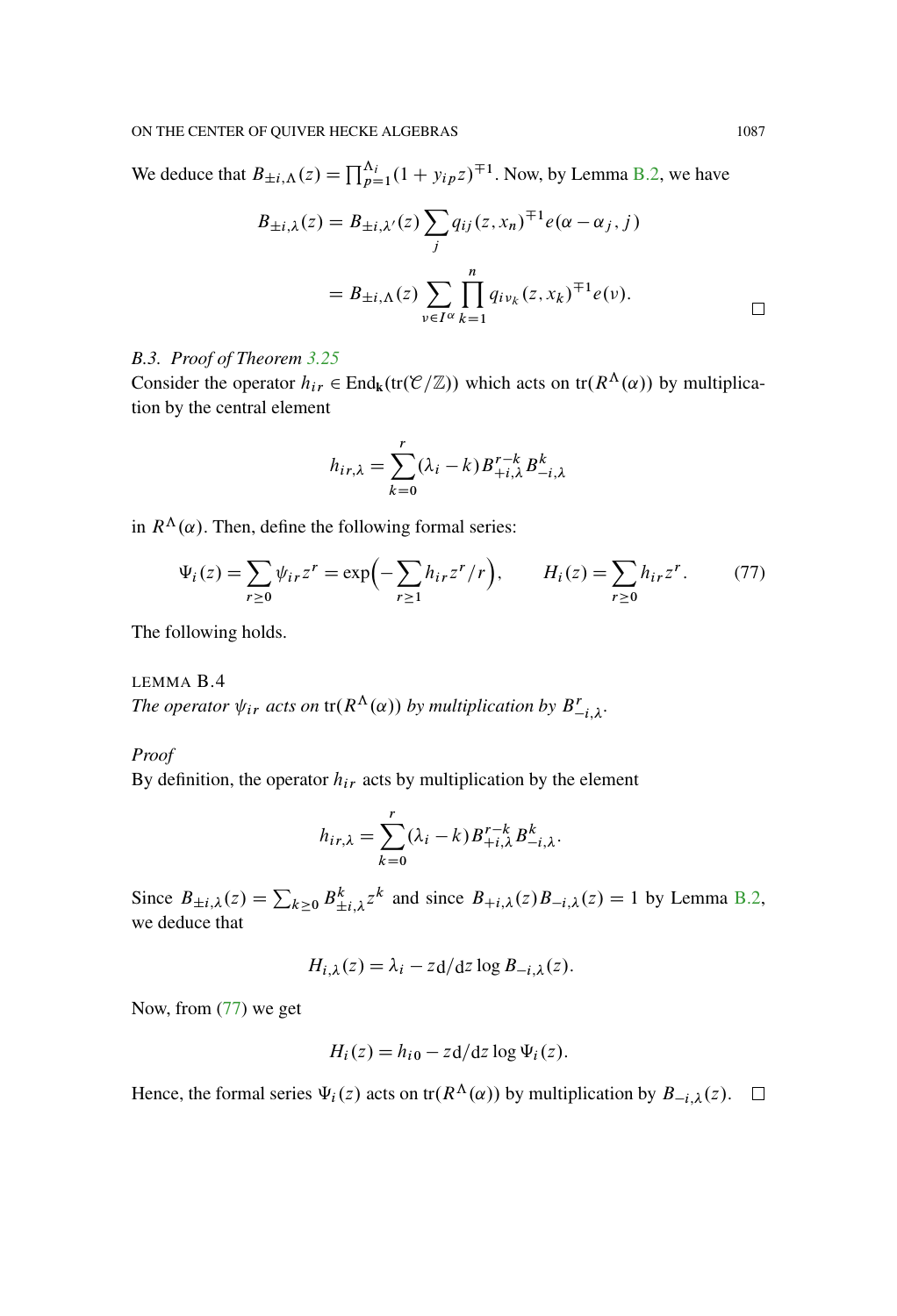We deduce that $B_{\pm i,\Lambda}(z) = \prod_{p=1}^{\Lambda_i}(1 + y_{ip}z)^{\mp 1}$. Now, by Lemma B.2, we have

$$
\begin{aligned}
B_{\pm i,\lambda}(z) &= B_{\pm i,\lambda'}(z) \sum_j q_{ij}(z, x_n)^{\mp 1} e(\alpha - \alpha_j, j) \\
&= B_{\pm i,\Lambda}(z) \sum_{\nu \in I^\alpha} \prod_{k=1}^{n} q_{i\nu_k}(z, x_k)^{\mp 1} e(\nu).
\end{aligned}
$$

□

### B.3. *Proof of Theorem 3.25*

Consider the operator $h_{ir} \in \mathrm{End}_{\mathbf{k}}(\mathrm{tr}(\mathcal{C}/\mathbb{Z}))$ which acts on $\mathrm{tr}(R^\Lambda(\alpha))$ by multiplication by the central element

$$
h_{ir,\lambda} = \sum_{k=0}^{r} (\lambda_i - k) B_{+i,\lambda}^{r-k} B_{-i,\lambda}^{k}
$$

in $R^\Lambda(\alpha)$. Then, define the following formal series:

$$
\Psi_i(z) = \sum_{r \geq 0} \psi_{ir} z^r = \exp\Big(-\sum_{r \geq 1} h_{ir} z^r / r\Big), \qquad H_i(z) = \sum_{r \geq 0} h_{ir} z^r. \tag{77}
$$

The following holds.

LEMMA B.4

*The operator $\psi_{ir}$ acts on $\mathrm{tr}(R^\Lambda(\alpha))$ by multiplication by $B_{-i,\lambda}^r$.*

*Proof*

By definition, the operator $h_{ir}$ acts by multiplication by the element

$$
h_{ir,\lambda} = \sum_{k=0}^{r} (\lambda_i - k) B_{+i,\lambda}^{r-k} B_{-i,\lambda}^{k}.
$$

Since $B_{\pm i,\lambda}(z) = \sum_{k \geq 0} B_{\pm i,\lambda}^k z^k$ and since $B_{+i,\lambda}(z) B_{-i,\lambda}(z) = 1$ by Lemma B.2, we deduce that

$$
H_{i,\lambda}(z) = \lambda_i - z\mathrm{d}/\mathrm{d}z \log B_{-i,\lambda}(z).
$$

Now, from (77) we get

$$
H_i(z) = h_{i0} - z\mathrm{d}/\mathrm{d}z \log \Psi_i(z).
$$

Hence, the formal series $\Psi_i(z)$ acts on $\mathrm{tr}(R^\Lambda(\alpha))$ by multiplication by $B_{-i,\lambda}(z)$. □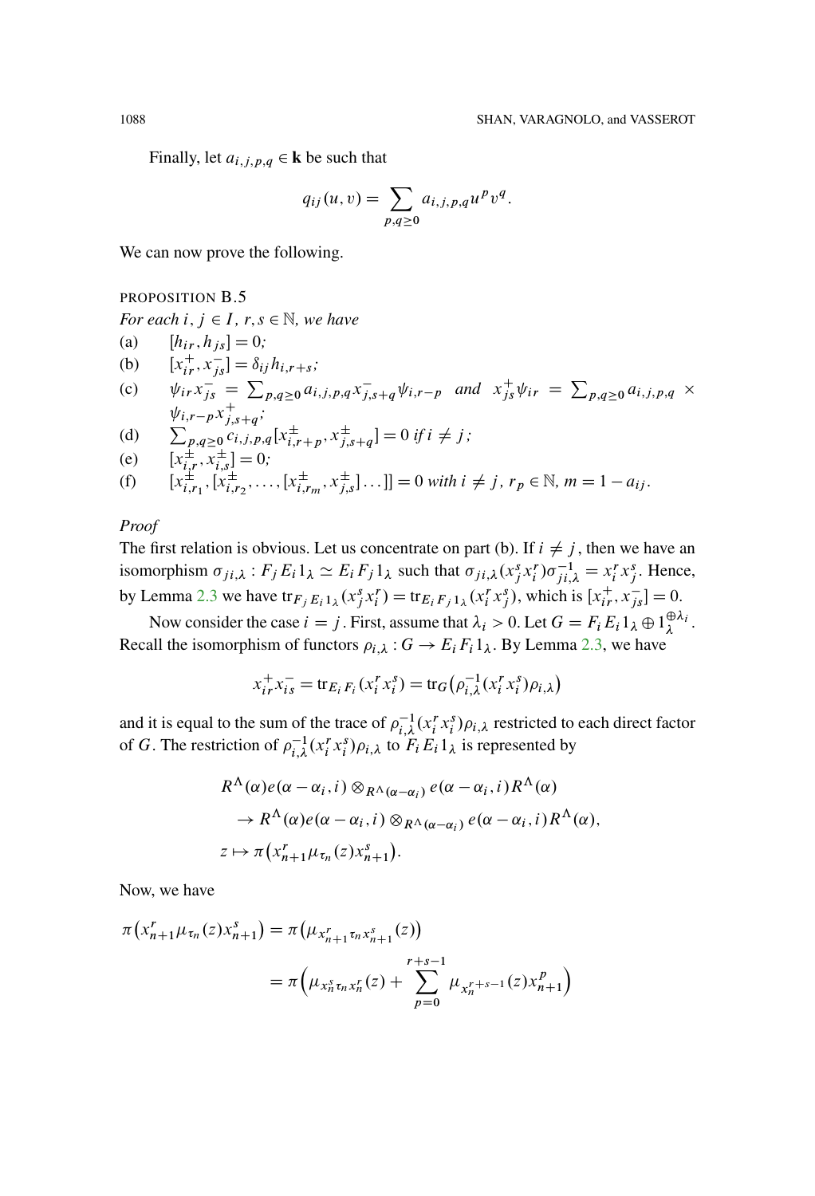Finally, let $a_{i,j,p,q} \in \mathbf{k}$ be such that

$$q_{ij}(u,v) = \sum_{p,q \geq 0} a_{i,j,p,q} u^p v^q.$$

We can now prove the following.

PROPOSITION B.5
*For each $i, j \in I$, $r, s \in \mathbb{N}$, we have*

(a) $[h_{ir}, h_{js}] = 0$;

(b) $[x_{ir}^+, x_{js}^-] = \delta_{ij} h_{i,r+s}$;

(c) $\psi_{ir} x_{js}^- = \sum_{p,q \geq 0} a_{i,j,p,q} x_{j,s+q}^- \psi_{i,r-p}$ *and* $x_{js}^+ \psi_{ir} = \sum_{p,q \geq 0} a_{i,j,p,q} \times \psi_{i,r-p} x_{j,s+q}^+$;

(d) $\sum_{p,q \geq 0} c_{i,j,p,q} [x_{i,r+p}^\pm, x_{j,s+q}^\pm] = 0$ *if* $i \neq j$;

(e) $[x_{i,r}^\pm, x_{i,s}^\pm] = 0$;

(f) $[x_{i,r_1}^\pm, [x_{i,r_2}^\pm, \ldots, [x_{i,r_m}^\pm, x_{j,s}^\pm] \ldots]] = 0$ *with* $i \neq j$, $r_p \in \mathbb{N}$, $m = 1 - a_{ij}$.

*Proof*
The first relation is obvious. Let us concentrate on part (b). If $i \neq j$, then we have an isomorphism $\sigma_{ji,\lambda} : F_j E_i 1_\lambda \simeq E_i F_j 1_\lambda$ such that $\sigma_{ji,\lambda}(x_j^s x_i^r)\sigma_{ji,\lambda}^{-1} = x_i^r x_j^s$. Hence, by Lemma 2.3 we have $\mathrm{tr}_{F_j E_i 1_\lambda}(x_j^s x_i^r) = \mathrm{tr}_{E_i F_j 1_\lambda}(x_i^r x_j^s)$, which is $[x_{ir}^+, x_{js}^-] = 0$.

Now consider the case $i = j$. First, assume that $\lambda_i > 0$. Let $G = F_i E_i 1_\lambda \oplus 1_\lambda^{\oplus \lambda_i}$. Recall the isomorphism of functors $\rho_{i,\lambda} : G \to E_i F_i 1_\lambda$. By Lemma 2.3, we have

$$x_{ir}^+ x_{is}^- = \mathrm{tr}_{E_i F_i}(x_i^r x_i^s) = \mathrm{tr}_G\big(\rho_{i,\lambda}^{-1}(x_i^r x_i^s)\rho_{i,\lambda}\big)$$

and it is equal to the sum of the trace of $\rho_{i,\lambda}^{-1}(x_i^r x_i^s)\rho_{i,\lambda}$ restricted to each direct factor of $G$. The restriction of $\rho_{i,\lambda}^{-1}(x_i^r x_i^s)\rho_{i,\lambda}$ to $F_i E_i 1_\lambda$ is represented by

$$\begin{aligned}
&R^\Lambda(\alpha) e(\alpha - \alpha_i, i) \otimes_{R^\Lambda(\alpha-\alpha_i)} e(\alpha - \alpha_i, i) R^\Lambda(\alpha) \\
&\quad \to R^\Lambda(\alpha) e(\alpha - \alpha_i, i) \otimes_{R^\Lambda(\alpha-\alpha_i)} e(\alpha - \alpha_i, i) R^\Lambda(\alpha), \\
&z \mapsto \pi\big(x_{n+1}^r \mu_{\tau_n}(z) x_{n+1}^s\big).
\end{aligned}$$

Now, we have

$$\begin{aligned}
\pi\big(x_{n+1}^r \mu_{\tau_n}(z) x_{n+1}^s\big) &= \pi\big(\mu_{x_{n+1}^r \tau_n x_{n+1}^s}(z)\big) \\
&= \pi\Big(\mu_{x_n^s \tau_n x_n^r}(z) + \sum_{p=0}^{r+s-1} \mu_{x_n^{r+s-1}}(z) x_{n+1}^p\Big)
\end{aligned}$$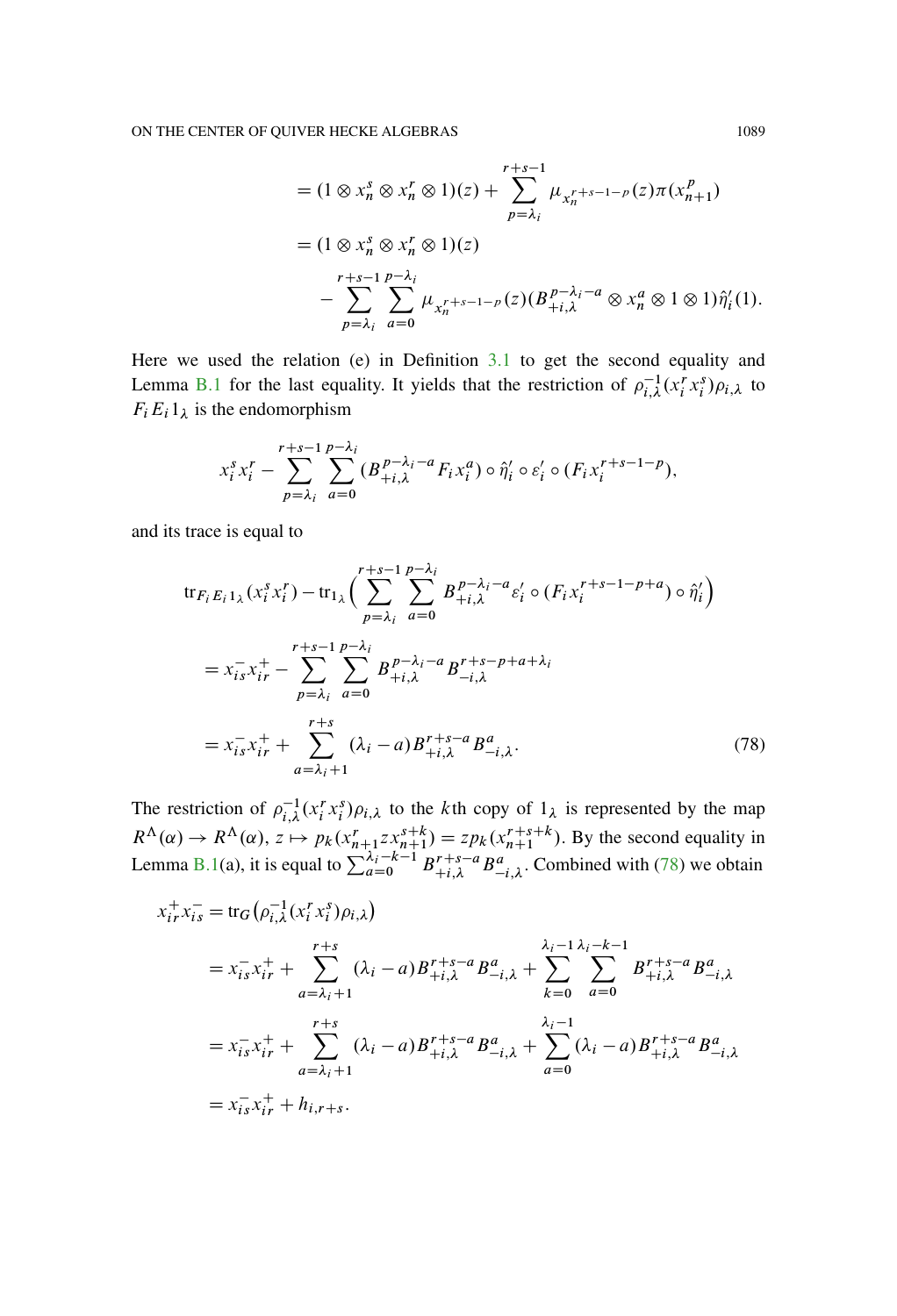$$
\begin{aligned}
&= (1 \otimes x_n^s \otimes x_n^r \otimes 1)(z) + \sum_{p=\lambda_i}^{r+s-1} \mu_{x_n^{r+s-1-p}}(z)\pi(x_{n+1}^p) \\
&= (1 \otimes x_n^s \otimes x_n^r \otimes 1)(z) \\
&\quad - \sum_{p=\lambda_i}^{r+s-1} \sum_{a=0}^{p-\lambda_i} \mu_{x_n^{r+s-1-p}}(z)(B_{+i,\lambda}^{p-\lambda_i-a} \otimes x_n^a \otimes 1 \otimes 1)\hat{\eta}_i'(1).
\end{aligned}
$$

Here we used the relation (e) in Definition 3.1 to get the second equality and Lemma B.1 for the last equality. It yields that the restriction of $\rho_{i,\lambda}^{-1}(x_i^r x_i^s)\rho_{i,\lambda}$ to $F_i E_i 1_\lambda$ is the endomorphism

$$
x_i^s x_i^r - \sum_{p=\lambda_i}^{r+s-1} \sum_{a=0}^{p-\lambda_i} (B_{+i,\lambda}^{p-\lambda_i-a} F_i x_i^a) \circ \hat{\eta}_i' \circ \varepsilon_i' \circ (F_i x_i^{r+s-1-p}),
$$

and its trace is equal to

$$
\begin{aligned}
&\operatorname{tr}_{F_i E_i 1_\lambda}(x_i^s x_i^r) - \operatorname{tr}_{1_\lambda}\Big( \sum_{p=\lambda_i}^{r+s-1} \sum_{a=0}^{p-\lambda_i} B_{+i,\lambda}^{p-\lambda_i-a} \varepsilon_i' \circ (F_i x_i^{r+s-1-p+a}) \circ \hat{\eta}_i' \Big) \\
&= x_{is}^- x_{ir}^+ - \sum_{p=\lambda_i}^{r+s-1} \sum_{a=0}^{p-\lambda_i} B_{+i,\lambda}^{p-\lambda_i-a} B_{-i,\lambda}^{r+s-p+a+\lambda_i} \\
&= x_{is}^- x_{ir}^+ + \sum_{a=\lambda_i+1}^{r+s} (\lambda_i - a) B_{+i,\lambda}^{r+s-a} B_{-i,\lambda}^a. \qquad (78)
\end{aligned}
$$

The restriction of $\rho_{i,\lambda}^{-1}(x_i^r x_i^s)\rho_{i,\lambda}$ to the $k$th copy of $1_\lambda$ is represented by the map $R^\Lambda(\alpha) \to R^\Lambda(\alpha)$, $z \mapsto p_k(x_{n+1}^r z x_{n+1}^{s+k}) = z p_k(x_{n+1}^{r+s+k})$. By the second equality in Lemma B.1(a), it is equal to $\sum_{a=0}^{\lambda_i-k-1} B_{+i,\lambda}^{r+s-a} B_{-i,\lambda}^a$. Combined with (78) we obtain

$$
\begin{aligned}
x_{ir}^+ x_{is}^- &= \operatorname{tr}_G\big(\rho_{i,\lambda}^{-1}(x_i^r x_i^s)\rho_{i,\lambda}\big) \\
&= x_{is}^- x_{ir}^+ + \sum_{a=\lambda_i+1}^{r+s} (\lambda_i - a) B_{+i,\lambda}^{r+s-a} B_{-i,\lambda}^a + \sum_{k=0}^{\lambda_i-1} \sum_{a=0}^{\lambda_i-k-1} B_{+i,\lambda}^{r+s-a} B_{-i,\lambda}^a \\
&= x_{is}^- x_{ir}^+ + \sum_{a=\lambda_i+1}^{r+s} (\lambda_i - a) B_{+i,\lambda}^{r+s-a} B_{-i,\lambda}^a + \sum_{a=0}^{\lambda_i-1} (\lambda_i - a) B_{+i,\lambda}^{r+s-a} B_{-i,\lambda}^a \\
&= x_{is}^- x_{ir}^+ + h_{i,r+s}.
\end{aligned}
$$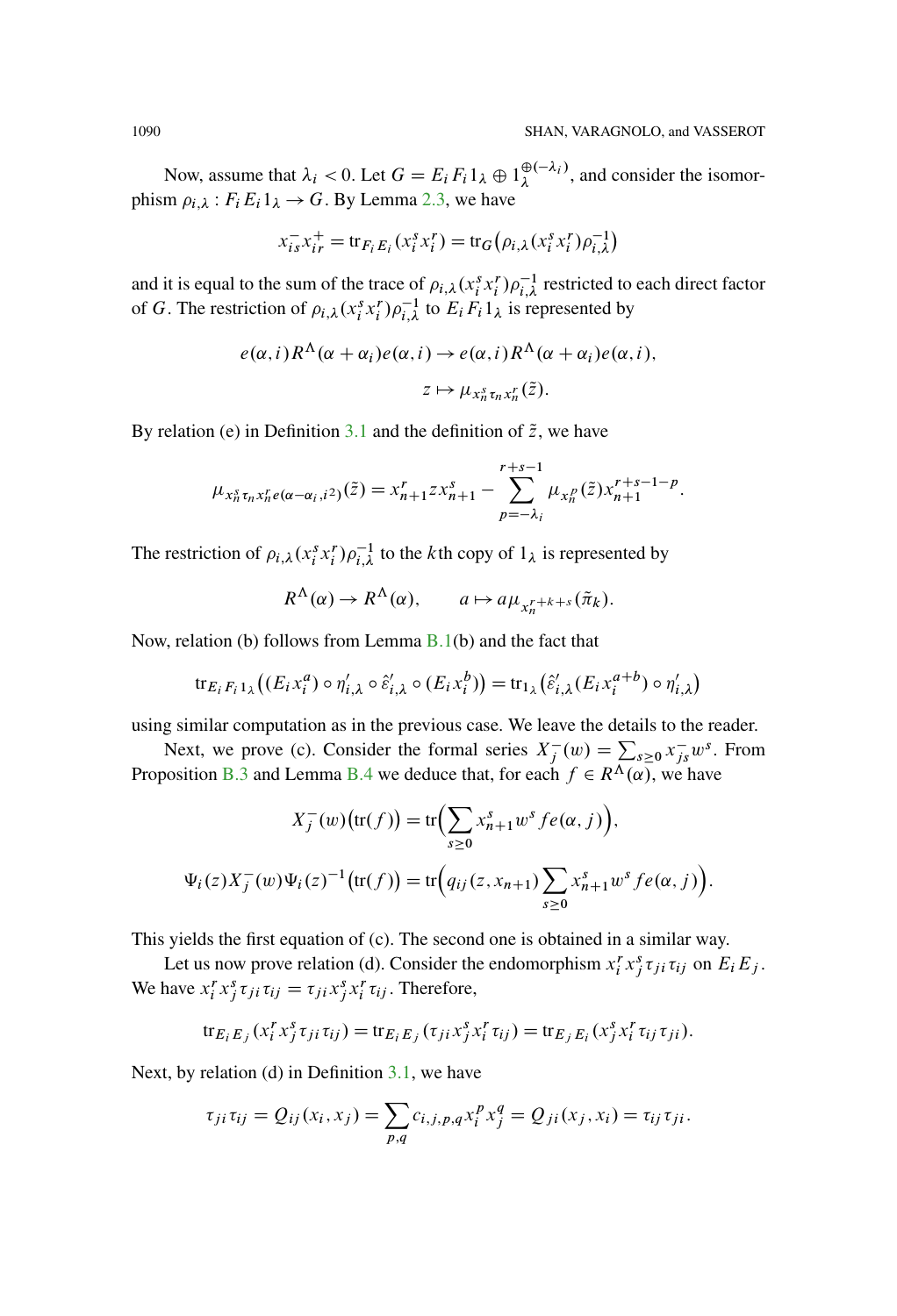Now, assume that $\lambda_i < 0$. Let $G = E_i F_i 1_\lambda \oplus 1_\lambda^{\oplus(-\lambda_i)}$, and consider the isomorphism $\rho_{i,\lambda} : F_i E_i 1_\lambda \to G$. By Lemma 2.3, we have

$$x_{is}^- x_{ir}^+ = \operatorname{tr}_{F_i E_i}(x_i^s x_i^r) = \operatorname{tr}_G\big(\rho_{i,\lambda}(x_i^s x_i^r)\rho_{i,\lambda}^{-1}\big)$$

and it is equal to the sum of the trace of $\rho_{i,\lambda}(x_i^s x_i^r)\rho_{i,\lambda}^{-1}$ restricted to each direct factor of $G$. The restriction of $\rho_{i,\lambda}(x_i^s x_i^r)\rho_{i,\lambda}^{-1}$ to $E_i F_i 1_\lambda$ is represented by

$$e(\alpha,i)R^\Lambda(\alpha+\alpha_i)e(\alpha,i) \to e(\alpha,i)R^\Lambda(\alpha+\alpha_i)e(\alpha,i),$$
$$z \mapsto \mu_{x_n^s \tau_n x_n^r}(\tilde{z}).$$

By relation (e) in Definition 3.1 and the definition of $\tilde{z}$, we have

$$\mu_{x_n^s \tau_n x_n^r e(\alpha-\alpha_i, i^2)}(\tilde{z}) = x_{n+1}^r z x_{n+1}^s - \sum_{p=-\lambda_i}^{r+s-1} \mu_{x_n^p}(\tilde{z}) x_{n+1}^{r+s-1-p}.$$

The restriction of $\rho_{i,\lambda}(x_i^s x_i^r)\rho_{i,\lambda}^{-1}$ to the $k$th copy of $1_\lambda$ is represented by

$$R^\Lambda(\alpha) \to R^\Lambda(\alpha), \qquad a \mapsto a\mu_{x_n^{r+k+s}}(\tilde{\pi}_k).$$

Now, relation (b) follows from Lemma B.1(b) and the fact that

$$\operatorname{tr}_{E_i F_i 1_\lambda}\big((E_i x_i^a) \circ \eta'_{i,\lambda} \circ \hat{\varepsilon}'_{i,\lambda} \circ (E_i x_i^b)\big) = \operatorname{tr}_{1_\lambda}\big(\hat{\varepsilon}'_{i,\lambda}(E_i x_i^{a+b}) \circ \eta'_{i,\lambda}\big)$$

using similar computation as in the previous case. We leave the details to the reader.

Next, we prove (c). Consider the formal series $X_j^-(w) = \sum_{s\geq 0} x_{js}^- w^s$. From Proposition B.3 and Lemma B.4 we deduce that, for each $f \in R^\Lambda(\alpha)$, we have

$$X_j^-(w)\big(\operatorname{tr}(f)\big) = \operatorname{tr}\Big(\sum_{s\geq 0} x_{n+1}^s w^s f e(\alpha,j)\Big),$$

$$\Psi_i(z) X_j^-(w) \Psi_i(z)^{-1}\big(\operatorname{tr}(f)\big) = \operatorname{tr}\Big(q_{ij}(z, x_{n+1}) \sum_{s\geq 0} x_{n+1}^s w^s f e(\alpha,j)\Big).$$

This yields the first equation of (c). The second one is obtained in a similar way.

Let us now prove relation (d). Consider the endomorphism $x_i^r x_j^s \tau_{ji}\tau_{ij}$ on $E_i E_j$. We have $x_i^r x_j^s \tau_{ji}\tau_{ij} = \tau_{ji} x_j^s x_i^r \tau_{ij}$. Therefore,

$$\operatorname{tr}_{E_i E_j}(x_i^r x_j^s \tau_{ji}\tau_{ij}) = \operatorname{tr}_{E_i E_j}(\tau_{ji} x_j^s x_i^r \tau_{ij}) = \operatorname{tr}_{E_j E_i}(x_j^s x_i^r \tau_{ij}\tau_{ji}).$$

Next, by relation (d) in Definition 3.1, we have

$$\tau_{ji}\tau_{ij} = Q_{ij}(x_i, x_j) = \sum_{p,q} c_{i,j,p,q} x_i^p x_j^q = Q_{ji}(x_j, x_i) = \tau_{ij}\tau_{ji}.$$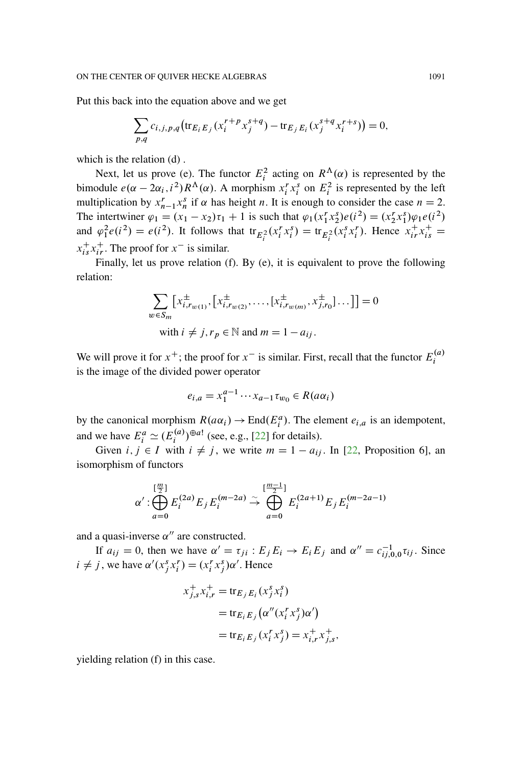Put this back into the equation above and we get

$$\sum_{p,q} c_{i,j,p,q}\big(\mathrm{tr}_{E_iE_j}(x_i^{r+p}x_j^{s+q}) - \mathrm{tr}_{E_jE_i}(x_j^{s+q}x_i^{r+s})\big) = 0,$$

which is the relation (d) .

Next, let us prove (e). The functor $E_i^2$ acting on $R^\Lambda(\alpha)$ is represented by the bimodule $e(\alpha - 2\alpha_i, i^2)R^\Lambda(\alpha)$. A morphism $x_i^r x_i^s$ on $E_i^2$ is represented by the left multiplication by $x_{n-1}^r x_n^s$ if $\alpha$ has height $n$. It is enough to consider the case $n = 2$. The intertwiner $\varphi_1 = (x_1 - x_2)\tau_1 + 1$ is such that $\varphi_1(x_1^r x_2^s)e(i^2) = (x_2^r x_1^s)\varphi_1 e(i^2)$ and $\varphi_1^2 e(i^2) = e(i^2)$. It follows that $\mathrm{tr}_{E_i^2}(x_i^r x_i^s) = \mathrm{tr}_{E_i^2}(x_i^s x_i^r)$. Hence $x_{ir}^+ x_{is}^+ = x_{is}^+ x_{ir}^+$. The proof for $x^-$ is similar.

Finally, let us prove relation (f). By (e), it is equivalent to prove the following relation:

$$\sum_{w \in S_m} \big[x^\pm_{i,r_{w(1)}}, \big[x^\pm_{i,r_{w(2)}}, \dots, [x^\pm_{i,r_{w(m)}}, x^\pm_{j,r_0}]\dots\big]\big] = 0$$

$$\text{with } i \neq j, r_p \in \mathbb{N} \text{ and } m = 1 - a_{ij}.$$

We will prove it for $x^+$; the proof for $x^-$ is similar. First, recall that the functor $E_i^{(a)}$ is the image of the divided power operator

$$e_{i,a} = x_1^{a-1} \cdots x_{a-1}\tau_{w_0} \in R(a\alpha_i)$$

by the canonical morphism $R(a\alpha_i) \to \mathrm{End}(E_i^a)$. The element $e_{i,a}$ is an idempotent, and we have $E_i^a \simeq (E_i^{(a)})^{\oplus a!}$ (see, e.g., [22] for details).

Given $i, j \in I$ with $i \neq j$, we write $m = 1 - a_{ij}$. In [22, Proposition 6], an isomorphism of functors

$$\alpha' : \bigoplus_{a=0}^{[\frac{m}{2}]} E_i^{(2a)} E_j E_i^{(m-2a)} \xrightarrow{\sim} \bigoplus_{a=0}^{[\frac{m-1}{2}]} E_i^{(2a+1)} E_j E_i^{(m-2a-1)}$$

and a quasi-inverse $\alpha''$ are constructed.

If $a_{ij} = 0$, then we have $\alpha' = \tau_{ji} : E_j E_i \to E_i E_j$ and $\alpha'' = c_{ij,0,0}^{-1}\tau_{ij}$. Since $i \neq j$, we have $\alpha'(x_j^s x_i^r) = (x_i^r x_j^s)\alpha'$. Hence

$$\begin{aligned}
x_{j,s}^+ x_{i,r}^+ &= \mathrm{tr}_{E_jE_i}(x_j^s x_i^s) \\
&= \mathrm{tr}_{E_iE_j}\big(\alpha''(x_i^r x_j^s)\alpha'\big) \\
&= \mathrm{tr}_{E_iE_j}(x_i^r x_j^s) = x_{i,r}^+ x_{j,s}^+,
\end{aligned}$$

yielding relation (f) in this case.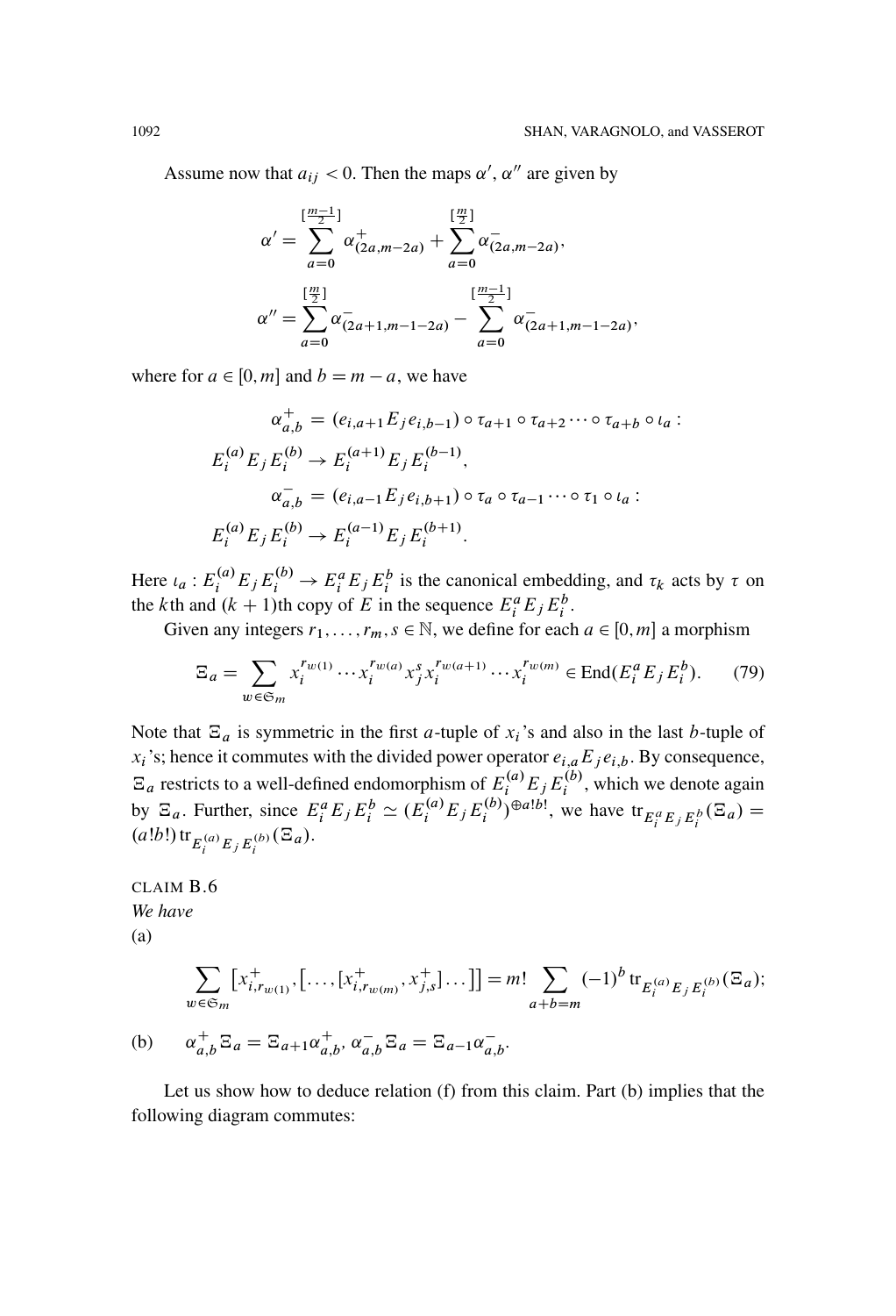Assume now that $a_{ij} < 0$. Then the maps $\alpha'$, $\alpha''$ are given by

$$\alpha' = \sum_{a=0}^{[\frac{m-1}{2}]} \alpha^+_{(2a,m-2a)} + \sum_{a=0}^{[\frac{m}{2}]} \alpha^-_{(2a,m-2a)},$$

$$\alpha'' = \sum_{a=0}^{[\frac{m}{2}]} \alpha^-_{(2a+1,m-1-2a)} - \sum_{a=0}^{[\frac{m-1}{2}]} \alpha^-_{(2a+1,m-1-2a)},$$

where for $a \in [0, m]$ and $b = m - a$, we have

$$\alpha^+_{a,b} = (e_{i,a+1} E_j e_{i,b-1}) \circ \tau_{a+1} \circ \tau_{a+2} \cdots \circ \tau_{a+b} \circ \iota_a :$$
$$E_i^{(a)} E_j E_i^{(b)} \to E_i^{(a+1)} E_j E_i^{(b-1)},$$
$$\alpha^-_{a,b} = (e_{i,a-1} E_j e_{i,b+1}) \circ \tau_a \circ \tau_{a-1} \cdots \circ \tau_1 \circ \iota_a :$$
$$E_i^{(a)} E_j E_i^{(b)} \to E_i^{(a-1)} E_j E_i^{(b+1)}.$$

Here $\iota_a : E_i^{(a)} E_j E_i^{(b)} \to E_i^a E_j E_i^b$ is the canonical embedding, and $\tau_k$ acts by $\tau$ on the $k$th and $(k+1)$th copy of $E$ in the sequence $E_i^a E_j E_i^b$.

Given any integers $r_1, \dots, r_m, s \in \mathbb{N}$, we define for each $a \in [0, m]$ a morphism

$$\Xi_a = \sum_{w \in \mathfrak{S}_m} x_i^{r_{w(1)}} \cdots x_i^{r_{w(a)}} x_j^s x_i^{r_{w(a+1)}} \cdots x_i^{r_{w(m)}} \in \mathrm{End}(E_i^a E_j E_i^b). \tag{79}$$

Note that $\Xi_a$ is symmetric in the first $a$-tuple of $x_i$'s and also in the last $b$-tuple of $x_i$'s; hence it commutes with the divided power operator $e_{i,a} E_j e_{i,b}$. By consequence, $\Xi_a$ restricts to a well-defined endomorphism of $E_i^{(a)} E_j E_i^{(b)}$, which we denote again by $\Xi_a$. Further, since $E_i^a E_j E_i^b \simeq (E_i^{(a)} E_j E_i^{(b)})^{\oplus a!b!}$, we have $\mathrm{tr}_{E_i^a E_j E_i^b}(\Xi_a) = (a!b!)\, \mathrm{tr}_{E_i^{(a)} E_j E_i^{(b)}}(\Xi_a)$.

CLAIM B.6
*We have*
(a)

$$\sum_{w \in \mathfrak{S}_m} \big[x^+_{i,r_{w(1)}}, \big[\dots,[x^+_{i,r_{w(m)}}, x^+_{j,s}]\dots\big]\big] = m! \sum_{a+b=m} (-1)^b\, \mathrm{tr}_{E_i^{(a)} E_j E_i^{(b)}}(\Xi_a);$$

(b) $\quad \alpha^+_{a,b} \Xi_a = \Xi_{a+1} \alpha^+_{a,b}$, $\alpha^-_{a,b} \Xi_a = \Xi_{a-1} \alpha^-_{a,b}$.

Let us show how to deduce relation (f) from this claim. Part (b) implies that the following diagram commutes: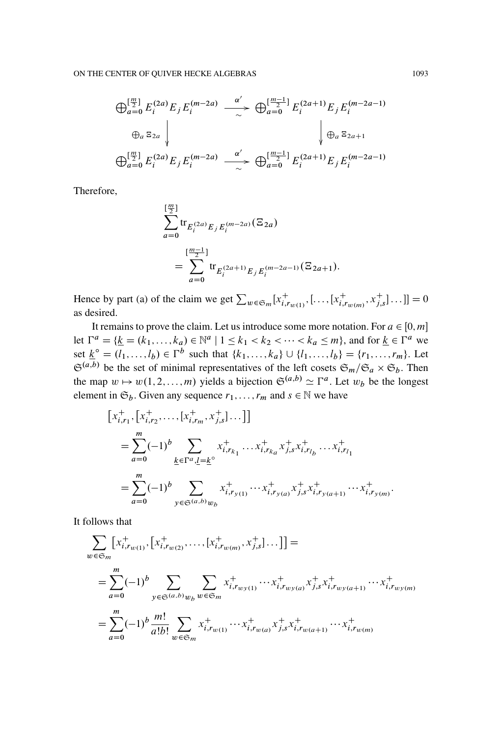$$
\begin{array}{ccc}
\bigoplus_{a=0}^{[\frac{m}{2}]} E_i^{(2a)} E_j E_i^{(m-2a)} & \xrightarrow[\sim]{\alpha'} & \bigoplus_{a=0}^{[\frac{m-1}{2}]} E_i^{(2a+1)} E_j E_i^{(m-2a-1)} \\
\Big\downarrow \oplus_a \Xi_{2a} & & \Big\downarrow \oplus_a \Xi_{2a+1} \\
\bigoplus_{a=0}^{[\frac{m}{2}]} E_i^{(2a)} E_j E_i^{(m-2a)} & \xrightarrow[\sim]{\alpha'} & \bigoplus_{a=0}^{[\frac{m-1}{2}]} E_i^{(2a+1)} E_j E_i^{(m-2a-1)}
\end{array}
$$

Therefore,

$$
\sum_{a=0}^{[\frac{m}{2}]} \mathrm{tr}_{E_i^{(2a)} E_j E_i^{(m-2a)}}(\Xi_{2a}) = \sum_{a=0}^{[\frac{m-1}{2}]} \mathrm{tr}_{E_i^{(2a+1)} E_j E_i^{(m-2a-1)}}(\Xi_{2a+1}).
$$

Hence by part (a) of the claim we get $\sum_{w \in \mathfrak{S}_m} [x^+_{i,r_{w(1)}}, [\ldots, [x^+_{i,r_{w(m)}}, x^+_{j,s}] \ldots]] = 0$ as desired.

It remains to prove the claim. Let us introduce some more notation. For $a \in [0, m]$ let $\Gamma^a = \{\underline{k} = (k_1, \ldots, k_a) \in \mathbb{N}^a \mid 1 \leq k_1 < k_2 < \cdots < k_a \leq m\}$, and for $\underline{k} \in \Gamma^a$ we set $\underline{k}^\circ = (l_1, \ldots, l_b) \in \Gamma^b$ such that $\{k_1, \ldots, k_a\} \cup \{l_1, \ldots, l_b\} = \{r_1, \ldots, r_m\}$. Let $\mathfrak{S}^{(a,b)}$ be the set of minimal representatives of the left cosets $\mathfrak{S}_m / \mathfrak{S}_a \times \mathfrak{S}_b$. Then the map $w \mapsto w(1, 2, \ldots, m)$ yields a bijection $\mathfrak{S}^{(a,b)} \simeq \Gamma^a$. Let $w_b$ be the longest element in $\mathfrak{S}_b$. Given any sequence $r_1, \ldots, r_m$ and $s \in \mathbb{N}$ we have

$$
\begin{aligned}
&\left[x^+_{i,r_1}, \left[x^+_{i,r_2}, \ldots, [x^+_{i,r_m}, x^+_{j,s}] \ldots\right]\right] \\
&= \sum_{a=0}^{m} (-1)^b \sum_{\underline{k} \in \Gamma^a, \underline{l} = \underline{k}^\circ} x^+_{i,r_{k_1}} \ldots x^+_{i,r_{k_a}} x^+_{j,s} x^+_{i,r_{l_b}} \ldots x^+_{i,r_{l_1}} \\
&= \sum_{a=0}^{m} (-1)^b \sum_{y \in \mathfrak{S}^{(a,b)} w_b} x^+_{i,r_{y(1)}} \cdots x^+_{i,r_{y(a)}} x^+_{j,s} x^+_{i,r_{y(a+1)}} \cdots x^+_{i,r_{y(m)}}.
\end{aligned}
$$

It follows that

$$
\begin{aligned}
&\sum_{w \in \mathfrak{S}_m} \left[x^+_{i,r_{w(1)}}, \left[x^+_{i,r_{w(2)}}, \ldots, [x^+_{i,r_{w(m)}}, x^+_{j,s}] \ldots\right]\right] = \\
&= \sum_{a=0}^{m} (-1)^b \sum_{y \in \mathfrak{S}^{(a,b)} w_b} \sum_{w \in \mathfrak{S}_m} x^+_{i,r_{wy(1)}} \cdots x^+_{i,r_{wy(a)}} x^+_{j,s} x^+_{i,r_{wy(a+1)}} \cdots x^+_{i,r_{wy(m)}} \\
&= \sum_{a=0}^{m} (-1)^b \frac{m!}{a!b!} \sum_{w \in \mathfrak{S}_m} x^+_{i,r_{w(1)}} \cdots x^+_{i,r_{w(a)}} x^+_{j,s} x^+_{i,r_{w(a+1)}} \cdots x^+_{i,r_{w(m)}}
\end{aligned}
$$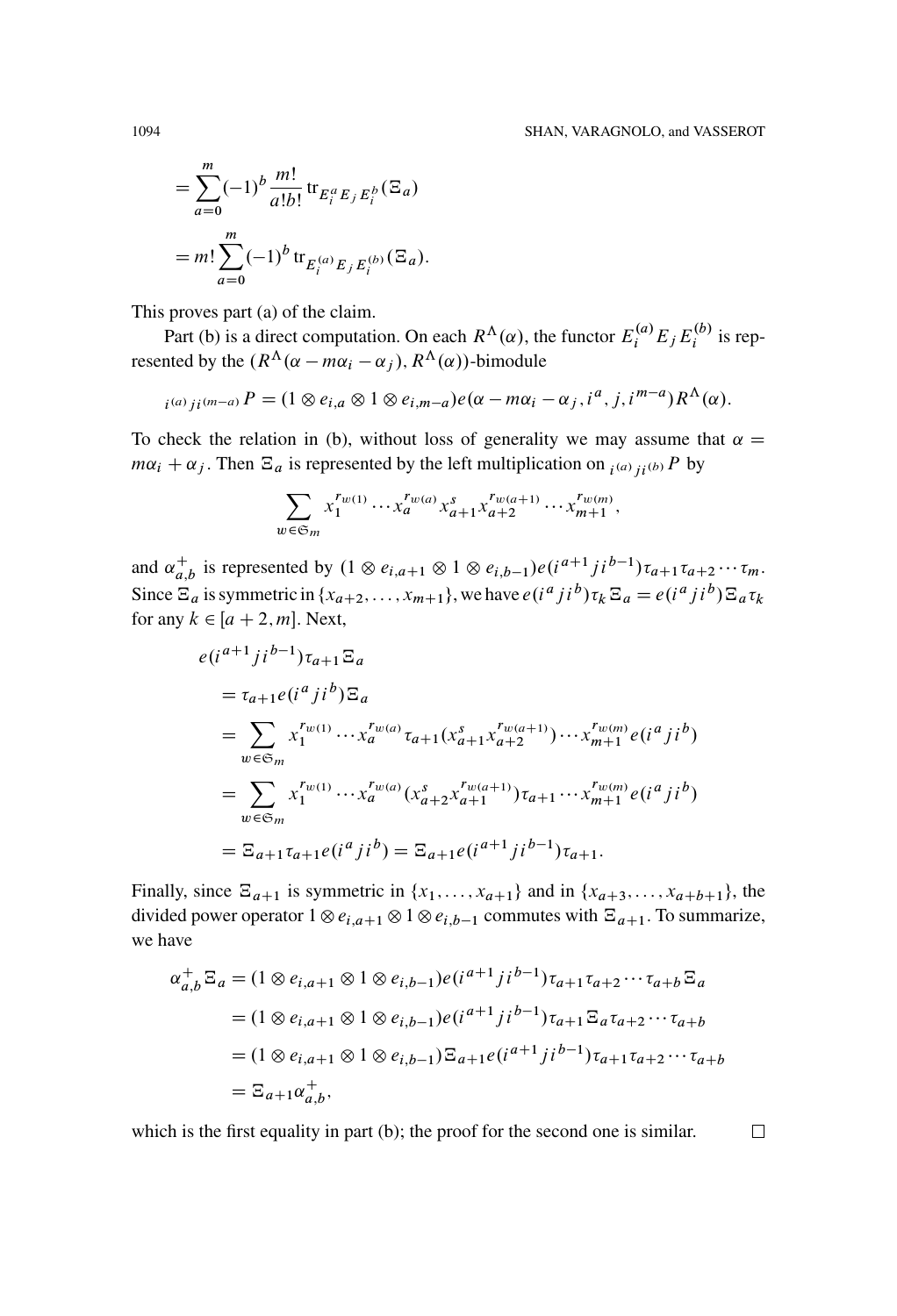$$= \sum_{a=0}^{m} (-1)^b \frac{m!}{a!b!} \operatorname{tr}_{E_i^a E_j E_i^b}(\Xi_a)$$

$$= m! \sum_{a=0}^{m} (-1)^b \operatorname{tr}_{E_i^{(a)} E_j E_i^{(b)}}(\Xi_a).$$

This proves part (a) of the claim.

Part (b) is a direct computation. On each $R^\Lambda(\alpha)$, the functor $E_i^{(a)} E_j E_i^{(b)}$ is represented by the $(R^\Lambda(\alpha - m\alpha_i - \alpha_j), R^\Lambda(\alpha))$-bimodule

$${}_{i^{(a)}ji^{(m-a)}}P = (1 \otimes e_{i,a} \otimes 1 \otimes e_{i,m-a}) e(\alpha - m\alpha_i - \alpha_j, i^a, j, i^{m-a}) R^\Lambda(\alpha).$$

To check the relation in (b), without loss of generality we may assume that $\alpha = m\alpha_i + \alpha_j$. Then $\Xi_a$ is represented by the left multiplication on ${}_{i^{(a)}ji^{(b)}}P$ by

$$\sum_{w \in \mathfrak{S}_m} x_1^{r_{w(1)}} \cdots x_a^{r_{w(a)}} x_{a+1}^s x_{a+2}^{r_{w(a+1)}} \cdots x_{m+1}^{r_{w(m)}},$$

and $\alpha_{a,b}^+$ is represented by $(1 \otimes e_{i,a+1} \otimes 1 \otimes e_{i,b-1}) e(i^{a+1} j i^{b-1}) \tau_{a+1} \tau_{a+2} \cdots \tau_m$. Since $\Xi_a$ is symmetric in $\{x_{a+2}, \ldots, x_{m+1}\}$, we have $e(i^a j i^b) \tau_k \Xi_a = e(i^a j i^b) \Xi_a \tau_k$ for any $k \in [a+2, m]$. Next,

$$\begin{aligned}
& e(i^{a+1} j i^{b-1}) \tau_{a+1} \Xi_a \\
&= \tau_{a+1} e(i^a j i^b) \Xi_a \\
&= \sum_{w \in \mathfrak{S}_m} x_1^{r_{w(1)}} \cdots x_a^{r_{w(a)}} \tau_{a+1} (x_{a+1}^s x_{a+2}^{r_{w(a+1)}}) \cdots x_{m+1}^{r_{w(m)}} e(i^a j i^b) \\
&= \sum_{w \in \mathfrak{S}_m} x_1^{r_{w(1)}} \cdots x_a^{r_{w(a)}} (x_{a+2}^s x_{a+1}^{r_{w(a+1)}}) \tau_{a+1} \cdots x_{m+1}^{r_{w(m)}} e(i^a j i^b) \\
&= \Xi_{a+1} \tau_{a+1} e(i^a j i^b) = \Xi_{a+1} e(i^{a+1} j i^{b-1}) \tau_{a+1}.
\end{aligned}$$

Finally, since $\Xi_{a+1}$ is symmetric in $\{x_1, \ldots, x_{a+1}\}$ and in $\{x_{a+3}, \ldots, x_{a+b+1}\}$, the divided power operator $1 \otimes e_{i,a+1} \otimes 1 \otimes e_{i,b-1}$ commutes with $\Xi_{a+1}$. To summarize, we have

$$\begin{aligned}
\alpha_{a,b}^+ \Xi_a &= (1 \otimes e_{i,a+1} \otimes 1 \otimes e_{i,b-1}) e(i^{a+1} j i^{b-1}) \tau_{a+1} \tau_{a+2} \cdots \tau_{a+b} \Xi_a \\
&= (1 \otimes e_{i,a+1} \otimes 1 \otimes e_{i,b-1}) e(i^{a+1} j i^{b-1}) \tau_{a+1} \Xi_a \tau_{a+2} \cdots \tau_{a+b} \\
&= (1 \otimes e_{i,a+1} \otimes 1 \otimes e_{i,b-1}) \Xi_{a+1} e(i^{a+1} j i^{b-1}) \tau_{a+1} \tau_{a+2} \cdots \tau_{a+b} \\
&= \Xi_{a+1} \alpha_{a,b}^+,
\end{aligned}$$

which is the first equality in part (b); the proof for the second one is similar. $\square$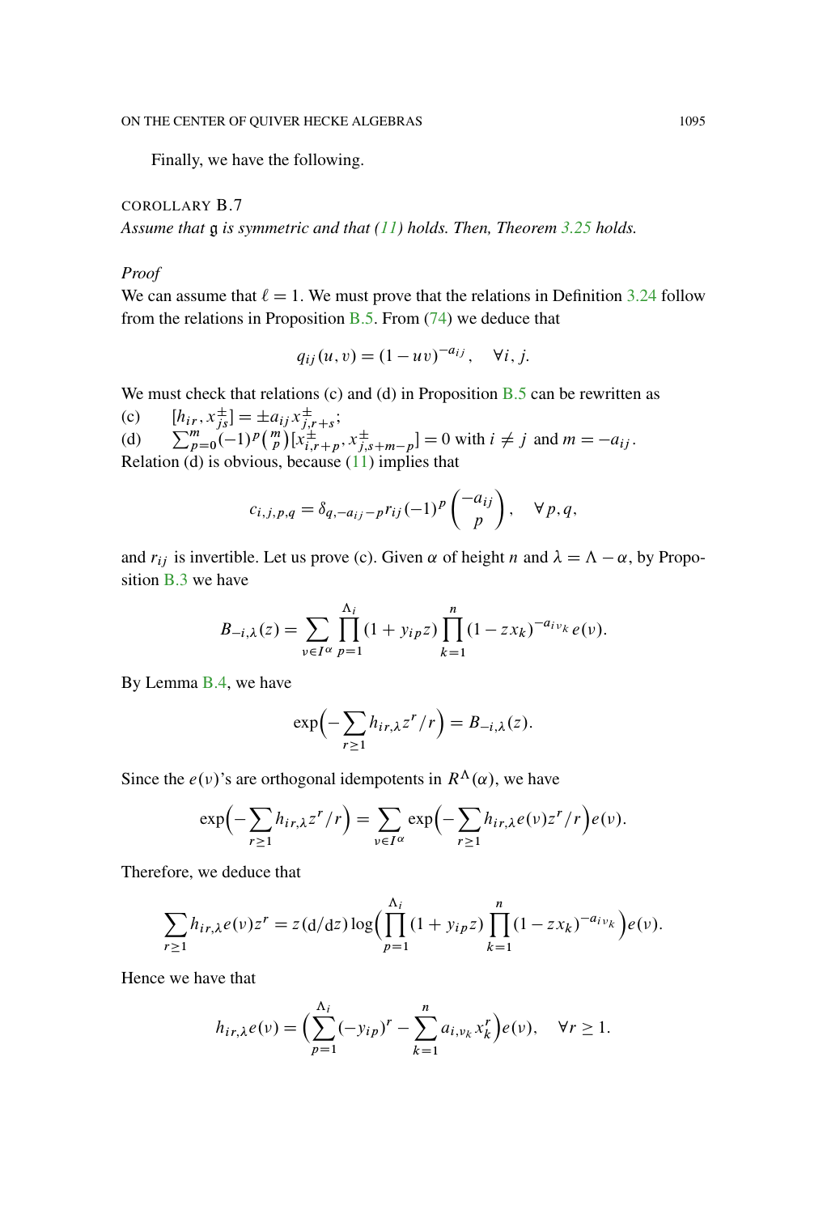Finally, we have the following.

COROLLARY B.7
*Assume that $\mathfrak{g}$ is symmetric and that (11) holds. Then, Theorem 3.25 holds.*

*Proof*
We can assume that $\ell = 1$. We must prove that the relations in Definition 3.24 follow from the relations in Proposition B.5. From (74) we deduce that

$$q_{ij}(u,v) = (1-uv)^{-a_{ij}}, \quad \forall i,j.$$

We must check that relations (c) and (d) in Proposition B.5 can be rewritten as

(c) $\quad [h_{ir}, x^{\pm}_{js}] = \pm a_{ij} x^{\pm}_{j,r+s}$;

(d) $\quad \sum_{p=0}^{m} (-1)^p \binom{m}{p} [x^{\pm}_{i,r+p}, x^{\pm}_{j,s+m-p}] = 0$ with $i \neq j$ and $m = -a_{ij}$.

Relation (d) is obvious, because (11) implies that

$$c_{i,j,p,q} = \delta_{q,-a_{ij}-p} r_{ij} (-1)^p \binom{-a_{ij}}{p}, \quad \forall p,q,$$

and $r_{ij}$ is invertible. Let us prove (c). Given $\alpha$ of height $n$ and $\lambda = \Lambda - \alpha$, by Proposition B.3 we have

$$B_{-i,\lambda}(z) = \sum_{\nu \in I^\alpha} \prod_{p=1}^{\Lambda_i} (1 + y_{ip} z) \prod_{k=1}^{n} (1 - z x_k)^{-a_{i\nu_k}} e(\nu).$$

By Lemma B.4, we have

$$\exp\Big( - \sum_{r \geq 1} h_{ir,\lambda} z^r / r \Big) = B_{-i,\lambda}(z).$$

Since the $e(\nu)$'s are orthogonal idempotents in $R^\Lambda(\alpha)$, we have

$$\exp\Big( - \sum_{r \geq 1} h_{ir,\lambda} z^r / r \Big) = \sum_{\nu \in I^\alpha} \exp\Big( - \sum_{r \geq 1} h_{ir,\lambda} e(\nu) z^r / r \Big) e(\nu).$$

Therefore, we deduce that

$$\sum_{r \geq 1} h_{ir,\lambda} e(\nu) z^r = z (\mathrm{d}/\mathrm{d}z) \log \Big( \prod_{p=1}^{\Lambda_i} (1 + y_{ip} z) \prod_{k=1}^{n} (1 - z x_k)^{-a_{i\nu_k}} \Big) e(\nu).$$

Hence we have that

$$h_{ir,\lambda} e(\nu) = \Big( \sum_{p=1}^{\Lambda_i} (-y_{ip})^r - \sum_{k=1}^{n} a_{i,\nu_k} x_k^r \Big) e(\nu), \quad \forall r \geq 1.$$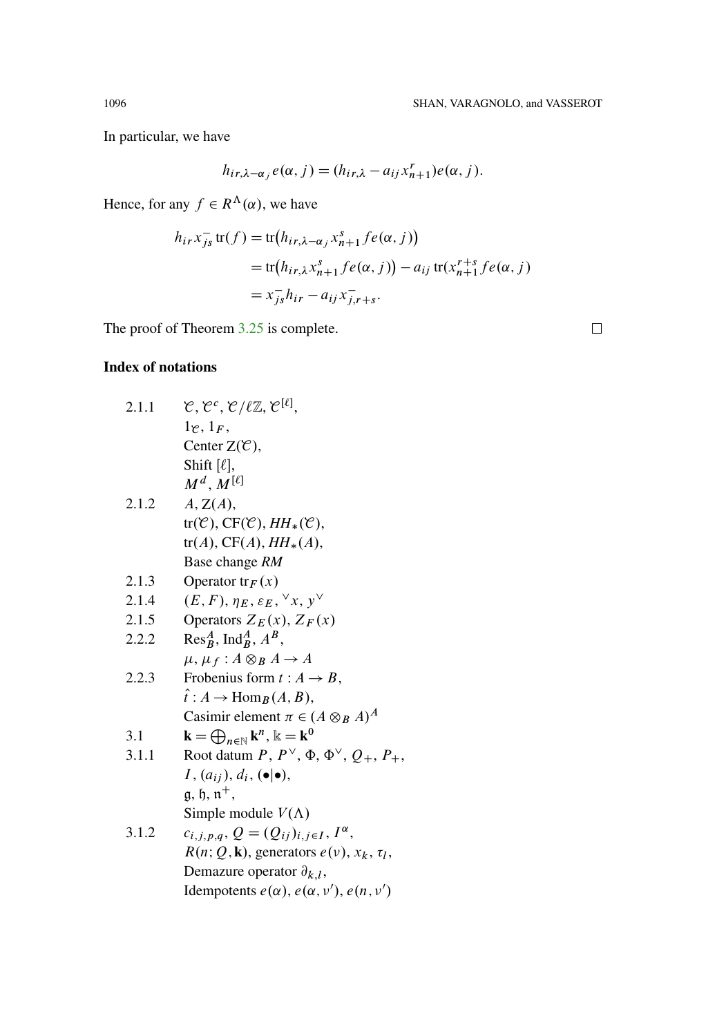In particular, we have

$$h_{ir,\lambda-\alpha_j} e(\alpha, j) = (h_{ir,\lambda} - a_{ij} x_{n+1}^r) e(\alpha, j).$$

Hence, for any $f \in R^\Lambda(\alpha)$, we have

$$\begin{aligned} h_{ir} x_{js}^- \operatorname{tr}(f) &= \operatorname{tr}\big(h_{ir,\lambda-\alpha_j} x_{n+1}^s f e(\alpha, j)\big) \\ &= \operatorname{tr}\big(h_{ir,\lambda} x_{n+1}^s f e(\alpha, j)\big) - a_{ij} \operatorname{tr}(x_{n+1}^{r+s} f e(\alpha, j)) \\ &= x_{js}^- h_{ir} - a_{ij} x_{j,r+s}^-. \end{aligned}$$

The proof of Theorem 3.25 is complete. □

## Index of notations

| | |
|---|---|
| 2.1.1 | $\mathcal{C}$, $\mathcal{C}^c$, $\mathcal{C}/\ell\mathbb{Z}$, $\mathcal{C}^{[\ell]}$, |
| | $1_{\mathcal{C}}$, $1_F$, |
| | Center $Z(\mathcal{C})$, |
| | Shift $[\ell]$, |
| | $M^d$, $M^{[\ell]}$ |
| 2.1.2 | $A$, $Z(A)$, |
| | $\operatorname{tr}(\mathcal{C})$, $\operatorname{CF}(\mathcal{C})$, $HH_*(\mathcal{C})$, |
| | $\operatorname{tr}(A)$, $\operatorname{CF}(A)$, $HH_*(A)$, |
| | Base change $RM$ |
| 2.1.3 | Operator $\operatorname{tr}_F(x)$ |
| 2.1.4 | $(E, F)$, $\eta_E$, $\varepsilon_E$, ${}^\vee x$, $y^\vee$ |
| 2.1.5 | Operators $Z_E(x)$, $Z_F(x)$ |
| 2.2.2 | $\operatorname{Res}_B^A$, $\operatorname{Ind}_B^A$, $A^B$, |
| | $\mu$, $\mu_f : A \otimes_B A \to A$ |
| 2.2.3 | Frobenius form $t : A \to B$, |
| | $\hat{t} : A \to \operatorname{Hom}_B(A, B)$, |
| | Casimir element $\pi \in (A \otimes_B A)^A$ |
| 3.1 | $\mathbf{k} = \bigoplus_{n\in\mathbb{N}} \mathbf{k}^n$, $\Bbbk = \mathbf{k}^0$ |
| 3.1.1 | Root datum $P$, $P^\vee$, $\Phi$, $\Phi^\vee$, $Q_+$, $P_+$, |
| | $I$, $(a_{ij})$, $d_i$, $(\bullet\vert\bullet)$, |
| | $\mathfrak{g}$, $\mathfrak{h}$, $\mathfrak{n}^+$, |
| | Simple module $V(\Lambda)$ |
| 3.1.2 | $c_{i,j,p,q}$, $Q = (Q_{ij})_{i,j\in I}$, $I^\alpha$, |
| | $R(n; Q, \mathbf{k})$, generators $e(\nu)$, $x_k$, $\tau_l$, |
| | Demazure operator $\partial_{k,l}$, |
| | Idempotents $e(\alpha)$, $e(\alpha, \nu')$, $e(n, \nu')$ |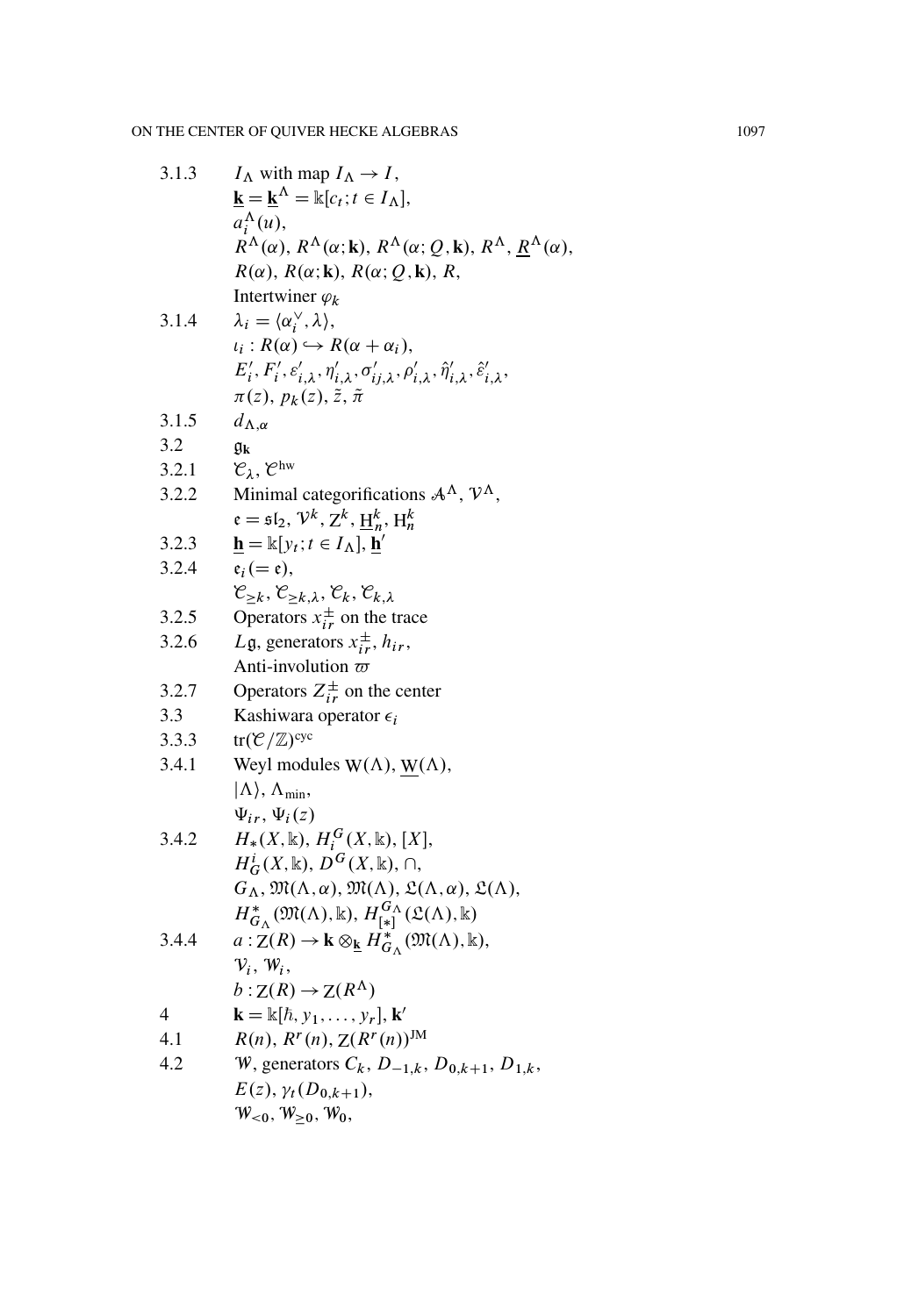| | |
|---|---|
| 3.1.3 | $I_\Lambda$ with map $I_\Lambda \to I$, |
| | $\underline{\mathbf{k}} = \underline{\mathbf{k}}^\Lambda = \Bbbk[c_t; t \in I_\Lambda]$, |
| | $a_i^\Lambda(u)$, |
| | $R^\Lambda(\alpha)$, $R^\Lambda(\alpha; \mathbf{k})$, $R^\Lambda(\alpha; Q, \mathbf{k})$, $R^\Lambda$, $\underline{R}^\Lambda(\alpha)$, |
| | $R(\alpha)$, $R(\alpha; \mathbf{k})$, $R(\alpha; Q, \mathbf{k})$, $R$, |
| | Intertwiner $\varphi_k$ |
| 3.1.4 | $\lambda_i = \langle \alpha_i^\vee, \lambda \rangle$, |
| | $\iota_i : R(\alpha) \hookrightarrow R(\alpha + \alpha_i)$, |
| | $E_i'$, $F_i'$, $\varepsilon_{i,\lambda}'$, $\eta_{i,\lambda}'$, $\sigma_{ij,\lambda}'$, $\rho_{i,\lambda}'$, $\hat{\eta}_{i,\lambda}'$, $\hat{\varepsilon}_{i,\lambda}'$, |
| | $\pi(z)$, $p_k(z)$, $\tilde{z}$, $\tilde{\pi}$ |
| 3.1.5 | $d_{\Lambda,\alpha}$ |
| 3.2 | $\mathfrak{g}_\mathbf{k}$ |
| 3.2.1 | $\mathcal{C}_\lambda$, $\mathcal{C}^{\mathrm{hw}}$ |
| 3.2.2 | Minimal categorifications $\mathcal{A}^\Lambda$, $\mathcal{V}^\Lambda$, |
| | $\mathfrak{e} = \mathfrak{sl}_2$, $\mathcal{V}^k$, $\mathrm{Z}^k$, $\underline{\mathrm{H}}_n^k$, $\mathrm{H}_n^k$ |
| 3.2.3 | $\underline{\mathbf{h}} = \Bbbk[y_t; t \in I_\Lambda]$, $\underline{\mathbf{h}}'$ |
| 3.2.4 | $\mathfrak{e}_i (= \mathfrak{e})$, |
| | $\mathcal{C}_{\geq k}$, $\mathcal{C}_{\geq k,\lambda}$, $\mathcal{C}_k$, $\mathcal{C}_{k,\lambda}$ |
| 3.2.5 | Operators $x_{ir}^\pm$ on the trace |
| 3.2.6 | $L\mathfrak{g}$, generators $x_{ir}^\pm$, $h_{ir}$, |
| | Anti-involution $\varpi$ |
| 3.2.7 | Operators $Z_{ir}^\pm$ on the center |
| 3.3 | Kashiwara operator $\epsilon_i$ |
| 3.3.3 | $\mathrm{tr}(\mathcal{C}/\mathbb{Z})^{\mathrm{cyc}}$ |
| 3.4.1 | Weyl modules $\mathrm{W}(\Lambda)$, $\underline{\mathrm{W}}(\Lambda)$, |
| | $\lvert\Lambda\rangle$, $\Lambda_{\min}$, |
| | $\Psi_{ir}$, $\Psi_i(z)$ |
| 3.4.2 | $H_*(X, \Bbbk)$, $H_i^G(X, \Bbbk)$, $[X]$, |
| | $H_G^i(X, \Bbbk)$, $D^G(X, \Bbbk)$, $\cap$, |
| | $G_\Lambda$, $\mathfrak{M}(\Lambda, \alpha)$, $\mathfrak{M}(\Lambda)$, $\mathfrak{L}(\Lambda, \alpha)$, $\mathfrak{L}(\Lambda)$, |
| | $H_{G_\Lambda}^*(\mathfrak{M}(\Lambda), \Bbbk)$, $H_{[*]}^{G_\Lambda}(\mathfrak{L}(\Lambda), \Bbbk)$ |
| 3.4.4 | $a : \mathrm{Z}(R) \to \mathbf{k} \otimes_{\underline{\mathbf{k}}} H_{G_\Lambda}^*(\mathfrak{M}(\Lambda), \Bbbk)$, |
| | $\mathcal{V}_i$, $\mathcal{W}_i$, |
| | $b : \mathrm{Z}(R) \to \mathrm{Z}(R^\Lambda)$ |
| 4 | $\mathbf{k} = \Bbbk[\hbar, y_1, \ldots, y_r]$, $\mathbf{k}'$ |
| 4.1 | $R(n)$, $R^r(n)$, $\mathrm{Z}(R^r(n))^{\mathrm{JM}}$ |
| 4.2 | $\mathcal{W}$, generators $C_k$, $D_{-1,k}$, $D_{0,k+1}$, $D_{1,k}$, |
| | $E(z)$, $\gamma_t(D_{0,k+1})$, |
| | $\mathcal{W}_{<0}$, $\mathcal{W}_{\geq 0}$, $\mathcal{W}_0$, |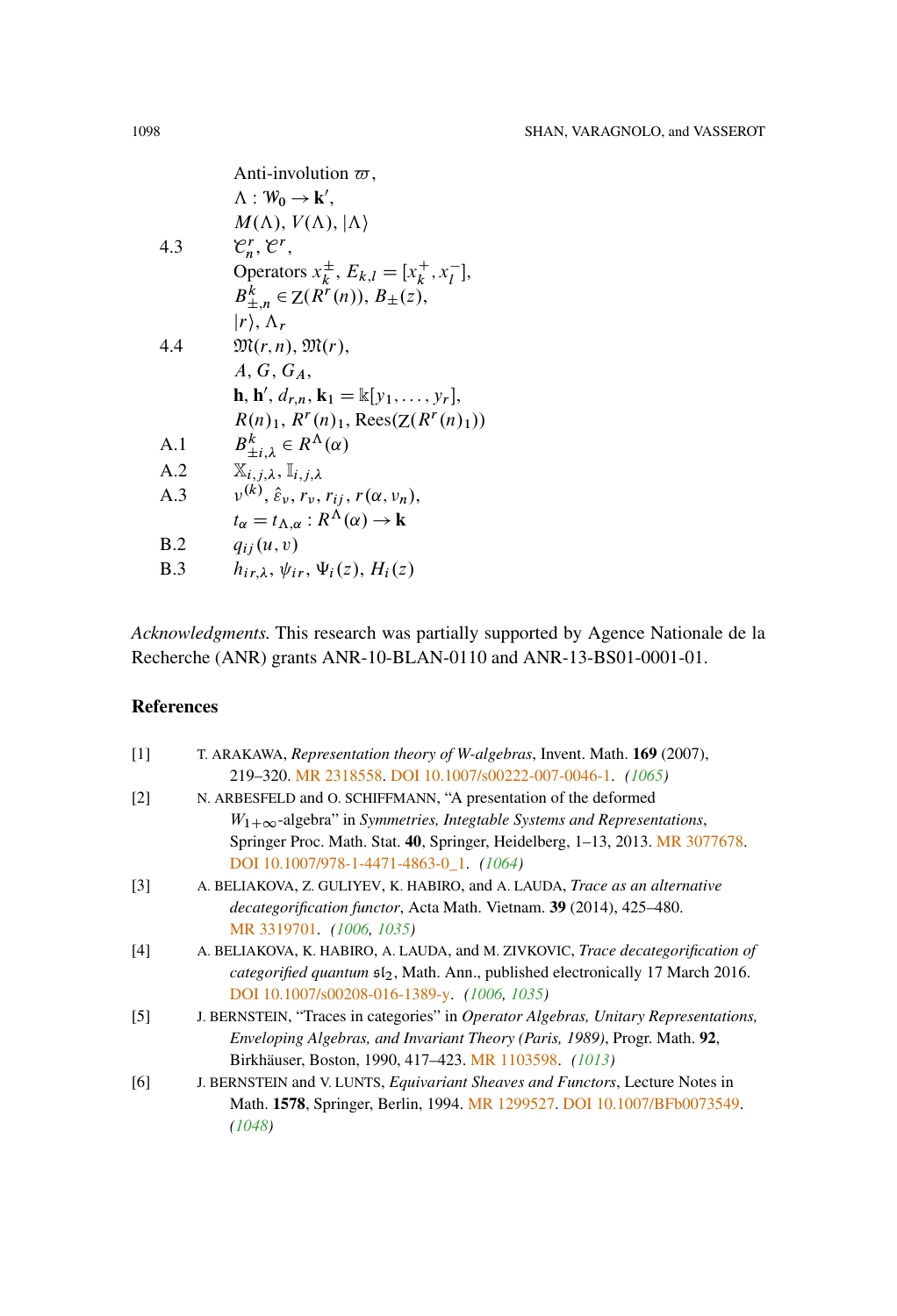| | |
|---|---|
| | Anti-involution $\varpi$, |
| | $\Lambda : \mathcal{W}_0 \to \mathbf{k}'$, |
| | $M(\Lambda)$, $V(\Lambda)$, $\lvert\Lambda\rangle$ |
| 4.3 | $\mathcal{C}_n^r$, $\mathcal{C}^r$, |
| | Operators $x_k^{\pm}$, $E_{k,l} = [x_k^+, x_l^-]$, |
| | $B_{\pm,n}^k \in Z(R^r(n))$, $B_{\pm}(z)$, |
| | $\lvert r\rangle$, $\Lambda_r$ |
| 4.4 | $\mathfrak{M}(r,n)$, $\mathfrak{M}(r)$, |
| | $A$, $G$, $G_A$, |
| | $\mathbf{h}$, $\mathbf{h}'$, $d_{r,n}$, $\mathbf{k}_1 = \Bbbk[y_1, \ldots, y_r]$, |
| | $R(n)_1$, $R^r(n)_1$, $\mathrm{Rees}(Z(R^r(n)_1))$ |
| A.1 | $B_{\pm i,\lambda}^k \in R^{\Lambda}(\alpha)$ |
| A.2 | $\mathbb{X}_{i,j,\lambda}$, $\mathbb{I}_{i,j,\lambda}$ |
| A.3 | $\nu^{(k)}$, $\hat{\varepsilon}_\nu$, $r_\nu$, $r_{ij}$, $r(\alpha, \nu_n)$, |
| | $t_\alpha = t_{\Lambda,\alpha} : R^{\Lambda}(\alpha) \to \mathbf{k}$ |
| B.2 | $q_{ij}(u,v)$ |
| B.3 | $h_{ir,\lambda}$, $\psi_{ir}$, $\Psi_i(z)$, $H_i(z)$ |

*Acknowledgments.* This research was partially supported by Agence Nationale de la Recherche (ANR) grants ANR-10-BLAN-0110 and ANR-13-BS01-0001-01.

## References

[1] T. ARAKAWA, *Representation theory of W-algebras*, Invent. Math. **169** (2007), 219–320. MR 2318558. DOI 10.1007/s00222-007-0046-1. *(1065)*

[2] N. ARBESFELD and O. SCHIFFMANN, "A presentation of the deformed $W_{1+\infty}$-algebra" in *Symmetries, Integtable Systems and Representations*, Springer Proc. Math. Stat. **40**, Springer, Heidelberg, 1–13, 2013. MR 3077678. DOI 10.1007/978-1-4471-4863-0_1. *(1064)*

[3] A. BELIAKOVA, Z. GULIYEV, K. HABIRO, and A. LAUDA, *Trace as an alternative decategorification functor*, Acta Math. Vietnam. **39** (2014), 425–480. MR 3319701. *(1006, 1035)*

[4] A. BELIAKOVA, K. HABIRO, A. LAUDA, and M. ZIVKOVIC, *Trace decategorification of categorified quantum* $\mathfrak{sl}_2$, Math. Ann., published electronically 17 March 2016. DOI 10.1007/s00208-016-1389-y. *(1006, 1035)*

[5] J. BERNSTEIN, "Traces in categories" in *Operator Algebras, Unitary Representations, Enveloping Algebras, and Invariant Theory (Paris, 1989)*, Progr. Math. **92**, Birkhäuser, Boston, 1990, 417–423. MR 1103598. *(1013)*

[6] J. BERNSTEIN and V. LUNTS, *Equivariant Sheaves and Functors*, Lecture Notes in Math. **1578**, Springer, Berlin, 1994. MR 1299527. DOI 10.1007/BFb0073549. *(1048)*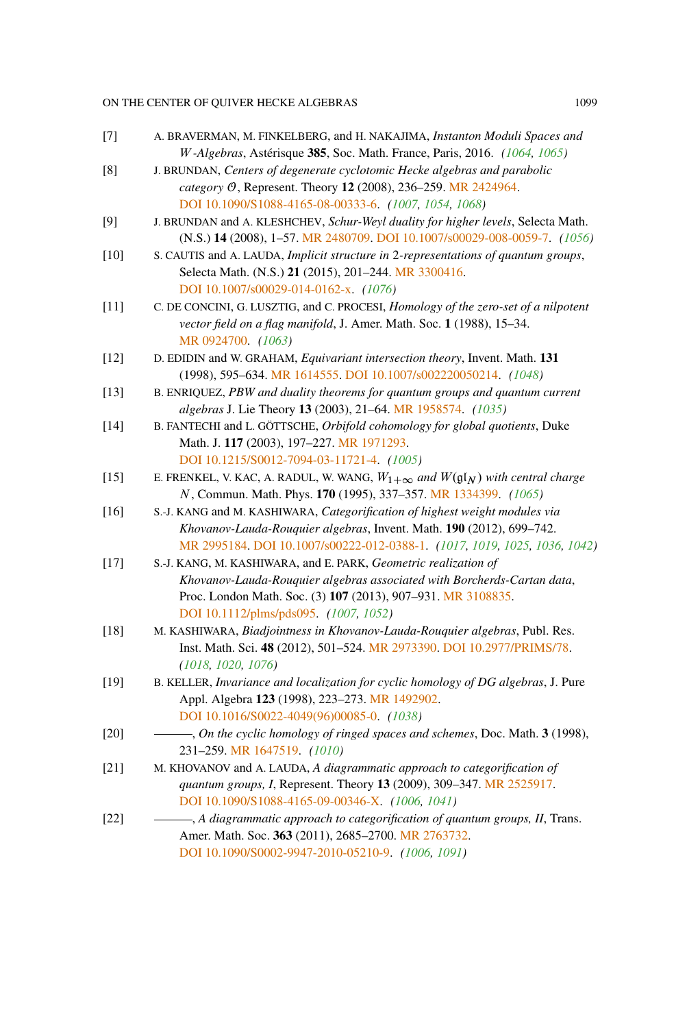[7] A. BRAVERMAN, M. FINKELBERG, and H. NAKAJIMA, *Instanton Moduli Spaces and W-Algebras*, Astérisque **385**, Soc. Math. France, Paris, 2016. *(1064, 1065)*

[8] J. BRUNDAN, *Centers of degenerate cyclotomic Hecke algebras and parabolic category $\mathcal{O}$*, Represent. Theory **12** (2008), 236–259. MR 2424964. DOI 10.1090/S1088-4165-08-00333-6. *(1007, 1054, 1068)*

[9] J. BRUNDAN and A. KLESHCHEV, *Schur-Weyl duality for higher levels*, Selecta Math. (N.S.) **14** (2008), 1–57. MR 2480709. DOI 10.1007/s00029-008-0059-7. *(1056)*

[10] S. CAUTIS and A. LAUDA, *Implicit structure in 2-representations of quantum groups*, Selecta Math. (N.S.) **21** (2015), 201–244. MR 3300416. DOI 10.1007/s00029-014-0162-x. *(1076)*

[11] C. DE CONCINI, G. LUSZTIG, and C. PROCESI, *Homology of the zero-set of a nilpotent vector field on a flag manifold*, J. Amer. Math. Soc. **1** (1988), 15–34. MR 0924700. *(1063)*

[12] D. EDIDIN and W. GRAHAM, *Equivariant intersection theory*, Invent. Math. **131** (1998), 595–634. MR 1614555. DOI 10.1007/s002220050214. *(1048)*

[13] B. ENRIQUEZ, *PBW and duality theorems for quantum groups and quantum current algebras* J. Lie Theory **13** (2003), 21–64. MR 1958574. *(1035)*

[14] B. FANTECHI and L. GÖTTSCHE, *Orbifold cohomology for global quotients*, Duke Math. J. **117** (2003), 197–227. MR 1971293. DOI 10.1215/S0012-7094-03-11721-4. *(1005)*

[15] E. FRENKEL, V. KAC, A. RADUL, W. WANG, *$W_{1+\infty}$ and $W(\mathfrak{gl}_N)$ with central charge $N$*, Commun. Math. Phys. **170** (1995), 337–357. MR 1334399. *(1065)*

[16] S.-J. KANG and M. KASHIWARA, *Categorification of highest weight modules via Khovanov-Lauda-Rouquier algebras*, Invent. Math. **190** (2012), 699–742. MR 2995184. DOI 10.1007/s00222-012-0388-1. *(1017, 1019, 1025, 1036, 1042)*

[17] S.-J. KANG, M. KASHIWARA, and E. PARK, *Geometric realization of Khovanov-Lauda-Rouquier algebras associated with Borcherds-Cartan data*, Proc. London Math. Soc. (3) **107** (2013), 907–931. MR 3108835. DOI 10.1112/plms/pds095. *(1007, 1052)*

[18] M. KASHIWARA, *Biadjointness in Khovanov-Lauda-Rouquier algebras*, Publ. Res. Inst. Math. Sci. **48** (2012), 501–524. MR 2973390. DOI 10.2977/PRIMS/78. *(1018, 1020, 1076)*

[19] B. KELLER, *Invariance and localization for cyclic homology of DG algebras*, J. Pure Appl. Algebra **123** (1998), 223–273. MR 1492902. DOI 10.1016/S0022-4049(96)00085-0. *(1038)*

[20] ———, *On the cyclic homology of ringed spaces and schemes*, Doc. Math. **3** (1998), 231–259. MR 1647519. *(1010)*

[21] M. KHOVANOV and A. LAUDA, *A diagrammatic approach to categorification of quantum groups, I*, Represent. Theory **13** (2009), 309–347. MR 2525917. DOI 10.1090/S1088-4165-09-00346-X. *(1006, 1041)*

[22] ———, *A diagrammatic approach to categorification of quantum groups, II*, Trans. Amer. Math. Soc. **363** (2011), 2685–2700. MR 2763732. DOI 10.1090/S0002-9947-2010-05210-9. *(1006, 1091)*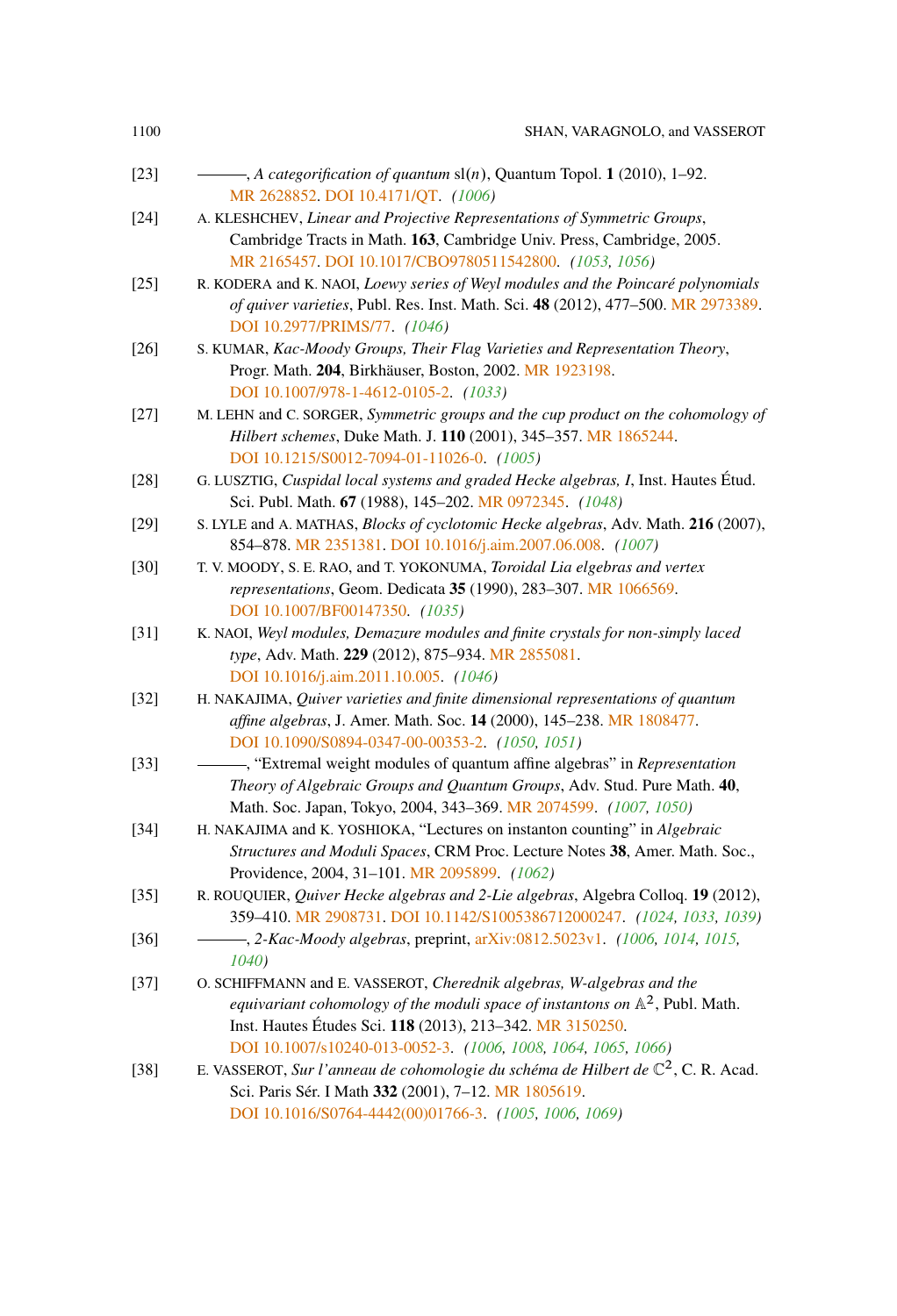[23] ———, *A categorification of quantum* sl$(n)$, Quantum Topol. **1** (2010), 1–92. MR 2628852. DOI 10.4171/QT. *(1006)*

[24] A. KLESHCHEV, *Linear and Projective Representations of Symmetric Groups*, Cambridge Tracts in Math. **163**, Cambridge Univ. Press, Cambridge, 2005. MR 2165457. DOI 10.1017/CBO9780511542800. *(1053, 1056)*

[25] R. KODERA and K. NAOI, *Loewy series of Weyl modules and the Poincaré polynomials of quiver varieties*, Publ. Res. Inst. Math. Sci. **48** (2012), 477–500. MR 2973389. DOI 10.2977/PRIMS/77. *(1046)*

[26] S. KUMAR, *Kac-Moody Groups, Their Flag Varieties and Representation Theory*, Progr. Math. **204**, Birkhäuser, Boston, 2002. MR 1923198. DOI 10.1007/978-1-4612-0105-2. *(1033)*

[27] M. LEHN and C. SORGER, *Symmetric groups and the cup product on the cohomology of Hilbert schemes*, Duke Math. J. **110** (2001), 345–357. MR 1865244. DOI 10.1215/S0012-7094-01-11026-0. *(1005)*

[28] G. LUSZTIG, *Cuspidal local systems and graded Hecke algebras, I*, Inst. Hautes Étud. Sci. Publ. Math. **67** (1988), 145–202. MR 0972345. *(1048)*

[29] S. LYLE and A. MATHAS, *Blocks of cyclotomic Hecke algebras*, Adv. Math. **216** (2007), 854–878. MR 2351381. DOI 10.1016/j.aim.2007.06.008. *(1007)*

[30] T. V. MOODY, S. E. RAO, and T. YOKONUMA, *Toroidal Lia elgebras and vertex representations*, Geom. Dedicata **35** (1990), 283–307. MR 1066569. DOI 10.1007/BF00147350. *(1035)*

[31] K. NAOI, *Weyl modules, Demazure modules and finite crystals for non-simply laced type*, Adv. Math. **229** (2012), 875–934. MR 2855081. DOI 10.1016/j.aim.2011.10.005. *(1046)*

[32] H. NAKAJIMA, *Quiver varieties and finite dimensional representations of quantum affine algebras*, J. Amer. Math. Soc. **14** (2000), 145–238. MR 1808477. DOI 10.1090/S0894-0347-00-00353-2. *(1050, 1051)*

[33] ———, "Extremal weight modules of quantum affine algebras" in *Representation Theory of Algebraic Groups and Quantum Groups*, Adv. Stud. Pure Math. **40**, Math. Soc. Japan, Tokyo, 2004, 343–369. MR 2074599. *(1007, 1050)*

[34] H. NAKAJIMA and K. YOSHIOKA, "Lectures on instanton counting" in *Algebraic Structures and Moduli Spaces*, CRM Proc. Lecture Notes **38**, Amer. Math. Soc., Providence, 2004, 31–101. MR 2095899. *(1062)*

[35] R. ROUQUIER, *Quiver Hecke algebras and 2-Lie algebras*, Algebra Colloq. **19** (2012), 359–410. MR 2908731. DOI 10.1142/S1005386712000247. *(1024, 1033, 1039)*

[36] ———, *2-Kac-Moody algebras*, preprint, arXiv:0812.5023v1. *(1006, 1014, 1015, 1040)*

[37] O. SCHIFFMANN and E. VASSEROT, *Cherednik algebras, W-algebras and the equivariant cohomology of the moduli space of instantons on* $\mathbb{A}^2$, Publ. Math. Inst. Hautes Études Sci. **118** (2013), 213–342. MR 3150250. DOI 10.1007/s10240-013-0052-3. *(1006, 1008, 1064, 1065, 1066)*

[38] E. VASSEROT, *Sur l'anneau de cohomologie du schéma de Hilbert de* $\mathbb{C}^2$, C. R. Acad. Sci. Paris Sér. I Math **332** (2001), 7–12. MR 1805619. DOI 10.1016/S0764-4442(00)01766-3. *(1005, 1006, 1069)*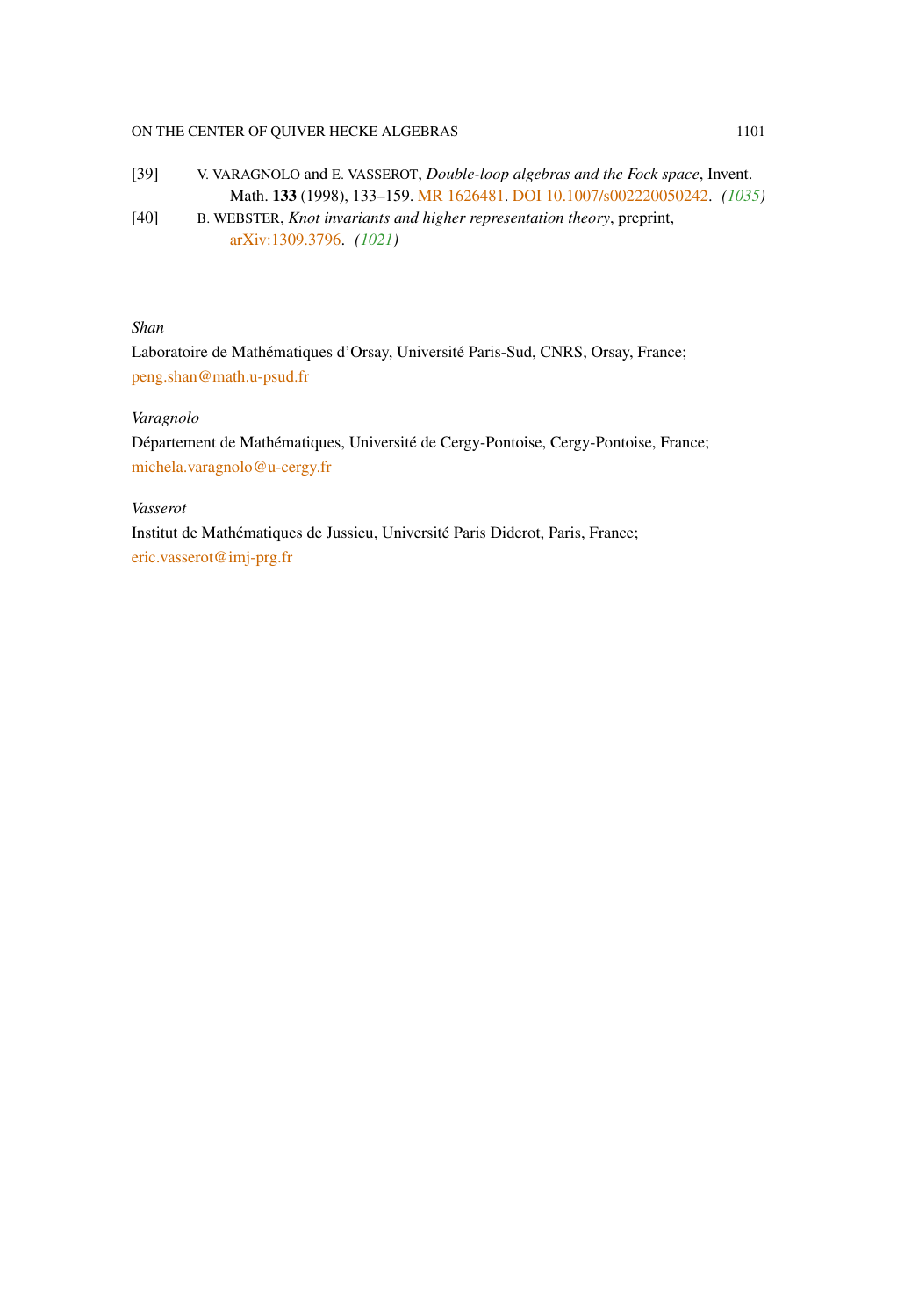[39] V. VARAGNOLO and E. VASSEROT, *Double-loop algebras and the Fock space*, Invent. Math. **133** (1998), 133–159. MR 1626481. DOI 10.1007/s002220050242. *(1035)*

[40] B. WEBSTER, *Knot invariants and higher representation theory*, preprint, arXiv:1309.3796. *(1021)*

*Shan*
Laboratoire de Mathématiques d'Orsay, Université Paris-Sud, CNRS, Orsay, France;
peng.shan@math.u-psud.fr

*Varagnolo*
Département de Mathématiques, Université de Cergy-Pontoise, Cergy-Pontoise, France;
michela.varagnolo@u-cergy.fr

*Vasserot*
Institut de Mathématiques de Jussieu, Université Paris Diderot, Paris, France;
eric.vasserot@imj-prg.fr